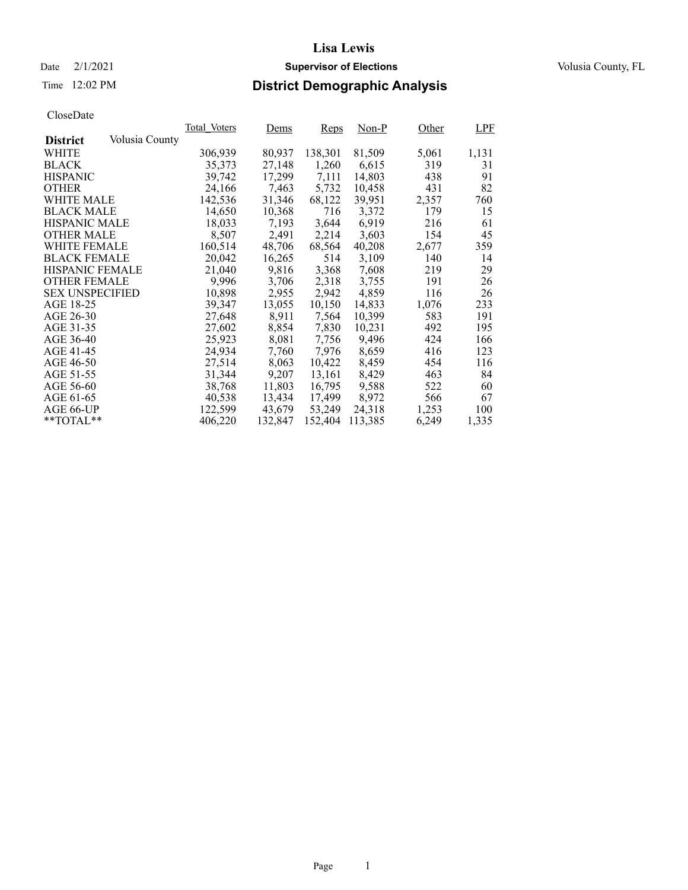# Lisa Lewis

Date 2/1/2021 **Supervisor of Elections** Volusia County, FL

Time 12:02 PM **District Demographic Analysis**

CloseDate

| **District** Volusia County | Total_Voters | Dems | Reps | Non-P | Other | LPF |
|---|---|---|---|---|---|---|
| WHITE | 306,939 | 80,937 | 138,301 | 81,509 | 5,061 | 1,131 |
| BLACK | 35,373 | 27,148 | 1,260 | 6,615 | 319 | 31 |
| HISPANIC | 39,742 | 17,299 | 7,111 | 14,803 | 438 | 91 |
| OTHER | 24,166 | 7,463 | 5,732 | 10,458 | 431 | 82 |
| WHITE MALE | 142,536 | 31,346 | 68,122 | 39,951 | 2,357 | 760 |
| BLACK MALE | 14,650 | 10,368 | 716 | 3,372 | 179 | 15 |
| HISPANIC MALE | 18,033 | 7,193 | 3,644 | 6,919 | 216 | 61 |
| OTHER MALE | 8,507 | 2,491 | 2,214 | 3,603 | 154 | 45 |
| WHITE FEMALE | 160,514 | 48,706 | 68,564 | 40,208 | 2,677 | 359 |
| BLACK FEMALE | 20,042 | 16,265 | 514 | 3,109 | 140 | 14 |
| HISPANIC FEMALE | 21,040 | 9,816 | 3,368 | 7,608 | 219 | 29 |
| OTHER FEMALE | 9,996 | 3,706 | 2,318 | 3,755 | 191 | 26 |
| SEX UNSPECIFIED | 10,898 | 2,955 | 2,942 | 4,859 | 116 | 26 |
| AGE 18-25 | 39,347 | 13,055 | 10,150 | 14,833 | 1,076 | 233 |
| AGE 26-30 | 27,648 | 8,911 | 7,564 | 10,399 | 583 | 191 |
| AGE 31-35 | 27,602 | 8,854 | 7,830 | 10,231 | 492 | 195 |
| AGE 36-40 | 25,923 | 8,081 | 7,756 | 9,496 | 424 | 166 |
| AGE 41-45 | 24,934 | 7,760 | 7,976 | 8,659 | 416 | 123 |
| AGE 46-50 | 27,514 | 8,063 | 10,422 | 8,459 | 454 | 116 |
| AGE 51-55 | 31,344 | 9,207 | 13,161 | 8,429 | 463 | 84 |
| AGE 56-60 | 38,768 | 11,803 | 16,795 | 9,588 | 522 | 60 |
| AGE 61-65 | 40,538 | 13,434 | 17,499 | 8,972 | 566 | 67 |
| AGE 66-UP | 122,599 | 43,679 | 53,249 | 24,318 | 1,253 | 100 |
| **TOTAL** | 406,220 | 132,847 | 152,404 | 113,385 | 6,249 | 1,335 |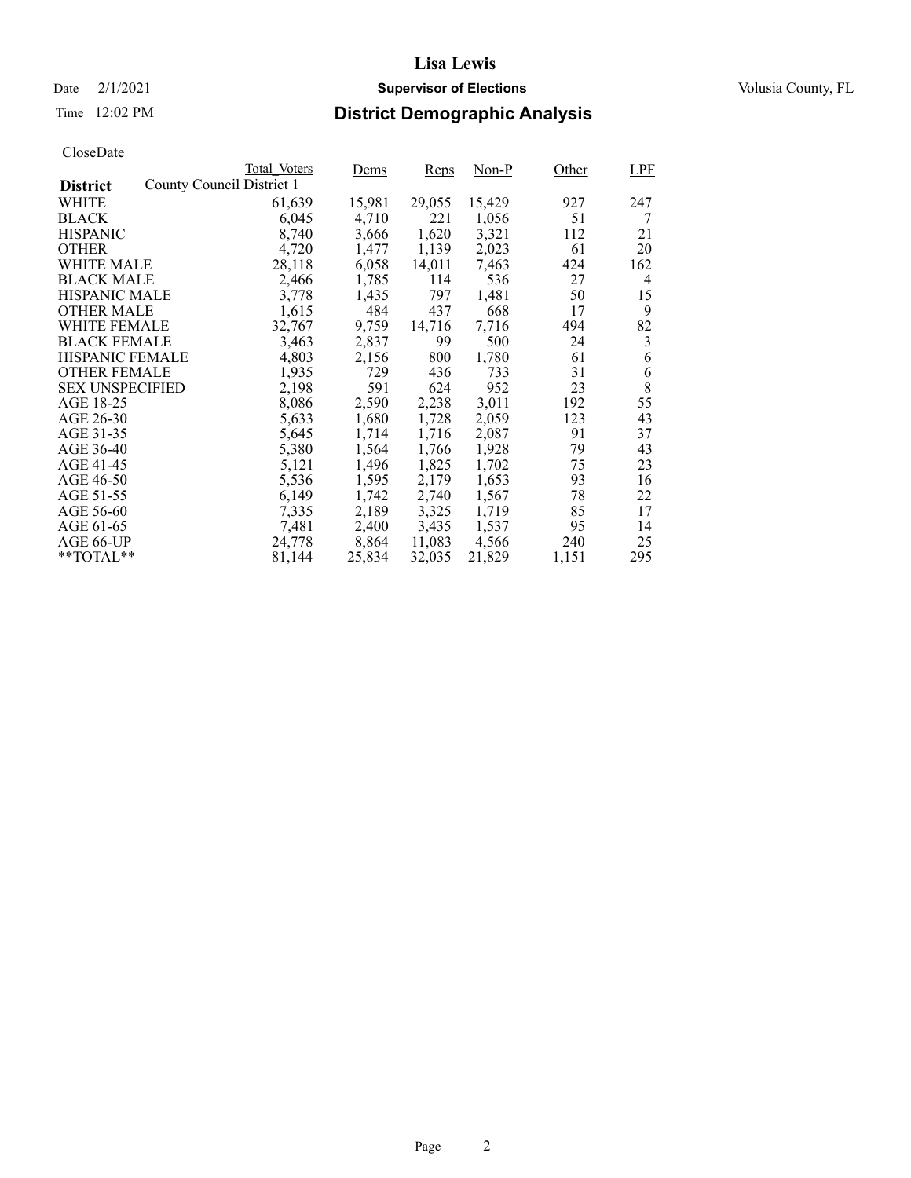# Lisa Lewis

Date 2/1/2021 **Supervisor of Elections** Volusia County, FL

Time 12:02 PM **District Demographic Analysis**

CloseDate

| District | Total_Voters | Dems | Reps | Non-P | Other | LPF |
|---|---|---|---|---|---|---|
| County Council District 1 | | | | | | |
| WHITE | 61,639 | 15,981 | 29,055 | 15,429 | 927 | 247 |
| BLACK | 6,045 | 4,710 | 221 | 1,056 | 51 | 7 |
| HISPANIC | 8,740 | 3,666 | 1,620 | 3,321 | 112 | 21 |
| OTHER | 4,720 | 1,477 | 1,139 | 2,023 | 61 | 20 |
| WHITE MALE | 28,118 | 6,058 | 14,011 | 7,463 | 424 | 162 |
| BLACK MALE | 2,466 | 1,785 | 114 | 536 | 27 | 4 |
| HISPANIC MALE | 3,778 | 1,435 | 797 | 1,481 | 50 | 15 |
| OTHER MALE | 1,615 | 484 | 437 | 668 | 17 | 9 |
| WHITE FEMALE | 32,767 | 9,759 | 14,716 | 7,716 | 494 | 82 |
| BLACK FEMALE | 3,463 | 2,837 | 99 | 500 | 24 | 3 |
| HISPANIC FEMALE | 4,803 | 2,156 | 800 | 1,780 | 61 | 6 |
| OTHER FEMALE | 1,935 | 729 | 436 | 733 | 31 | 6 |
| SEX UNSPECIFIED | 2,198 | 591 | 624 | 952 | 23 | 8 |
| AGE 18-25 | 8,086 | 2,590 | 2,238 | 3,011 | 192 | 55 |
| AGE 26-30 | 5,633 | 1,680 | 1,728 | 2,059 | 123 | 43 |
| AGE 31-35 | 5,645 | 1,714 | 1,716 | 2,087 | 91 | 37 |
| AGE 36-40 | 5,380 | 1,564 | 1,766 | 1,928 | 79 | 43 |
| AGE 41-45 | 5,121 | 1,496 | 1,825 | 1,702 | 75 | 23 |
| AGE 46-50 | 5,536 | 1,595 | 2,179 | 1,653 | 93 | 16 |
| AGE 51-55 | 6,149 | 1,742 | 2,740 | 1,567 | 78 | 22 |
| AGE 56-60 | 7,335 | 2,189 | 3,325 | 1,719 | 85 | 17 |
| AGE 61-65 | 7,481 | 2,400 | 3,435 | 1,537 | 95 | 14 |
| AGE 66-UP | 24,778 | 8,864 | 11,083 | 4,566 | 240 | 25 |
| **TOTAL** | 81,144 | 25,834 | 32,035 | 21,829 | 1,151 | 295 |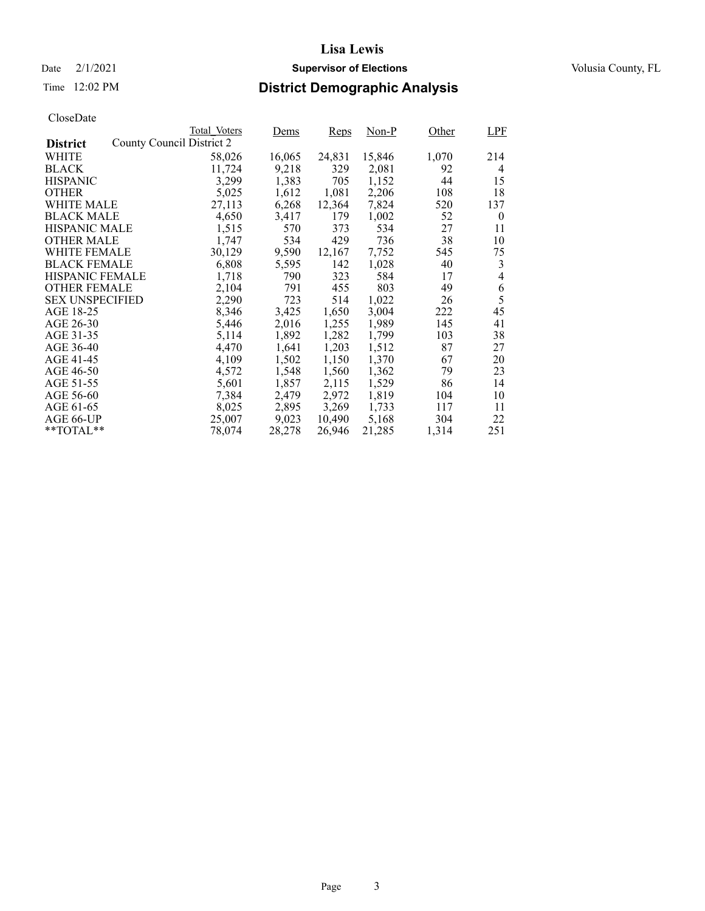# Lisa Lewis

Date 2/1/2021 **Supervisor of Elections** Volusia County, FL

Time 12:02 PM **District Demographic Analysis**

CloseDate

| **District** | Total_Voters | Dems | Reps | Non-P | Other | LPF |
|---|---|---|---|---|---|---|
| County Council District 2 | | | | | | |
| WHITE | 58,026 | 16,065 | 24,831 | 15,846 | 1,070 | 214 |
| BLACK | 11,724 | 9,218 | 329 | 2,081 | 92 | 4 |
| HISPANIC | 3,299 | 1,383 | 705 | 1,152 | 44 | 15 |
| OTHER | 5,025 | 1,612 | 1,081 | 2,206 | 108 | 18 |
| WHITE MALE | 27,113 | 6,268 | 12,364 | 7,824 | 520 | 137 |
| BLACK MALE | 4,650 | 3,417 | 179 | 1,002 | 52 | 0 |
| HISPANIC MALE | 1,515 | 570 | 373 | 534 | 27 | 11 |
| OTHER MALE | 1,747 | 534 | 429 | 736 | 38 | 10 |
| WHITE FEMALE | 30,129 | 9,590 | 12,167 | 7,752 | 545 | 75 |
| BLACK FEMALE | 6,808 | 5,595 | 142 | 1,028 | 40 | 3 |
| HISPANIC FEMALE | 1,718 | 790 | 323 | 584 | 17 | 4 |
| OTHER FEMALE | 2,104 | 791 | 455 | 803 | 49 | 6 |
| SEX UNSPECIFIED | 2,290 | 723 | 514 | 1,022 | 26 | 5 |
| AGE 18-25 | 8,346 | 3,425 | 1,650 | 3,004 | 222 | 45 |
| AGE 26-30 | 5,446 | 2,016 | 1,255 | 1,989 | 145 | 41 |
| AGE 31-35 | 5,114 | 1,892 | 1,282 | 1,799 | 103 | 38 |
| AGE 36-40 | 4,470 | 1,641 | 1,203 | 1,512 | 87 | 27 |
| AGE 41-45 | 4,109 | 1,502 | 1,150 | 1,370 | 67 | 20 |
| AGE 46-50 | 4,572 | 1,548 | 1,560 | 1,362 | 79 | 23 |
| AGE 51-55 | 5,601 | 1,857 | 2,115 | 1,529 | 86 | 14 |
| AGE 56-60 | 7,384 | 2,479 | 2,972 | 1,819 | 104 | 10 |
| AGE 61-65 | 8,025 | 2,895 | 3,269 | 1,733 | 117 | 11 |
| AGE 66-UP | 25,007 | 9,023 | 10,490 | 5,168 | 304 | 22 |
| **TOTAL** | 78,074 | 28,278 | 26,946 | 21,285 | 1,314 | 251 |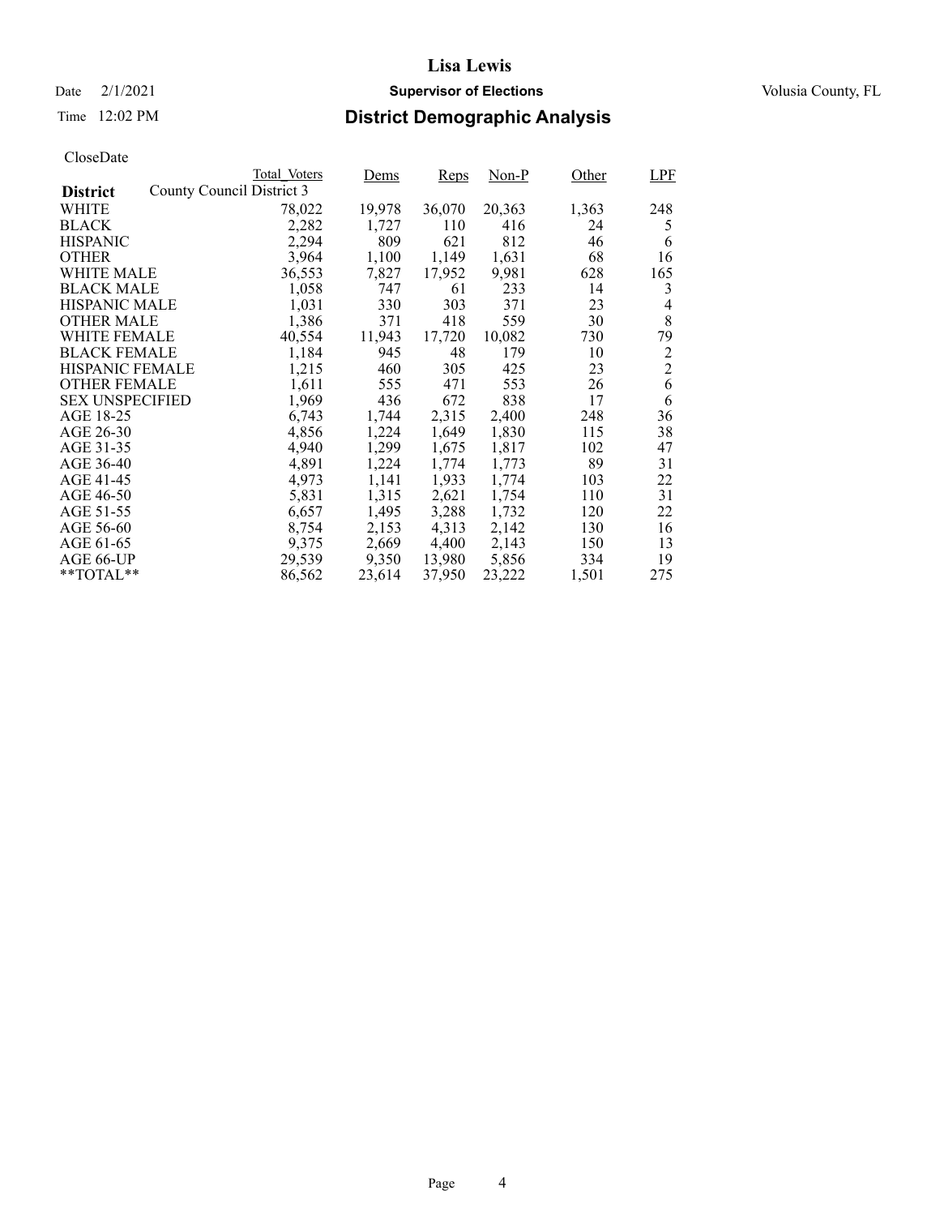# Lisa Lewis

Date 2/1/2021 **Supervisor of Elections** Volusia County, FL

Time 12:02 PM **District Demographic Analysis**

CloseDate

| **District** | Total_Voters | Dems | Reps | Non-P | Other | LPF |
|---|---|---|---|---|---|---|
| County Council District 3 | | | | | | |
| WHITE | 78,022 | 19,978 | 36,070 | 20,363 | 1,363 | 248 |
| BLACK | 2,282 | 1,727 | 110 | 416 | 24 | 5 |
| HISPANIC | 2,294 | 809 | 621 | 812 | 46 | 6 |
| OTHER | 3,964 | 1,100 | 1,149 | 1,631 | 68 | 16 |
| WHITE MALE | 36,553 | 7,827 | 17,952 | 9,981 | 628 | 165 |
| BLACK MALE | 1,058 | 747 | 61 | 233 | 14 | 3 |
| HISPANIC MALE | 1,031 | 330 | 303 | 371 | 23 | 4 |
| OTHER MALE | 1,386 | 371 | 418 | 559 | 30 | 8 |
| WHITE FEMALE | 40,554 | 11,943 | 17,720 | 10,082 | 730 | 79 |
| BLACK FEMALE | 1,184 | 945 | 48 | 179 | 10 | 2 |
| HISPANIC FEMALE | 1,215 | 460 | 305 | 425 | 23 | 2 |
| OTHER FEMALE | 1,611 | 555 | 471 | 553 | 26 | 6 |
| SEX UNSPECIFIED | 1,969 | 436 | 672 | 838 | 17 | 6 |
| AGE 18-25 | 6,743 | 1,744 | 2,315 | 2,400 | 248 | 36 |
| AGE 26-30 | 4,856 | 1,224 | 1,649 | 1,830 | 115 | 38 |
| AGE 31-35 | 4,940 | 1,299 | 1,675 | 1,817 | 102 | 47 |
| AGE 36-40 | 4,891 | 1,224 | 1,774 | 1,773 | 89 | 31 |
| AGE 41-45 | 4,973 | 1,141 | 1,933 | 1,774 | 103 | 22 |
| AGE 46-50 | 5,831 | 1,315 | 2,621 | 1,754 | 110 | 31 |
| AGE 51-55 | 6,657 | 1,495 | 3,288 | 1,732 | 120 | 22 |
| AGE 56-60 | 8,754 | 2,153 | 4,313 | 2,142 | 130 | 16 |
| AGE 61-65 | 9,375 | 2,669 | 4,400 | 2,143 | 150 | 13 |
| AGE 66-UP | 29,539 | 9,350 | 13,980 | 5,856 | 334 | 19 |
| **TOTAL** | 86,562 | 23,614 | 37,950 | 23,222 | 1,501 | 275 |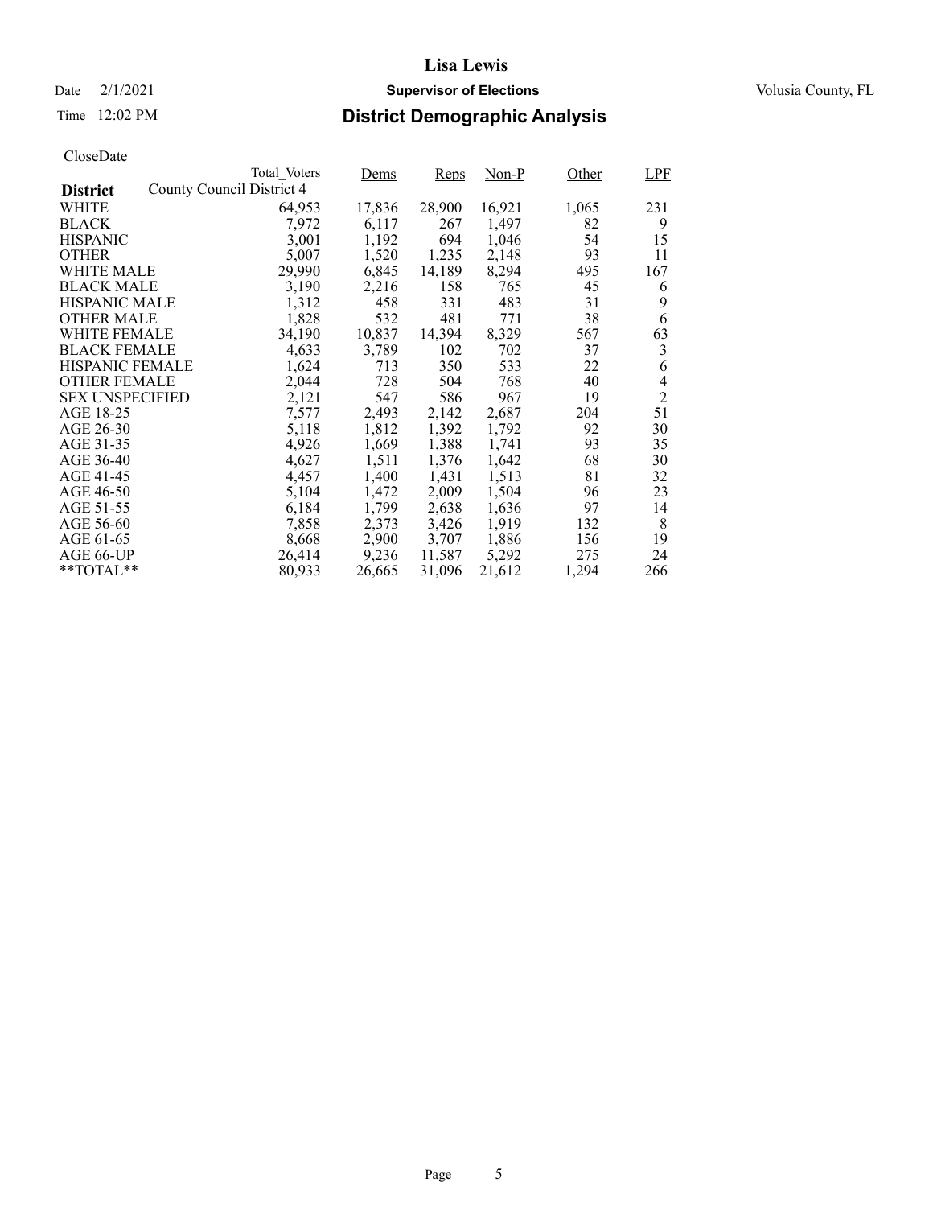# Lisa Lewis

Date 2/1/2021 **Supervisor of Elections** Volusia County, FL

Time 12:02 PM **District Demographic Analysis**

CloseDate

| District | Total_Voters | Dems | Reps | Non-P | Other | LPF |
|---|---|---|---|---|---|---|
| County Council District 4 | | | | | | |
| WHITE | 64,953 | 17,836 | 28,900 | 16,921 | 1,065 | 231 |
| BLACK | 7,972 | 6,117 | 267 | 1,497 | 82 | 9 |
| HISPANIC | 3,001 | 1,192 | 694 | 1,046 | 54 | 15 |
| OTHER | 5,007 | 1,520 | 1,235 | 2,148 | 93 | 11 |
| WHITE MALE | 29,990 | 6,845 | 14,189 | 8,294 | 495 | 167 |
| BLACK MALE | 3,190 | 2,216 | 158 | 765 | 45 | 6 |
| HISPANIC MALE | 1,312 | 458 | 331 | 483 | 31 | 9 |
| OTHER MALE | 1,828 | 532 | 481 | 771 | 38 | 6 |
| WHITE FEMALE | 34,190 | 10,837 | 14,394 | 8,329 | 567 | 63 |
| BLACK FEMALE | 4,633 | 3,789 | 102 | 702 | 37 | 3 |
| HISPANIC FEMALE | 1,624 | 713 | 350 | 533 | 22 | 6 |
| OTHER FEMALE | 2,044 | 728 | 504 | 768 | 40 | 4 |
| SEX UNSPECIFIED | 2,121 | 547 | 586 | 967 | 19 | 2 |
| AGE 18-25 | 7,577 | 2,493 | 2,142 | 2,687 | 204 | 51 |
| AGE 26-30 | 5,118 | 1,812 | 1,392 | 1,792 | 92 | 30 |
| AGE 31-35 | 4,926 | 1,669 | 1,388 | 1,741 | 93 | 35 |
| AGE 36-40 | 4,627 | 1,511 | 1,376 | 1,642 | 68 | 30 |
| AGE 41-45 | 4,457 | 1,400 | 1,431 | 1,513 | 81 | 32 |
| AGE 46-50 | 5,104 | 1,472 | 2,009 | 1,504 | 96 | 23 |
| AGE 51-55 | 6,184 | 1,799 | 2,638 | 1,636 | 97 | 14 |
| AGE 56-60 | 7,858 | 2,373 | 3,426 | 1,919 | 132 | 8 |
| AGE 61-65 | 8,668 | 2,900 | 3,707 | 1,886 | 156 | 19 |
| AGE 66-UP | 26,414 | 9,236 | 11,587 | 5,292 | 275 | 24 |
| **TOTAL** | 80,933 | 26,665 | 31,096 | 21,612 | 1,294 | 266 |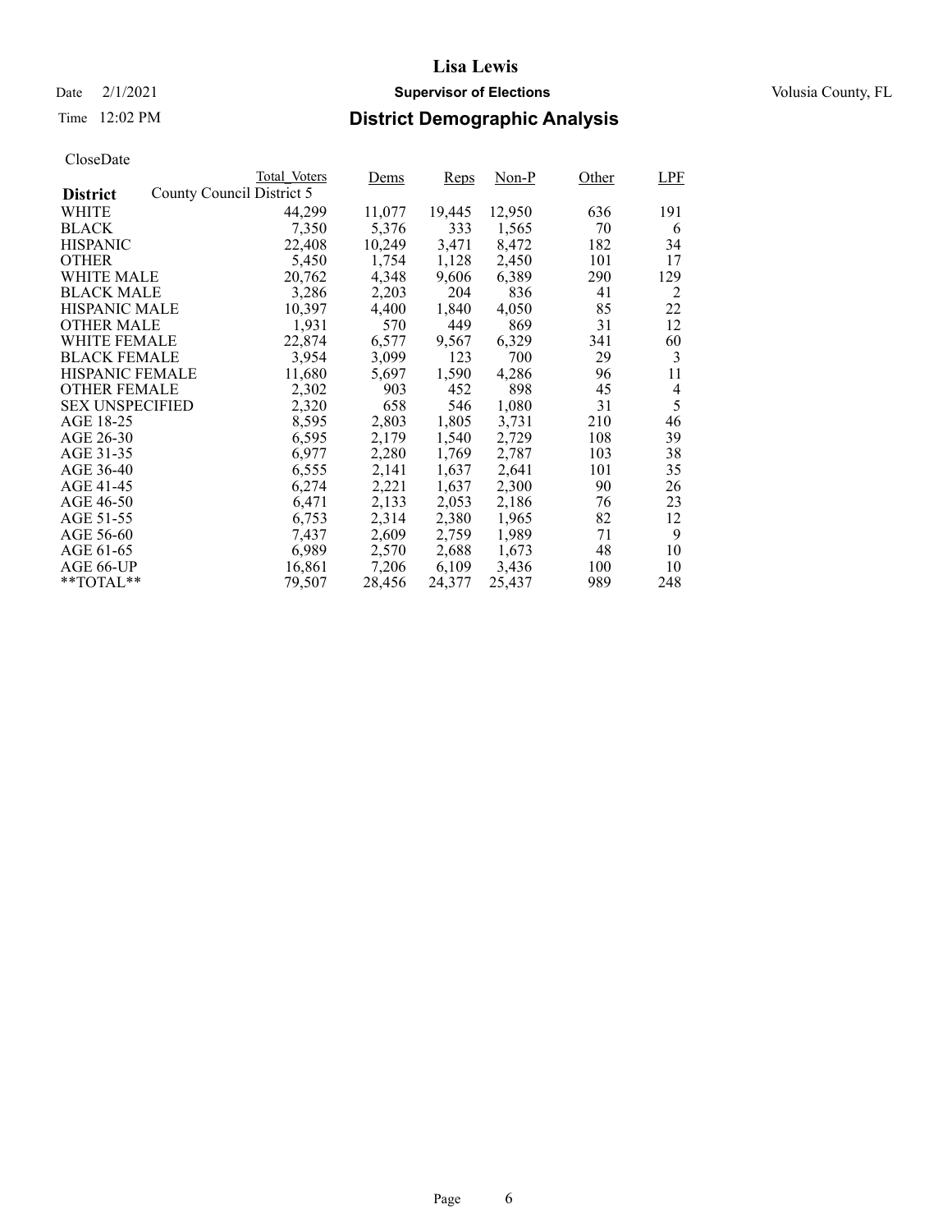# Lisa Lewis

Date 2/1/2021 **Supervisor of Elections** Volusia County, FL

Time 12:02 PM **District Demographic Analysis**

CloseDate

| **District** | Total_Voters | Dems | Reps | Non-P | Other | LPF |
|---|---|---|---|---|---|---|
| County Council District 5 | | | | | | |
| WHITE | 44,299 | 11,077 | 19,445 | 12,950 | 636 | 191 |
| BLACK | 7,350 | 5,376 | 333 | 1,565 | 70 | 6 |
| HISPANIC | 22,408 | 10,249 | 3,471 | 8,472 | 182 | 34 |
| OTHER | 5,450 | 1,754 | 1,128 | 2,450 | 101 | 17 |
| WHITE MALE | 20,762 | 4,348 | 9,606 | 6,389 | 290 | 129 |
| BLACK MALE | 3,286 | 2,203 | 204 | 836 | 41 | 2 |
| HISPANIC MALE | 10,397 | 4,400 | 1,840 | 4,050 | 85 | 22 |
| OTHER MALE | 1,931 | 570 | 449 | 869 | 31 | 12 |
| WHITE FEMALE | 22,874 | 6,577 | 9,567 | 6,329 | 341 | 60 |
| BLACK FEMALE | 3,954 | 3,099 | 123 | 700 | 29 | 3 |
| HISPANIC FEMALE | 11,680 | 5,697 | 1,590 | 4,286 | 96 | 11 |
| OTHER FEMALE | 2,302 | 903 | 452 | 898 | 45 | 4 |
| SEX UNSPECIFIED | 2,320 | 658 | 546 | 1,080 | 31 | 5 |
| AGE 18-25 | 8,595 | 2,803 | 1,805 | 3,731 | 210 | 46 |
| AGE 26-30 | 6,595 | 2,179 | 1,540 | 2,729 | 108 | 39 |
| AGE 31-35 | 6,977 | 2,280 | 1,769 | 2,787 | 103 | 38 |
| AGE 36-40 | 6,555 | 2,141 | 1,637 | 2,641 | 101 | 35 |
| AGE 41-45 | 6,274 | 2,221 | 1,637 | 2,300 | 90 | 26 |
| AGE 46-50 | 6,471 | 2,133 | 2,053 | 2,186 | 76 | 23 |
| AGE 51-55 | 6,753 | 2,314 | 2,380 | 1,965 | 82 | 12 |
| AGE 56-60 | 7,437 | 2,609 | 2,759 | 1,989 | 71 | 9 |
| AGE 61-65 | 6,989 | 2,570 | 2,688 | 1,673 | 48 | 10 |
| AGE 66-UP | 16,861 | 7,206 | 6,109 | 3,436 | 100 | 10 |
| **TOTAL** | 79,507 | 28,456 | 24,377 | 25,437 | 989 | 248 |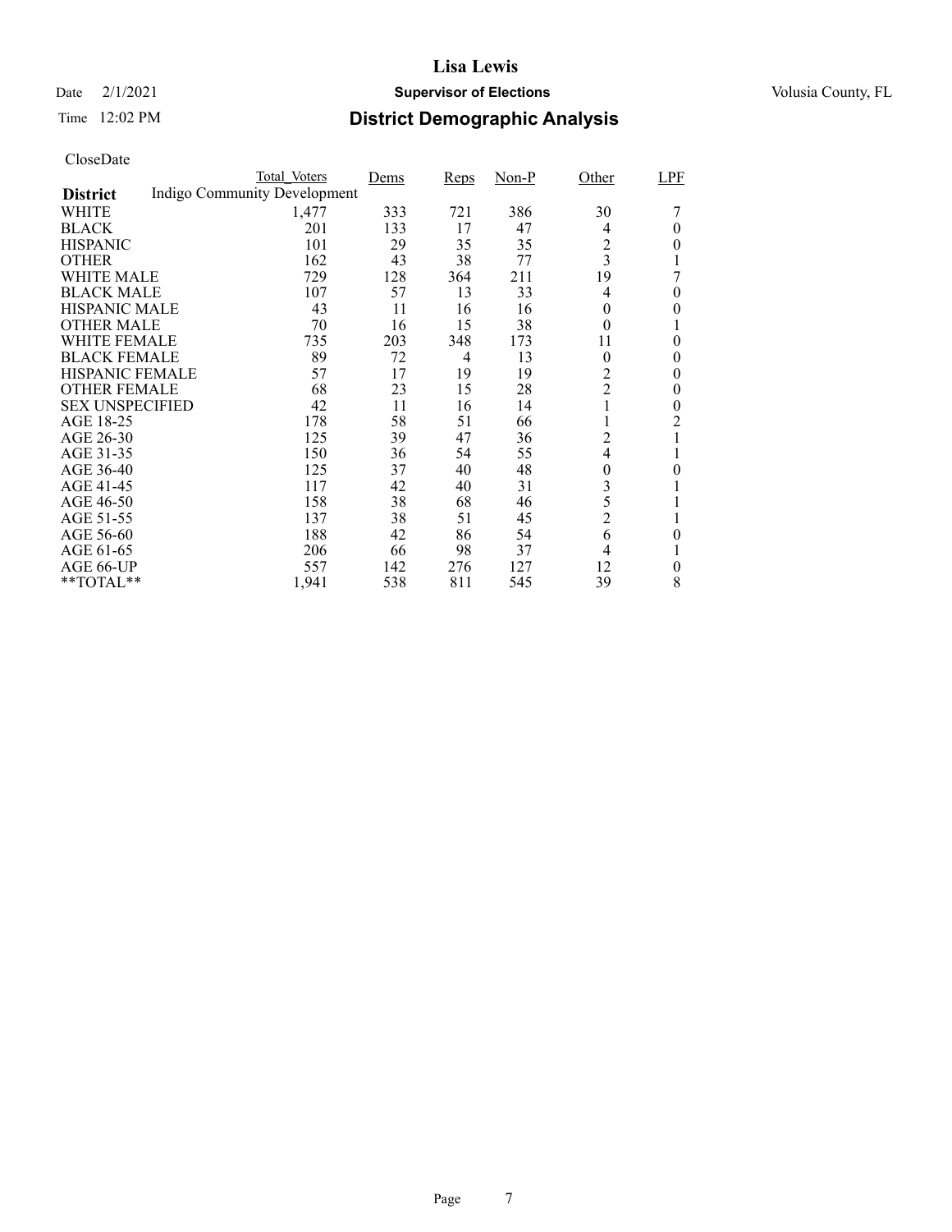# Lisa Lewis

Date 2/1/2021 **Supervisor of Elections** Volusia County, FL

Time 12:02 PM **District Demographic Analysis**

CloseDate

| | Total_Voters | Dems | Reps | Non-P | Other | LPF |
|---|---|---|---|---|---|---|
| **District** | Indigo Community Development | | | | | |
| WHITE | 1,477 | 333 | 721 | 386 | 30 | 7 |
| BLACK | 201 | 133 | 17 | 47 | 4 | 0 |
| HISPANIC | 101 | 29 | 35 | 35 | 2 | 0 |
| OTHER | 162 | 43 | 38 | 77 | 3 | 1 |
| WHITE MALE | 729 | 128 | 364 | 211 | 19 | 7 |
| BLACK MALE | 107 | 57 | 13 | 33 | 4 | 0 |
| HISPANIC MALE | 43 | 11 | 16 | 16 | 0 | 0 |
| OTHER MALE | 70 | 16 | 15 | 38 | 0 | 1 |
| WHITE FEMALE | 735 | 203 | 348 | 173 | 11 | 0 |
| BLACK FEMALE | 89 | 72 | 4 | 13 | 0 | 0 |
| HISPANIC FEMALE | 57 | 17 | 19 | 19 | 2 | 0 |
| OTHER FEMALE | 68 | 23 | 15 | 28 | 2 | 0 |
| SEX UNSPECIFIED | 42 | 11 | 16 | 14 | 1 | 0 |
| AGE 18-25 | 178 | 58 | 51 | 66 | 1 | 2 |
| AGE 26-30 | 125 | 39 | 47 | 36 | 2 | 1 |
| AGE 31-35 | 150 | 36 | 54 | 55 | 4 | 1 |
| AGE 36-40 | 125 | 37 | 40 | 48 | 0 | 0 |
| AGE 41-45 | 117 | 42 | 40 | 31 | 3 | 1 |
| AGE 46-50 | 158 | 38 | 68 | 46 | 5 | 1 |
| AGE 51-55 | 137 | 38 | 51 | 45 | 2 | 1 |
| AGE 56-60 | 188 | 42 | 86 | 54 | 6 | 0 |
| AGE 61-65 | 206 | 66 | 98 | 37 | 4 | 1 |
| AGE 66-UP | 557 | 142 | 276 | 127 | 12 | 0 |
| **TOTAL** | 1,941 | 538 | 811 | 545 | 39 | 8 |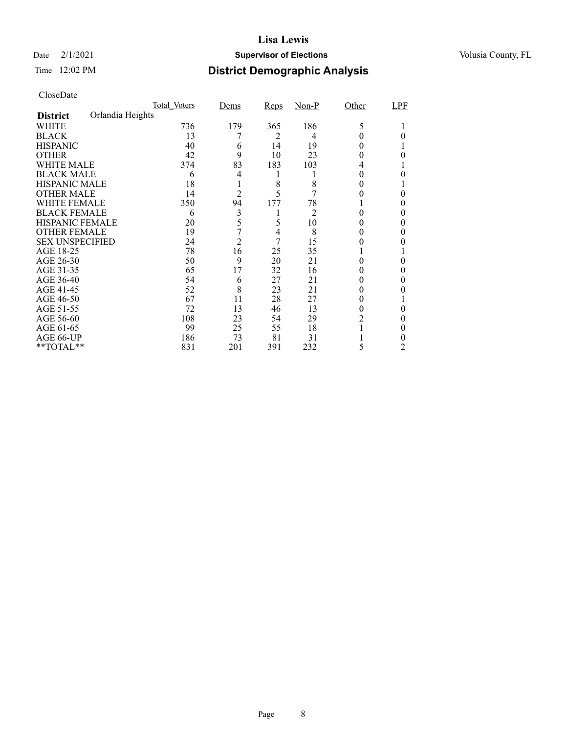# Lisa Lewis

Date 2/1/2021 **Supervisor of Elections** Volusia County, FL

Time 12:02 PM **District Demographic Analysis**

CloseDate

| | Total_Voters | Dems | Reps | Non-P | Other | LPF |
|---|---|---|---|---|---|---|
| **District** Orlandia Heights | | | | | | |
| WHITE | 736 | 179 | 365 | 186 | 5 | 1 |
| BLACK | 13 | 7 | 2 | 4 | 0 | 0 |
| HISPANIC | 40 | 6 | 14 | 19 | 0 | 1 |
| OTHER | 42 | 9 | 10 | 23 | 0 | 0 |
| WHITE MALE | 374 | 83 | 183 | 103 | 4 | 1 |
| BLACK MALE | 6 | 4 | 1 | 1 | 0 | 0 |
| HISPANIC MALE | 18 | 1 | 8 | 8 | 0 | 1 |
| OTHER MALE | 14 | 2 | 5 | 7 | 0 | 0 |
| WHITE FEMALE | 350 | 94 | 177 | 78 | 1 | 0 |
| BLACK FEMALE | 6 | 3 | 1 | 2 | 0 | 0 |
| HISPANIC FEMALE | 20 | 5 | 5 | 10 | 0 | 0 |
| OTHER FEMALE | 19 | 7 | 4 | 8 | 0 | 0 |
| SEX UNSPECIFIED | 24 | 2 | 7 | 15 | 0 | 0 |
| AGE 18-25 | 78 | 16 | 25 | 35 | 1 | 1 |
| AGE 26-30 | 50 | 9 | 20 | 21 | 0 | 0 |
| AGE 31-35 | 65 | 17 | 32 | 16 | 0 | 0 |
| AGE 36-40 | 54 | 6 | 27 | 21 | 0 | 0 |
| AGE 41-45 | 52 | 8 | 23 | 21 | 0 | 0 |
| AGE 46-50 | 67 | 11 | 28 | 27 | 0 | 1 |
| AGE 51-55 | 72 | 13 | 46 | 13 | 0 | 0 |
| AGE 56-60 | 108 | 23 | 54 | 29 | 2 | 0 |
| AGE 61-65 | 99 | 25 | 55 | 18 | 1 | 0 |
| AGE 66-UP | 186 | 73 | 81 | 31 | 1 | 0 |
| **TOTAL** | 831 | 201 | 391 | 232 | 5 | 2 |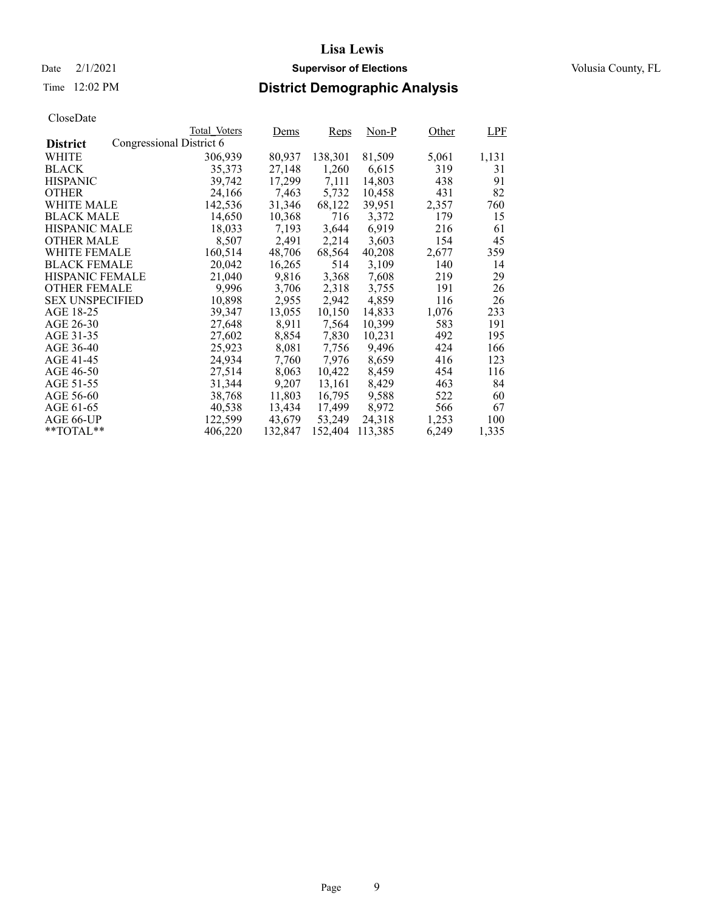# Lisa Lewis

Date 2/1/2021 **Supervisor of Elections** Volusia County, FL

Time 12:02 PM **District Demographic Analysis**

CloseDate

| District | Total_Voters | Dems | Reps | Non-P | Other | LPF |
|---|---|---|---|---|---|---|
| Congressional District 6 | | | | | | |
| WHITE | 306,939 | 80,937 | 138,301 | 81,509 | 5,061 | 1,131 |
| BLACK | 35,373 | 27,148 | 1,260 | 6,615 | 319 | 31 |
| HISPANIC | 39,742 | 17,299 | 7,111 | 14,803 | 438 | 91 |
| OTHER | 24,166 | 7,463 | 5,732 | 10,458 | 431 | 82 |
| WHITE MALE | 142,536 | 31,346 | 68,122 | 39,951 | 2,357 | 760 |
| BLACK MALE | 14,650 | 10,368 | 716 | 3,372 | 179 | 15 |
| HISPANIC MALE | 18,033 | 7,193 | 3,644 | 6,919 | 216 | 61 |
| OTHER MALE | 8,507 | 2,491 | 2,214 | 3,603 | 154 | 45 |
| WHITE FEMALE | 160,514 | 48,706 | 68,564 | 40,208 | 2,677 | 359 |
| BLACK FEMALE | 20,042 | 16,265 | 514 | 3,109 | 140 | 14 |
| HISPANIC FEMALE | 21,040 | 9,816 | 3,368 | 7,608 | 219 | 29 |
| OTHER FEMALE | 9,996 | 3,706 | 2,318 | 3,755 | 191 | 26 |
| SEX UNSPECIFIED | 10,898 | 2,955 | 2,942 | 4,859 | 116 | 26 |
| AGE 18-25 | 39,347 | 13,055 | 10,150 | 14,833 | 1,076 | 233 |
| AGE 26-30 | 27,648 | 8,911 | 7,564 | 10,399 | 583 | 191 |
| AGE 31-35 | 27,602 | 8,854 | 7,830 | 10,231 | 492 | 195 |
| AGE 36-40 | 25,923 | 8,081 | 7,756 | 9,496 | 424 | 166 |
| AGE 41-45 | 24,934 | 7,760 | 7,976 | 8,659 | 416 | 123 |
| AGE 46-50 | 27,514 | 8,063 | 10,422 | 8,459 | 454 | 116 |
| AGE 51-55 | 31,344 | 9,207 | 13,161 | 8,429 | 463 | 84 |
| AGE 56-60 | 38,768 | 11,803 | 16,795 | 9,588 | 522 | 60 |
| AGE 61-65 | 40,538 | 13,434 | 17,499 | 8,972 | 566 | 67 |
| AGE 66-UP | 122,599 | 43,679 | 53,249 | 24,318 | 1,253 | 100 |
| **TOTAL** | 406,220 | 132,847 | 152,404 | 113,385 | 6,249 | 1,335 |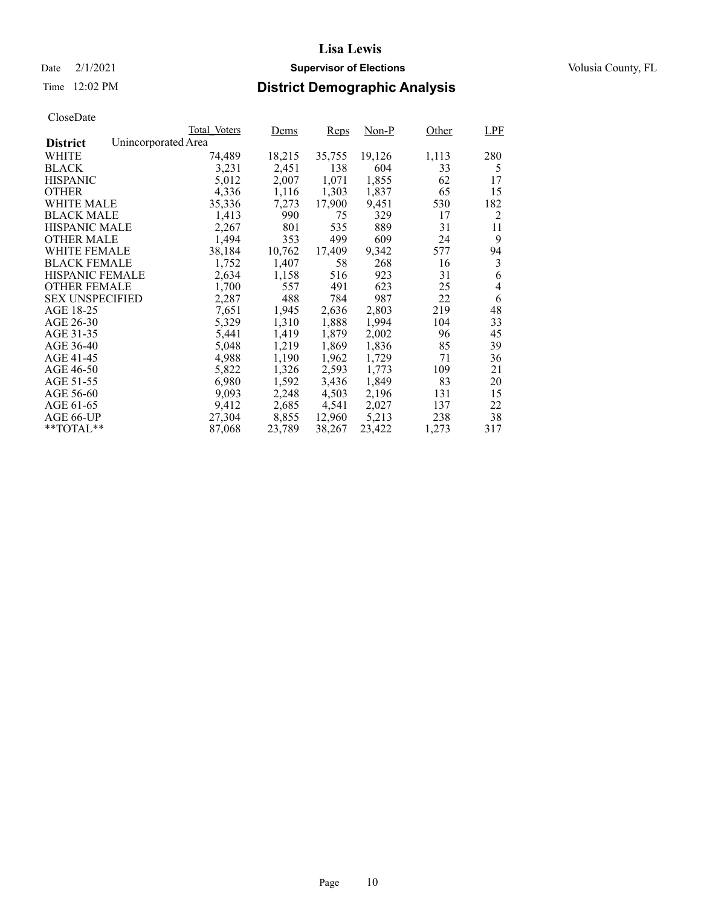# Lisa Lewis

Date 2/1/2021 **Supervisor of Elections** Volusia County, FL

Time 12:02 PM **District Demographic Analysis**

CloseDate

| **District** Unincorporated Area | Total_Voters | Dems | Reps | Non-P | Other | LPF |
|---|---|---|---|---|---|---|
| WHITE | 74,489 | 18,215 | 35,755 | 19,126 | 1,113 | 280 |
| BLACK | 3,231 | 2,451 | 138 | 604 | 33 | 5 |
| HISPANIC | 5,012 | 2,007 | 1,071 | 1,855 | 62 | 17 |
| OTHER | 4,336 | 1,116 | 1,303 | 1,837 | 65 | 15 |
| WHITE MALE | 35,336 | 7,273 | 17,900 | 9,451 | 530 | 182 |
| BLACK MALE | 1,413 | 990 | 75 | 329 | 17 | 2 |
| HISPANIC MALE | 2,267 | 801 | 535 | 889 | 31 | 11 |
| OTHER MALE | 1,494 | 353 | 499 | 609 | 24 | 9 |
| WHITE FEMALE | 38,184 | 10,762 | 17,409 | 9,342 | 577 | 94 |
| BLACK FEMALE | 1,752 | 1,407 | 58 | 268 | 16 | 3 |
| HISPANIC FEMALE | 2,634 | 1,158 | 516 | 923 | 31 | 6 |
| OTHER FEMALE | 1,700 | 557 | 491 | 623 | 25 | 4 |
| SEX UNSPECIFIED | 2,287 | 488 | 784 | 987 | 22 | 6 |
| AGE 18-25 | 7,651 | 1,945 | 2,636 | 2,803 | 219 | 48 |
| AGE 26-30 | 5,329 | 1,310 | 1,888 | 1,994 | 104 | 33 |
| AGE 31-35 | 5,441 | 1,419 | 1,879 | 2,002 | 96 | 45 |
| AGE 36-40 | 5,048 | 1,219 | 1,869 | 1,836 | 85 | 39 |
| AGE 41-45 | 4,988 | 1,190 | 1,962 | 1,729 | 71 | 36 |
| AGE 46-50 | 5,822 | 1,326 | 2,593 | 1,773 | 109 | 21 |
| AGE 51-55 | 6,980 | 1,592 | 3,436 | 1,849 | 83 | 20 |
| AGE 56-60 | 9,093 | 2,248 | 4,503 | 2,196 | 131 | 15 |
| AGE 61-65 | 9,412 | 2,685 | 4,541 | 2,027 | 137 | 22 |
| AGE 66-UP | 27,304 | 8,855 | 12,960 | 5,213 | 238 | 38 |
| **TOTAL** | 87,068 | 23,789 | 38,267 | 23,422 | 1,273 | 317 |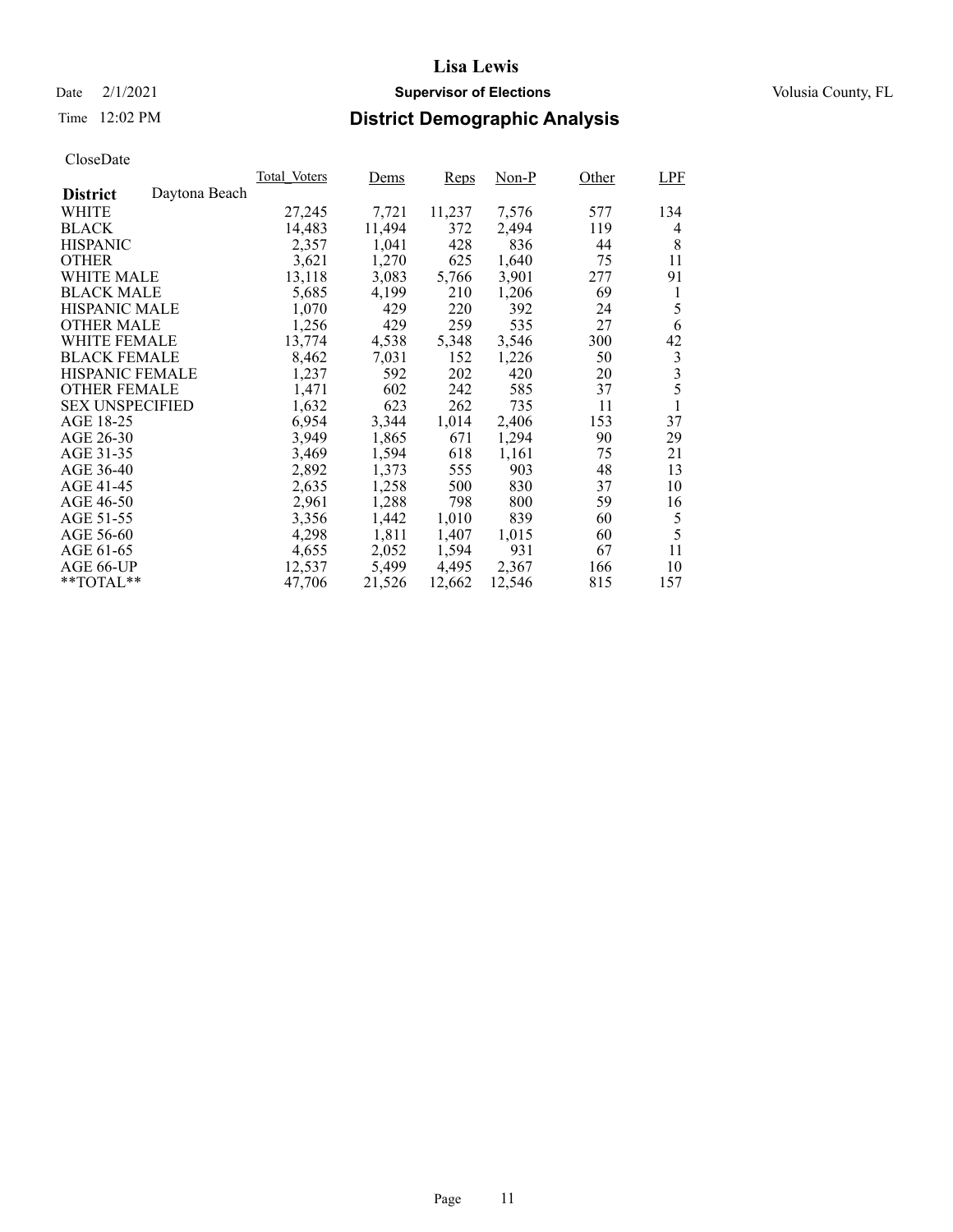# Lisa Lewis

Date 2/1/2021 **Supervisor of Elections** Volusia County, FL

Time 12:02 PM **District Demographic Analysis**

CloseDate

| | Total_Voters | Dems | Reps | Non-P | Other | LPF |
|---|---|---|---|---|---|---|
| **District** Daytona Beach | | | | | | |
| WHITE | 27,245 | 7,721 | 11,237 | 7,576 | 577 | 134 |
| BLACK | 14,483 | 11,494 | 372 | 2,494 | 119 | 4 |
| HISPANIC | 2,357 | 1,041 | 428 | 836 | 44 | 8 |
| OTHER | 3,621 | 1,270 | 625 | 1,640 | 75 | 11 |
| WHITE MALE | 13,118 | 3,083 | 5,766 | 3,901 | 277 | 91 |
| BLACK MALE | 5,685 | 4,199 | 210 | 1,206 | 69 | 1 |
| HISPANIC MALE | 1,070 | 429 | 220 | 392 | 24 | 5 |
| OTHER MALE | 1,256 | 429 | 259 | 535 | 27 | 6 |
| WHITE FEMALE | 13,774 | 4,538 | 5,348 | 3,546 | 300 | 42 |
| BLACK FEMALE | 8,462 | 7,031 | 152 | 1,226 | 50 | 3 |
| HISPANIC FEMALE | 1,237 | 592 | 202 | 420 | 20 | 3 |
| OTHER FEMALE | 1,471 | 602 | 242 | 585 | 37 | 5 |
| SEX UNSPECIFIED | 1,632 | 623 | 262 | 735 | 11 | 1 |
| AGE 18-25 | 6,954 | 3,344 | 1,014 | 2,406 | 153 | 37 |
| AGE 26-30 | 3,949 | 1,865 | 671 | 1,294 | 90 | 29 |
| AGE 31-35 | 3,469 | 1,594 | 618 | 1,161 | 75 | 21 |
| AGE 36-40 | 2,892 | 1,373 | 555 | 903 | 48 | 13 |
| AGE 41-45 | 2,635 | 1,258 | 500 | 830 | 37 | 10 |
| AGE 46-50 | 2,961 | 1,288 | 798 | 800 | 59 | 16 |
| AGE 51-55 | 3,356 | 1,442 | 1,010 | 839 | 60 | 5 |
| AGE 56-60 | 4,298 | 1,811 | 1,407 | 1,015 | 60 | 5 |
| AGE 61-65 | 4,655 | 2,052 | 1,594 | 931 | 67 | 11 |
| AGE 66-UP | 12,537 | 5,499 | 4,495 | 2,367 | 166 | 10 |
| **TOTAL** | 47,706 | 21,526 | 12,662 | 12,546 | 815 | 157 |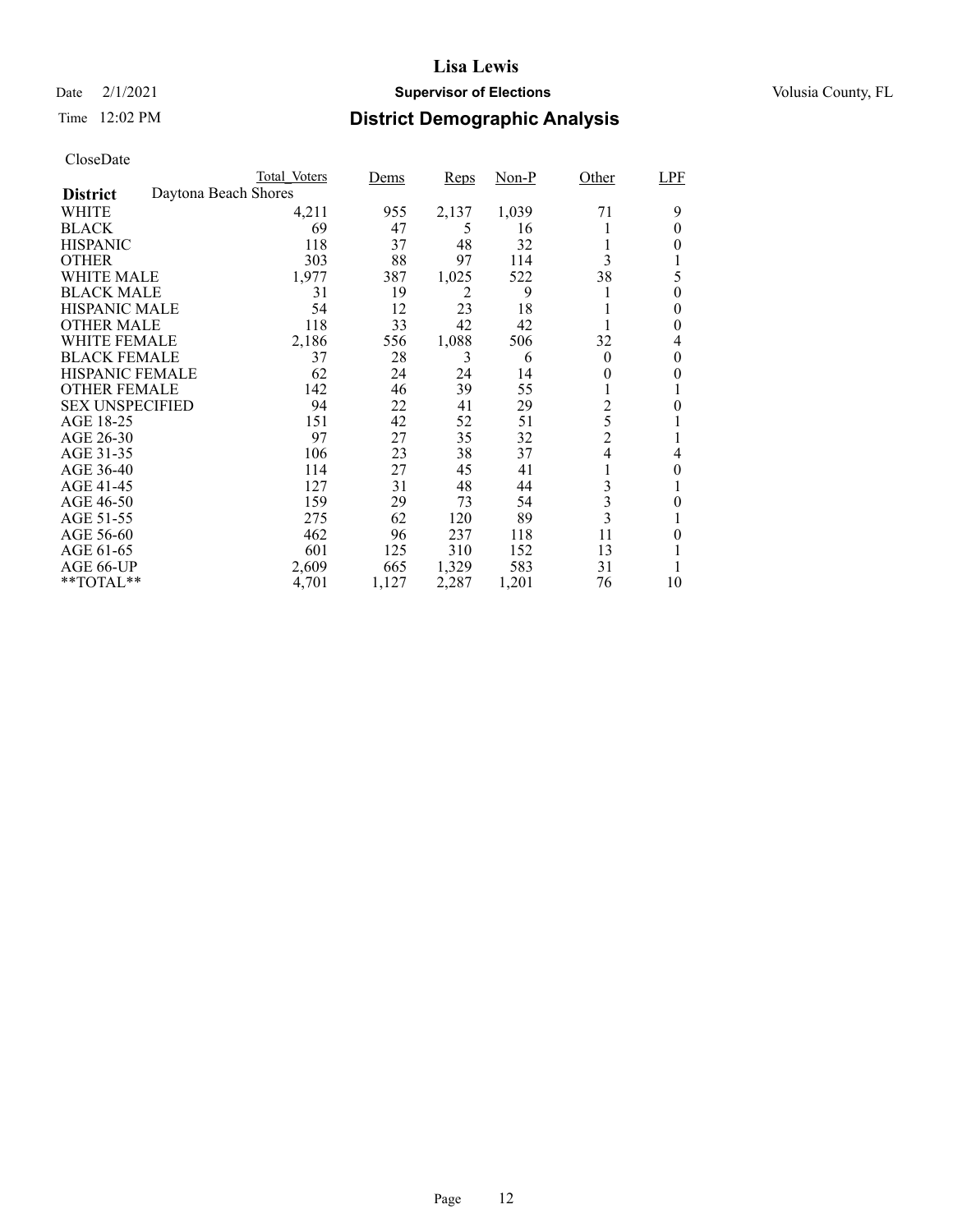# Lisa Lewis

Date 2/1/2021 **Supervisor of Elections** Volusia County, FL

Time 12:02 PM **District Demographic Analysis**

CloseDate

| | Total_Voters | Dems | Reps | Non-P | Other | LPF |
|---|---|---|---|---|---|---|
| **District** Daytona Beach Shores | | | | | | |
| WHITE | 4,211 | 955 | 2,137 | 1,039 | 71 | 9 |
| BLACK | 69 | 47 | 5 | 16 | 1 | 0 |
| HISPANIC | 118 | 37 | 48 | 32 | 1 | 0 |
| OTHER | 303 | 88 | 97 | 114 | 3 | 1 |
| WHITE MALE | 1,977 | 387 | 1,025 | 522 | 38 | 5 |
| BLACK MALE | 31 | 19 | 2 | 9 | 1 | 0 |
| HISPANIC MALE | 54 | 12 | 23 | 18 | 1 | 0 |
| OTHER MALE | 118 | 33 | 42 | 42 | 1 | 0 |
| WHITE FEMALE | 2,186 | 556 | 1,088 | 506 | 32 | 4 |
| BLACK FEMALE | 37 | 28 | 3 | 6 | 0 | 0 |
| HISPANIC FEMALE | 62 | 24 | 24 | 14 | 0 | 0 |
| OTHER FEMALE | 142 | 46 | 39 | 55 | 1 | 1 |
| SEX UNSPECIFIED | 94 | 22 | 41 | 29 | 2 | 0 |
| AGE 18-25 | 151 | 42 | 52 | 51 | 5 | 1 |
| AGE 26-30 | 97 | 27 | 35 | 32 | 2 | 1 |
| AGE 31-35 | 106 | 23 | 38 | 37 | 4 | 4 |
| AGE 36-40 | 114 | 27 | 45 | 41 | 1 | 0 |
| AGE 41-45 | 127 | 31 | 48 | 44 | 3 | 1 |
| AGE 46-50 | 159 | 29 | 73 | 54 | 3 | 0 |
| AGE 51-55 | 275 | 62 | 120 | 89 | 3 | 1 |
| AGE 56-60 | 462 | 96 | 237 | 118 | 11 | 0 |
| AGE 61-65 | 601 | 125 | 310 | 152 | 13 | 1 |
| AGE 66-UP | 2,609 | 665 | 1,329 | 583 | 31 | 1 |
| **TOTAL** | 4,701 | 1,127 | 2,287 | 1,201 | 76 | 10 |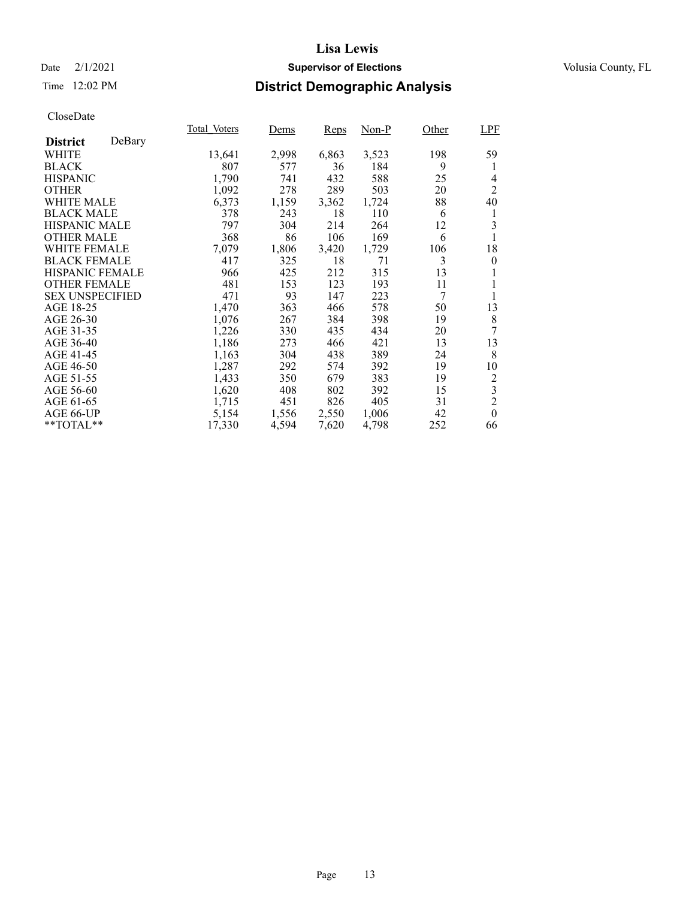**Lisa Lewis**

Date 2/1/2021 **Supervisor of Elections** Volusia County, FL

Time 12:02 PM

## District Demographic Analysis

CloseDate

| **District** DeBary | Total_Voters | Dems | Reps | Non-P | Other | LPF |
|---|---|---|---|---|---|---|
| WHITE | 13,641 | 2,998 | 6,863 | 3,523 | 198 | 59 |
| BLACK | 807 | 577 | 36 | 184 | 9 | 1 |
| HISPANIC | 1,790 | 741 | 432 | 588 | 25 | 4 |
| OTHER | 1,092 | 278 | 289 | 503 | 20 | 2 |
| WHITE MALE | 6,373 | 1,159 | 3,362 | 1,724 | 88 | 40 |
| BLACK MALE | 378 | 243 | 18 | 110 | 6 | 1 |
| HISPANIC MALE | 797 | 304 | 214 | 264 | 12 | 3 |
| OTHER MALE | 368 | 86 | 106 | 169 | 6 | 1 |
| WHITE FEMALE | 7,079 | 1,806 | 3,420 | 1,729 | 106 | 18 |
| BLACK FEMALE | 417 | 325 | 18 | 71 | 3 | 0 |
| HISPANIC FEMALE | 966 | 425 | 212 | 315 | 13 | 1 |
| OTHER FEMALE | 481 | 153 | 123 | 193 | 11 | 1 |
| SEX UNSPECIFIED | 471 | 93 | 147 | 223 | 7 | 1 |
| AGE 18-25 | 1,470 | 363 | 466 | 578 | 50 | 13 |
| AGE 26-30 | 1,076 | 267 | 384 | 398 | 19 | 8 |
| AGE 31-35 | 1,226 | 330 | 435 | 434 | 20 | 7 |
| AGE 36-40 | 1,186 | 273 | 466 | 421 | 13 | 13 |
| AGE 41-45 | 1,163 | 304 | 438 | 389 | 24 | 8 |
| AGE 46-50 | 1,287 | 292 | 574 | 392 | 19 | 10 |
| AGE 51-55 | 1,433 | 350 | 679 | 383 | 19 | 2 |
| AGE 56-60 | 1,620 | 408 | 802 | 392 | 15 | 3 |
| AGE 61-65 | 1,715 | 451 | 826 | 405 | 31 | 2 |
| AGE 66-UP | 5,154 | 1,556 | 2,550 | 1,006 | 42 | 0 |
| **TOTAL** | 17,330 | 4,594 | 7,620 | 4,798 | 252 | 66 |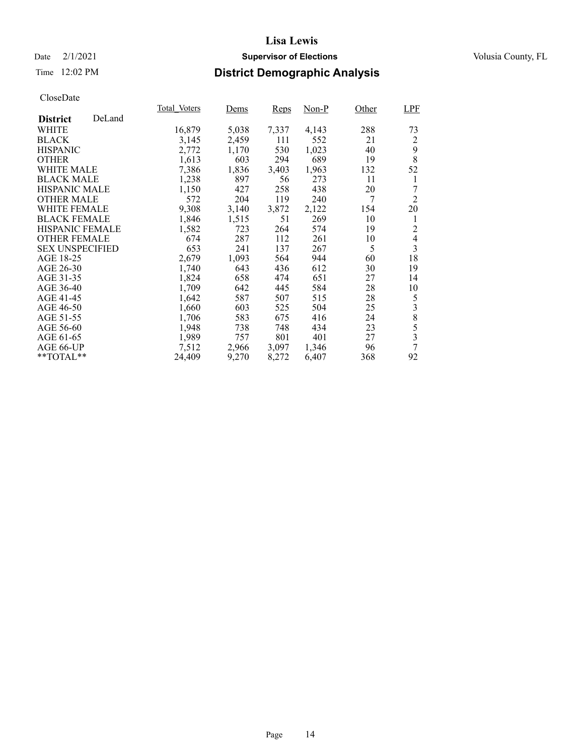**Lisa Lewis**

Date 2/1/2021 **Supervisor of Elections** Volusia County, FL

Time 12:02 PM **District Demographic Analysis**

CloseDate

| **District** DeLand | Total_Voters | Dems | Reps | Non-P | Other | LPF |
|---|---|---|---|---|---|---|
| WHITE | 16,879 | 5,038 | 7,337 | 4,143 | 288 | 73 |
| BLACK | 3,145 | 2,459 | 111 | 552 | 21 | 2 |
| HISPANIC | 2,772 | 1,170 | 530 | 1,023 | 40 | 9 |
| OTHER | 1,613 | 603 | 294 | 689 | 19 | 8 |
| WHITE MALE | 7,386 | 1,836 | 3,403 | 1,963 | 132 | 52 |
| BLACK MALE | 1,238 | 897 | 56 | 273 | 11 | 1 |
| HISPANIC MALE | 1,150 | 427 | 258 | 438 | 20 | 7 |
| OTHER MALE | 572 | 204 | 119 | 240 | 7 | 2 |
| WHITE FEMALE | 9,308 | 3,140 | 3,872 | 2,122 | 154 | 20 |
| BLACK FEMALE | 1,846 | 1,515 | 51 | 269 | 10 | 1 |
| HISPANIC FEMALE | 1,582 | 723 | 264 | 574 | 19 | 2 |
| OTHER FEMALE | 674 | 287 | 112 | 261 | 10 | 4 |
| SEX UNSPECIFIED | 653 | 241 | 137 | 267 | 5 | 3 |
| AGE 18-25 | 2,679 | 1,093 | 564 | 944 | 60 | 18 |
| AGE 26-30 | 1,740 | 643 | 436 | 612 | 30 | 19 |
| AGE 31-35 | 1,824 | 658 | 474 | 651 | 27 | 14 |
| AGE 36-40 | 1,709 | 642 | 445 | 584 | 28 | 10 |
| AGE 41-45 | 1,642 | 587 | 507 | 515 | 28 | 5 |
| AGE 46-50 | 1,660 | 603 | 525 | 504 | 25 | 3 |
| AGE 51-55 | 1,706 | 583 | 675 | 416 | 24 | 8 |
| AGE 56-60 | 1,948 | 738 | 748 | 434 | 23 | 5 |
| AGE 61-65 | 1,989 | 757 | 801 | 401 | 27 | 3 |
| AGE 66-UP | 7,512 | 2,966 | 3,097 | 1,346 | 96 | 7 |
| **TOTAL** | 24,409 | 9,270 | 8,272 | 6,407 | 368 | 92 |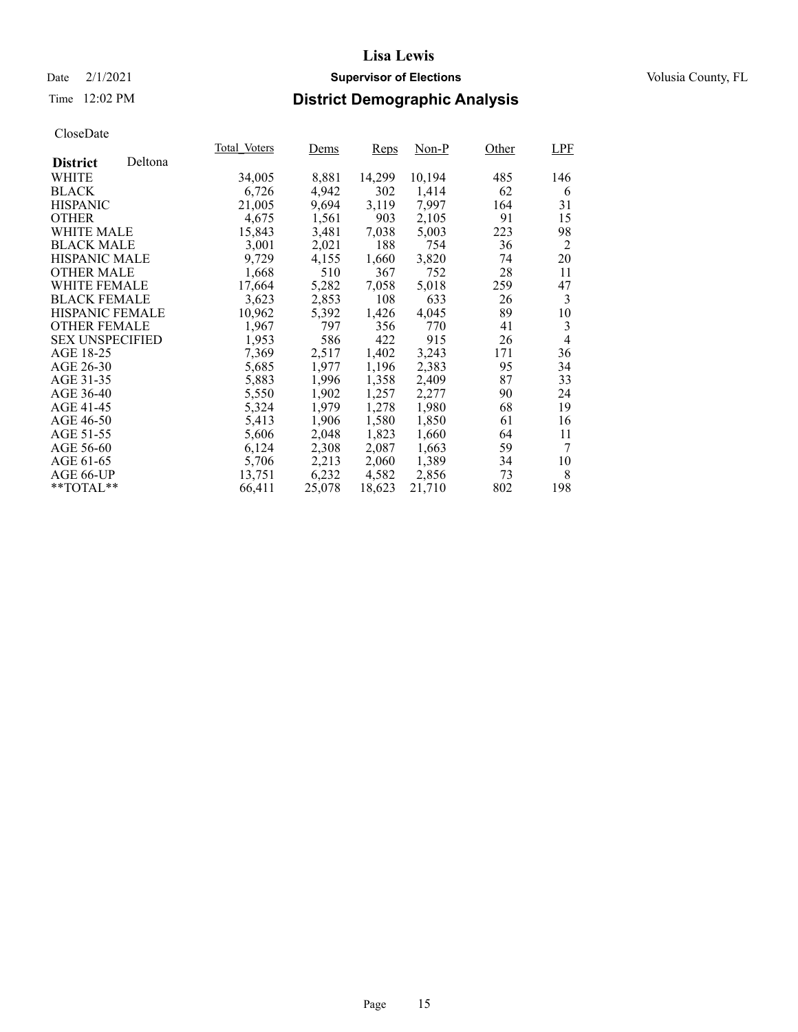# Lisa Lewis

Date 2/1/2021 **Supervisor of Elections** Volusia County, FL

Time 12:02 PM **District Demographic Analysis**

CloseDate

| **District** Deltona | Total_Voters | Dems | Reps | Non-P | Other | LPF |
|---|---|---|---|---|---|---|
| WHITE | 34,005 | 8,881 | 14,299 | 10,194 | 485 | 146 |
| BLACK | 6,726 | 4,942 | 302 | 1,414 | 62 | 6 |
| HISPANIC | 21,005 | 9,694 | 3,119 | 7,997 | 164 | 31 |
| OTHER | 4,675 | 1,561 | 903 | 2,105 | 91 | 15 |
| WHITE MALE | 15,843 | 3,481 | 7,038 | 5,003 | 223 | 98 |
| BLACK MALE | 3,001 | 2,021 | 188 | 754 | 36 | 2 |
| HISPANIC MALE | 9,729 | 4,155 | 1,660 | 3,820 | 74 | 20 |
| OTHER MALE | 1,668 | 510 | 367 | 752 | 28 | 11 |
| WHITE FEMALE | 17,664 | 5,282 | 7,058 | 5,018 | 259 | 47 |
| BLACK FEMALE | 3,623 | 2,853 | 108 | 633 | 26 | 3 |
| HISPANIC FEMALE | 10,962 | 5,392 | 1,426 | 4,045 | 89 | 10 |
| OTHER FEMALE | 1,967 | 797 | 356 | 770 | 41 | 3 |
| SEX UNSPECIFIED | 1,953 | 586 | 422 | 915 | 26 | 4 |
| AGE 18-25 | 7,369 | 2,517 | 1,402 | 3,243 | 171 | 36 |
| AGE 26-30 | 5,685 | 1,977 | 1,196 | 2,383 | 95 | 34 |
| AGE 31-35 | 5,883 | 1,996 | 1,358 | 2,409 | 87 | 33 |
| AGE 36-40 | 5,550 | 1,902 | 1,257 | 2,277 | 90 | 24 |
| AGE 41-45 | 5,324 | 1,979 | 1,278 | 1,980 | 68 | 19 |
| AGE 46-50 | 5,413 | 1,906 | 1,580 | 1,850 | 61 | 16 |
| AGE 51-55 | 5,606 | 2,048 | 1,823 | 1,660 | 64 | 11 |
| AGE 56-60 | 6,124 | 2,308 | 2,087 | 1,663 | 59 | 7 |
| AGE 61-65 | 5,706 | 2,213 | 2,060 | 1,389 | 34 | 10 |
| AGE 66-UP | 13,751 | 6,232 | 4,582 | 2,856 | 73 | 8 |
| **TOTAL** | 66,411 | 25,078 | 18,623 | 21,710 | 802 | 198 |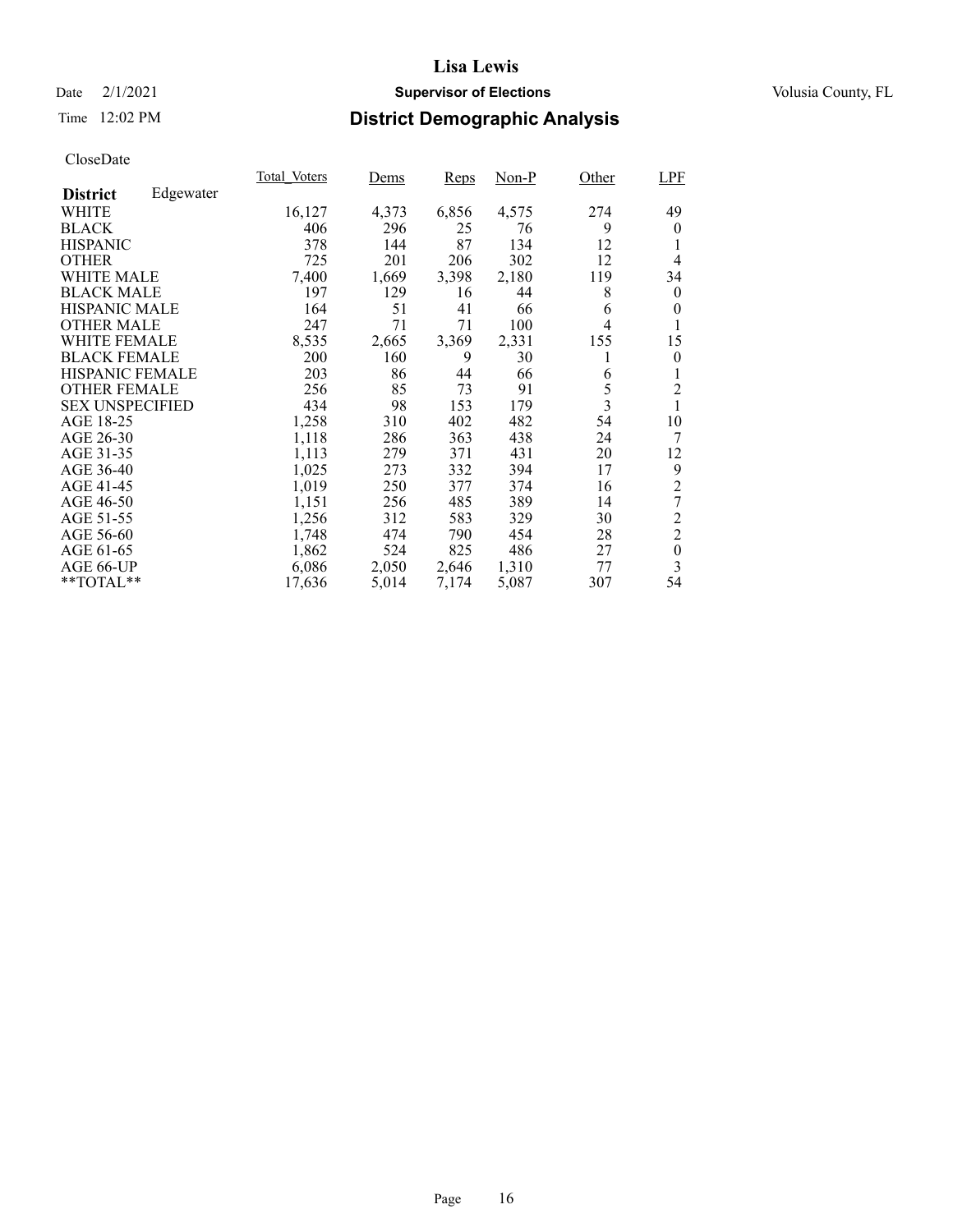# Lisa Lewis

Date 2/1/2021 **Supervisor of Elections** Volusia County, FL

Time 12:02 PM **District Demographic Analysis**

CloseDate

| **District** Edgewater | Total_Voters | Dems | Reps | Non-P | Other | LPF |
|---|---|---|---|---|---|---|
| WHITE | 16,127 | 4,373 | 6,856 | 4,575 | 274 | 49 |
| BLACK | 406 | 296 | 25 | 76 | 9 | 0 |
| HISPANIC | 378 | 144 | 87 | 134 | 12 | 1 |
| OTHER | 725 | 201 | 206 | 302 | 12 | 4 |
| WHITE MALE | 7,400 | 1,669 | 3,398 | 2,180 | 119 | 34 |
| BLACK MALE | 197 | 129 | 16 | 44 | 8 | 0 |
| HISPANIC MALE | 164 | 51 | 41 | 66 | 6 | 0 |
| OTHER MALE | 247 | 71 | 71 | 100 | 4 | 1 |
| WHITE FEMALE | 8,535 | 2,665 | 3,369 | 2,331 | 155 | 15 |
| BLACK FEMALE | 200 | 160 | 9 | 30 | 1 | 0 |
| HISPANIC FEMALE | 203 | 86 | 44 | 66 | 6 | 1 |
| OTHER FEMALE | 256 | 85 | 73 | 91 | 5 | 2 |
| SEX UNSPECIFIED | 434 | 98 | 153 | 179 | 3 | 1 |
| AGE 18-25 | 1,258 | 310 | 402 | 482 | 54 | 10 |
| AGE 26-30 | 1,118 | 286 | 363 | 438 | 24 | 7 |
| AGE 31-35 | 1,113 | 279 | 371 | 431 | 20 | 12 |
| AGE 36-40 | 1,025 | 273 | 332 | 394 | 17 | 9 |
| AGE 41-45 | 1,019 | 250 | 377 | 374 | 16 | 2 |
| AGE 46-50 | 1,151 | 256 | 485 | 389 | 14 | 7 |
| AGE 51-55 | 1,256 | 312 | 583 | 329 | 30 | 2 |
| AGE 56-60 | 1,748 | 474 | 790 | 454 | 28 | 2 |
| AGE 61-65 | 1,862 | 524 | 825 | 486 | 27 | 0 |
| AGE 66-UP | 6,086 | 2,050 | 2,646 | 1,310 | 77 | 3 |
| **TOTAL** | 17,636 | 5,014 | 7,174 | 5,087 | 307 | 54 |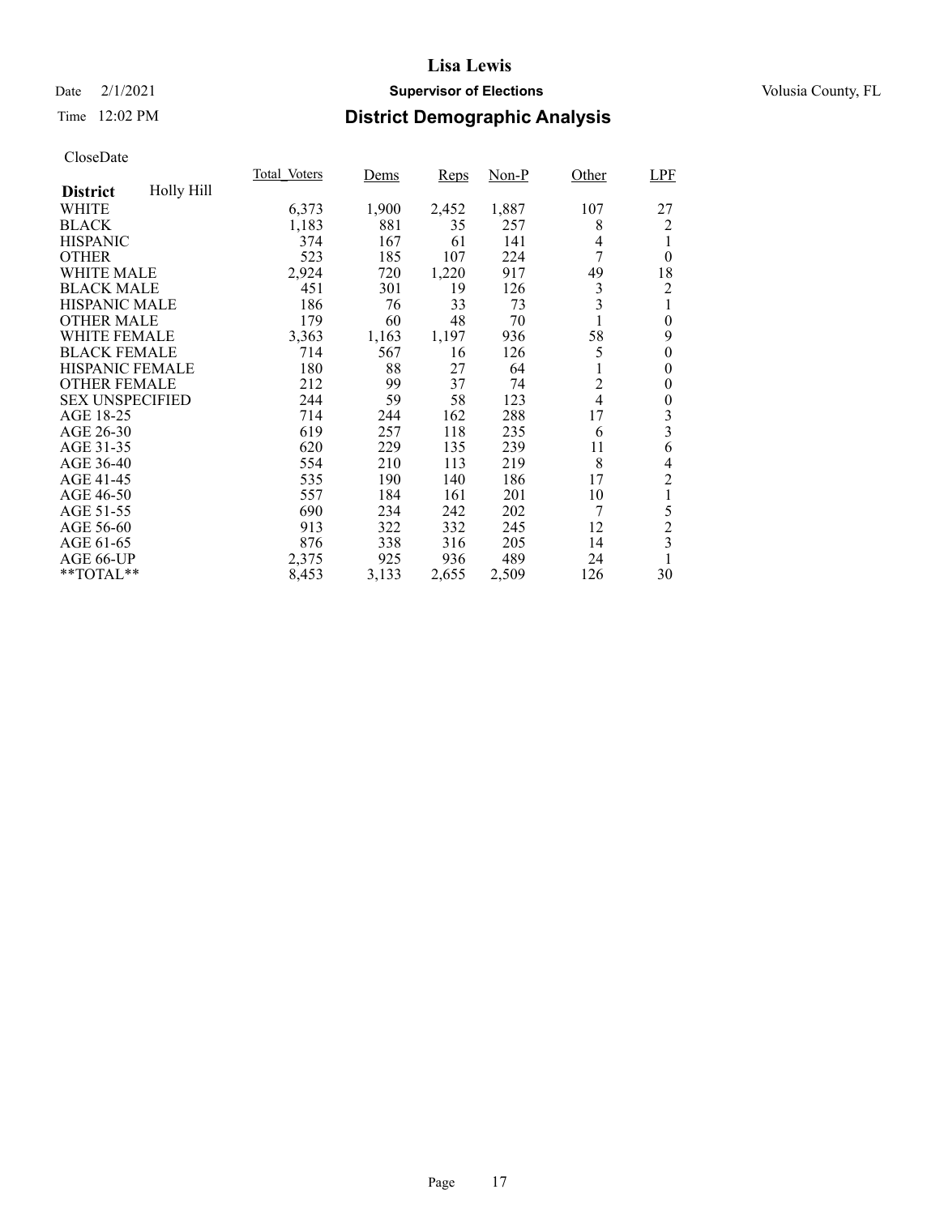**Lisa Lewis**

Date 2/1/2021 **Supervisor of Elections** Volusia County, FL

Time 12:02 PM **District Demographic Analysis**

CloseDate

| District Holly Hill | Total_Voters | Dems | Reps | Non-P | Other | LPF |
|---|---|---|---|---|---|---|
| WHITE | 6,373 | 1,900 | 2,452 | 1,887 | 107 | 27 |
| BLACK | 1,183 | 881 | 35 | 257 | 8 | 2 |
| HISPANIC | 374 | 167 | 61 | 141 | 4 | 1 |
| OTHER | 523 | 185 | 107 | 224 | 7 | 0 |
| WHITE MALE | 2,924 | 720 | 1,220 | 917 | 49 | 18 |
| BLACK MALE | 451 | 301 | 19 | 126 | 3 | 2 |
| HISPANIC MALE | 186 | 76 | 33 | 73 | 3 | 1 |
| OTHER MALE | 179 | 60 | 48 | 70 | 1 | 0 |
| WHITE FEMALE | 3,363 | 1,163 | 1,197 | 936 | 58 | 9 |
| BLACK FEMALE | 714 | 567 | 16 | 126 | 5 | 0 |
| HISPANIC FEMALE | 180 | 88 | 27 | 64 | 1 | 0 |
| OTHER FEMALE | 212 | 99 | 37 | 74 | 2 | 0 |
| SEX UNSPECIFIED | 244 | 59 | 58 | 123 | 4 | 0 |
| AGE 18-25 | 714 | 244 | 162 | 288 | 17 | 3 |
| AGE 26-30 | 619 | 257 | 118 | 235 | 6 | 3 |
| AGE 31-35 | 620 | 229 | 135 | 239 | 11 | 6 |
| AGE 36-40 | 554 | 210 | 113 | 219 | 8 | 4 |
| AGE 41-45 | 535 | 190 | 140 | 186 | 17 | 2 |
| AGE 46-50 | 557 | 184 | 161 | 201 | 10 | 1 |
| AGE 51-55 | 690 | 234 | 242 | 202 | 7 | 5 |
| AGE 56-60 | 913 | 322 | 332 | 245 | 12 | 2 |
| AGE 61-65 | 876 | 338 | 316 | 205 | 14 | 3 |
| AGE 66-UP | 2,375 | 925 | 936 | 489 | 24 | 1 |
| **TOTAL** | 8,453 | 3,133 | 2,655 | 2,509 | 126 | 30 |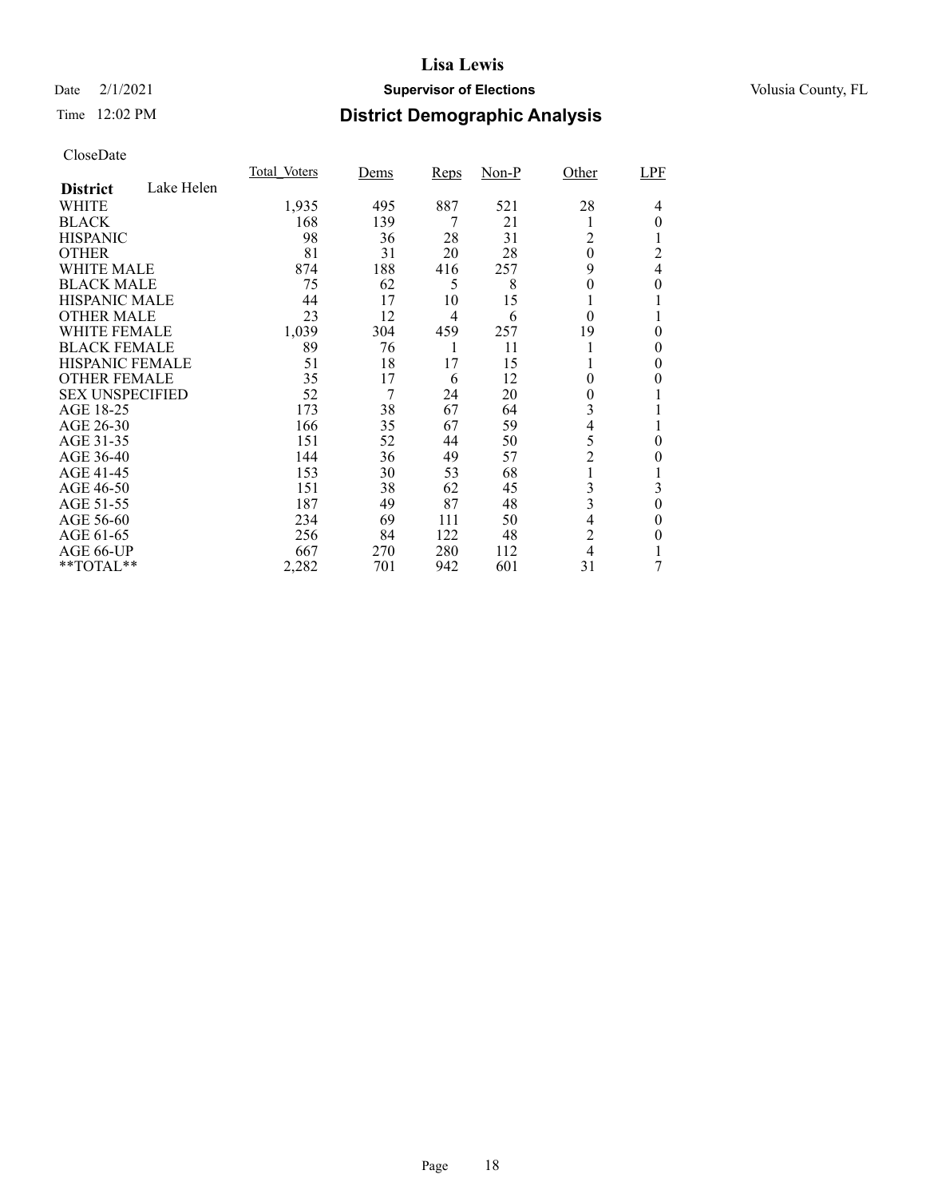# Lisa Lewis

Date 2/1/2021 **Supervisor of Elections** Volusia County, FL

Time 12:02 PM **District Demographic Analysis**

CloseDate

| | Total_Voters | Dems | Reps | Non-P | Other | LPF |
|---|---|---|---|---|---|---|
| **District** Lake Helen | | | | | | |
| WHITE | 1,935 | 495 | 887 | 521 | 28 | 4 |
| BLACK | 168 | 139 | 7 | 21 | 1 | 0 |
| HISPANIC | 98 | 36 | 28 | 31 | 2 | 1 |
| OTHER | 81 | 31 | 20 | 28 | 0 | 2 |
| WHITE MALE | 874 | 188 | 416 | 257 | 9 | 4 |
| BLACK MALE | 75 | 62 | 5 | 8 | 0 | 0 |
| HISPANIC MALE | 44 | 17 | 10 | 15 | 1 | 1 |
| OTHER MALE | 23 | 12 | 4 | 6 | 0 | 1 |
| WHITE FEMALE | 1,039 | 304 | 459 | 257 | 19 | 0 |
| BLACK FEMALE | 89 | 76 | 1 | 11 | 1 | 0 |
| HISPANIC FEMALE | 51 | 18 | 17 | 15 | 1 | 0 |
| OTHER FEMALE | 35 | 17 | 6 | 12 | 0 | 0 |
| SEX UNSPECIFIED | 52 | 7 | 24 | 20 | 0 | 1 |
| AGE 18-25 | 173 | 38 | 67 | 64 | 3 | 1 |
| AGE 26-30 | 166 | 35 | 67 | 59 | 4 | 1 |
| AGE 31-35 | 151 | 52 | 44 | 50 | 5 | 0 |
| AGE 36-40 | 144 | 36 | 49 | 57 | 2 | 0 |
| AGE 41-45 | 153 | 30 | 53 | 68 | 1 | 1 |
| AGE 46-50 | 151 | 38 | 62 | 45 | 3 | 3 |
| AGE 51-55 | 187 | 49 | 87 | 48 | 3 | 0 |
| AGE 56-60 | 234 | 69 | 111 | 50 | 4 | 0 |
| AGE 61-65 | 256 | 84 | 122 | 48 | 2 | 0 |
| AGE 66-UP | 667 | 270 | 280 | 112 | 4 | 1 |
| **TOTAL** | 2,282 | 701 | 942 | 601 | 31 | 7 |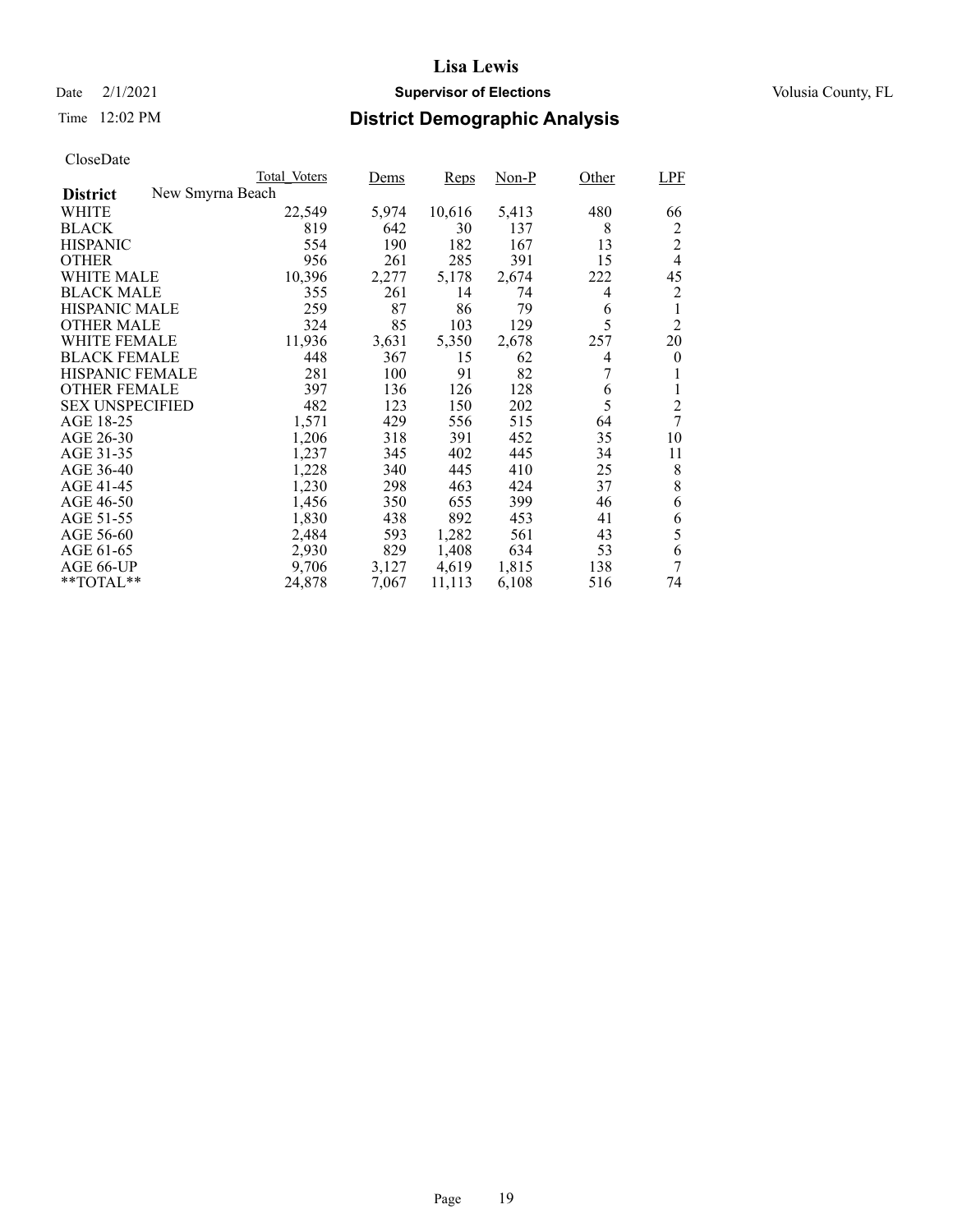# Lisa Lewis

Date 2/1/2021 **Supervisor of Elections** Volusia County, FL

Time 12:02 PM **District Demographic Analysis**

CloseDate

| **District** New Smyrna Beach | Total_Voters | Dems | Reps | Non-P | Other | LPF |
|---|---|---|---|---|---|---|
| WHITE | 22,549 | 5,974 | 10,616 | 5,413 | 480 | 66 |
| BLACK | 819 | 642 | 30 | 137 | 8 | 2 |
| HISPANIC | 554 | 190 | 182 | 167 | 13 | 2 |
| OTHER | 956 | 261 | 285 | 391 | 15 | 4 |
| WHITE MALE | 10,396 | 2,277 | 5,178 | 2,674 | 222 | 45 |
| BLACK MALE | 355 | 261 | 14 | 74 | 4 | 2 |
| HISPANIC MALE | 259 | 87 | 86 | 79 | 6 | 1 |
| OTHER MALE | 324 | 85 | 103 | 129 | 5 | 2 |
| WHITE FEMALE | 11,936 | 3,631 | 5,350 | 2,678 | 257 | 20 |
| BLACK FEMALE | 448 | 367 | 15 | 62 | 4 | 0 |
| HISPANIC FEMALE | 281 | 100 | 91 | 82 | 7 | 1 |
| OTHER FEMALE | 397 | 136 | 126 | 128 | 6 | 1 |
| SEX UNSPECIFIED | 482 | 123 | 150 | 202 | 5 | 2 |
| AGE 18-25 | 1,571 | 429 | 556 | 515 | 64 | 7 |
| AGE 26-30 | 1,206 | 318 | 391 | 452 | 35 | 10 |
| AGE 31-35 | 1,237 | 345 | 402 | 445 | 34 | 11 |
| AGE 36-40 | 1,228 | 340 | 445 | 410 | 25 | 8 |
| AGE 41-45 | 1,230 | 298 | 463 | 424 | 37 | 8 |
| AGE 46-50 | 1,456 | 350 | 655 | 399 | 46 | 6 |
| AGE 51-55 | 1,830 | 438 | 892 | 453 | 41 | 6 |
| AGE 56-60 | 2,484 | 593 | 1,282 | 561 | 43 | 5 |
| AGE 61-65 | 2,930 | 829 | 1,408 | 634 | 53 | 6 |
| AGE 66-UP | 9,706 | 3,127 | 4,619 | 1,815 | 138 | 7 |
| **TOTAL** | 24,878 | 7,067 | 11,113 | 6,108 | 516 | 74 |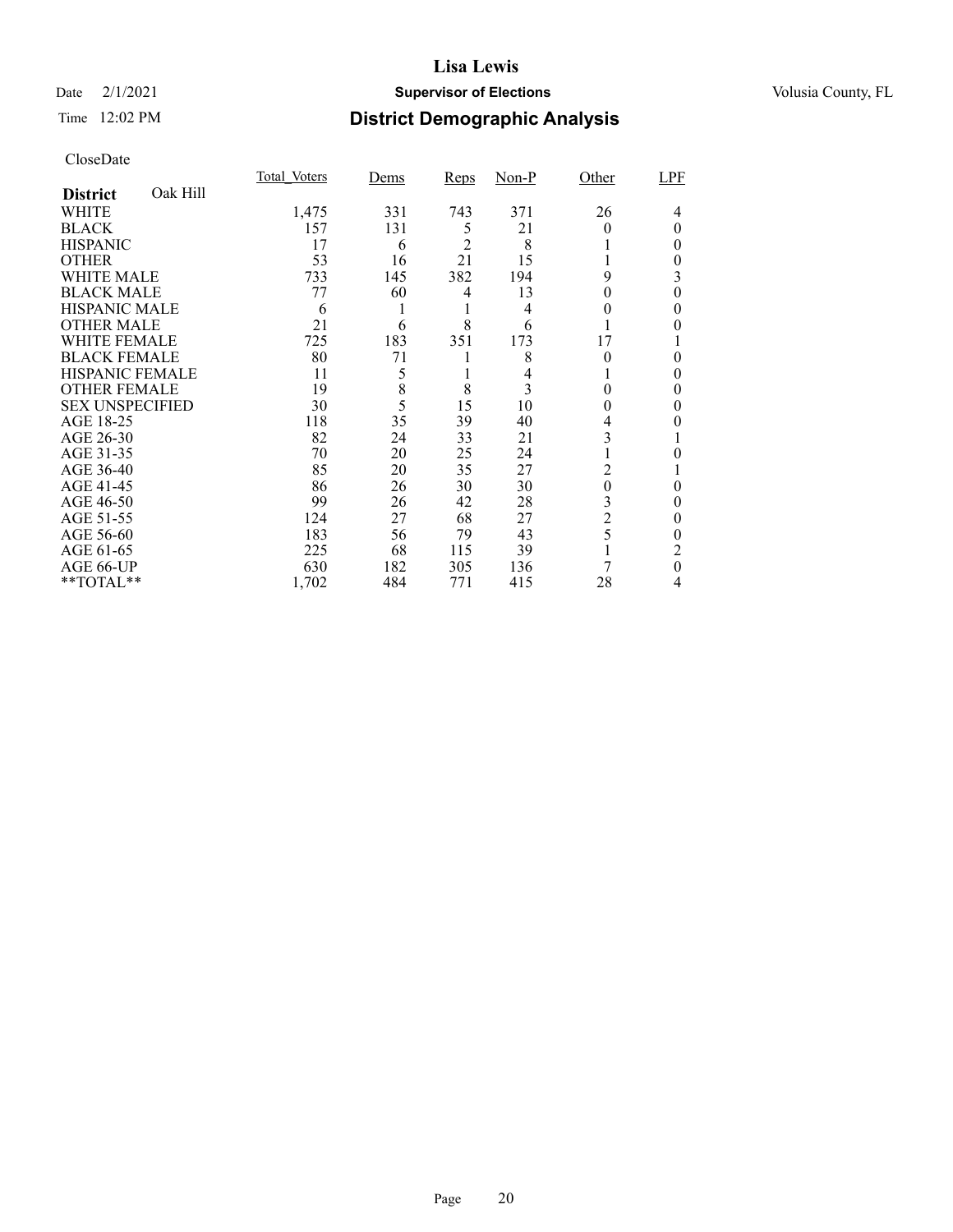# Lisa Lewis

Date 2/1/2021 **Supervisor of Elections** Volusia County, FL

Time 12:02 PM **District Demographic Analysis**

CloseDate

| **District** Oak Hill | Total_Voters | Dems | Reps | Non-P | Other | LPF |
|---|---|---|---|---|---|---|
| WHITE | 1,475 | 331 | 743 | 371 | 26 | 4 |
| BLACK | 157 | 131 | 5 | 21 | 0 | 0 |
| HISPANIC | 17 | 6 | 2 | 8 | 1 | 0 |
| OTHER | 53 | 16 | 21 | 15 | 1 | 0 |
| WHITE MALE | 733 | 145 | 382 | 194 | 9 | 3 |
| BLACK MALE | 77 | 60 | 4 | 13 | 0 | 0 |
| HISPANIC MALE | 6 | 1 | 1 | 4 | 0 | 0 |
| OTHER MALE | 21 | 6 | 8 | 6 | 1 | 0 |
| WHITE FEMALE | 725 | 183 | 351 | 173 | 17 | 1 |
| BLACK FEMALE | 80 | 71 | 1 | 8 | 0 | 0 |
| HISPANIC FEMALE | 11 | 5 | 1 | 4 | 1 | 0 |
| OTHER FEMALE | 19 | 8 | 8 | 3 | 0 | 0 |
| SEX UNSPECIFIED | 30 | 5 | 15 | 10 | 0 | 0 |
| AGE 18-25 | 118 | 35 | 39 | 40 | 4 | 0 |
| AGE 26-30 | 82 | 24 | 33 | 21 | 3 | 1 |
| AGE 31-35 | 70 | 20 | 25 | 24 | 1 | 0 |
| AGE 36-40 | 85 | 20 | 35 | 27 | 2 | 1 |
| AGE 41-45 | 86 | 26 | 30 | 30 | 0 | 0 |
| AGE 46-50 | 99 | 26 | 42 | 28 | 3 | 0 |
| AGE 51-55 | 124 | 27 | 68 | 27 | 2 | 0 |
| AGE 56-60 | 183 | 56 | 79 | 43 | 5 | 0 |
| AGE 61-65 | 225 | 68 | 115 | 39 | 1 | 2 |
| AGE 66-UP | 630 | 182 | 305 | 136 | 7 | 0 |
| **TOTAL** | 1,702 | 484 | 771 | 415 | 28 | 4 |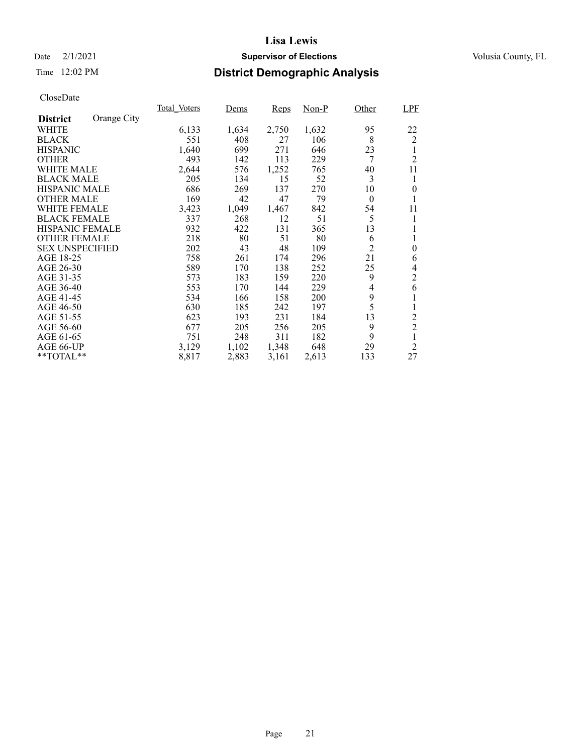# Lisa Lewis

Date 2/1/2021 **Supervisor of Elections** Volusia County, FL

Time 12:02 PM **District Demographic Analysis**

CloseDate

| **District** Orange City | Total_Voters | Dems | Reps | Non-P | Other | LPF |
|---|---|---|---|---|---|---|
| WHITE | 6,133 | 1,634 | 2,750 | 1,632 | 95 | 22 |
| BLACK | 551 | 408 | 27 | 106 | 8 | 2 |
| HISPANIC | 1,640 | 699 | 271 | 646 | 23 | 1 |
| OTHER | 493 | 142 | 113 | 229 | 7 | 2 |
| WHITE MALE | 2,644 | 576 | 1,252 | 765 | 40 | 11 |
| BLACK MALE | 205 | 134 | 15 | 52 | 3 | 1 |
| HISPANIC MALE | 686 | 269 | 137 | 270 | 10 | 0 |
| OTHER MALE | 169 | 42 | 47 | 79 | 0 | 1 |
| WHITE FEMALE | 3,423 | 1,049 | 1,467 | 842 | 54 | 11 |
| BLACK FEMALE | 337 | 268 | 12 | 51 | 5 | 1 |
| HISPANIC FEMALE | 932 | 422 | 131 | 365 | 13 | 1 |
| OTHER FEMALE | 218 | 80 | 51 | 80 | 6 | 1 |
| SEX UNSPECIFIED | 202 | 43 | 48 | 109 | 2 | 0 |
| AGE 18-25 | 758 | 261 | 174 | 296 | 21 | 6 |
| AGE 26-30 | 589 | 170 | 138 | 252 | 25 | 4 |
| AGE 31-35 | 573 | 183 | 159 | 220 | 9 | 2 |
| AGE 36-40 | 553 | 170 | 144 | 229 | 4 | 6 |
| AGE 41-45 | 534 | 166 | 158 | 200 | 9 | 1 |
| AGE 46-50 | 630 | 185 | 242 | 197 | 5 | 1 |
| AGE 51-55 | 623 | 193 | 231 | 184 | 13 | 2 |
| AGE 56-60 | 677 | 205 | 256 | 205 | 9 | 2 |
| AGE 61-65 | 751 | 248 | 311 | 182 | 9 | 1 |
| AGE 66-UP | 3,129 | 1,102 | 1,348 | 648 | 29 | 2 |
| **TOTAL** | 8,817 | 2,883 | 3,161 | 2,613 | 133 | 27 |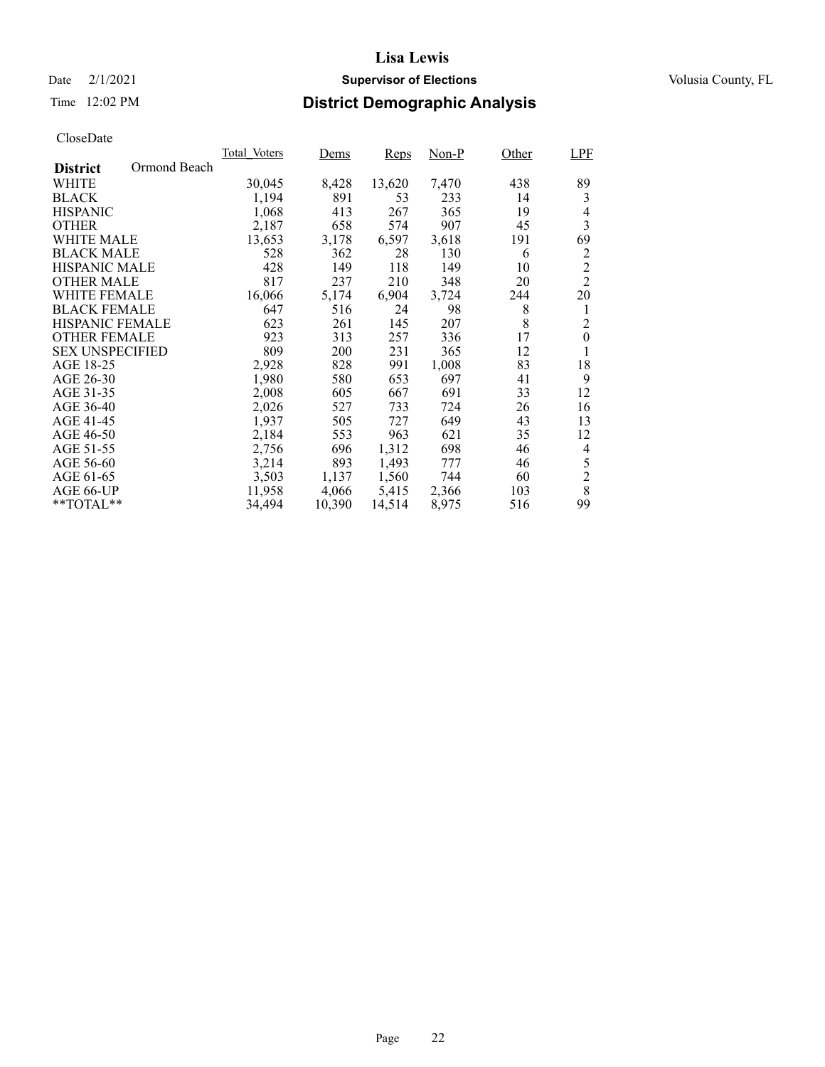# Lisa Lewis

Date 2/1/2021 **Supervisor of Elections** Volusia County, FL

Time 12:02 PM **District Demographic Analysis**

CloseDate

| | Total_Voters | Dems | Reps | Non-P | Other | LPF |
|---|---|---|---|---|---|---|
| **District** Ormond Beach | | | | | | |
| WHITE | 30,045 | 8,428 | 13,620 | 7,470 | 438 | 89 |
| BLACK | 1,194 | 891 | 53 | 233 | 14 | 3 |
| HISPANIC | 1,068 | 413 | 267 | 365 | 19 | 4 |
| OTHER | 2,187 | 658 | 574 | 907 | 45 | 3 |
| WHITE MALE | 13,653 | 3,178 | 6,597 | 3,618 | 191 | 69 |
| BLACK MALE | 528 | 362 | 28 | 130 | 6 | 2 |
| HISPANIC MALE | 428 | 149 | 118 | 149 | 10 | 2 |
| OTHER MALE | 817 | 237 | 210 | 348 | 20 | 2 |
| WHITE FEMALE | 16,066 | 5,174 | 6,904 | 3,724 | 244 | 20 |
| BLACK FEMALE | 647 | 516 | 24 | 98 | 8 | 1 |
| HISPANIC FEMALE | 623 | 261 | 145 | 207 | 8 | 2 |
| OTHER FEMALE | 923 | 313 | 257 | 336 | 17 | 0 |
| SEX UNSPECIFIED | 809 | 200 | 231 | 365 | 12 | 1 |
| AGE 18-25 | 2,928 | 828 | 991 | 1,008 | 83 | 18 |
| AGE 26-30 | 1,980 | 580 | 653 | 697 | 41 | 9 |
| AGE 31-35 | 2,008 | 605 | 667 | 691 | 33 | 12 |
| AGE 36-40 | 2,026 | 527 | 733 | 724 | 26 | 16 |
| AGE 41-45 | 1,937 | 505 | 727 | 649 | 43 | 13 |
| AGE 46-50 | 2,184 | 553 | 963 | 621 | 35 | 12 |
| AGE 51-55 | 2,756 | 696 | 1,312 | 698 | 46 | 4 |
| AGE 56-60 | 3,214 | 893 | 1,493 | 777 | 46 | 5 |
| AGE 61-65 | 3,503 | 1,137 | 1,560 | 744 | 60 | 2 |
| AGE 66-UP | 11,958 | 4,066 | 5,415 | 2,366 | 103 | 8 |
| **TOTAL** | 34,494 | 10,390 | 14,514 | 8,975 | 516 | 99 |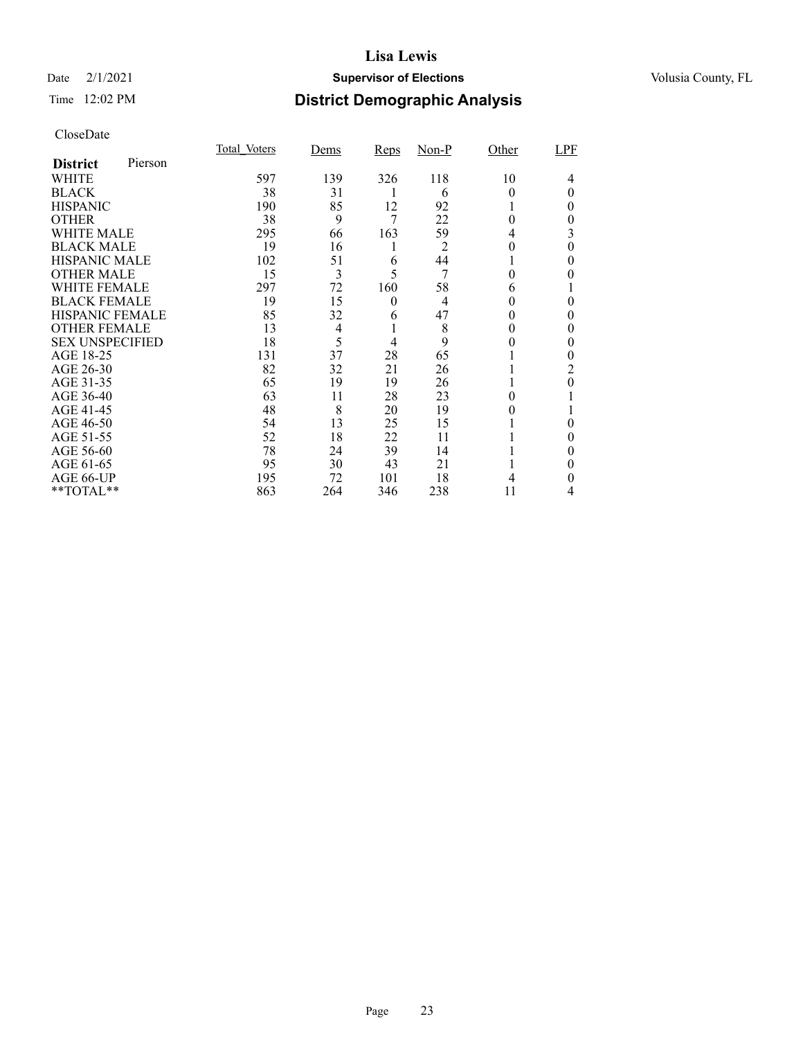# Lisa Lewis

Date 2/1/2021 **Supervisor of Elections** Volusia County, FL

Time 12:02 PM **District Demographic Analysis**

CloseDate

| **District** Pierson | Total_Voters | Dems | Reps | Non-P | Other | LPF |
|---|---|---|---|---|---|---|
| WHITE | 597 | 139 | 326 | 118 | 10 | 4 |
| BLACK | 38 | 31 | 1 | 6 | 0 | 0 |
| HISPANIC | 190 | 85 | 12 | 92 | 1 | 0 |
| OTHER | 38 | 9 | 7 | 22 | 0 | 0 |
| WHITE MALE | 295 | 66 | 163 | 59 | 4 | 3 |
| BLACK MALE | 19 | 16 | 1 | 2 | 0 | 0 |
| HISPANIC MALE | 102 | 51 | 6 | 44 | 1 | 0 |
| OTHER MALE | 15 | 3 | 5 | 7 | 0 | 0 |
| WHITE FEMALE | 297 | 72 | 160 | 58 | 6 | 1 |
| BLACK FEMALE | 19 | 15 | 0 | 4 | 0 | 0 |
| HISPANIC FEMALE | 85 | 32 | 6 | 47 | 0 | 0 |
| OTHER FEMALE | 13 | 4 | 1 | 8 | 0 | 0 |
| SEX UNSPECIFIED | 18 | 5 | 4 | 9 | 0 | 0 |
| AGE 18-25 | 131 | 37 | 28 | 65 | 1 | 0 |
| AGE 26-30 | 82 | 32 | 21 | 26 | 1 | 2 |
| AGE 31-35 | 65 | 19 | 19 | 26 | 1 | 0 |
| AGE 36-40 | 63 | 11 | 28 | 23 | 0 | 1 |
| AGE 41-45 | 48 | 8 | 20 | 19 | 0 | 1 |
| AGE 46-50 | 54 | 13 | 25 | 15 | 1 | 0 |
| AGE 51-55 | 52 | 18 | 22 | 11 | 1 | 0 |
| AGE 56-60 | 78 | 24 | 39 | 14 | 1 | 0 |
| AGE 61-65 | 95 | 30 | 43 | 21 | 1 | 0 |
| AGE 66-UP | 195 | 72 | 101 | 18 | 4 | 0 |
| **TOTAL** | 863 | 264 | 346 | 238 | 11 | 4 |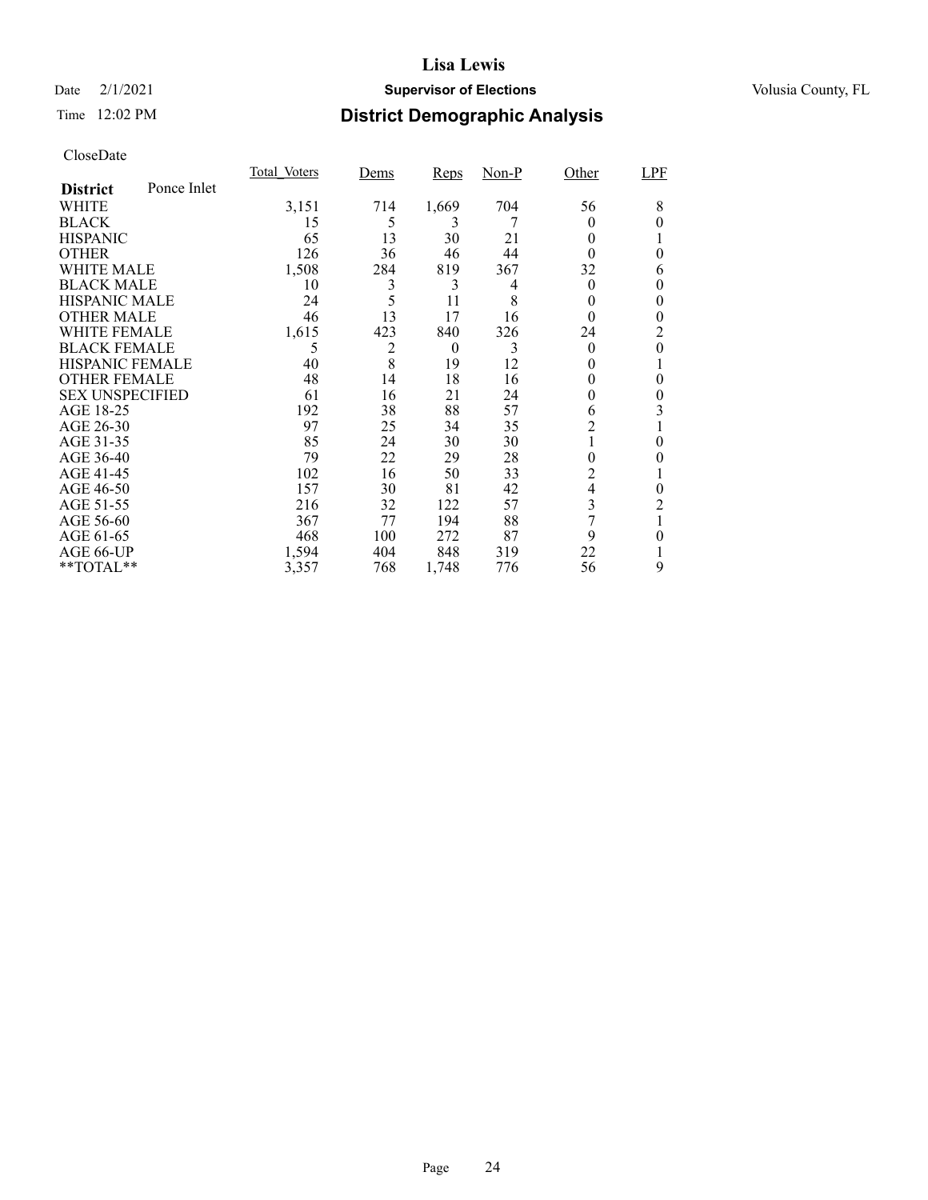Lisa Lewis

Date 2/1/2021 **Supervisor of Elections** Volusia County, FL

Time 12:02 PM **District Demographic Analysis**

CloseDate

| **District** Ponce Inlet | Total_Voters | Dems | Reps | Non-P | Other | LPF |
|---|---|---|---|---|---|---|
| WHITE | 3,151 | 714 | 1,669 | 704 | 56 | 8 |
| BLACK | 15 | 5 | 3 | 7 | 0 | 0 |
| HISPANIC | 65 | 13 | 30 | 21 | 0 | 1 |
| OTHER | 126 | 36 | 46 | 44 | 0 | 0 |
| WHITE MALE | 1,508 | 284 | 819 | 367 | 32 | 6 |
| BLACK MALE | 10 | 3 | 3 | 4 | 0 | 0 |
| HISPANIC MALE | 24 | 5 | 11 | 8 | 0 | 0 |
| OTHER MALE | 46 | 13 | 17 | 16 | 0 | 0 |
| WHITE FEMALE | 1,615 | 423 | 840 | 326 | 24 | 2 |
| BLACK FEMALE | 5 | 2 | 0 | 3 | 0 | 0 |
| HISPANIC FEMALE | 40 | 8 | 19 | 12 | 0 | 1 |
| OTHER FEMALE | 48 | 14 | 18 | 16 | 0 | 0 |
| SEX UNSPECIFIED | 61 | 16 | 21 | 24 | 0 | 0 |
| AGE 18-25 | 192 | 38 | 88 | 57 | 6 | 3 |
| AGE 26-30 | 97 | 25 | 34 | 35 | 2 | 1 |
| AGE 31-35 | 85 | 24 | 30 | 30 | 1 | 0 |
| AGE 36-40 | 79 | 22 | 29 | 28 | 0 | 0 |
| AGE 41-45 | 102 | 16 | 50 | 33 | 2 | 1 |
| AGE 46-50 | 157 | 30 | 81 | 42 | 4 | 0 |
| AGE 51-55 | 216 | 32 | 122 | 57 | 3 | 2 |
| AGE 56-60 | 367 | 77 | 194 | 88 | 7 | 1 |
| AGE 61-65 | 468 | 100 | 272 | 87 | 9 | 0 |
| AGE 66-UP | 1,594 | 404 | 848 | 319 | 22 | 1 |
| **TOTAL** | 3,357 | 768 | 1,748 | 776 | 56 | 9 |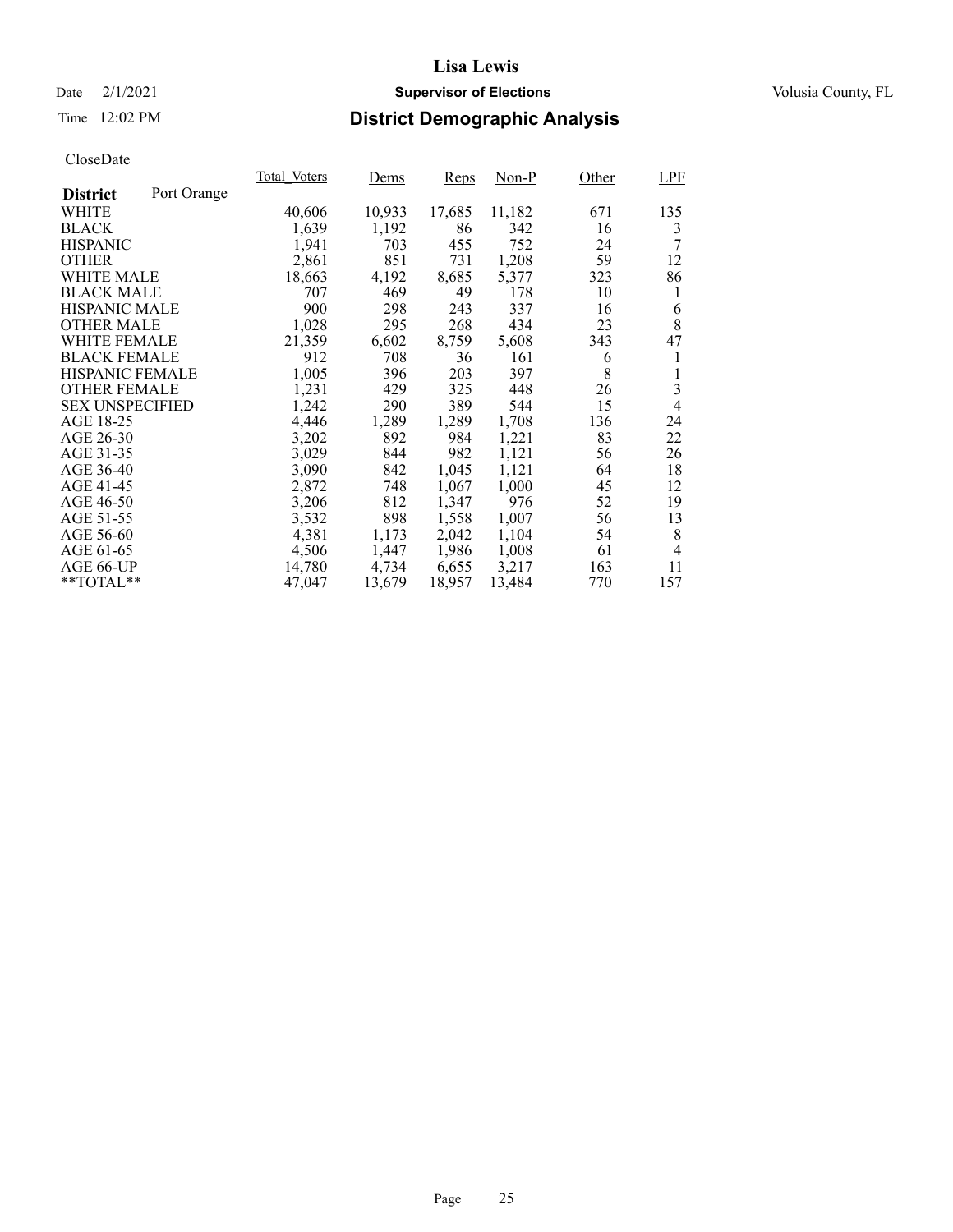# Lisa Lewis

Date 2/1/2021 **Supervisor of Elections** Volusia County, FL

Time 12:02 PM **District Demographic Analysis**

CloseDate

| **District** Port Orange | Total_Voters | Dems | Reps | Non-P | Other | LPF |
|---|---|---|---|---|---|---|
| WHITE | 40,606 | 10,933 | 17,685 | 11,182 | 671 | 135 |
| BLACK | 1,639 | 1,192 | 86 | 342 | 16 | 3 |
| HISPANIC | 1,941 | 703 | 455 | 752 | 24 | 7 |
| OTHER | 2,861 | 851 | 731 | 1,208 | 59 | 12 |
| WHITE MALE | 18,663 | 4,192 | 8,685 | 5,377 | 323 | 86 |
| BLACK MALE | 707 | 469 | 49 | 178 | 10 | 1 |
| HISPANIC MALE | 900 | 298 | 243 | 337 | 16 | 6 |
| OTHER MALE | 1,028 | 295 | 268 | 434 | 23 | 8 |
| WHITE FEMALE | 21,359 | 6,602 | 8,759 | 5,608 | 343 | 47 |
| BLACK FEMALE | 912 | 708 | 36 | 161 | 6 | 1 |
| HISPANIC FEMALE | 1,005 | 396 | 203 | 397 | 8 | 1 |
| OTHER FEMALE | 1,231 | 429 | 325 | 448 | 26 | 3 |
| SEX UNSPECIFIED | 1,242 | 290 | 389 | 544 | 15 | 4 |
| AGE 18-25 | 4,446 | 1,289 | 1,289 | 1,708 | 136 | 24 |
| AGE 26-30 | 3,202 | 892 | 984 | 1,221 | 83 | 22 |
| AGE 31-35 | 3,029 | 844 | 982 | 1,121 | 56 | 26 |
| AGE 36-40 | 3,090 | 842 | 1,045 | 1,121 | 64 | 18 |
| AGE 41-45 | 2,872 | 748 | 1,067 | 1,000 | 45 | 12 |
| AGE 46-50 | 3,206 | 812 | 1,347 | 976 | 52 | 19 |
| AGE 51-55 | 3,532 | 898 | 1,558 | 1,007 | 56 | 13 |
| AGE 56-60 | 4,381 | 1,173 | 2,042 | 1,104 | 54 | 8 |
| AGE 61-65 | 4,506 | 1,447 | 1,986 | 1,008 | 61 | 4 |
| AGE 66-UP | 14,780 | 4,734 | 6,655 | 3,217 | 163 | 11 |
| **TOTAL** | 47,047 | 13,679 | 18,957 | 13,484 | 770 | 157 |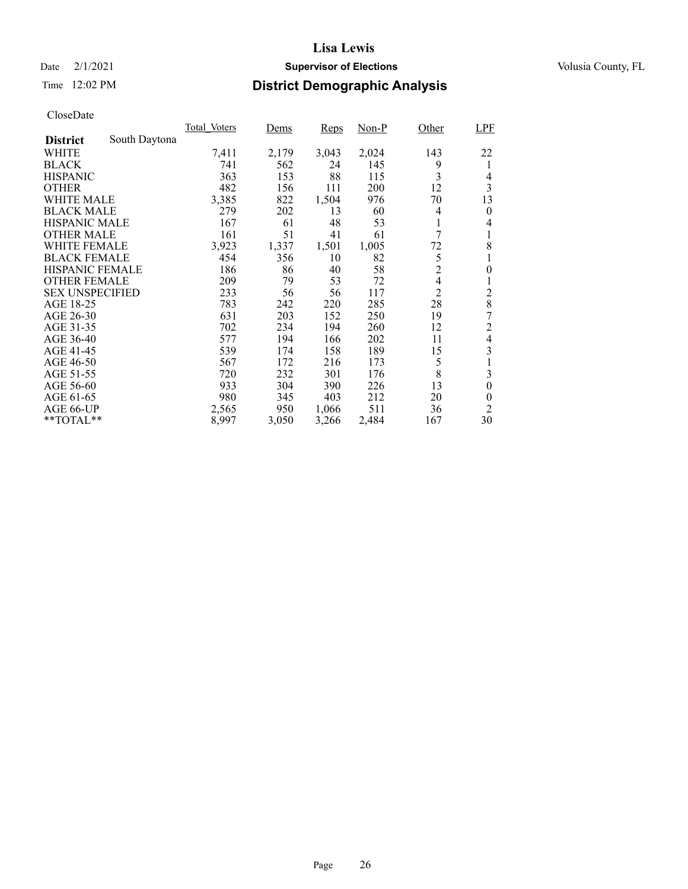# Lisa Lewis

Date 2/1/2021 **Supervisor of Elections** Volusia County, FL

Time 12:02 PM **District Demographic Analysis**

CloseDate

| **District** South Daytona | Total_Voters | Dems | Reps | Non-P | Other | LPF |
|---|---|---|---|---|---|---|
| WHITE | 7,411 | 2,179 | 3,043 | 2,024 | 143 | 22 |
| BLACK | 741 | 562 | 24 | 145 | 9 | 1 |
| HISPANIC | 363 | 153 | 88 | 115 | 3 | 4 |
| OTHER | 482 | 156 | 111 | 200 | 12 | 3 |
| WHITE MALE | 3,385 | 822 | 1,504 | 976 | 70 | 13 |
| BLACK MALE | 279 | 202 | 13 | 60 | 4 | 0 |
| HISPANIC MALE | 167 | 61 | 48 | 53 | 1 | 4 |
| OTHER MALE | 161 | 51 | 41 | 61 | 7 | 1 |
| WHITE FEMALE | 3,923 | 1,337 | 1,501 | 1,005 | 72 | 8 |
| BLACK FEMALE | 454 | 356 | 10 | 82 | 5 | 1 |
| HISPANIC FEMALE | 186 | 86 | 40 | 58 | 2 | 0 |
| OTHER FEMALE | 209 | 79 | 53 | 72 | 4 | 1 |
| SEX UNSPECIFIED | 233 | 56 | 56 | 117 | 2 | 2 |
| AGE 18-25 | 783 | 242 | 220 | 285 | 28 | 8 |
| AGE 26-30 | 631 | 203 | 152 | 250 | 19 | 7 |
| AGE 31-35 | 702 | 234 | 194 | 260 | 12 | 2 |
| AGE 36-40 | 577 | 194 | 166 | 202 | 11 | 4 |
| AGE 41-45 | 539 | 174 | 158 | 189 | 15 | 3 |
| AGE 46-50 | 567 | 172 | 216 | 173 | 5 | 1 |
| AGE 51-55 | 720 | 232 | 301 | 176 | 8 | 3 |
| AGE 56-60 | 933 | 304 | 390 | 226 | 13 | 0 |
| AGE 61-65 | 980 | 345 | 403 | 212 | 20 | 0 |
| AGE 66-UP | 2,565 | 950 | 1,066 | 511 | 36 | 2 |
| **TOTAL** | 8,997 | 3,050 | 3,266 | 2,484 | 167 | 30 |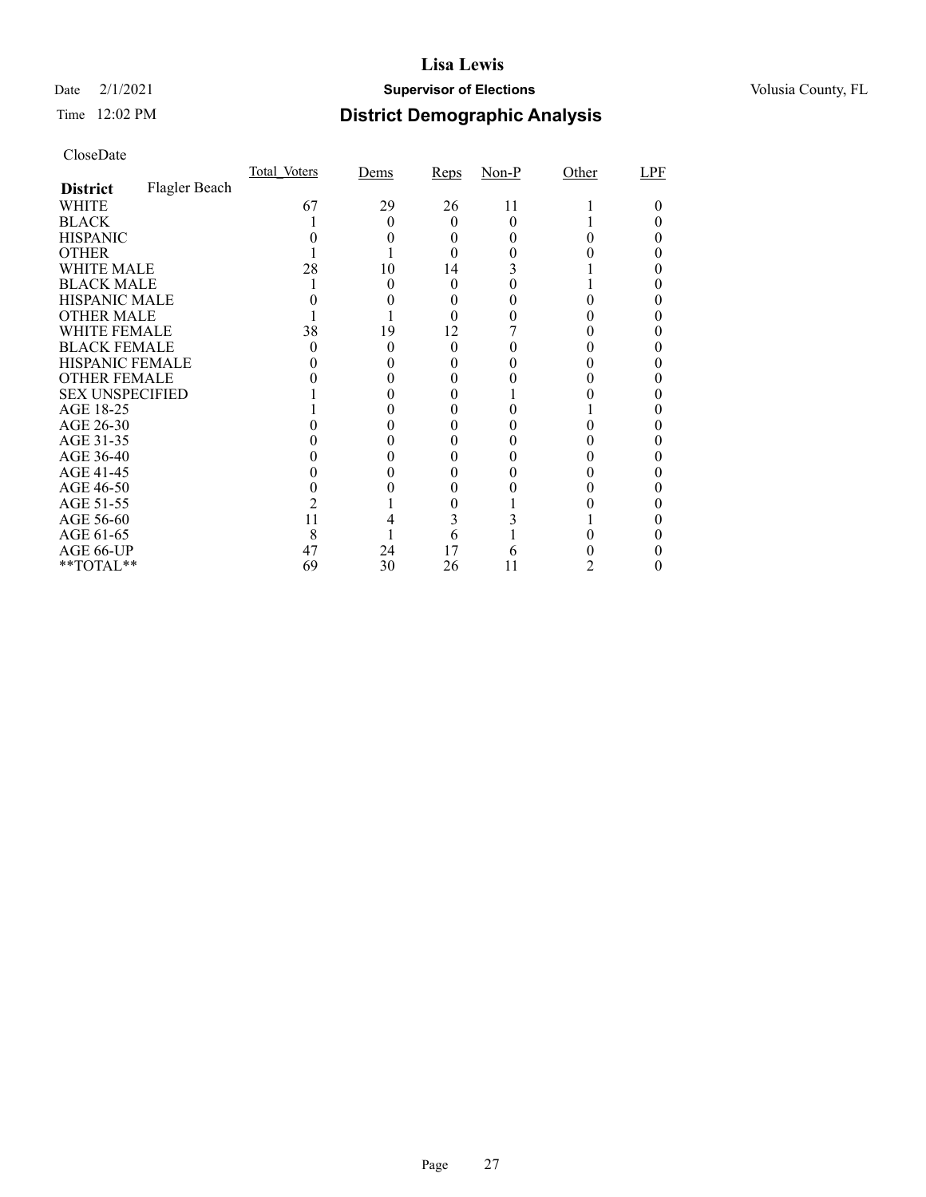**Lisa Lewis**

Date 2/1/2021 **Supervisor of Elections** Volusia County, FL

Time 12:02 PM **District Demographic Analysis**

CloseDate

| **District** Flagler Beach | Total_Voters | Dems | Reps | Non-P | Other | LPF |
|---|---|---|---|---|---|---|
| WHITE | 67 | 29 | 26 | 11 | 1 | 0 |
| BLACK | 1 | 0 | 0 | 0 | 1 | 0 |
| HISPANIC | 0 | 0 | 0 | 0 | 0 | 0 |
| OTHER | 1 | 1 | 0 | 0 | 0 | 0 |
| WHITE MALE | 28 | 10 | 14 | 3 | 1 | 0 |
| BLACK MALE | 1 | 0 | 0 | 0 | 1 | 0 |
| HISPANIC MALE | 0 | 0 | 0 | 0 | 0 | 0 |
| OTHER MALE | 1 | 1 | 0 | 0 | 0 | 0 |
| WHITE FEMALE | 38 | 19 | 12 | 7 | 0 | 0 |
| BLACK FEMALE | 0 | 0 | 0 | 0 | 0 | 0 |
| HISPANIC FEMALE | 0 | 0 | 0 | 0 | 0 | 0 |
| OTHER FEMALE | 0 | 0 | 0 | 0 | 0 | 0 |
| SEX UNSPECIFIED | 1 | 0 | 0 | 1 | 0 | 0 |
| AGE 18-25 | 1 | 0 | 0 | 0 | 1 | 0 |
| AGE 26-30 | 0 | 0 | 0 | 0 | 0 | 0 |
| AGE 31-35 | 0 | 0 | 0 | 0 | 0 | 0 |
| AGE 36-40 | 0 | 0 | 0 | 0 | 0 | 0 |
| AGE 41-45 | 0 | 0 | 0 | 0 | 0 | 0 |
| AGE 46-50 | 0 | 0 | 0 | 0 | 0 | 0 |
| AGE 51-55 | 2 | 1 | 0 | 1 | 0 | 0 |
| AGE 56-60 | 11 | 4 | 3 | 3 | 1 | 0 |
| AGE 61-65 | 8 | 1 | 6 | 1 | 0 | 0 |
| AGE 66-UP | 47 | 24 | 17 | 6 | 0 | 0 |
| **TOTAL** | 69 | 30 | 26 | 11 | 2 | 0 |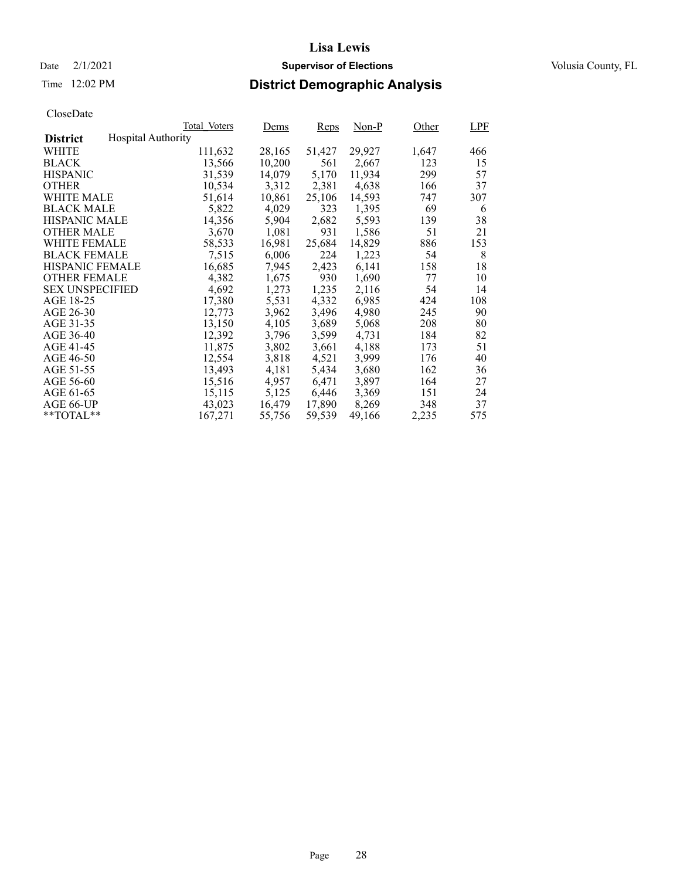# Lisa Lewis

Date 2/1/2021 **Supervisor of Elections** Volusia County, FL

Time 12:02 PM **District Demographic Analysis**

CloseDate

| | Total_Voters | Dems | Reps | Non-P | Other | LPF |
|---|---|---|---|---|---|---|
| **District** Hospital Authority | | | | | | |
| WHITE | 111,632 | 28,165 | 51,427 | 29,927 | 1,647 | 466 |
| BLACK | 13,566 | 10,200 | 561 | 2,667 | 123 | 15 |
| HISPANIC | 31,539 | 14,079 | 5,170 | 11,934 | 299 | 57 |
| OTHER | 10,534 | 3,312 | 2,381 | 4,638 | 166 | 37 |
| WHITE MALE | 51,614 | 10,861 | 25,106 | 14,593 | 747 | 307 |
| BLACK MALE | 5,822 | 4,029 | 323 | 1,395 | 69 | 6 |
| HISPANIC MALE | 14,356 | 5,904 | 2,682 | 5,593 | 139 | 38 |
| OTHER MALE | 3,670 | 1,081 | 931 | 1,586 | 51 | 21 |
| WHITE FEMALE | 58,533 | 16,981 | 25,684 | 14,829 | 886 | 153 |
| BLACK FEMALE | 7,515 | 6,006 | 224 | 1,223 | 54 | 8 |
| HISPANIC FEMALE | 16,685 | 7,945 | 2,423 | 6,141 | 158 | 18 |
| OTHER FEMALE | 4,382 | 1,675 | 930 | 1,690 | 77 | 10 |
| SEX UNSPECIFIED | 4,692 | 1,273 | 1,235 | 2,116 | 54 | 14 |
| AGE 18-25 | 17,380 | 5,531 | 4,332 | 6,985 | 424 | 108 |
| AGE 26-30 | 12,773 | 3,962 | 3,496 | 4,980 | 245 | 90 |
| AGE 31-35 | 13,150 | 4,105 | 3,689 | 5,068 | 208 | 80 |
| AGE 36-40 | 12,392 | 3,796 | 3,599 | 4,731 | 184 | 82 |
| AGE 41-45 | 11,875 | 3,802 | 3,661 | 4,188 | 173 | 51 |
| AGE 46-50 | 12,554 | 3,818 | 4,521 | 3,999 | 176 | 40 |
| AGE 51-55 | 13,493 | 4,181 | 5,434 | 3,680 | 162 | 36 |
| AGE 56-60 | 15,516 | 4,957 | 6,471 | 3,897 | 164 | 27 |
| AGE 61-65 | 15,115 | 5,125 | 6,446 | 3,369 | 151 | 24 |
| AGE 66-UP | 43,023 | 16,479 | 17,890 | 8,269 | 348 | 37 |
| **TOTAL** | 167,271 | 55,756 | 59,539 | 49,166 | 2,235 | 575 |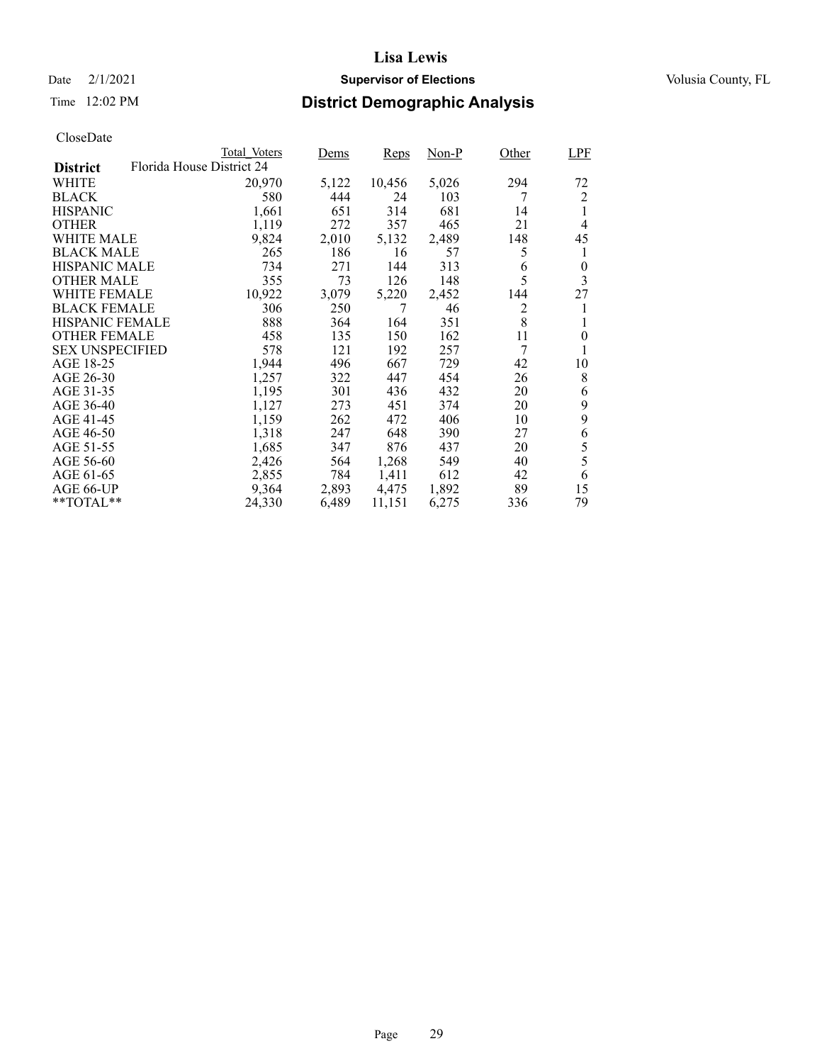# Lisa Lewis

Date 2/1/2021 **Supervisor of Elections** Volusia County, FL

Time 12:02 PM **District Demographic Analysis**

CloseDate

| District: Florida House District 24 | Total_Voters | Dems | Reps | Non-P | Other | LPF |
|---|---|---|---|---|---|---|
| WHITE | 20,970 | 5,122 | 10,456 | 5,026 | 294 | 72 |
| BLACK | 580 | 444 | 24 | 103 | 7 | 2 |
| HISPANIC | 1,661 | 651 | 314 | 681 | 14 | 1 |
| OTHER | 1,119 | 272 | 357 | 465 | 21 | 4 |
| WHITE MALE | 9,824 | 2,010 | 5,132 | 2,489 | 148 | 45 |
| BLACK MALE | 265 | 186 | 16 | 57 | 5 | 1 |
| HISPANIC MALE | 734 | 271 | 144 | 313 | 6 | 0 |
| OTHER MALE | 355 | 73 | 126 | 148 | 5 | 3 |
| WHITE FEMALE | 10,922 | 3,079 | 5,220 | 2,452 | 144 | 27 |
| BLACK FEMALE | 306 | 250 | 7 | 46 | 2 | 1 |
| HISPANIC FEMALE | 888 | 364 | 164 | 351 | 8 | 1 |
| OTHER FEMALE | 458 | 135 | 150 | 162 | 11 | 0 |
| SEX UNSPECIFIED | 578 | 121 | 192 | 257 | 7 | 1 |
| AGE 18-25 | 1,944 | 496 | 667 | 729 | 42 | 10 |
| AGE 26-30 | 1,257 | 322 | 447 | 454 | 26 | 8 |
| AGE 31-35 | 1,195 | 301 | 436 | 432 | 20 | 6 |
| AGE 36-40 | 1,127 | 273 | 451 | 374 | 20 | 9 |
| AGE 41-45 | 1,159 | 262 | 472 | 406 | 10 | 9 |
| AGE 46-50 | 1,318 | 247 | 648 | 390 | 27 | 6 |
| AGE 51-55 | 1,685 | 347 | 876 | 437 | 20 | 5 |
| AGE 56-60 | 2,426 | 564 | 1,268 | 549 | 40 | 5 |
| AGE 61-65 | 2,855 | 784 | 1,411 | 612 | 42 | 6 |
| AGE 66-UP | 9,364 | 2,893 | 4,475 | 1,892 | 89 | 15 |
| **TOTAL** | 24,330 | 6,489 | 11,151 | 6,275 | 336 | 79 |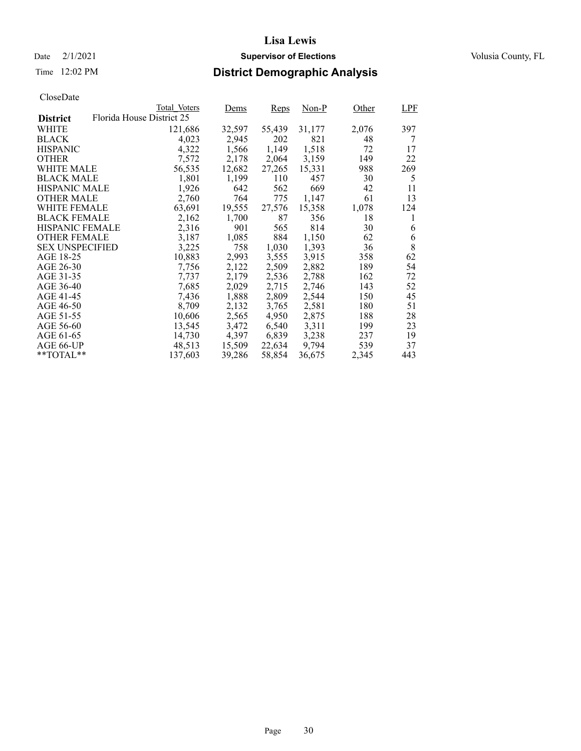# Lisa Lewis

Date 2/1/2021 **Supervisor of Elections** Volusia County, FL

Time 12:02 PM **District Demographic Analysis**

CloseDate

| **District** Florida House District 25 | Total_Voters | Dems | Reps | Non-P | Other | LPF |
|---|---|---|---|---|---|---|
| WHITE | 121,686 | 32,597 | 55,439 | 31,177 | 2,076 | 397 |
| BLACK | 4,023 | 2,945 | 202 | 821 | 48 | 7 |
| HISPANIC | 4,322 | 1,566 | 1,149 | 1,518 | 72 | 17 |
| OTHER | 7,572 | 2,178 | 2,064 | 3,159 | 149 | 22 |
| WHITE MALE | 56,535 | 12,682 | 27,265 | 15,331 | 988 | 269 |
| BLACK MALE | 1,801 | 1,199 | 110 | 457 | 30 | 5 |
| HISPANIC MALE | 1,926 | 642 | 562 | 669 | 42 | 11 |
| OTHER MALE | 2,760 | 764 | 775 | 1,147 | 61 | 13 |
| WHITE FEMALE | 63,691 | 19,555 | 27,576 | 15,358 | 1,078 | 124 |
| BLACK FEMALE | 2,162 | 1,700 | 87 | 356 | 18 | 1 |
| HISPANIC FEMALE | 2,316 | 901 | 565 | 814 | 30 | 6 |
| OTHER FEMALE | 3,187 | 1,085 | 884 | 1,150 | 62 | 6 |
| SEX UNSPECIFIED | 3,225 | 758 | 1,030 | 1,393 | 36 | 8 |
| AGE 18-25 | 10,883 | 2,993 | 3,555 | 3,915 | 358 | 62 |
| AGE 26-30 | 7,756 | 2,122 | 2,509 | 2,882 | 189 | 54 |
| AGE 31-35 | 7,737 | 2,179 | 2,536 | 2,788 | 162 | 72 |
| AGE 36-40 | 7,685 | 2,029 | 2,715 | 2,746 | 143 | 52 |
| AGE 41-45 | 7,436 | 1,888 | 2,809 | 2,544 | 150 | 45 |
| AGE 46-50 | 8,709 | 2,132 | 3,765 | 2,581 | 180 | 51 |
| AGE 51-55 | 10,606 | 2,565 | 4,950 | 2,875 | 188 | 28 |
| AGE 56-60 | 13,545 | 3,472 | 6,540 | 3,311 | 199 | 23 |
| AGE 61-65 | 14,730 | 4,397 | 6,839 | 3,238 | 237 | 19 |
| AGE 66-UP | 48,513 | 15,509 | 22,634 | 9,794 | 539 | 37 |
| **TOTAL** | 137,603 | 39,286 | 58,854 | 36,675 | 2,345 | 443 |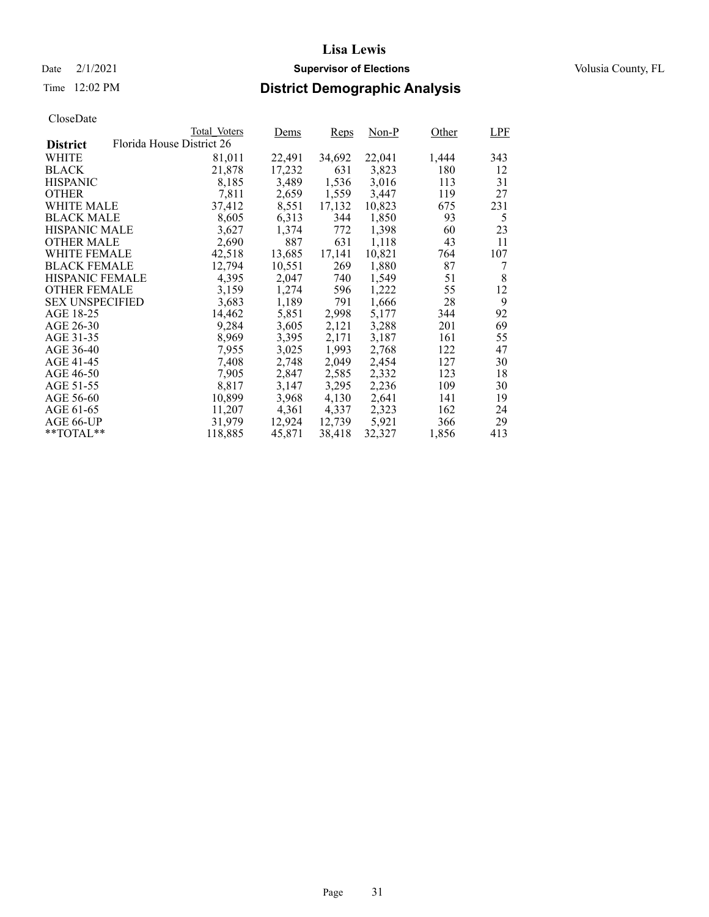# Lisa Lewis

Date 2/1/2021 **Supervisor of Elections** Volusia County, FL

Time 12:02 PM **District Demographic Analysis**

CloseDate

| **District** | Total_Voters | Dems | Reps | Non-P | Other | LPF |
|---|---|---|---|---|---|---|
| Florida House District 26 | | | | | | |
| WHITE | 81,011 | 22,491 | 34,692 | 22,041 | 1,444 | 343 |
| BLACK | 21,878 | 17,232 | 631 | 3,823 | 180 | 12 |
| HISPANIC | 8,185 | 3,489 | 1,536 | 3,016 | 113 | 31 |
| OTHER | 7,811 | 2,659 | 1,559 | 3,447 | 119 | 27 |
| WHITE MALE | 37,412 | 8,551 | 17,132 | 10,823 | 675 | 231 |
| BLACK MALE | 8,605 | 6,313 | 344 | 1,850 | 93 | 5 |
| HISPANIC MALE | 3,627 | 1,374 | 772 | 1,398 | 60 | 23 |
| OTHER MALE | 2,690 | 887 | 631 | 1,118 | 43 | 11 |
| WHITE FEMALE | 42,518 | 13,685 | 17,141 | 10,821 | 764 | 107 |
| BLACK FEMALE | 12,794 | 10,551 | 269 | 1,880 | 87 | 7 |
| HISPANIC FEMALE | 4,395 | 2,047 | 740 | 1,549 | 51 | 8 |
| OTHER FEMALE | 3,159 | 1,274 | 596 | 1,222 | 55 | 12 |
| SEX UNSPECIFIED | 3,683 | 1,189 | 791 | 1,666 | 28 | 9 |
| AGE 18-25 | 14,462 | 5,851 | 2,998 | 5,177 | 344 | 92 |
| AGE 26-30 | 9,284 | 3,605 | 2,121 | 3,288 | 201 | 69 |
| AGE 31-35 | 8,969 | 3,395 | 2,171 | 3,187 | 161 | 55 |
| AGE 36-40 | 7,955 | 3,025 | 1,993 | 2,768 | 122 | 47 |
| AGE 41-45 | 7,408 | 2,748 | 2,049 | 2,454 | 127 | 30 |
| AGE 46-50 | 7,905 | 2,847 | 2,585 | 2,332 | 123 | 18 |
| AGE 51-55 | 8,817 | 3,147 | 3,295 | 2,236 | 109 | 30 |
| AGE 56-60 | 10,899 | 3,968 | 4,130 | 2,641 | 141 | 19 |
| AGE 61-65 | 11,207 | 4,361 | 4,337 | 2,323 | 162 | 24 |
| AGE 66-UP | 31,979 | 12,924 | 12,739 | 5,921 | 366 | 29 |
| **TOTAL** | 118,885 | 45,871 | 38,418 | 32,327 | 1,856 | 413 |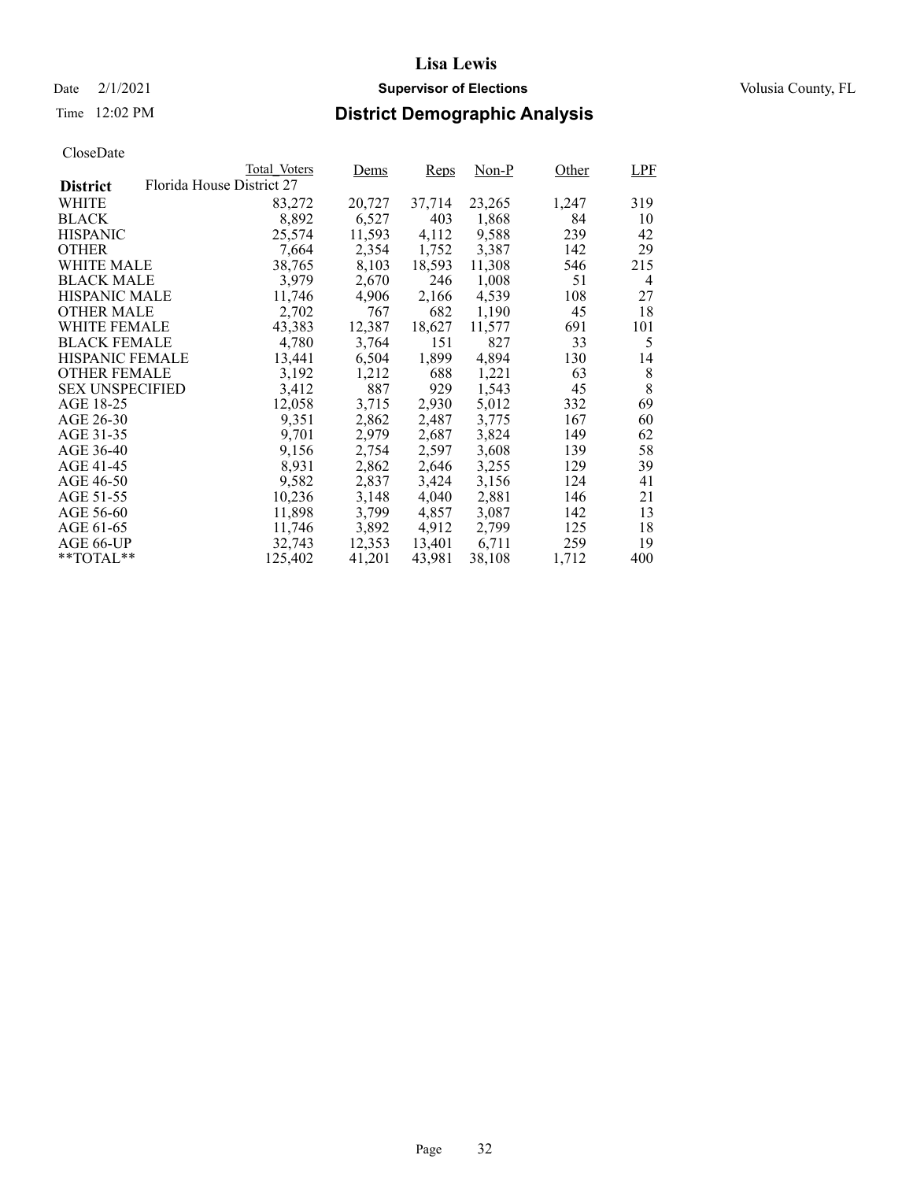# Lisa Lewis

Date 2/1/2021 **Supervisor of Elections** Volusia County, FL

Time 12:02 PM **District Demographic Analysis**

CloseDate

| District | Total_Voters | Dems | Reps | Non-P | Other | LPF |
|---|---|---|---|---|---|---|
| Florida House District 27 | | | | | | |
| WHITE | 83,272 | 20,727 | 37,714 | 23,265 | 1,247 | 319 |
| BLACK | 8,892 | 6,527 | 403 | 1,868 | 84 | 10 |
| HISPANIC | 25,574 | 11,593 | 4,112 | 9,588 | 239 | 42 |
| OTHER | 7,664 | 2,354 | 1,752 | 3,387 | 142 | 29 |
| WHITE MALE | 38,765 | 8,103 | 18,593 | 11,308 | 546 | 215 |
| BLACK MALE | 3,979 | 2,670 | 246 | 1,008 | 51 | 4 |
| HISPANIC MALE | 11,746 | 4,906 | 2,166 | 4,539 | 108 | 27 |
| OTHER MALE | 2,702 | 767 | 682 | 1,190 | 45 | 18 |
| WHITE FEMALE | 43,383 | 12,387 | 18,627 | 11,577 | 691 | 101 |
| BLACK FEMALE | 4,780 | 3,764 | 151 | 827 | 33 | 5 |
| HISPANIC FEMALE | 13,441 | 6,504 | 1,899 | 4,894 | 130 | 14 |
| OTHER FEMALE | 3,192 | 1,212 | 688 | 1,221 | 63 | 8 |
| SEX UNSPECIFIED | 3,412 | 887 | 929 | 1,543 | 45 | 8 |
| AGE 18-25 | 12,058 | 3,715 | 2,930 | 5,012 | 332 | 69 |
| AGE 26-30 | 9,351 | 2,862 | 2,487 | 3,775 | 167 | 60 |
| AGE 31-35 | 9,701 | 2,979 | 2,687 | 3,824 | 149 | 62 |
| AGE 36-40 | 9,156 | 2,754 | 2,597 | 3,608 | 139 | 58 |
| AGE 41-45 | 8,931 | 2,862 | 2,646 | 3,255 | 129 | 39 |
| AGE 46-50 | 9,582 | 2,837 | 3,424 | 3,156 | 124 | 41 |
| AGE 51-55 | 10,236 | 3,148 | 4,040 | 2,881 | 146 | 21 |
| AGE 56-60 | 11,898 | 3,799 | 4,857 | 3,087 | 142 | 13 |
| AGE 61-65 | 11,746 | 3,892 | 4,912 | 2,799 | 125 | 18 |
| AGE 66-UP | 32,743 | 12,353 | 13,401 | 6,711 | 259 | 19 |
| **TOTAL** | 125,402 | 41,201 | 43,981 | 38,108 | 1,712 | 400 |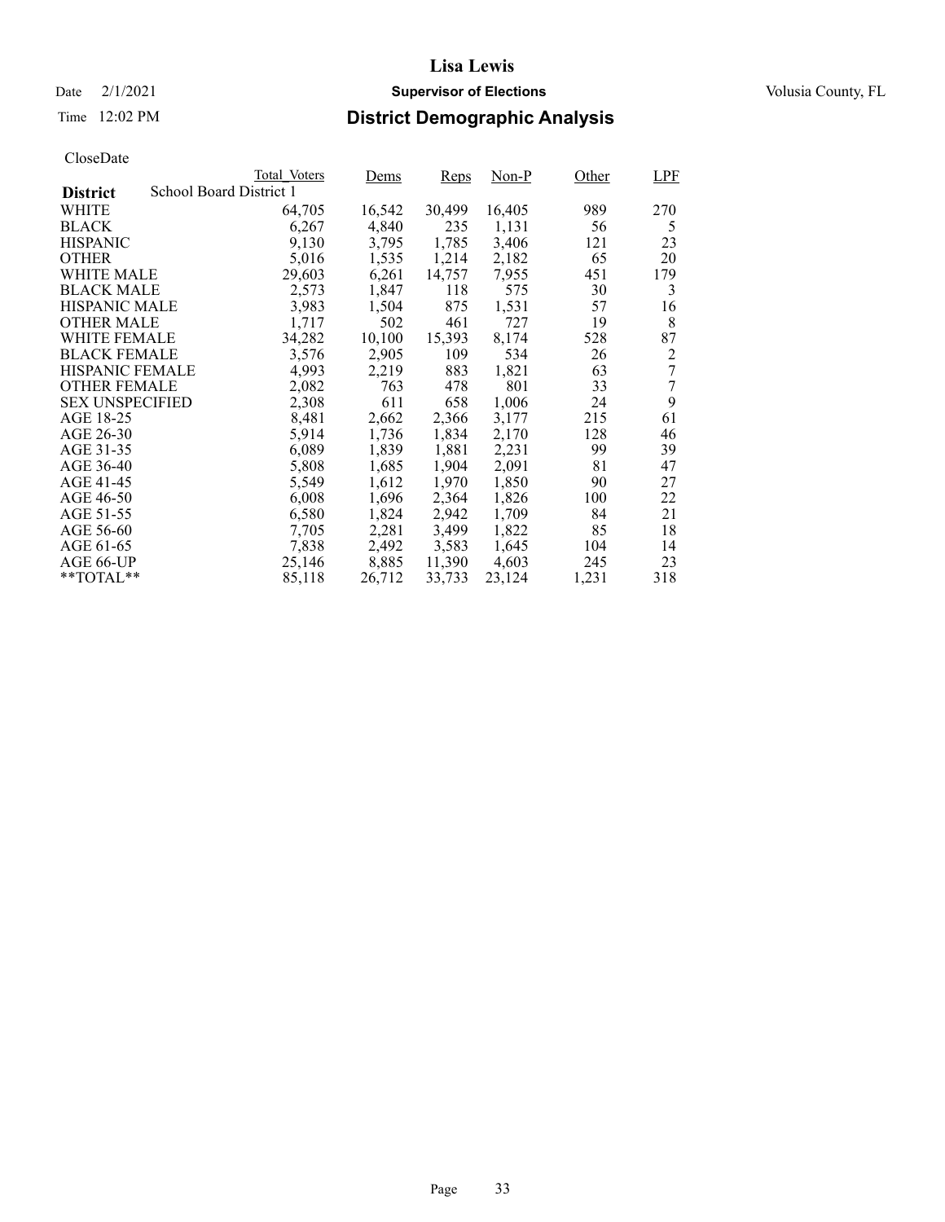# Lisa Lewis

Date 2/1/2021 **Supervisor of Elections** Volusia County, FL

Time 12:02 PM **District Demographic Analysis**

CloseDate

| District: School Board District 1 | Total_Voters | Dems | Reps | Non-P | Other | LPF |
|---|---|---|---|---|---|---|
| WHITE | 64,705 | 16,542 | 30,499 | 16,405 | 989 | 270 |
| BLACK | 6,267 | 4,840 | 235 | 1,131 | 56 | 5 |
| HISPANIC | 9,130 | 3,795 | 1,785 | 3,406 | 121 | 23 |
| OTHER | 5,016 | 1,535 | 1,214 | 2,182 | 65 | 20 |
| WHITE MALE | 29,603 | 6,261 | 14,757 | 7,955 | 451 | 179 |
| BLACK MALE | 2,573 | 1,847 | 118 | 575 | 30 | 3 |
| HISPANIC MALE | 3,983 | 1,504 | 875 | 1,531 | 57 | 16 |
| OTHER MALE | 1,717 | 502 | 461 | 727 | 19 | 8 |
| WHITE FEMALE | 34,282 | 10,100 | 15,393 | 8,174 | 528 | 87 |
| BLACK FEMALE | 3,576 | 2,905 | 109 | 534 | 26 | 2 |
| HISPANIC FEMALE | 4,993 | 2,219 | 883 | 1,821 | 63 | 7 |
| OTHER FEMALE | 2,082 | 763 | 478 | 801 | 33 | 7 |
| SEX UNSPECIFIED | 2,308 | 611 | 658 | 1,006 | 24 | 9 |
| AGE 18-25 | 8,481 | 2,662 | 2,366 | 3,177 | 215 | 61 |
| AGE 26-30 | 5,914 | 1,736 | 1,834 | 2,170 | 128 | 46 |
| AGE 31-35 | 6,089 | 1,839 | 1,881 | 2,231 | 99 | 39 |
| AGE 36-40 | 5,808 | 1,685 | 1,904 | 2,091 | 81 | 47 |
| AGE 41-45 | 5,549 | 1,612 | 1,970 | 1,850 | 90 | 27 |
| AGE 46-50 | 6,008 | 1,696 | 2,364 | 1,826 | 100 | 22 |
| AGE 51-55 | 6,580 | 1,824 | 2,942 | 1,709 | 84 | 21 |
| AGE 56-60 | 7,705 | 2,281 | 3,499 | 1,822 | 85 | 18 |
| AGE 61-65 | 7,838 | 2,492 | 3,583 | 1,645 | 104 | 14 |
| AGE 66-UP | 25,146 | 8,885 | 11,390 | 4,603 | 245 | 23 |
| **TOTAL** | 85,118 | 26,712 | 33,733 | 23,124 | 1,231 | 318 |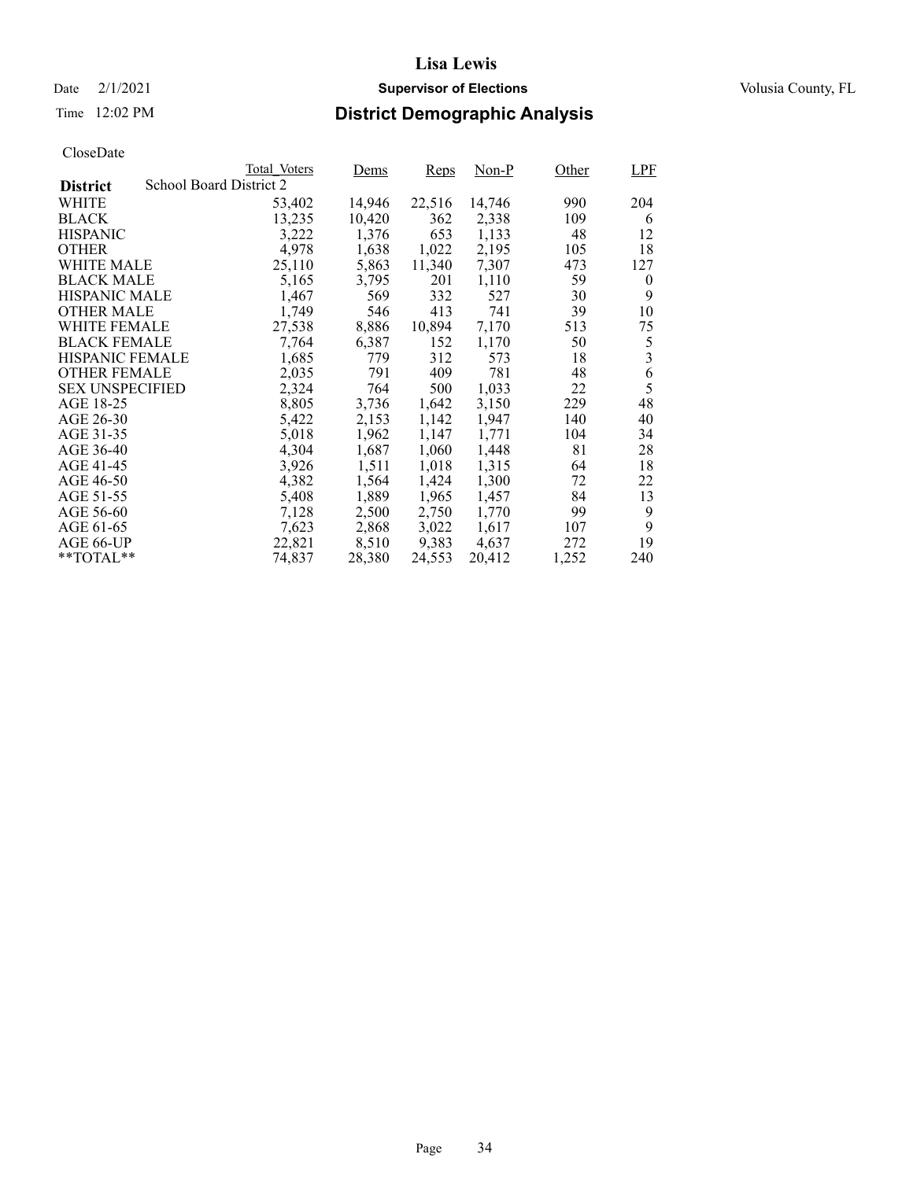# Lisa Lewis

Date 2/1/2021 **Supervisor of Elections** Volusia County, FL

Time 12:02 PM **District Demographic Analysis**

CloseDate

| | Total_Voters | Dems | Reps | Non-P | Other | LPF |
|---|---|---|---|---|---|---|
| **District** School Board District 2 | | | | | | |
| WHITE | 53,402 | 14,946 | 22,516 | 14,746 | 990 | 204 |
| BLACK | 13,235 | 10,420 | 362 | 2,338 | 109 | 6 |
| HISPANIC | 3,222 | 1,376 | 653 | 1,133 | 48 | 12 |
| OTHER | 4,978 | 1,638 | 1,022 | 2,195 | 105 | 18 |
| WHITE MALE | 25,110 | 5,863 | 11,340 | 7,307 | 473 | 127 |
| BLACK MALE | 5,165 | 3,795 | 201 | 1,110 | 59 | 0 |
| HISPANIC MALE | 1,467 | 569 | 332 | 527 | 30 | 9 |
| OTHER MALE | 1,749 | 546 | 413 | 741 | 39 | 10 |
| WHITE FEMALE | 27,538 | 8,886 | 10,894 | 7,170 | 513 | 75 |
| BLACK FEMALE | 7,764 | 6,387 | 152 | 1,170 | 50 | 5 |
| HISPANIC FEMALE | 1,685 | 779 | 312 | 573 | 18 | 3 |
| OTHER FEMALE | 2,035 | 791 | 409 | 781 | 48 | 6 |
| SEX UNSPECIFIED | 2,324 | 764 | 500 | 1,033 | 22 | 5 |
| AGE 18-25 | 8,805 | 3,736 | 1,642 | 3,150 | 229 | 48 |
| AGE 26-30 | 5,422 | 2,153 | 1,142 | 1,947 | 140 | 40 |
| AGE 31-35 | 5,018 | 1,962 | 1,147 | 1,771 | 104 | 34 |
| AGE 36-40 | 4,304 | 1,687 | 1,060 | 1,448 | 81 | 28 |
| AGE 41-45 | 3,926 | 1,511 | 1,018 | 1,315 | 64 | 18 |
| AGE 46-50 | 4,382 | 1,564 | 1,424 | 1,300 | 72 | 22 |
| AGE 51-55 | 5,408 | 1,889 | 1,965 | 1,457 | 84 | 13 |
| AGE 56-60 | 7,128 | 2,500 | 2,750 | 1,770 | 99 | 9 |
| AGE 61-65 | 7,623 | 2,868 | 3,022 | 1,617 | 107 | 9 |
| AGE 66-UP | 22,821 | 8,510 | 9,383 | 4,637 | 272 | 19 |
| **TOTAL** | 74,837 | 28,380 | 24,553 | 20,412 | 1,252 | 240 |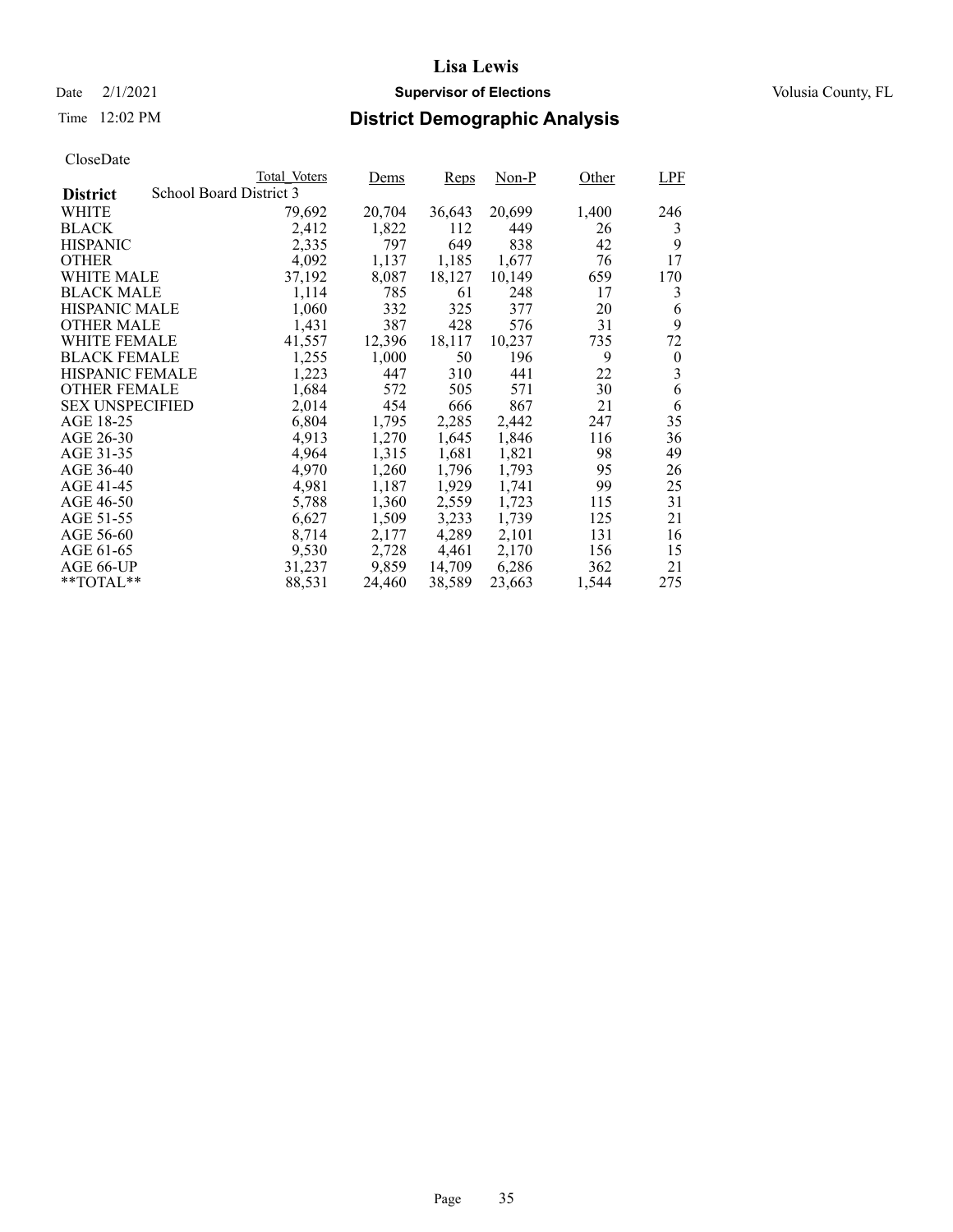# Lisa Lewis

Date 2/1/2021 **Supervisor of Elections** Volusia County, FL

Time 12:02 PM **District Demographic Analysis**

CloseDate

| **District** School Board District 3 | Total_Voters | Dems | Reps | Non-P | Other | LPF |
|---|---|---|---|---|---|---|
| WHITE | 79,692 | 20,704 | 36,643 | 20,699 | 1,400 | 246 |
| BLACK | 2,412 | 1,822 | 112 | 449 | 26 | 3 |
| HISPANIC | 2,335 | 797 | 649 | 838 | 42 | 9 |
| OTHER | 4,092 | 1,137 | 1,185 | 1,677 | 76 | 17 |
| WHITE MALE | 37,192 | 8,087 | 18,127 | 10,149 | 659 | 170 |
| BLACK MALE | 1,114 | 785 | 61 | 248 | 17 | 3 |
| HISPANIC MALE | 1,060 | 332 | 325 | 377 | 20 | 6 |
| OTHER MALE | 1,431 | 387 | 428 | 576 | 31 | 9 |
| WHITE FEMALE | 41,557 | 12,396 | 18,117 | 10,237 | 735 | 72 |
| BLACK FEMALE | 1,255 | 1,000 | 50 | 196 | 9 | 0 |
| HISPANIC FEMALE | 1,223 | 447 | 310 | 441 | 22 | 3 |
| OTHER FEMALE | 1,684 | 572 | 505 | 571 | 30 | 6 |
| SEX UNSPECIFIED | 2,014 | 454 | 666 | 867 | 21 | 6 |
| AGE 18-25 | 6,804 | 1,795 | 2,285 | 2,442 | 247 | 35 |
| AGE 26-30 | 4,913 | 1,270 | 1,645 | 1,846 | 116 | 36 |
| AGE 31-35 | 4,964 | 1,315 | 1,681 | 1,821 | 98 | 49 |
| AGE 36-40 | 4,970 | 1,260 | 1,796 | 1,793 | 95 | 26 |
| AGE 41-45 | 4,981 | 1,187 | 1,929 | 1,741 | 99 | 25 |
| AGE 46-50 | 5,788 | 1,360 | 2,559 | 1,723 | 115 | 31 |
| AGE 51-55 | 6,627 | 1,509 | 3,233 | 1,739 | 125 | 21 |
| AGE 56-60 | 8,714 | 2,177 | 4,289 | 2,101 | 131 | 16 |
| AGE 61-65 | 9,530 | 2,728 | 4,461 | 2,170 | 156 | 15 |
| AGE 66-UP | 31,237 | 9,859 | 14,709 | 6,286 | 362 | 21 |
| **TOTAL** | 88,531 | 24,460 | 38,589 | 23,663 | 1,544 | 275 |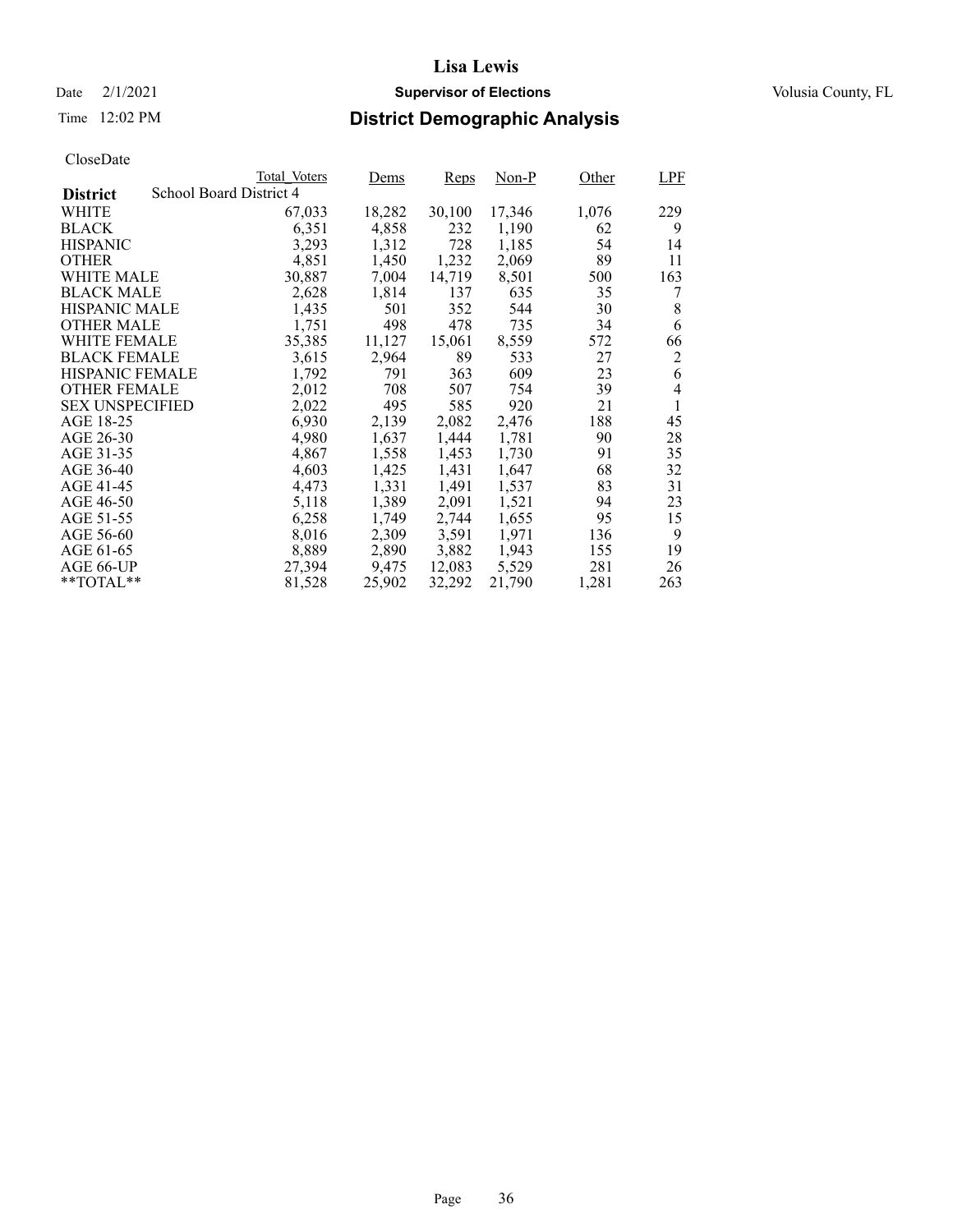# Lisa Lewis

Date 2/1/2021 **Supervisor of Elections** Volusia County, FL

Time 12:02 PM **District Demographic Analysis**

CloseDate

| **District** School Board District 4 | Total_Voters | Dems | Reps | Non-P | Other | LPF |
|---|---|---|---|---|---|---|
| WHITE | 67,033 | 18,282 | 30,100 | 17,346 | 1,076 | 229 |
| BLACK | 6,351 | 4,858 | 232 | 1,190 | 62 | 9 |
| HISPANIC | 3,293 | 1,312 | 728 | 1,185 | 54 | 14 |
| OTHER | 4,851 | 1,450 | 1,232 | 2,069 | 89 | 11 |
| WHITE MALE | 30,887 | 7,004 | 14,719 | 8,501 | 500 | 163 |
| BLACK MALE | 2,628 | 1,814 | 137 | 635 | 35 | 7 |
| HISPANIC MALE | 1,435 | 501 | 352 | 544 | 30 | 8 |
| OTHER MALE | 1,751 | 498 | 478 | 735 | 34 | 6 |
| WHITE FEMALE | 35,385 | 11,127 | 15,061 | 8,559 | 572 | 66 |
| BLACK FEMALE | 3,615 | 2,964 | 89 | 533 | 27 | 2 |
| HISPANIC FEMALE | 1,792 | 791 | 363 | 609 | 23 | 6 |
| OTHER FEMALE | 2,012 | 708 | 507 | 754 | 39 | 4 |
| SEX UNSPECIFIED | 2,022 | 495 | 585 | 920 | 21 | 1 |
| AGE 18-25 | 6,930 | 2,139 | 2,082 | 2,476 | 188 | 45 |
| AGE 26-30 | 4,980 | 1,637 | 1,444 | 1,781 | 90 | 28 |
| AGE 31-35 | 4,867 | 1,558 | 1,453 | 1,730 | 91 | 35 |
| AGE 36-40 | 4,603 | 1,425 | 1,431 | 1,647 | 68 | 32 |
| AGE 41-45 | 4,473 | 1,331 | 1,491 | 1,537 | 83 | 31 |
| AGE 46-50 | 5,118 | 1,389 | 2,091 | 1,521 | 94 | 23 |
| AGE 51-55 | 6,258 | 1,749 | 2,744 | 1,655 | 95 | 15 |
| AGE 56-60 | 8,016 | 2,309 | 3,591 | 1,971 | 136 | 9 |
| AGE 61-65 | 8,889 | 2,890 | 3,882 | 1,943 | 155 | 19 |
| AGE 66-UP | 27,394 | 9,475 | 12,083 | 5,529 | 281 | 26 |
| **TOTAL** | 81,528 | 25,902 | 32,292 | 21,790 | 1,281 | 263 |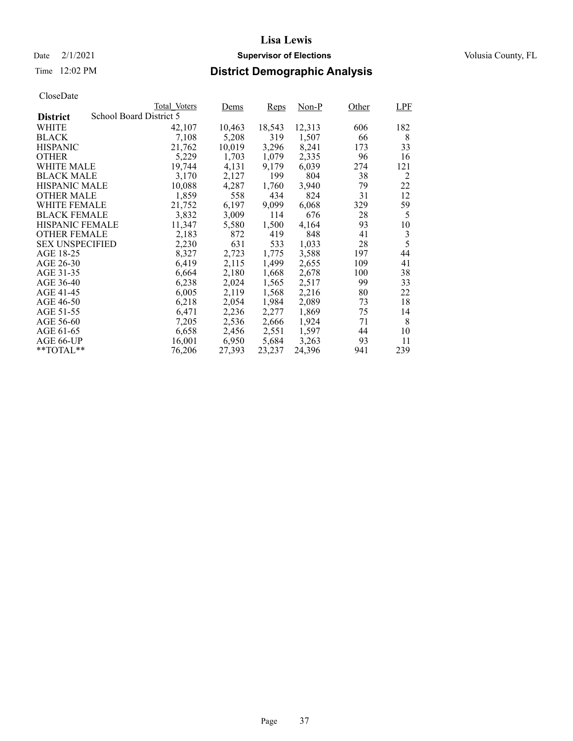# Lisa Lewis

Date 2/1/2021 **Supervisor of Elections** Volusia County, FL

Time 12:02 PM **District Demographic Analysis**

CloseDate

| | Total_Voters | Dems | Reps | Non-P | Other | LPF |
|---|---|---|---|---|---|---|
| **District** School Board District 5 | | | | | | |
| WHITE | 42,107 | 10,463 | 18,543 | 12,313 | 606 | 182 |
| BLACK | 7,108 | 5,208 | 319 | 1,507 | 66 | 8 |
| HISPANIC | 21,762 | 10,019 | 3,296 | 8,241 | 173 | 33 |
| OTHER | 5,229 | 1,703 | 1,079 | 2,335 | 96 | 16 |
| WHITE MALE | 19,744 | 4,131 | 9,179 | 6,039 | 274 | 121 |
| BLACK MALE | 3,170 | 2,127 | 199 | 804 | 38 | 2 |
| HISPANIC MALE | 10,088 | 4,287 | 1,760 | 3,940 | 79 | 22 |
| OTHER MALE | 1,859 | 558 | 434 | 824 | 31 | 12 |
| WHITE FEMALE | 21,752 | 6,197 | 9,099 | 6,068 | 329 | 59 |
| BLACK FEMALE | 3,832 | 3,009 | 114 | 676 | 28 | 5 |
| HISPANIC FEMALE | 11,347 | 5,580 | 1,500 | 4,164 | 93 | 10 |
| OTHER FEMALE | 2,183 | 872 | 419 | 848 | 41 | 3 |
| SEX UNSPECIFIED | 2,230 | 631 | 533 | 1,033 | 28 | 5 |
| AGE 18-25 | 8,327 | 2,723 | 1,775 | 3,588 | 197 | 44 |
| AGE 26-30 | 6,419 | 2,115 | 1,499 | 2,655 | 109 | 41 |
| AGE 31-35 | 6,664 | 2,180 | 1,668 | 2,678 | 100 | 38 |
| AGE 36-40 | 6,238 | 2,024 | 1,565 | 2,517 | 99 | 33 |
| AGE 41-45 | 6,005 | 2,119 | 1,568 | 2,216 | 80 | 22 |
| AGE 46-50 | 6,218 | 2,054 | 1,984 | 2,089 | 73 | 18 |
| AGE 51-55 | 6,471 | 2,236 | 2,277 | 1,869 | 75 | 14 |
| AGE 56-60 | 7,205 | 2,536 | 2,666 | 1,924 | 71 | 8 |
| AGE 61-65 | 6,658 | 2,456 | 2,551 | 1,597 | 44 | 10 |
| AGE 66-UP | 16,001 | 6,950 | 5,684 | 3,263 | 93 | 11 |
| **TOTAL** | 76,206 | 27,393 | 23,237 | 24,396 | 941 | 239 |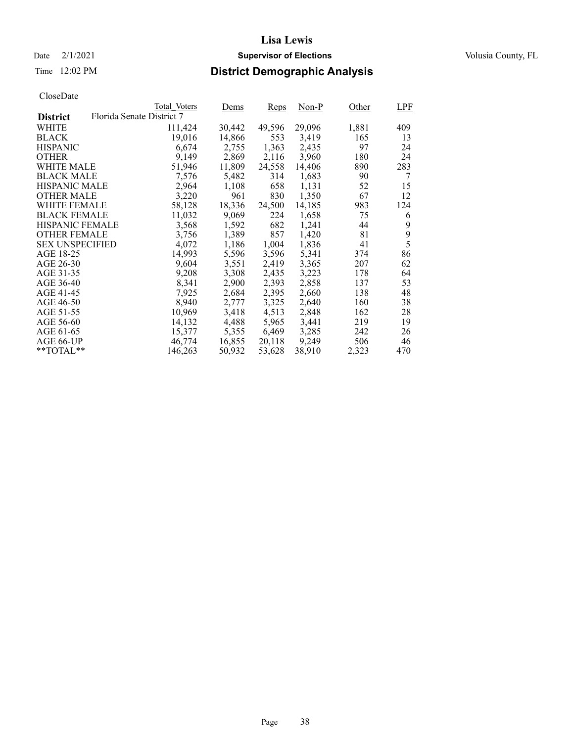# Lisa Lewis

Date 2/1/2021 **Supervisor of Elections** Volusia County, FL

Time 12:02 PM **District Demographic Analysis**

CloseDate

| District: Florida Senate District 7 | Total_Voters | Dems | Reps | Non-P | Other | LPF |
|---|---|---|---|---|---|---|
| WHITE | 111,424 | 30,442 | 49,596 | 29,096 | 1,881 | 409 |
| BLACK | 19,016 | 14,866 | 553 | 3,419 | 165 | 13 |
| HISPANIC | 6,674 | 2,755 | 1,363 | 2,435 | 97 | 24 |
| OTHER | 9,149 | 2,869 | 2,116 | 3,960 | 180 | 24 |
| WHITE MALE | 51,946 | 11,809 | 24,558 | 14,406 | 890 | 283 |
| BLACK MALE | 7,576 | 5,482 | 314 | 1,683 | 90 | 7 |
| HISPANIC MALE | 2,964 | 1,108 | 658 | 1,131 | 52 | 15 |
| OTHER MALE | 3,220 | 961 | 830 | 1,350 | 67 | 12 |
| WHITE FEMALE | 58,128 | 18,336 | 24,500 | 14,185 | 983 | 124 |
| BLACK FEMALE | 11,032 | 9,069 | 224 | 1,658 | 75 | 6 |
| HISPANIC FEMALE | 3,568 | 1,592 | 682 | 1,241 | 44 | 9 |
| OTHER FEMALE | 3,756 | 1,389 | 857 | 1,420 | 81 | 9 |
| SEX UNSPECIFIED | 4,072 | 1,186 | 1,004 | 1,836 | 41 | 5 |
| AGE 18-25 | 14,993 | 5,596 | 3,596 | 5,341 | 374 | 86 |
| AGE 26-30 | 9,604 | 3,551 | 2,419 | 3,365 | 207 | 62 |
| AGE 31-35 | 9,208 | 3,308 | 2,435 | 3,223 | 178 | 64 |
| AGE 36-40 | 8,341 | 2,900 | 2,393 | 2,858 | 137 | 53 |
| AGE 41-45 | 7,925 | 2,684 | 2,395 | 2,660 | 138 | 48 |
| AGE 46-50 | 8,940 | 2,777 | 3,325 | 2,640 | 160 | 38 |
| AGE 51-55 | 10,969 | 3,418 | 4,513 | 2,848 | 162 | 28 |
| AGE 56-60 | 14,132 | 4,488 | 5,965 | 3,441 | 219 | 19 |
| AGE 61-65 | 15,377 | 5,355 | 6,469 | 3,285 | 242 | 26 |
| AGE 66-UP | 46,774 | 16,855 | 20,118 | 9,249 | 506 | 46 |
| **TOTAL** | 146,263 | 50,932 | 53,628 | 38,910 | 2,323 | 470 |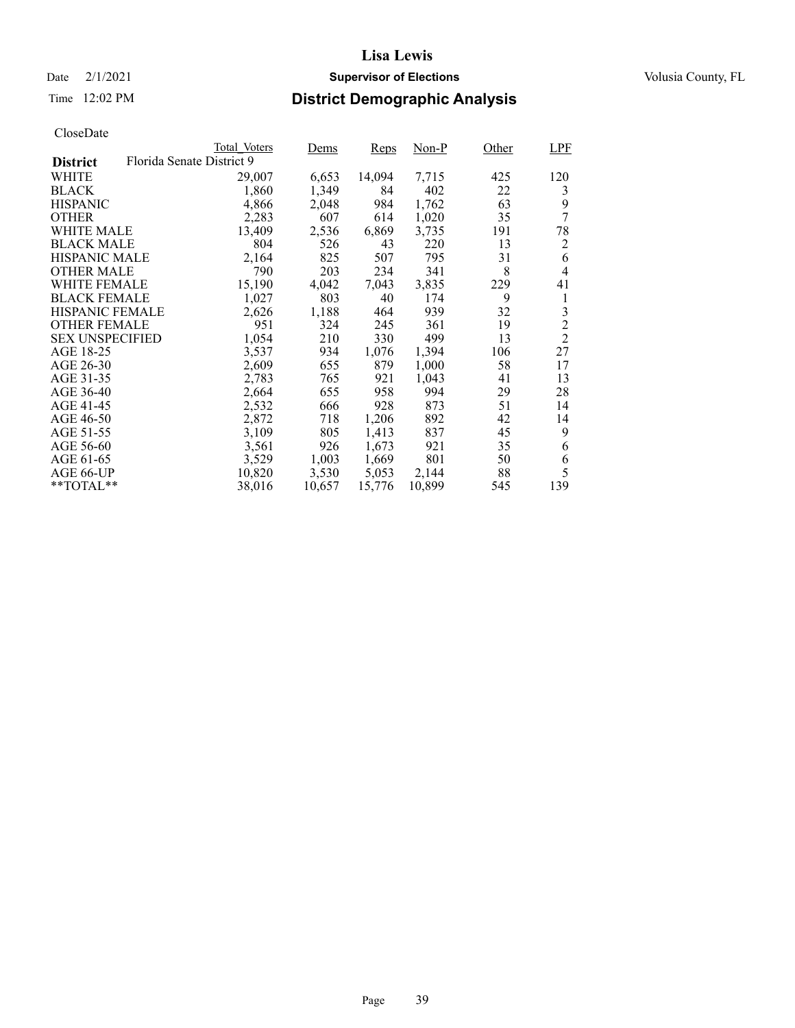CloseDate

| District | Florida Senate District 9 | Total_Voters | Dems | Reps | Non-P | Other | LPF |
|---|---|---|---|---|---|---|---|
| WHITE | | 29,007 | 6,653 | 14,094 | 7,715 | 425 | 120 |
| BLACK | | 1,860 | 1,349 | 84 | 402 | 22 | 3 |
| HISPANIC | | 4,866 | 2,048 | 984 | 1,762 | 63 | 9 |
| OTHER | | 2,283 | 607 | 614 | 1,020 | 35 | 7 |
| WHITE MALE | | 13,409 | 2,536 | 6,869 | 3,735 | 191 | 78 |
| BLACK MALE | | 804 | 526 | 43 | 220 | 13 | 2 |
| HISPANIC MALE | | 2,164 | 825 | 507 | 795 | 31 | 6 |
| OTHER MALE | | 790 | 203 | 234 | 341 | 8 | 4 |
| WHITE FEMALE | | 15,190 | 4,042 | 7,043 | 3,835 | 229 | 41 |
| BLACK FEMALE | | 1,027 | 803 | 40 | 174 | 9 | 1 |
| HISPANIC FEMALE | | 2,626 | 1,188 | 464 | 939 | 32 | 3 |
| OTHER FEMALE | | 951 | 324 | 245 | 361 | 19 | 2 |
| SEX UNSPECIFIED | | 1,054 | 210 | 330 | 499 | 13 | 2 |
| AGE 18-25 | | 3,537 | 934 | 1,076 | 1,394 | 106 | 27 |
| AGE 26-30 | | 2,609 | 655 | 879 | 1,000 | 58 | 17 |
| AGE 31-35 | | 2,783 | 765 | 921 | 1,043 | 41 | 13 |
| AGE 36-40 | | 2,664 | 655 | 958 | 994 | 29 | 28 |
| AGE 41-45 | | 2,532 | 666 | 928 | 873 | 51 | 14 |
| AGE 46-50 | | 2,872 | 718 | 1,206 | 892 | 42 | 14 |
| AGE 51-55 | | 3,109 | 805 | 1,413 | 837 | 45 | 9 |
| AGE 56-60 | | 3,561 | 926 | 1,673 | 921 | 35 | 6 |
| AGE 61-65 | | 3,529 | 1,003 | 1,669 | 801 | 50 | 6 |
| AGE 66-UP | | 10,820 | 3,530 | 5,053 | 2,144 | 88 | 5 |
| **TOTAL** | | 38,016 | 10,657 | 15,776 | 10,899 | 545 | 139 |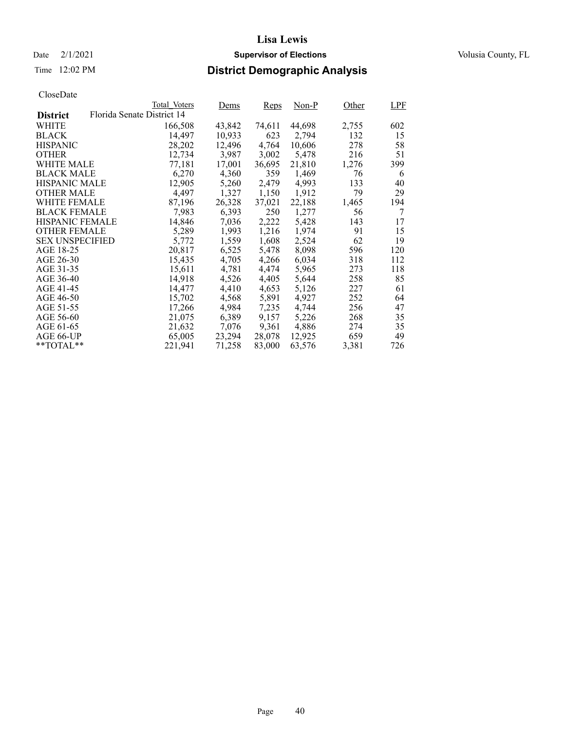# Lisa Lewis

Date 2/1/2021 **Supervisor of Elections** Volusia County, FL

Time 12:02 PM **District Demographic Analysis**

CloseDate

| District: Florida Senate District 14 | Total_Voters | Dems | Reps | Non-P | Other | LPF |
|---|---|---|---|---|---|---|
| WHITE | 166,508 | 43,842 | 74,611 | 44,698 | 2,755 | 602 |
| BLACK | 14,497 | 10,933 | 623 | 2,794 | 132 | 15 |
| HISPANIC | 28,202 | 12,496 | 4,764 | 10,606 | 278 | 58 |
| OTHER | 12,734 | 3,987 | 3,002 | 5,478 | 216 | 51 |
| WHITE MALE | 77,181 | 17,001 | 36,695 | 21,810 | 1,276 | 399 |
| BLACK MALE | 6,270 | 4,360 | 359 | 1,469 | 76 | 6 |
| HISPANIC MALE | 12,905 | 5,260 | 2,479 | 4,993 | 133 | 40 |
| OTHER MALE | 4,497 | 1,327 | 1,150 | 1,912 | 79 | 29 |
| WHITE FEMALE | 87,196 | 26,328 | 37,021 | 22,188 | 1,465 | 194 |
| BLACK FEMALE | 7,983 | 6,393 | 250 | 1,277 | 56 | 7 |
| HISPANIC FEMALE | 14,846 | 7,036 | 2,222 | 5,428 | 143 | 17 |
| OTHER FEMALE | 5,289 | 1,993 | 1,216 | 1,974 | 91 | 15 |
| SEX UNSPECIFIED | 5,772 | 1,559 | 1,608 | 2,524 | 62 | 19 |
| AGE 18-25 | 20,817 | 6,525 | 5,478 | 8,098 | 596 | 120 |
| AGE 26-30 | 15,435 | 4,705 | 4,266 | 6,034 | 318 | 112 |
| AGE 31-35 | 15,611 | 4,781 | 4,474 | 5,965 | 273 | 118 |
| AGE 36-40 | 14,918 | 4,526 | 4,405 | 5,644 | 258 | 85 |
| AGE 41-45 | 14,477 | 4,410 | 4,653 | 5,126 | 227 | 61 |
| AGE 46-50 | 15,702 | 4,568 | 5,891 | 4,927 | 252 | 64 |
| AGE 51-55 | 17,266 | 4,984 | 7,235 | 4,744 | 256 | 47 |
| AGE 56-60 | 21,075 | 6,389 | 9,157 | 5,226 | 268 | 35 |
| AGE 61-65 | 21,632 | 7,076 | 9,361 | 4,886 | 274 | 35 |
| AGE 66-UP | 65,005 | 23,294 | 28,078 | 12,925 | 659 | 49 |
| **TOTAL** | 221,941 | 71,258 | 83,000 | 63,576 | 3,381 | 726 |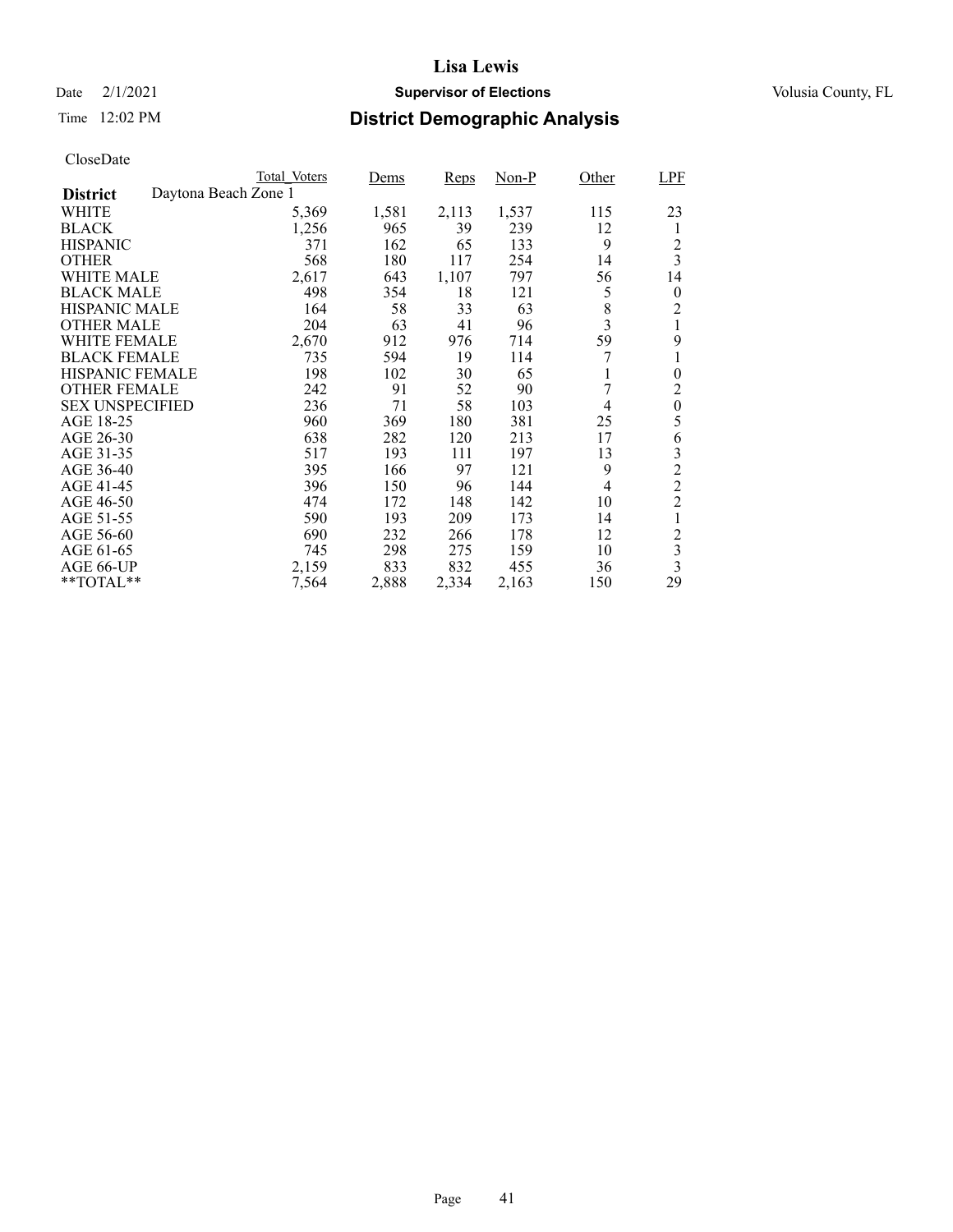# Lisa Lewis

Date 2/1/2021 **Supervisor of Elections** Volusia County, FL

Time 12:02 PM **District Demographic Analysis**

CloseDate

| District | Total_Voters | Dems | Reps | Non-P | Other | LPF |
|---|---|---|---|---|---|---|
| **Daytona Beach Zone 1** | | | | | | |
| WHITE | 5,369 | 1,581 | 2,113 | 1,537 | 115 | 23 |
| BLACK | 1,256 | 965 | 39 | 239 | 12 | 1 |
| HISPANIC | 371 | 162 | 65 | 133 | 9 | 2 |
| OTHER | 568 | 180 | 117 | 254 | 14 | 3 |
| WHITE MALE | 2,617 | 643 | 1,107 | 797 | 56 | 14 |
| BLACK MALE | 498 | 354 | 18 | 121 | 5 | 0 |
| HISPANIC MALE | 164 | 58 | 33 | 63 | 8 | 2 |
| OTHER MALE | 204 | 63 | 41 | 96 | 3 | 1 |
| WHITE FEMALE | 2,670 | 912 | 976 | 714 | 59 | 9 |
| BLACK FEMALE | 735 | 594 | 19 | 114 | 7 | 1 |
| HISPANIC FEMALE | 198 | 102 | 30 | 65 | 1 | 0 |
| OTHER FEMALE | 242 | 91 | 52 | 90 | 7 | 2 |
| SEX UNSPECIFIED | 236 | 71 | 58 | 103 | 4 | 0 |
| AGE 18-25 | 960 | 369 | 180 | 381 | 25 | 5 |
| AGE 26-30 | 638 | 282 | 120 | 213 | 17 | 6 |
| AGE 31-35 | 517 | 193 | 111 | 197 | 13 | 3 |
| AGE 36-40 | 395 | 166 | 97 | 121 | 9 | 2 |
| AGE 41-45 | 396 | 150 | 96 | 144 | 4 | 2 |
| AGE 46-50 | 474 | 172 | 148 | 142 | 10 | 2 |
| AGE 51-55 | 590 | 193 | 209 | 173 | 14 | 1 |
| AGE 56-60 | 690 | 232 | 266 | 178 | 12 | 2 |
| AGE 61-65 | 745 | 298 | 275 | 159 | 10 | 3 |
| AGE 66-UP | 2,159 | 833 | 832 | 455 | 36 | 3 |
| **TOTAL** | 7,564 | 2,888 | 2,334 | 2,163 | 150 | 29 |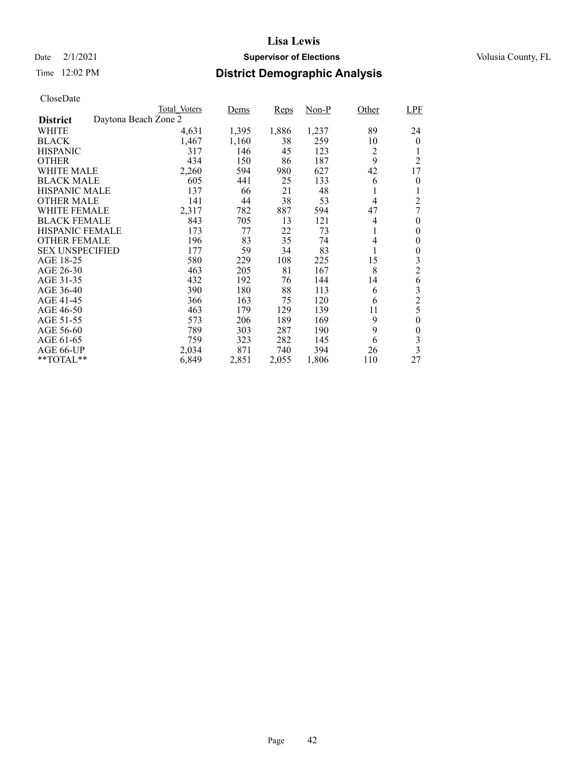# Lisa Lewis

Date 2/1/2021 **Supervisor of Elections** Volusia County, FL

Time 12:02 PM **District Demographic Analysis**

CloseDate

| | Total_Voters | Dems | Reps | Non-P | Other | LPF |
|---|---|---|---|---|---|---|
| **District** Daytona Beach Zone 2 | | | | | | |
| WHITE | 4,631 | 1,395 | 1,886 | 1,237 | 89 | 24 |
| BLACK | 1,467 | 1,160 | 38 | 259 | 10 | 0 |
| HISPANIC | 317 | 146 | 45 | 123 | 2 | 1 |
| OTHER | 434 | 150 | 86 | 187 | 9 | 2 |
| WHITE MALE | 2,260 | 594 | 980 | 627 | 42 | 17 |
| BLACK MALE | 605 | 441 | 25 | 133 | 6 | 0 |
| HISPANIC MALE | 137 | 66 | 21 | 48 | 1 | 1 |
| OTHER MALE | 141 | 44 | 38 | 53 | 4 | 2 |
| WHITE FEMALE | 2,317 | 782 | 887 | 594 | 47 | 7 |
| BLACK FEMALE | 843 | 705 | 13 | 121 | 4 | 0 |
| HISPANIC FEMALE | 173 | 77 | 22 | 73 | 1 | 0 |
| OTHER FEMALE | 196 | 83 | 35 | 74 | 4 | 0 |
| SEX UNSPECIFIED | 177 | 59 | 34 | 83 | 1 | 0 |
| AGE 18-25 | 580 | 229 | 108 | 225 | 15 | 3 |
| AGE 26-30 | 463 | 205 | 81 | 167 | 8 | 2 |
| AGE 31-35 | 432 | 192 | 76 | 144 | 14 | 6 |
| AGE 36-40 | 390 | 180 | 88 | 113 | 6 | 3 |
| AGE 41-45 | 366 | 163 | 75 | 120 | 6 | 2 |
| AGE 46-50 | 463 | 179 | 129 | 139 | 11 | 5 |
| AGE 51-55 | 573 | 206 | 189 | 169 | 9 | 0 |
| AGE 56-60 | 789 | 303 | 287 | 190 | 9 | 0 |
| AGE 61-65 | 759 | 323 | 282 | 145 | 6 | 3 |
| AGE 66-UP | 2,034 | 871 | 740 | 394 | 26 | 3 |
| **TOTAL** | 6,849 | 2,851 | 2,055 | 1,806 | 110 | 27 |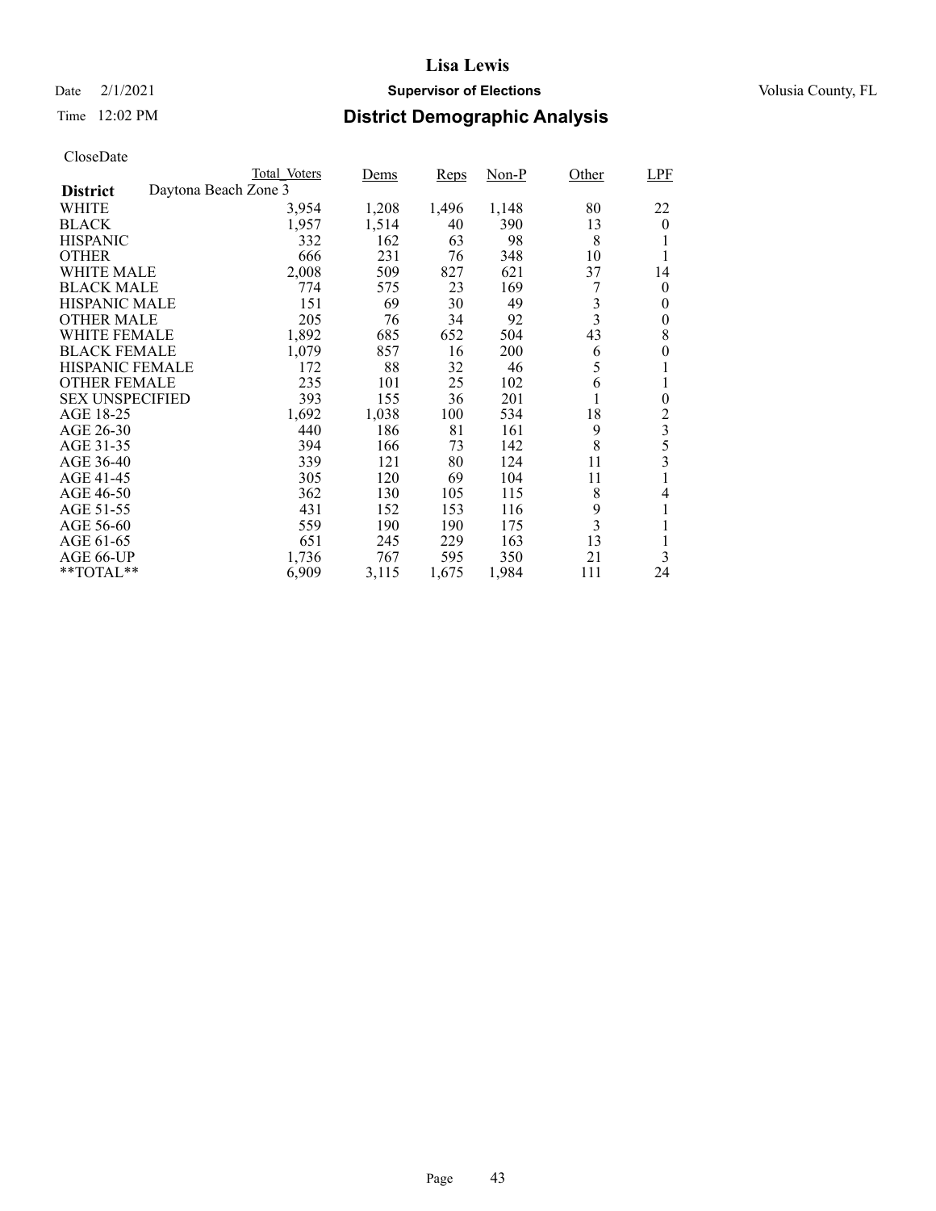# Lisa Lewis

Date 2/1/2021 **Supervisor of Elections** Volusia County, FL

Time 12:02 PM **District Demographic Analysis**

CloseDate

| | Total_Voters | Dems | Reps | Non-P | Other | LPF |
|---|---|---|---|---|---|---|
| **District** Daytona Beach Zone 3 | | | | | | |
| WHITE | 3,954 | 1,208 | 1,496 | 1,148 | 80 | 22 |
| BLACK | 1,957 | 1,514 | 40 | 390 | 13 | 0 |
| HISPANIC | 332 | 162 | 63 | 98 | 8 | 1 |
| OTHER | 666 | 231 | 76 | 348 | 10 | 1 |
| WHITE MALE | 2,008 | 509 | 827 | 621 | 37 | 14 |
| BLACK MALE | 774 | 575 | 23 | 169 | 7 | 0 |
| HISPANIC MALE | 151 | 69 | 30 | 49 | 3 | 0 |
| OTHER MALE | 205 | 76 | 34 | 92 | 3 | 0 |
| WHITE FEMALE | 1,892 | 685 | 652 | 504 | 43 | 8 |
| BLACK FEMALE | 1,079 | 857 | 16 | 200 | 6 | 0 |
| HISPANIC FEMALE | 172 | 88 | 32 | 46 | 5 | 1 |
| OTHER FEMALE | 235 | 101 | 25 | 102 | 6 | 1 |
| SEX UNSPECIFIED | 393 | 155 | 36 | 201 | 1 | 0 |
| AGE 18-25 | 1,692 | 1,038 | 100 | 534 | 18 | 2 |
| AGE 26-30 | 440 | 186 | 81 | 161 | 9 | 3 |
| AGE 31-35 | 394 | 166 | 73 | 142 | 8 | 5 |
| AGE 36-40 | 339 | 121 | 80 | 124 | 11 | 3 |
| AGE 41-45 | 305 | 120 | 69 | 104 | 11 | 1 |
| AGE 46-50 | 362 | 130 | 105 | 115 | 8 | 4 |
| AGE 51-55 | 431 | 152 | 153 | 116 | 9 | 1 |
| AGE 56-60 | 559 | 190 | 190 | 175 | 3 | 1 |
| AGE 61-65 | 651 | 245 | 229 | 163 | 13 | 1 |
| AGE 66-UP | 1,736 | 767 | 595 | 350 | 21 | 3 |
| **TOTAL** | 6,909 | 3,115 | 1,675 | 1,984 | 111 | 24 |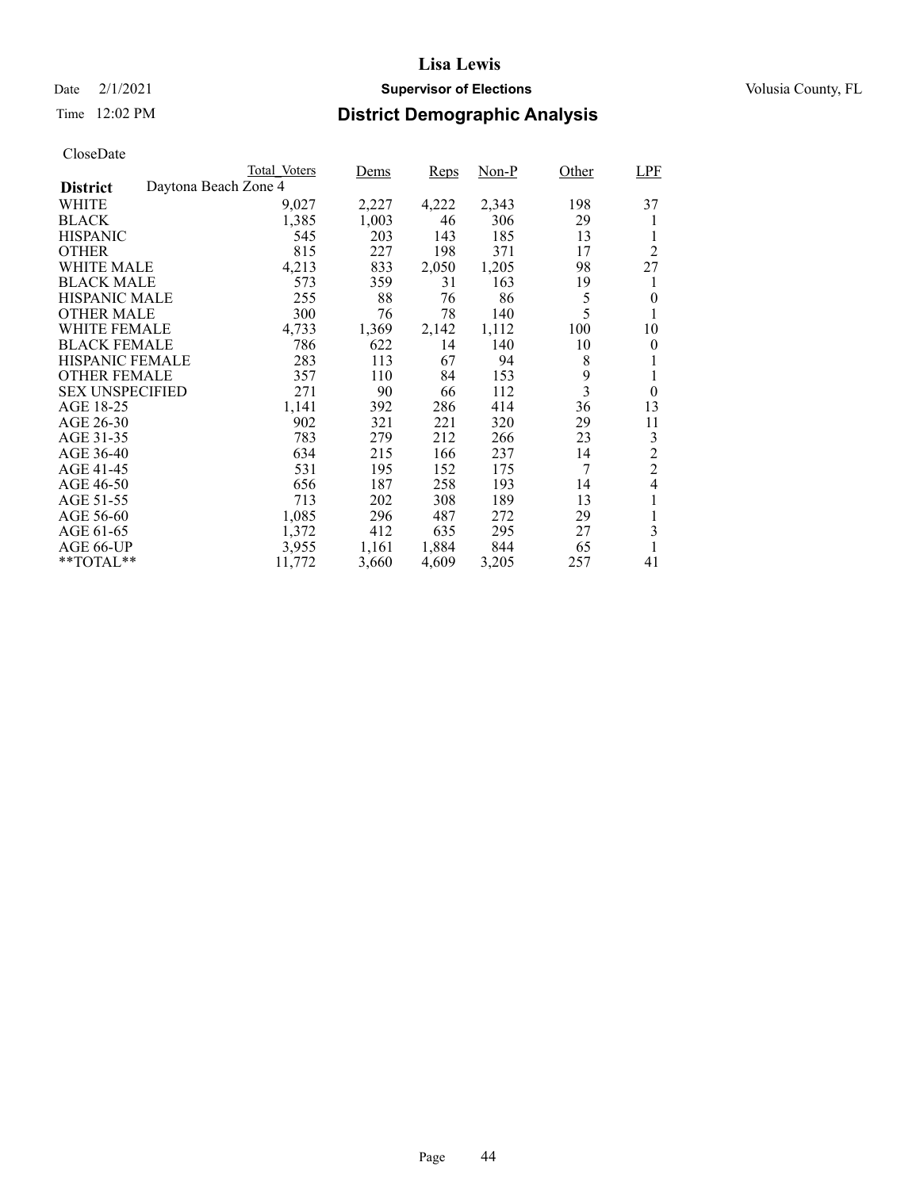# Lisa Lewis

Date 2/1/2021 **Supervisor of Elections** Volusia County, FL

Time 12:02 PM **District Demographic Analysis**

CloseDate

| | Total_Voters | Dems | Reps | Non-P | Other | LPF |
|---|---|---|---|---|---|---|
| **District** Daytona Beach Zone 4 | | | | | | |
| WHITE | 9,027 | 2,227 | 4,222 | 2,343 | 198 | 37 |
| BLACK | 1,385 | 1,003 | 46 | 306 | 29 | 1 |
| HISPANIC | 545 | 203 | 143 | 185 | 13 | 1 |
| OTHER | 815 | 227 | 198 | 371 | 17 | 2 |
| WHITE MALE | 4,213 | 833 | 2,050 | 1,205 | 98 | 27 |
| BLACK MALE | 573 | 359 | 31 | 163 | 19 | 1 |
| HISPANIC MALE | 255 | 88 | 76 | 86 | 5 | 0 |
| OTHER MALE | 300 | 76 | 78 | 140 | 5 | 1 |
| WHITE FEMALE | 4,733 | 1,369 | 2,142 | 1,112 | 100 | 10 |
| BLACK FEMALE | 786 | 622 | 14 | 140 | 10 | 0 |
| HISPANIC FEMALE | 283 | 113 | 67 | 94 | 8 | 1 |
| OTHER FEMALE | 357 | 110 | 84 | 153 | 9 | 1 |
| SEX UNSPECIFIED | 271 | 90 | 66 | 112 | 3 | 0 |
| AGE 18-25 | 1,141 | 392 | 286 | 414 | 36 | 13 |
| AGE 26-30 | 902 | 321 | 221 | 320 | 29 | 11 |
| AGE 31-35 | 783 | 279 | 212 | 266 | 23 | 3 |
| AGE 36-40 | 634 | 215 | 166 | 237 | 14 | 2 |
| AGE 41-45 | 531 | 195 | 152 | 175 | 7 | 2 |
| AGE 46-50 | 656 | 187 | 258 | 193 | 14 | 4 |
| AGE 51-55 | 713 | 202 | 308 | 189 | 13 | 1 |
| AGE 56-60 | 1,085 | 296 | 487 | 272 | 29 | 1 |
| AGE 61-65 | 1,372 | 412 | 635 | 295 | 27 | 3 |
| AGE 66-UP | 3,955 | 1,161 | 1,884 | 844 | 65 | 1 |
| **TOTAL** | 11,772 | 3,660 | 4,609 | 3,205 | 257 | 41 |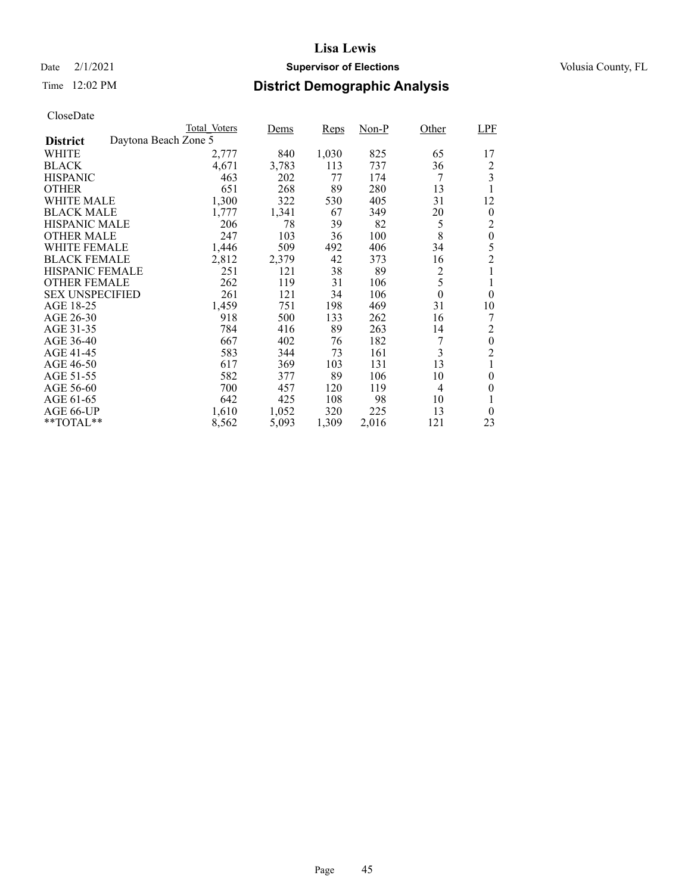# Lisa Lewis

Date 2/1/2021 **Supervisor of Elections** Volusia County, FL

Time 12:02 PM **District Demographic Analysis**

CloseDate

| | Total_Voters | Dems | Reps | Non-P | Other | LPF |
|---|---|---|---|---|---|---|
| **District** Daytona Beach Zone 5 | | | | | | |
| WHITE | 2,777 | 840 | 1,030 | 825 | 65 | 17 |
| BLACK | 4,671 | 3,783 | 113 | 737 | 36 | 2 |
| HISPANIC | 463 | 202 | 77 | 174 | 7 | 3 |
| OTHER | 651 | 268 | 89 | 280 | 13 | 1 |
| WHITE MALE | 1,300 | 322 | 530 | 405 | 31 | 12 |
| BLACK MALE | 1,777 | 1,341 | 67 | 349 | 20 | 0 |
| HISPANIC MALE | 206 | 78 | 39 | 82 | 5 | 2 |
| OTHER MALE | 247 | 103 | 36 | 100 | 8 | 0 |
| WHITE FEMALE | 1,446 | 509 | 492 | 406 | 34 | 5 |
| BLACK FEMALE | 2,812 | 2,379 | 42 | 373 | 16 | 2 |
| HISPANIC FEMALE | 251 | 121 | 38 | 89 | 2 | 1 |
| OTHER FEMALE | 262 | 119 | 31 | 106 | 5 | 1 |
| SEX UNSPECIFIED | 261 | 121 | 34 | 106 | 0 | 0 |
| AGE 18-25 | 1,459 | 751 | 198 | 469 | 31 | 10 |
| AGE 26-30 | 918 | 500 | 133 | 262 | 16 | 7 |
| AGE 31-35 | 784 | 416 | 89 | 263 | 14 | 2 |
| AGE 36-40 | 667 | 402 | 76 | 182 | 7 | 0 |
| AGE 41-45 | 583 | 344 | 73 | 161 | 3 | 2 |
| AGE 46-50 | 617 | 369 | 103 | 131 | 13 | 1 |
| AGE 51-55 | 582 | 377 | 89 | 106 | 10 | 0 |
| AGE 56-60 | 700 | 457 | 120 | 119 | 4 | 0 |
| AGE 61-65 | 642 | 425 | 108 | 98 | 10 | 1 |
| AGE 66-UP | 1,610 | 1,052 | 320 | 225 | 13 | 0 |
| **TOTAL** | 8,562 | 5,093 | 1,309 | 2,016 | 121 | 23 |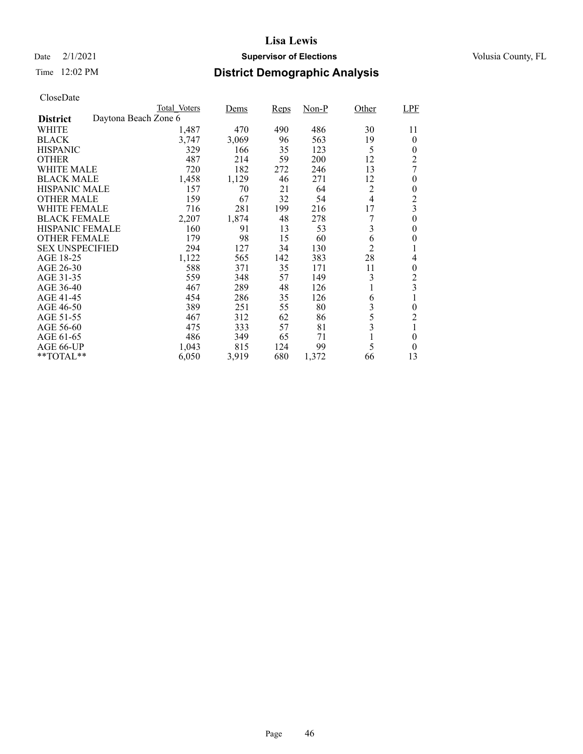CloseDate

| | Total_Voters | Dems | Reps | Non-P | Other | LPF |
|---|---|---|---|---|---|---|
| **District** Daytona Beach Zone 6 | | | | | | |
| WHITE | 1,487 | 470 | 490 | 486 | 30 | 11 |
| BLACK | 3,747 | 3,069 | 96 | 563 | 19 | 0 |
| HISPANIC | 329 | 166 | 35 | 123 | 5 | 0 |
| OTHER | 487 | 214 | 59 | 200 | 12 | 2 |
| WHITE MALE | 720 | 182 | 272 | 246 | 13 | 7 |
| BLACK MALE | 1,458 | 1,129 | 46 | 271 | 12 | 0 |
| HISPANIC MALE | 157 | 70 | 21 | 64 | 2 | 0 |
| OTHER MALE | 159 | 67 | 32 | 54 | 4 | 2 |
| WHITE FEMALE | 716 | 281 | 199 | 216 | 17 | 3 |
| BLACK FEMALE | 2,207 | 1,874 | 48 | 278 | 7 | 0 |
| HISPANIC FEMALE | 160 | 91 | 13 | 53 | 3 | 0 |
| OTHER FEMALE | 179 | 98 | 15 | 60 | 6 | 0 |
| SEX UNSPECIFIED | 294 | 127 | 34 | 130 | 2 | 1 |
| AGE 18-25 | 1,122 | 565 | 142 | 383 | 28 | 4 |
| AGE 26-30 | 588 | 371 | 35 | 171 | 11 | 0 |
| AGE 31-35 | 559 | 348 | 57 | 149 | 3 | 2 |
| AGE 36-40 | 467 | 289 | 48 | 126 | 1 | 3 |
| AGE 41-45 | 454 | 286 | 35 | 126 | 6 | 1 |
| AGE 46-50 | 389 | 251 | 55 | 80 | 3 | 0 |
| AGE 51-55 | 467 | 312 | 62 | 86 | 5 | 2 |
| AGE 56-60 | 475 | 333 | 57 | 81 | 3 | 1 |
| AGE 61-65 | 486 | 349 | 65 | 71 | 1 | 0 |
| AGE 66-UP | 1,043 | 815 | 124 | 99 | 5 | 0 |
| **TOTAL** | 6,050 | 3,919 | 680 | 1,372 | 66 | 13 |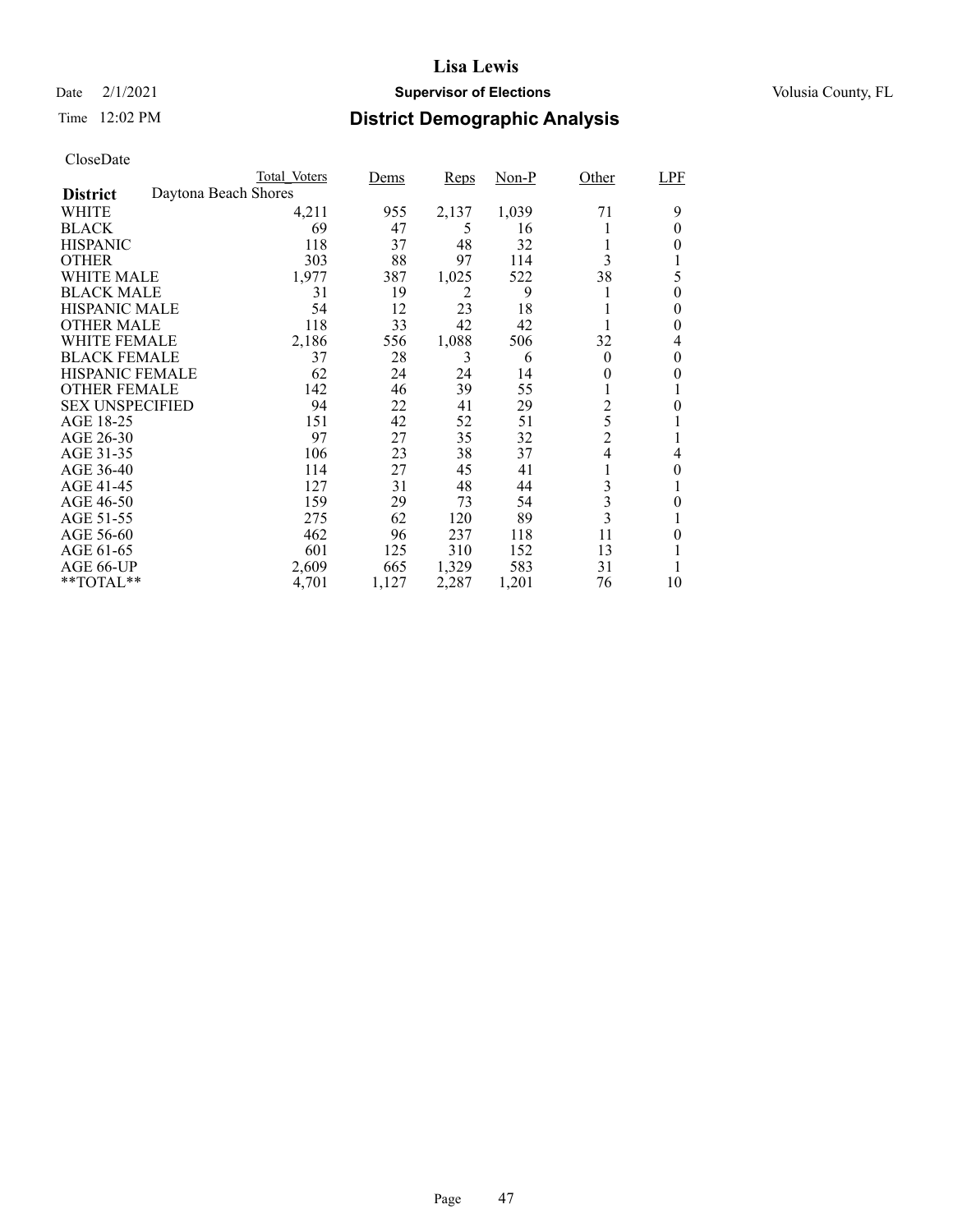# Lisa Lewis

Date 2/1/2021 **Supervisor of Elections** Volusia County, FL

Time 12:02 PM **District Demographic Analysis**

CloseDate

| **District** Daytona Beach Shores | Total_Voters | Dems | Reps | Non-P | Other | LPF |
|---|---|---|---|---|---|---|
| WHITE | 4,211 | 955 | 2,137 | 1,039 | 71 | 9 |
| BLACK | 69 | 47 | 5 | 16 | 1 | 0 |
| HISPANIC | 118 | 37 | 48 | 32 | 1 | 0 |
| OTHER | 303 | 88 | 97 | 114 | 3 | 1 |
| WHITE MALE | 1,977 | 387 | 1,025 | 522 | 38 | 5 |
| BLACK MALE | 31 | 19 | 2 | 9 | 1 | 0 |
| HISPANIC MALE | 54 | 12 | 23 | 18 | 1 | 0 |
| OTHER MALE | 118 | 33 | 42 | 42 | 1 | 0 |
| WHITE FEMALE | 2,186 | 556 | 1,088 | 506 | 32 | 4 |
| BLACK FEMALE | 37 | 28 | 3 | 6 | 0 | 0 |
| HISPANIC FEMALE | 62 | 24 | 24 | 14 | 0 | 0 |
| OTHER FEMALE | 142 | 46 | 39 | 55 | 1 | 1 |
| SEX UNSPECIFIED | 94 | 22 | 41 | 29 | 2 | 0 |
| AGE 18-25 | 151 | 42 | 52 | 51 | 5 | 1 |
| AGE 26-30 | 97 | 27 | 35 | 32 | 2 | 1 |
| AGE 31-35 | 106 | 23 | 38 | 37 | 4 | 4 |
| AGE 36-40 | 114 | 27 | 45 | 41 | 1 | 0 |
| AGE 41-45 | 127 | 31 | 48 | 44 | 3 | 1 |
| AGE 46-50 | 159 | 29 | 73 | 54 | 3 | 0 |
| AGE 51-55 | 275 | 62 | 120 | 89 | 3 | 1 |
| AGE 56-60 | 462 | 96 | 237 | 118 | 11 | 0 |
| AGE 61-65 | 601 | 125 | 310 | 152 | 13 | 1 |
| AGE 66-UP | 2,609 | 665 | 1,329 | 583 | 31 | 1 |
| **TOTAL** | 4,701 | 1,127 | 2,287 | 1,201 | 76 | 10 |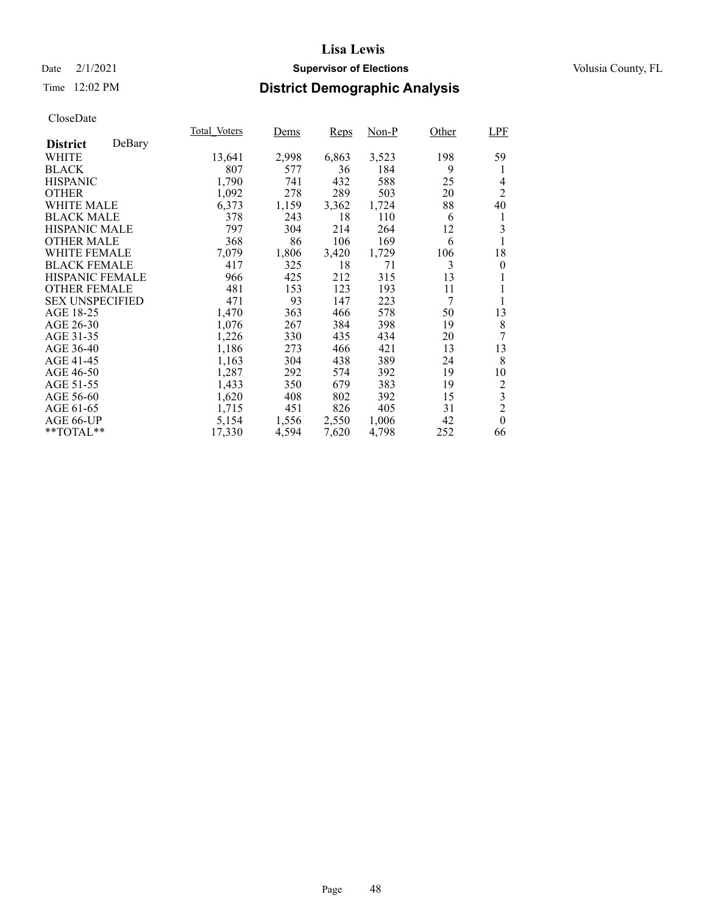# Lisa Lewis

Date 2/1/2021 **Supervisor of Elections** Volusia County, FL

Time 12:02 PM **District Demographic Analysis**

CloseDate

| **District** DeBary | Total_Voters | Dems | Reps | Non-P | Other | LPF |
|---|---|---|---|---|---|---|
| WHITE | 13,641 | 2,998 | 6,863 | 3,523 | 198 | 59 |
| BLACK | 807 | 577 | 36 | 184 | 9 | 1 |
| HISPANIC | 1,790 | 741 | 432 | 588 | 25 | 4 |
| OTHER | 1,092 | 278 | 289 | 503 | 20 | 2 |
| WHITE MALE | 6,373 | 1,159 | 3,362 | 1,724 | 88 | 40 |
| BLACK MALE | 378 | 243 | 18 | 110 | 6 | 1 |
| HISPANIC MALE | 797 | 304 | 214 | 264 | 12 | 3 |
| OTHER MALE | 368 | 86 | 106 | 169 | 6 | 1 |
| WHITE FEMALE | 7,079 | 1,806 | 3,420 | 1,729 | 106 | 18 |
| BLACK FEMALE | 417 | 325 | 18 | 71 | 3 | 0 |
| HISPANIC FEMALE | 966 | 425 | 212 | 315 | 13 | 1 |
| OTHER FEMALE | 481 | 153 | 123 | 193 | 11 | 1 |
| SEX UNSPECIFIED | 471 | 93 | 147 | 223 | 7 | 1 |
| AGE 18-25 | 1,470 | 363 | 466 | 578 | 50 | 13 |
| AGE 26-30 | 1,076 | 267 | 384 | 398 | 19 | 8 |
| AGE 31-35 | 1,226 | 330 | 435 | 434 | 20 | 7 |
| AGE 36-40 | 1,186 | 273 | 466 | 421 | 13 | 13 |
| AGE 41-45 | 1,163 | 304 | 438 | 389 | 24 | 8 |
| AGE 46-50 | 1,287 | 292 | 574 | 392 | 19 | 10 |
| AGE 51-55 | 1,433 | 350 | 679 | 383 | 19 | 2 |
| AGE 56-60 | 1,620 | 408 | 802 | 392 | 15 | 3 |
| AGE 61-65 | 1,715 | 451 | 826 | 405 | 31 | 2 |
| AGE 66-UP | 5,154 | 1,556 | 2,550 | 1,006 | 42 | 0 |
| **TOTAL** | 17,330 | 4,594 | 7,620 | 4,798 | 252 | 66 |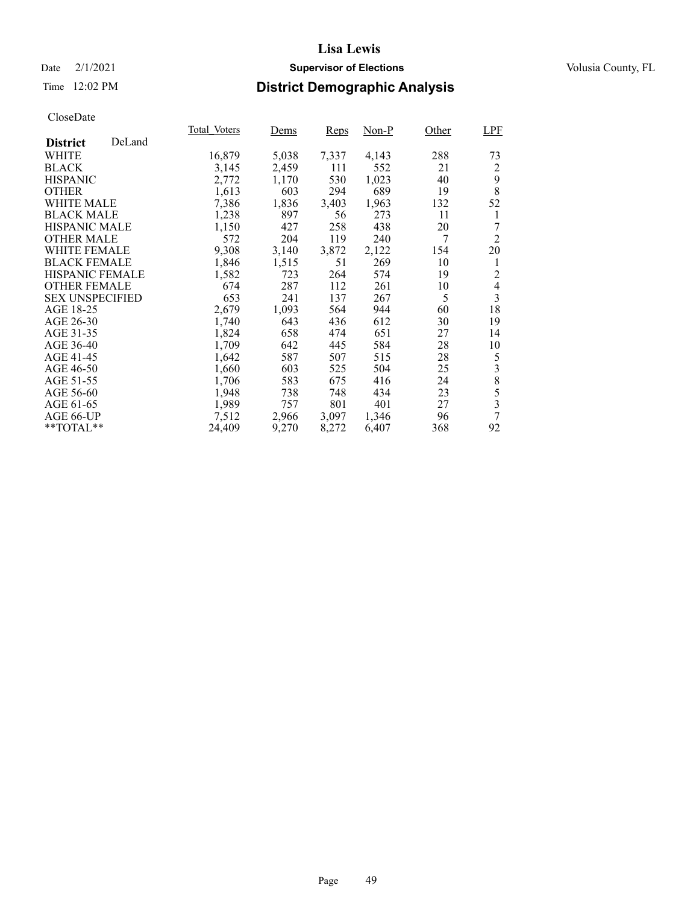# Lisa Lewis

Date 2/1/2021 **Supervisor of Elections** Volusia County, FL

Time 12:02 PM **District Demographic Analysis**

CloseDate

| **District** DeLand | Total_Voters | Dems | Reps | Non-P | Other | LPF |
|---|---|---|---|---|---|---|
| WHITE | 16,879 | 5,038 | 7,337 | 4,143 | 288 | 73 |
| BLACK | 3,145 | 2,459 | 111 | 552 | 21 | 2 |
| HISPANIC | 2,772 | 1,170 | 530 | 1,023 | 40 | 9 |
| OTHER | 1,613 | 603 | 294 | 689 | 19 | 8 |
| WHITE MALE | 7,386 | 1,836 | 3,403 | 1,963 | 132 | 52 |
| BLACK MALE | 1,238 | 897 | 56 | 273 | 11 | 1 |
| HISPANIC MALE | 1,150 | 427 | 258 | 438 | 20 | 7 |
| OTHER MALE | 572 | 204 | 119 | 240 | 7 | 2 |
| WHITE FEMALE | 9,308 | 3,140 | 3,872 | 2,122 | 154 | 20 |
| BLACK FEMALE | 1,846 | 1,515 | 51 | 269 | 10 | 1 |
| HISPANIC FEMALE | 1,582 | 723 | 264 | 574 | 19 | 2 |
| OTHER FEMALE | 674 | 287 | 112 | 261 | 10 | 4 |
| SEX UNSPECIFIED | 653 | 241 | 137 | 267 | 5 | 3 |
| AGE 18-25 | 2,679 | 1,093 | 564 | 944 | 60 | 18 |
| AGE 26-30 | 1,740 | 643 | 436 | 612 | 30 | 19 |
| AGE 31-35 | 1,824 | 658 | 474 | 651 | 27 | 14 |
| AGE 36-40 | 1,709 | 642 | 445 | 584 | 28 | 10 |
| AGE 41-45 | 1,642 | 587 | 507 | 515 | 28 | 5 |
| AGE 46-50 | 1,660 | 603 | 525 | 504 | 25 | 3 |
| AGE 51-55 | 1,706 | 583 | 675 | 416 | 24 | 8 |
| AGE 56-60 | 1,948 | 738 | 748 | 434 | 23 | 5 |
| AGE 61-65 | 1,989 | 757 | 801 | 401 | 27 | 3 |
| AGE 66-UP | 7,512 | 2,966 | 3,097 | 1,346 | 96 | 7 |
| **TOTAL** | 24,409 | 9,270 | 8,272 | 6,407 | 368 | 92 |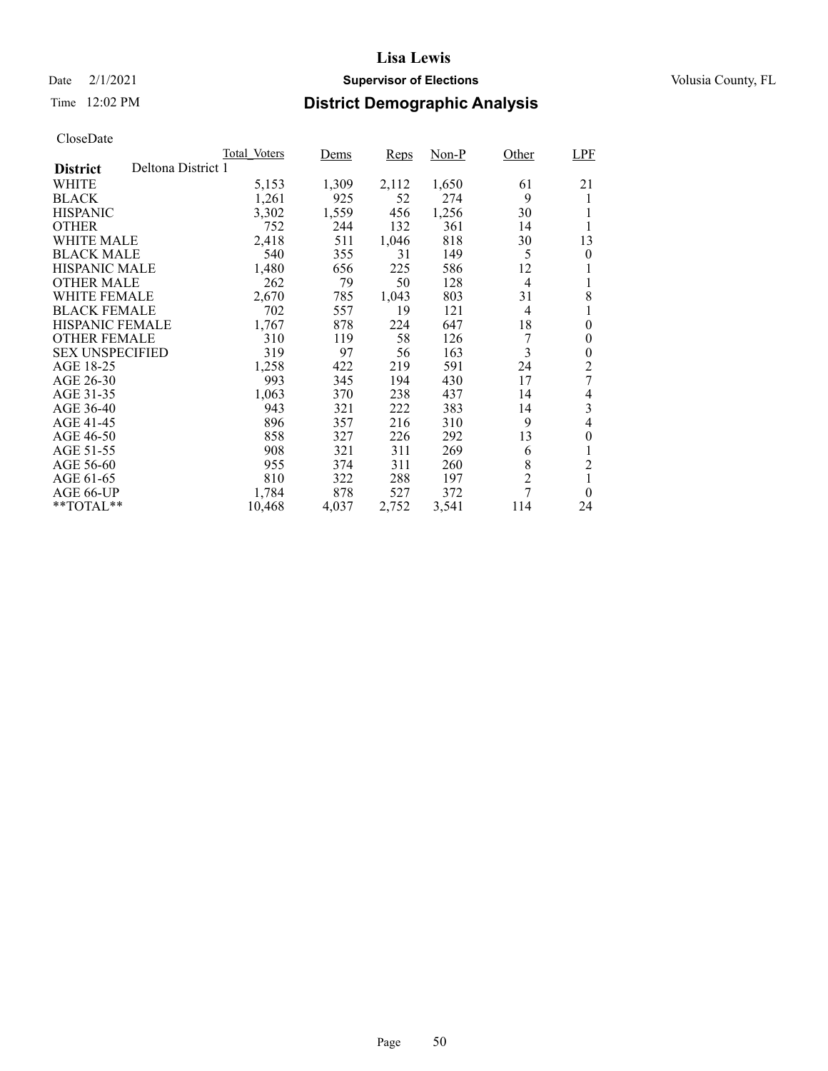# Lisa Lewis

Date 2/1/2021 **Supervisor of Elections** Volusia County, FL

Time 12:02 PM **District Demographic Analysis**

CloseDate

| | Total_Voters | Dems | Reps | Non-P | Other | LPF |
|---|---|---|---|---|---|---|
| **District** Deltona District 1 | | | | | | |
| WHITE | 5,153 | 1,309 | 2,112 | 1,650 | 61 | 21 |
| BLACK | 1,261 | 925 | 52 | 274 | 9 | 1 |
| HISPANIC | 3,302 | 1,559 | 456 | 1,256 | 30 | 1 |
| OTHER | 752 | 244 | 132 | 361 | 14 | 1 |
| WHITE MALE | 2,418 | 511 | 1,046 | 818 | 30 | 13 |
| BLACK MALE | 540 | 355 | 31 | 149 | 5 | 0 |
| HISPANIC MALE | 1,480 | 656 | 225 | 586 | 12 | 1 |
| OTHER MALE | 262 | 79 | 50 | 128 | 4 | 1 |
| WHITE FEMALE | 2,670 | 785 | 1,043 | 803 | 31 | 8 |
| BLACK FEMALE | 702 | 557 | 19 | 121 | 4 | 1 |
| HISPANIC FEMALE | 1,767 | 878 | 224 | 647 | 18 | 0 |
| OTHER FEMALE | 310 | 119 | 58 | 126 | 7 | 0 |
| SEX UNSPECIFIED | 319 | 97 | 56 | 163 | 3 | 0 |
| AGE 18-25 | 1,258 | 422 | 219 | 591 | 24 | 2 |
| AGE 26-30 | 993 | 345 | 194 | 430 | 17 | 7 |
| AGE 31-35 | 1,063 | 370 | 238 | 437 | 14 | 4 |
| AGE 36-40 | 943 | 321 | 222 | 383 | 14 | 3 |
| AGE 41-45 | 896 | 357 | 216 | 310 | 9 | 4 |
| AGE 46-50 | 858 | 327 | 226 | 292 | 13 | 0 |
| AGE 51-55 | 908 | 321 | 311 | 269 | 6 | 1 |
| AGE 56-60 | 955 | 374 | 311 | 260 | 8 | 2 |
| AGE 61-65 | 810 | 322 | 288 | 197 | 2 | 1 |
| AGE 66-UP | 1,784 | 878 | 527 | 372 | 7 | 0 |
| **TOTAL** | 10,468 | 4,037 | 2,752 | 3,541 | 114 | 24 |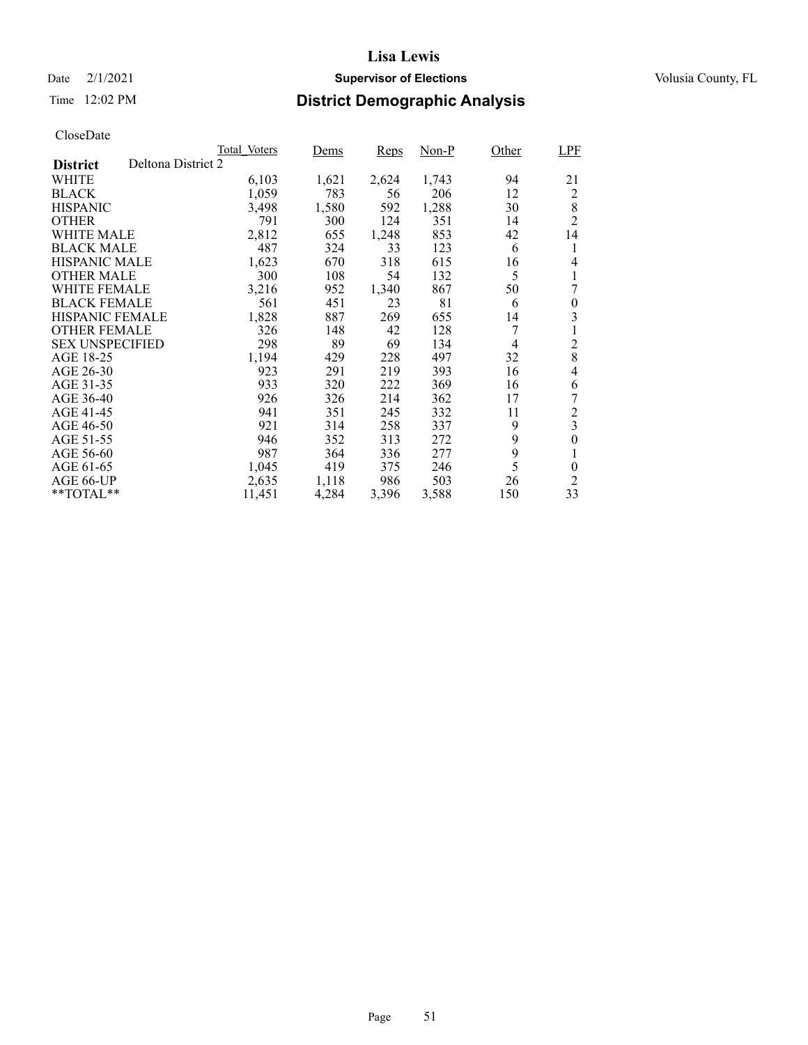# Lisa Lewis

Date 2/1/2021 | **Supervisor of Elections** | Volusia County, FL

Time 12:02 PM | **District Demographic Analysis**

CloseDate

| | Total_Voters | Dems | Reps | Non-P | Other | LPF |
|---|---|---|---|---|---|---|
| **District** Deltona District 2 | | | | | | |
| WHITE | 6,103 | 1,621 | 2,624 | 1,743 | 94 | 21 |
| BLACK | 1,059 | 783 | 56 | 206 | 12 | 2 |
| HISPANIC | 3,498 | 1,580 | 592 | 1,288 | 30 | 8 |
| OTHER | 791 | 300 | 124 | 351 | 14 | 2 |
| WHITE MALE | 2,812 | 655 | 1,248 | 853 | 42 | 14 |
| BLACK MALE | 487 | 324 | 33 | 123 | 6 | 1 |
| HISPANIC MALE | 1,623 | 670 | 318 | 615 | 16 | 4 |
| OTHER MALE | 300 | 108 | 54 | 132 | 5 | 1 |
| WHITE FEMALE | 3,216 | 952 | 1,340 | 867 | 50 | 7 |
| BLACK FEMALE | 561 | 451 | 23 | 81 | 6 | 0 |
| HISPANIC FEMALE | 1,828 | 887 | 269 | 655 | 14 | 3 |
| OTHER FEMALE | 326 | 148 | 42 | 128 | 7 | 1 |
| SEX UNSPECIFIED | 298 | 89 | 69 | 134 | 4 | 2 |
| AGE 18-25 | 1,194 | 429 | 228 | 497 | 32 | 8 |
| AGE 26-30 | 923 | 291 | 219 | 393 | 16 | 4 |
| AGE 31-35 | 933 | 320 | 222 | 369 | 16 | 6 |
| AGE 36-40 | 926 | 326 | 214 | 362 | 17 | 7 |
| AGE 41-45 | 941 | 351 | 245 | 332 | 11 | 2 |
| AGE 46-50 | 921 | 314 | 258 | 337 | 9 | 3 |
| AGE 51-55 | 946 | 352 | 313 | 272 | 9 | 0 |
| AGE 56-60 | 987 | 364 | 336 | 277 | 9 | 1 |
| AGE 61-65 | 1,045 | 419 | 375 | 246 | 5 | 0 |
| AGE 66-UP | 2,635 | 1,118 | 986 | 503 | 26 | 2 |
| **TOTAL** | 11,451 | 4,284 | 3,396 | 3,588 | 150 | 33 |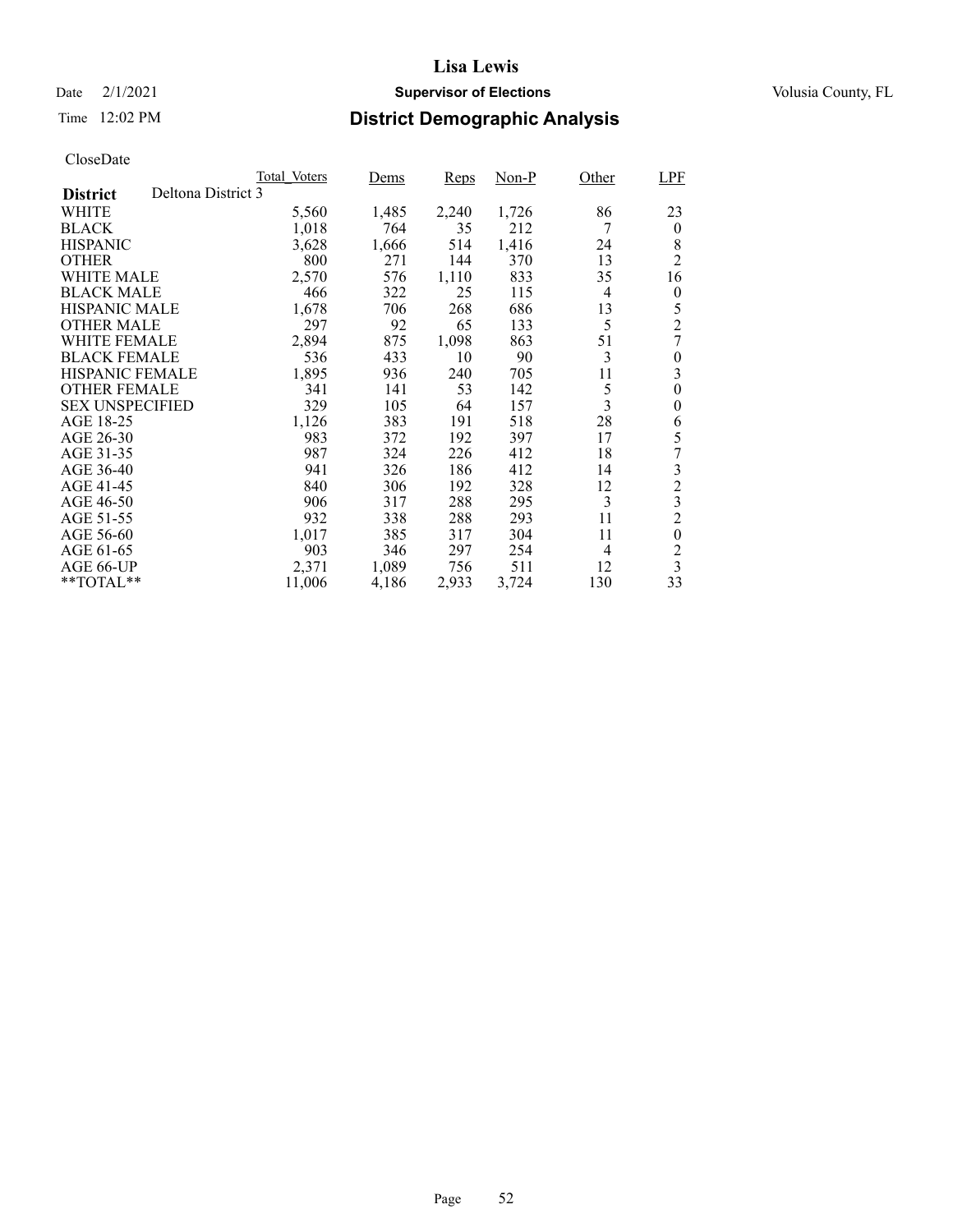# Lisa Lewis

Date 2/1/2021 **Supervisor of Elections** Volusia County, FL

Time 12:02 PM **District Demographic Analysis**

CloseDate

| **District** Deltona District 3 | Total_Voters | Dems | Reps | Non-P | Other | LPF |
|---|---|---|---|---|---|---|
| WHITE | 5,560 | 1,485 | 2,240 | 1,726 | 86 | 23 |
| BLACK | 1,018 | 764 | 35 | 212 | 7 | 0 |
| HISPANIC | 3,628 | 1,666 | 514 | 1,416 | 24 | 8 |
| OTHER | 800 | 271 | 144 | 370 | 13 | 2 |
| WHITE MALE | 2,570 | 576 | 1,110 | 833 | 35 | 16 |
| BLACK MALE | 466 | 322 | 25 | 115 | 4 | 0 |
| HISPANIC MALE | 1,678 | 706 | 268 | 686 | 13 | 5 |
| OTHER MALE | 297 | 92 | 65 | 133 | 5 | 2 |
| WHITE FEMALE | 2,894 | 875 | 1,098 | 863 | 51 | 7 |
| BLACK FEMALE | 536 | 433 | 10 | 90 | 3 | 0 |
| HISPANIC FEMALE | 1,895 | 936 | 240 | 705 | 11 | 3 |
| OTHER FEMALE | 341 | 141 | 53 | 142 | 5 | 0 |
| SEX UNSPECIFIED | 329 | 105 | 64 | 157 | 3 | 0 |
| AGE 18-25 | 1,126 | 383 | 191 | 518 | 28 | 6 |
| AGE 26-30 | 983 | 372 | 192 | 397 | 17 | 5 |
| AGE 31-35 | 987 | 324 | 226 | 412 | 18 | 7 |
| AGE 36-40 | 941 | 326 | 186 | 412 | 14 | 3 |
| AGE 41-45 | 840 | 306 | 192 | 328 | 12 | 2 |
| AGE 46-50 | 906 | 317 | 288 | 295 | 3 | 3 |
| AGE 51-55 | 932 | 338 | 288 | 293 | 11 | 2 |
| AGE 56-60 | 1,017 | 385 | 317 | 304 | 11 | 0 |
| AGE 61-65 | 903 | 346 | 297 | 254 | 4 | 2 |
| AGE 66-UP | 2,371 | 1,089 | 756 | 511 | 12 | 3 |
| **TOTAL** | 11,006 | 4,186 | 2,933 | 3,724 | 130 | 33 |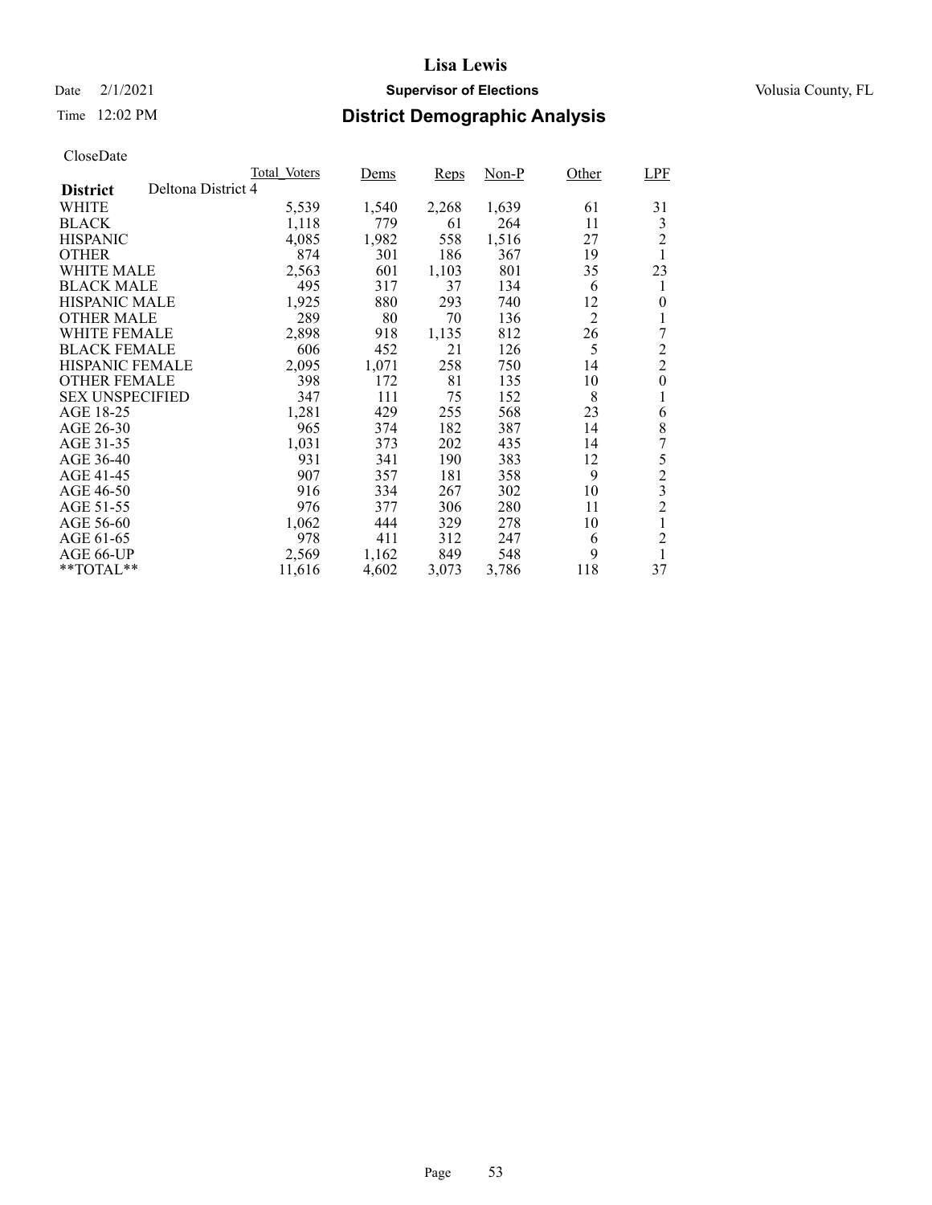# Lisa Lewis

Date 2/1/2021 **Supervisor of Elections** Volusia County, FL

Time 12:02 PM **District Demographic Analysis**

CloseDate

| | Total_Voters | Dems | Reps | Non-P | Other | LPF |
|---|---|---|---|---|---|---|
| **District** Deltona District 4 | | | | | | |
| WHITE | 5,539 | 1,540 | 2,268 | 1,639 | 61 | 31 |
| BLACK | 1,118 | 779 | 61 | 264 | 11 | 3 |
| HISPANIC | 4,085 | 1,982 | 558 | 1,516 | 27 | 2 |
| OTHER | 874 | 301 | 186 | 367 | 19 | 1 |
| WHITE MALE | 2,563 | 601 | 1,103 | 801 | 35 | 23 |
| BLACK MALE | 495 | 317 | 37 | 134 | 6 | 1 |
| HISPANIC MALE | 1,925 | 880 | 293 | 740 | 12 | 0 |
| OTHER MALE | 289 | 80 | 70 | 136 | 2 | 1 |
| WHITE FEMALE | 2,898 | 918 | 1,135 | 812 | 26 | 7 |
| BLACK FEMALE | 606 | 452 | 21 | 126 | 5 | 2 |
| HISPANIC FEMALE | 2,095 | 1,071 | 258 | 750 | 14 | 2 |
| OTHER FEMALE | 398 | 172 | 81 | 135 | 10 | 0 |
| SEX UNSPECIFIED | 347 | 111 | 75 | 152 | 8 | 1 |
| AGE 18-25 | 1,281 | 429 | 255 | 568 | 23 | 6 |
| AGE 26-30 | 965 | 374 | 182 | 387 | 14 | 8 |
| AGE 31-35 | 1,031 | 373 | 202 | 435 | 14 | 7 |
| AGE 36-40 | 931 | 341 | 190 | 383 | 12 | 5 |
| AGE 41-45 | 907 | 357 | 181 | 358 | 9 | 2 |
| AGE 46-50 | 916 | 334 | 267 | 302 | 10 | 3 |
| AGE 51-55 | 976 | 377 | 306 | 280 | 11 | 2 |
| AGE 56-60 | 1,062 | 444 | 329 | 278 | 10 | 1 |
| AGE 61-65 | 978 | 411 | 312 | 247 | 6 | 2 |
| AGE 66-UP | 2,569 | 1,162 | 849 | 548 | 9 | 1 |
| **TOTAL** | 11,616 | 4,602 | 3,073 | 3,786 | 118 | 37 |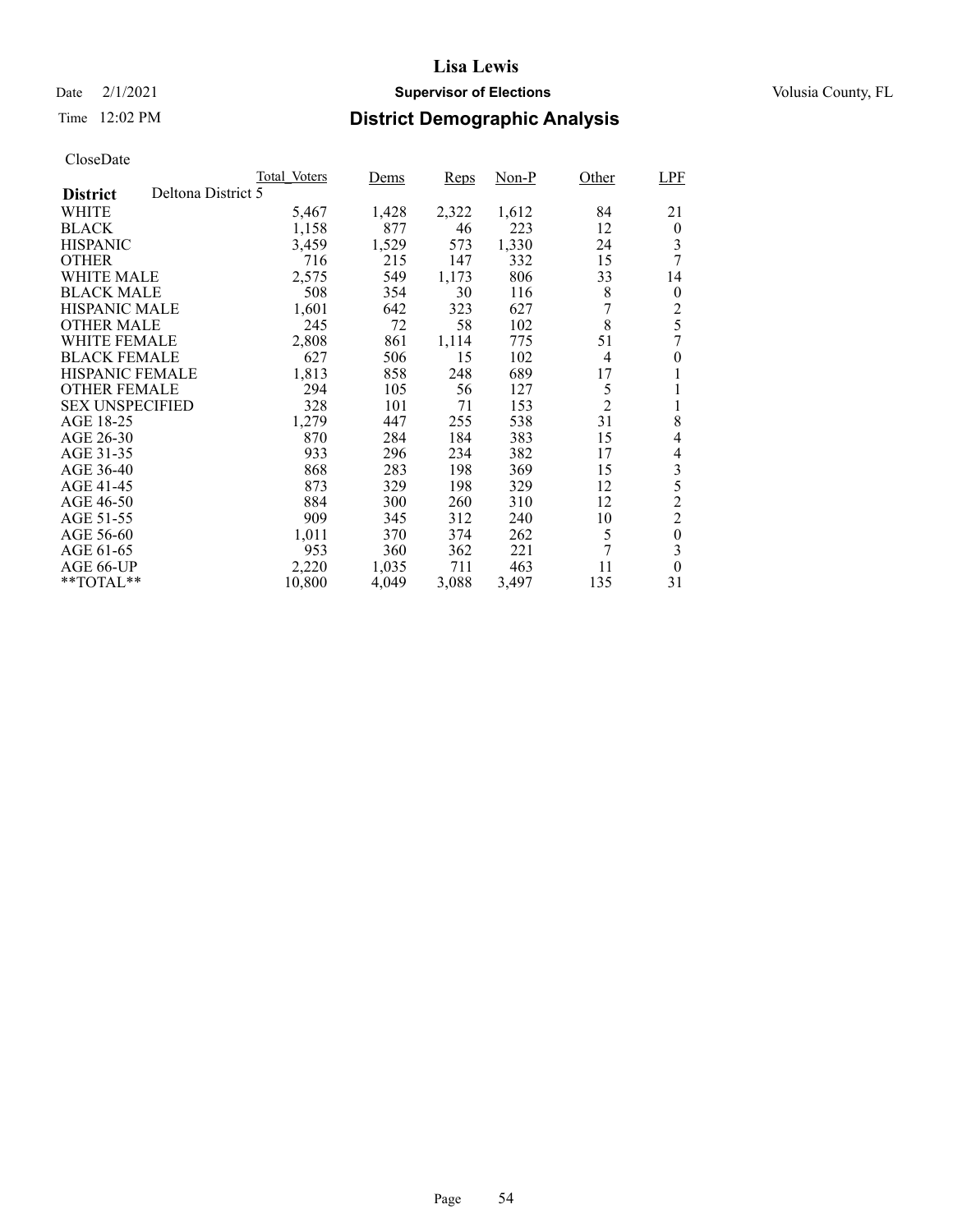# Lisa Lewis

Date 2/1/2021 **Supervisor of Elections** Volusia County, FL

Time 12:02 PM **District Demographic Analysis**

CloseDate

| | Total_Voters | Dems | Reps | Non-P | Other | LPF |
|---|---|---|---|---|---|---|
| **District** Deltona District 5 | | | | | | |
| WHITE | 5,467 | 1,428 | 2,322 | 1,612 | 84 | 21 |
| BLACK | 1,158 | 877 | 46 | 223 | 12 | 0 |
| HISPANIC | 3,459 | 1,529 | 573 | 1,330 | 24 | 3 |
| OTHER | 716 | 215 | 147 | 332 | 15 | 7 |
| WHITE MALE | 2,575 | 549 | 1,173 | 806 | 33 | 14 |
| BLACK MALE | 508 | 354 | 30 | 116 | 8 | 0 |
| HISPANIC MALE | 1,601 | 642 | 323 | 627 | 7 | 2 |
| OTHER MALE | 245 | 72 | 58 | 102 | 8 | 5 |
| WHITE FEMALE | 2,808 | 861 | 1,114 | 775 | 51 | 7 |
| BLACK FEMALE | 627 | 506 | 15 | 102 | 4 | 0 |
| HISPANIC FEMALE | 1,813 | 858 | 248 | 689 | 17 | 1 |
| OTHER FEMALE | 294 | 105 | 56 | 127 | 5 | 1 |
| SEX UNSPECIFIED | 328 | 101 | 71 | 153 | 2 | 1 |
| AGE 18-25 | 1,279 | 447 | 255 | 538 | 31 | 8 |
| AGE 26-30 | 870 | 284 | 184 | 383 | 15 | 4 |
| AGE 31-35 | 933 | 296 | 234 | 382 | 17 | 4 |
| AGE 36-40 | 868 | 283 | 198 | 369 | 15 | 3 |
| AGE 41-45 | 873 | 329 | 198 | 329 | 12 | 5 |
| AGE 46-50 | 884 | 300 | 260 | 310 | 12 | 2 |
| AGE 51-55 | 909 | 345 | 312 | 240 | 10 | 2 |
| AGE 56-60 | 1,011 | 370 | 374 | 262 | 5 | 0 |
| AGE 61-65 | 953 | 360 | 362 | 221 | 7 | 3 |
| AGE 66-UP | 2,220 | 1,035 | 711 | 463 | 11 | 0 |
| **TOTAL** | 10,800 | 4,049 | 3,088 | 3,497 | 135 | 31 |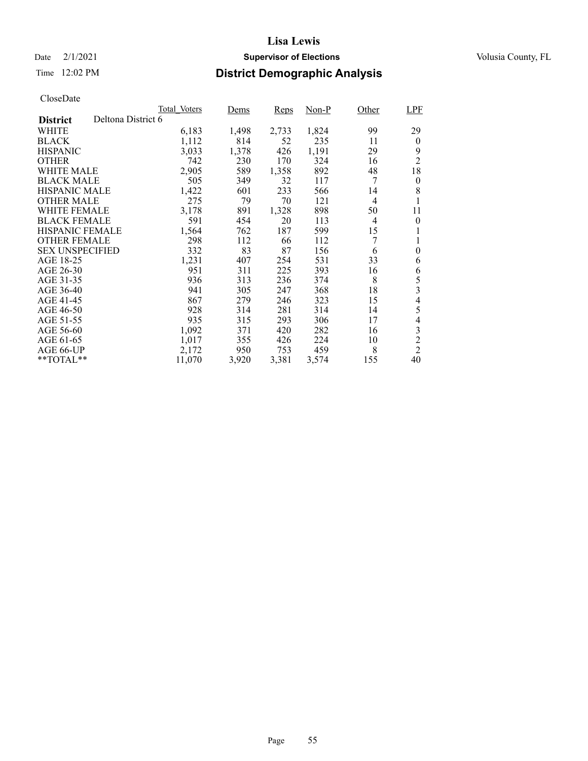# Lisa Lewis

Date 2/1/2021 **Supervisor of Elections** Volusia County, FL

Time 12:02 PM **District Demographic Analysis**

CloseDate

| | Total_Voters | Dems | Reps | Non-P | Other | LPF |
|---|---|---|---|---|---|---|
| **District** Deltona District 6 | | | | | | |
| WHITE | 6,183 | 1,498 | 2,733 | 1,824 | 99 | 29 |
| BLACK | 1,112 | 814 | 52 | 235 | 11 | 0 |
| HISPANIC | 3,033 | 1,378 | 426 | 1,191 | 29 | 9 |
| OTHER | 742 | 230 | 170 | 324 | 16 | 2 |
| WHITE MALE | 2,905 | 589 | 1,358 | 892 | 48 | 18 |
| BLACK MALE | 505 | 349 | 32 | 117 | 7 | 0 |
| HISPANIC MALE | 1,422 | 601 | 233 | 566 | 14 | 8 |
| OTHER MALE | 275 | 79 | 70 | 121 | 4 | 1 |
| WHITE FEMALE | 3,178 | 891 | 1,328 | 898 | 50 | 11 |
| BLACK FEMALE | 591 | 454 | 20 | 113 | 4 | 0 |
| HISPANIC FEMALE | 1,564 | 762 | 187 | 599 | 15 | 1 |
| OTHER FEMALE | 298 | 112 | 66 | 112 | 7 | 1 |
| SEX UNSPECIFIED | 332 | 83 | 87 | 156 | 6 | 0 |
| AGE 18-25 | 1,231 | 407 | 254 | 531 | 33 | 6 |
| AGE 26-30 | 951 | 311 | 225 | 393 | 16 | 6 |
| AGE 31-35 | 936 | 313 | 236 | 374 | 8 | 5 |
| AGE 36-40 | 941 | 305 | 247 | 368 | 18 | 3 |
| AGE 41-45 | 867 | 279 | 246 | 323 | 15 | 4 |
| AGE 46-50 | 928 | 314 | 281 | 314 | 14 | 5 |
| AGE 51-55 | 935 | 315 | 293 | 306 | 17 | 4 |
| AGE 56-60 | 1,092 | 371 | 420 | 282 | 16 | 3 |
| AGE 61-65 | 1,017 | 355 | 426 | 224 | 10 | 2 |
| AGE 66-UP | 2,172 | 950 | 753 | 459 | 8 | 2 |
| **TOTAL** | 11,070 | 3,920 | 3,381 | 3,574 | 155 | 40 |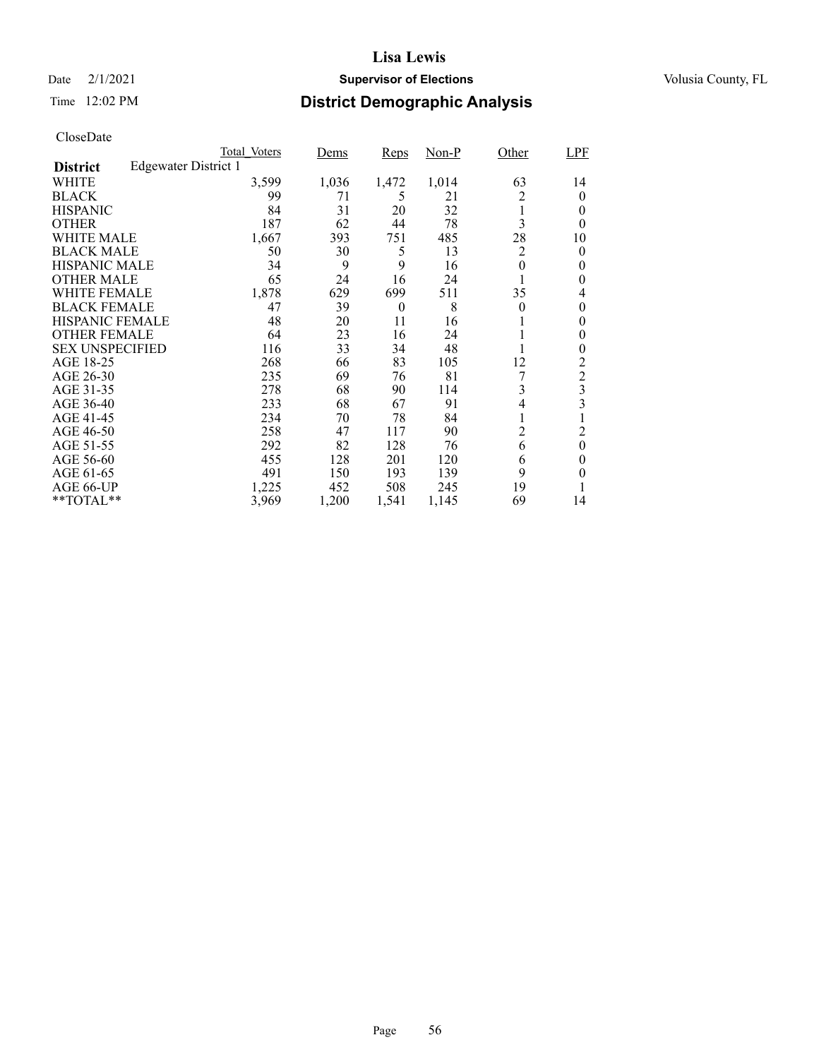# Lisa Lewis

Date 2/1/2021 **Supervisor of Elections** Volusia County, FL

Time 12:02 PM **District Demographic Analysis**

CloseDate

| | Total_Voters | Dems | Reps | Non-P | Other | LPF |
|---|---|---|---|---|---|---|
| **District** Edgewater District 1 | | | | | | |
| WHITE | 3,599 | 1,036 | 1,472 | 1,014 | 63 | 14 |
| BLACK | 99 | 71 | 5 | 21 | 2 | 0 |
| HISPANIC | 84 | 31 | 20 | 32 | 1 | 0 |
| OTHER | 187 | 62 | 44 | 78 | 3 | 0 |
| WHITE MALE | 1,667 | 393 | 751 | 485 | 28 | 10 |
| BLACK MALE | 50 | 30 | 5 | 13 | 2 | 0 |
| HISPANIC MALE | 34 | 9 | 9 | 16 | 0 | 0 |
| OTHER MALE | 65 | 24 | 16 | 24 | 1 | 0 |
| WHITE FEMALE | 1,878 | 629 | 699 | 511 | 35 | 4 |
| BLACK FEMALE | 47 | 39 | 0 | 8 | 0 | 0 |
| HISPANIC FEMALE | 48 | 20 | 11 | 16 | 1 | 0 |
| OTHER FEMALE | 64 | 23 | 16 | 24 | 1 | 0 |
| SEX UNSPECIFIED | 116 | 33 | 34 | 48 | 1 | 0 |
| AGE 18-25 | 268 | 66 | 83 | 105 | 12 | 2 |
| AGE 26-30 | 235 | 69 | 76 | 81 | 7 | 2 |
| AGE 31-35 | 278 | 68 | 90 | 114 | 3 | 3 |
| AGE 36-40 | 233 | 68 | 67 | 91 | 4 | 3 |
| AGE 41-45 | 234 | 70 | 78 | 84 | 1 | 1 |
| AGE 46-50 | 258 | 47 | 117 | 90 | 2 | 2 |
| AGE 51-55 | 292 | 82 | 128 | 76 | 6 | 0 |
| AGE 56-60 | 455 | 128 | 201 | 120 | 6 | 0 |
| AGE 61-65 | 491 | 150 | 193 | 139 | 9 | 0 |
| AGE 66-UP | 1,225 | 452 | 508 | 245 | 19 | 1 |
| **TOTAL** | 3,969 | 1,200 | 1,541 | 1,145 | 69 | 14 |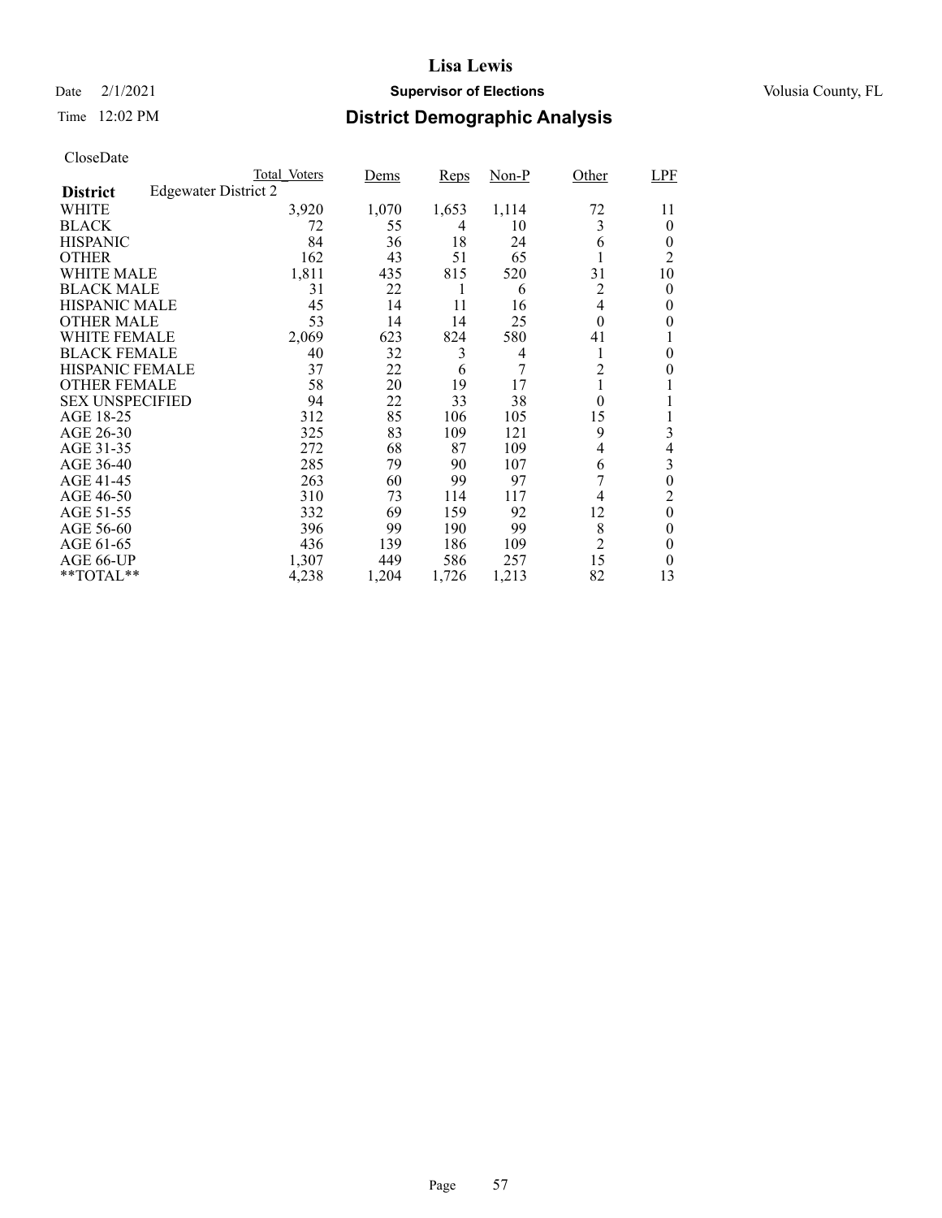# Lisa Lewis

Date 2/1/2021 **Supervisor of Elections** Volusia County, FL

Time 12:02 PM **District Demographic Analysis**

CloseDate

| District: Edgewater District 2 | Total_Voters | Dems | Reps | Non-P | Other | LPF |
|---|---|---|---|---|---|---|
| WHITE | 3,920 | 1,070 | 1,653 | 1,114 | 72 | 11 |
| BLACK | 72 | 55 | 4 | 10 | 3 | 0 |
| HISPANIC | 84 | 36 | 18 | 24 | 6 | 0 |
| OTHER | 162 | 43 | 51 | 65 | 1 | 2 |
| WHITE MALE | 1,811 | 435 | 815 | 520 | 31 | 10 |
| BLACK MALE | 31 | 22 | 1 | 6 | 2 | 0 |
| HISPANIC MALE | 45 | 14 | 11 | 16 | 4 | 0 |
| OTHER MALE | 53 | 14 | 14 | 25 | 0 | 0 |
| WHITE FEMALE | 2,069 | 623 | 824 | 580 | 41 | 1 |
| BLACK FEMALE | 40 | 32 | 3 | 4 | 1 | 0 |
| HISPANIC FEMALE | 37 | 22 | 6 | 7 | 2 | 0 |
| OTHER FEMALE | 58 | 20 | 19 | 17 | 1 | 1 |
| SEX UNSPECIFIED | 94 | 22 | 33 | 38 | 0 | 1 |
| AGE 18-25 | 312 | 85 | 106 | 105 | 15 | 1 |
| AGE 26-30 | 325 | 83 | 109 | 121 | 9 | 3 |
| AGE 31-35 | 272 | 68 | 87 | 109 | 4 | 4 |
| AGE 36-40 | 285 | 79 | 90 | 107 | 6 | 3 |
| AGE 41-45 | 263 | 60 | 99 | 97 | 7 | 0 |
| AGE 46-50 | 310 | 73 | 114 | 117 | 4 | 2 |
| AGE 51-55 | 332 | 69 | 159 | 92 | 12 | 0 |
| AGE 56-60 | 396 | 99 | 190 | 99 | 8 | 0 |
| AGE 61-65 | 436 | 139 | 186 | 109 | 2 | 0 |
| AGE 66-UP | 1,307 | 449 | 586 | 257 | 15 | 0 |
| **TOTAL** | 4,238 | 1,204 | 1,726 | 1,213 | 82 | 13 |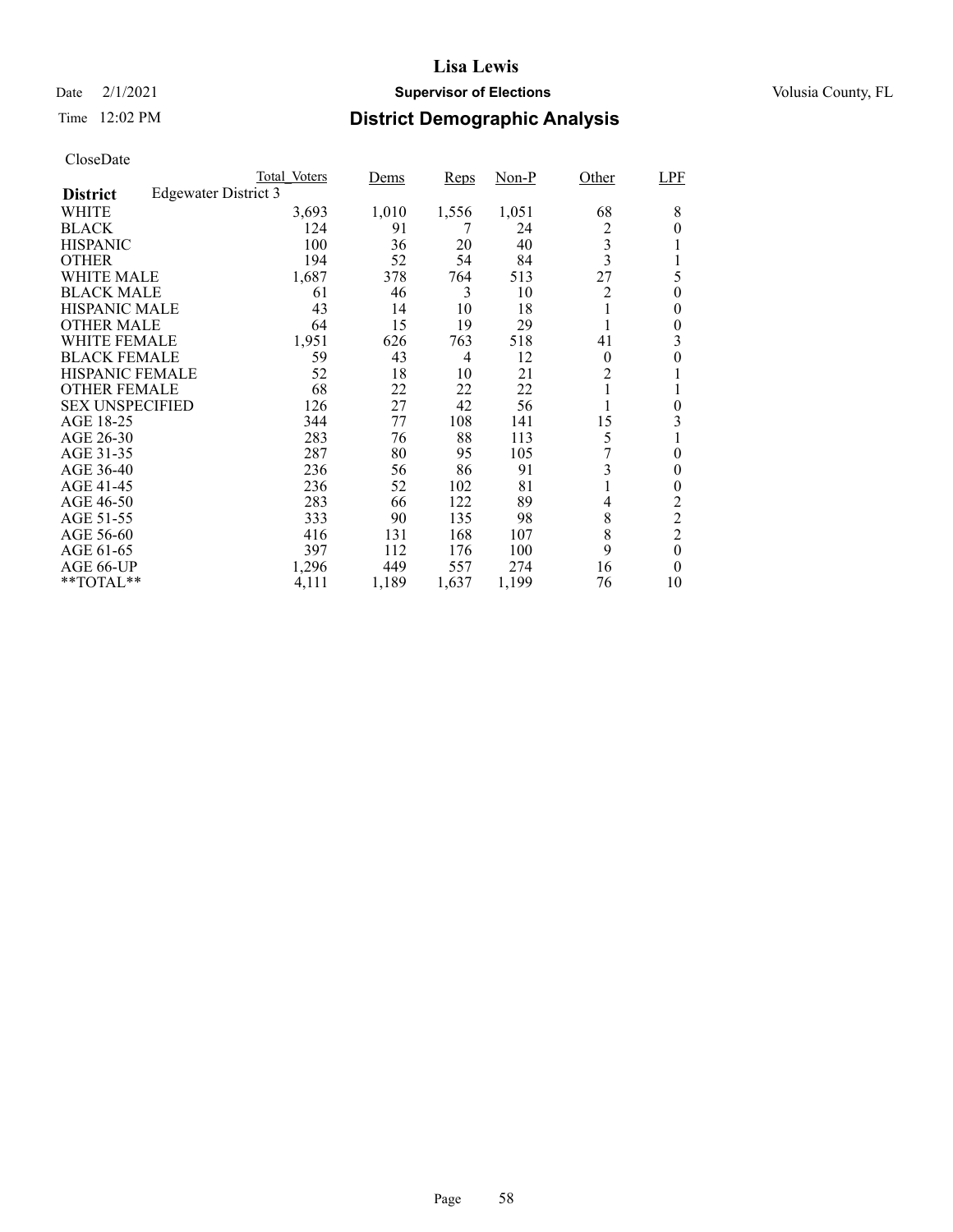# Lisa Lewis

Date 2/1/2021 **Supervisor of Elections** Volusia County, FL

Time 12:02 PM **District Demographic Analysis**

CloseDate

| **District** Edgewater District 3 | Total_Voters | Dems | Reps | Non-P | Other | LPF |
|---|---|---|---|---|---|---|
| WHITE | 3,693 | 1,010 | 1,556 | 1,051 | 68 | 8 |
| BLACK | 124 | 91 | 7 | 24 | 2 | 0 |
| HISPANIC | 100 | 36 | 20 | 40 | 3 | 1 |
| OTHER | 194 | 52 | 54 | 84 | 3 | 1 |
| WHITE MALE | 1,687 | 378 | 764 | 513 | 27 | 5 |
| BLACK MALE | 61 | 46 | 3 | 10 | 2 | 0 |
| HISPANIC MALE | 43 | 14 | 10 | 18 | 1 | 0 |
| OTHER MALE | 64 | 15 | 19 | 29 | 1 | 0 |
| WHITE FEMALE | 1,951 | 626 | 763 | 518 | 41 | 3 |
| BLACK FEMALE | 59 | 43 | 4 | 12 | 0 | 0 |
| HISPANIC FEMALE | 52 | 18 | 10 | 21 | 2 | 1 |
| OTHER FEMALE | 68 | 22 | 22 | 22 | 1 | 1 |
| SEX UNSPECIFIED | 126 | 27 | 42 | 56 | 1 | 0 |
| AGE 18-25 | 344 | 77 | 108 | 141 | 15 | 3 |
| AGE 26-30 | 283 | 76 | 88 | 113 | 5 | 1 |
| AGE 31-35 | 287 | 80 | 95 | 105 | 7 | 0 |
| AGE 36-40 | 236 | 56 | 86 | 91 | 3 | 0 |
| AGE 41-45 | 236 | 52 | 102 | 81 | 1 | 0 |
| AGE 46-50 | 283 | 66 | 122 | 89 | 4 | 2 |
| AGE 51-55 | 333 | 90 | 135 | 98 | 8 | 2 |
| AGE 56-60 | 416 | 131 | 168 | 107 | 8 | 2 |
| AGE 61-65 | 397 | 112 | 176 | 100 | 9 | 0 |
| AGE 66-UP | 1,296 | 449 | 557 | 274 | 16 | 0 |
| **TOTAL** | 4,111 | 1,189 | 1,637 | 1,199 | 76 | 10 |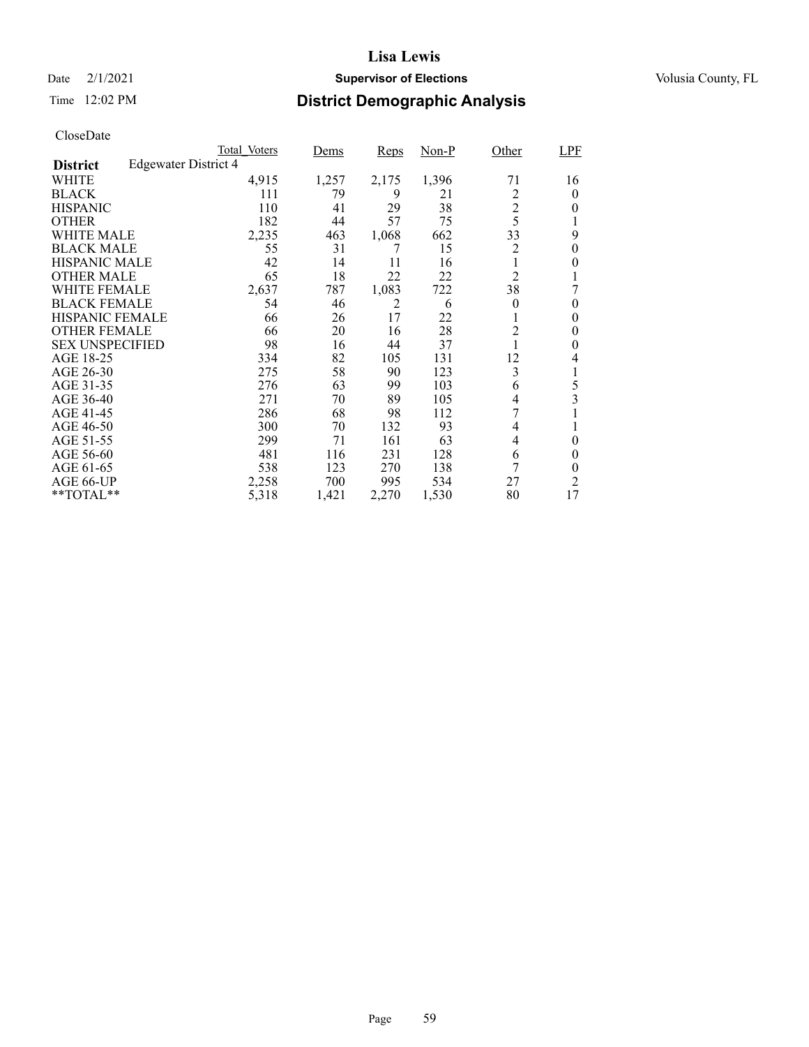# Lisa Lewis

Date 2/1/2021 **Supervisor of Elections** Volusia County, FL

Time 12:02 PM **District Demographic Analysis**

CloseDate

| **District** Edgewater District 4 | Total_Voters | Dems | Reps | Non-P | Other | LPF |
|---|---|---|---|---|---|---|
| WHITE | 4,915 | 1,257 | 2,175 | 1,396 | 71 | 16 |
| BLACK | 111 | 79 | 9 | 21 | 2 | 0 |
| HISPANIC | 110 | 41 | 29 | 38 | 2 | 0 |
| OTHER | 182 | 44 | 57 | 75 | 5 | 1 |
| WHITE MALE | 2,235 | 463 | 1,068 | 662 | 33 | 9 |
| BLACK MALE | 55 | 31 | 7 | 15 | 2 | 0 |
| HISPANIC MALE | 42 | 14 | 11 | 16 | 1 | 0 |
| OTHER MALE | 65 | 18 | 22 | 22 | 2 | 1 |
| WHITE FEMALE | 2,637 | 787 | 1,083 | 722 | 38 | 7 |
| BLACK FEMALE | 54 | 46 | 2 | 6 | 0 | 0 |
| HISPANIC FEMALE | 66 | 26 | 17 | 22 | 1 | 0 |
| OTHER FEMALE | 66 | 20 | 16 | 28 | 2 | 0 |
| SEX UNSPECIFIED | 98 | 16 | 44 | 37 | 1 | 0 |
| AGE 18-25 | 334 | 82 | 105 | 131 | 12 | 4 |
| AGE 26-30 | 275 | 58 | 90 | 123 | 3 | 1 |
| AGE 31-35 | 276 | 63 | 99 | 103 | 6 | 5 |
| AGE 36-40 | 271 | 70 | 89 | 105 | 4 | 3 |
| AGE 41-45 | 286 | 68 | 98 | 112 | 7 | 1 |
| AGE 46-50 | 300 | 70 | 132 | 93 | 4 | 1 |
| AGE 51-55 | 299 | 71 | 161 | 63 | 4 | 0 |
| AGE 56-60 | 481 | 116 | 231 | 128 | 6 | 0 |
| AGE 61-65 | 538 | 123 | 270 | 138 | 7 | 0 |
| AGE 66-UP | 2,258 | 700 | 995 | 534 | 27 | 2 |
| **TOTAL** | 5,318 | 1,421 | 2,270 | 1,530 | 80 | 17 |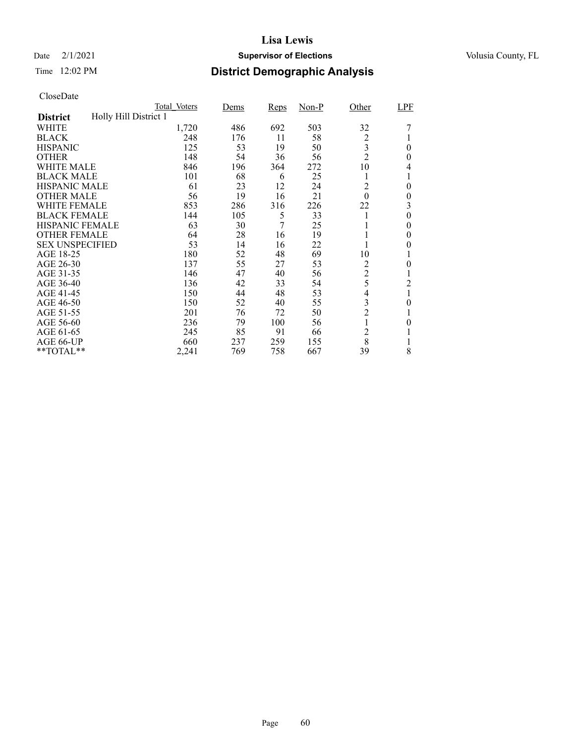# Lisa Lewis

Date 2/1/2021 **Supervisor of Elections** Volusia County, FL

Time 12:02 PM **District Demographic Analysis**

CloseDate

| | Total_Voters | Dems | Reps | Non-P | Other | LPF |
|---|---|---|---|---|---|---|
| **District** Holly Hill District 1 | | | | | | |
| WHITE | 1,720 | 486 | 692 | 503 | 32 | 7 |
| BLACK | 248 | 176 | 11 | 58 | 2 | 1 |
| HISPANIC | 125 | 53 | 19 | 50 | 3 | 0 |
| OTHER | 148 | 54 | 36 | 56 | 2 | 0 |
| WHITE MALE | 846 | 196 | 364 | 272 | 10 | 4 |
| BLACK MALE | 101 | 68 | 6 | 25 | 1 | 1 |
| HISPANIC MALE | 61 | 23 | 12 | 24 | 2 | 0 |
| OTHER MALE | 56 | 19 | 16 | 21 | 0 | 0 |
| WHITE FEMALE | 853 | 286 | 316 | 226 | 22 | 3 |
| BLACK FEMALE | 144 | 105 | 5 | 33 | 1 | 0 |
| HISPANIC FEMALE | 63 | 30 | 7 | 25 | 1 | 0 |
| OTHER FEMALE | 64 | 28 | 16 | 19 | 1 | 0 |
| SEX UNSPECIFIED | 53 | 14 | 16 | 22 | 1 | 0 |
| AGE 18-25 | 180 | 52 | 48 | 69 | 10 | 1 |
| AGE 26-30 | 137 | 55 | 27 | 53 | 2 | 0 |
| AGE 31-35 | 146 | 47 | 40 | 56 | 2 | 1 |
| AGE 36-40 | 136 | 42 | 33 | 54 | 5 | 2 |
| AGE 41-45 | 150 | 44 | 48 | 53 | 4 | 1 |
| AGE 46-50 | 150 | 52 | 40 | 55 | 3 | 0 |
| AGE 51-55 | 201 | 76 | 72 | 50 | 2 | 1 |
| AGE 56-60 | 236 | 79 | 100 | 56 | 1 | 0 |
| AGE 61-65 | 245 | 85 | 91 | 66 | 2 | 1 |
| AGE 66-UP | 660 | 237 | 259 | 155 | 8 | 1 |
| **TOTAL** | 2,241 | 769 | 758 | 667 | 39 | 8 |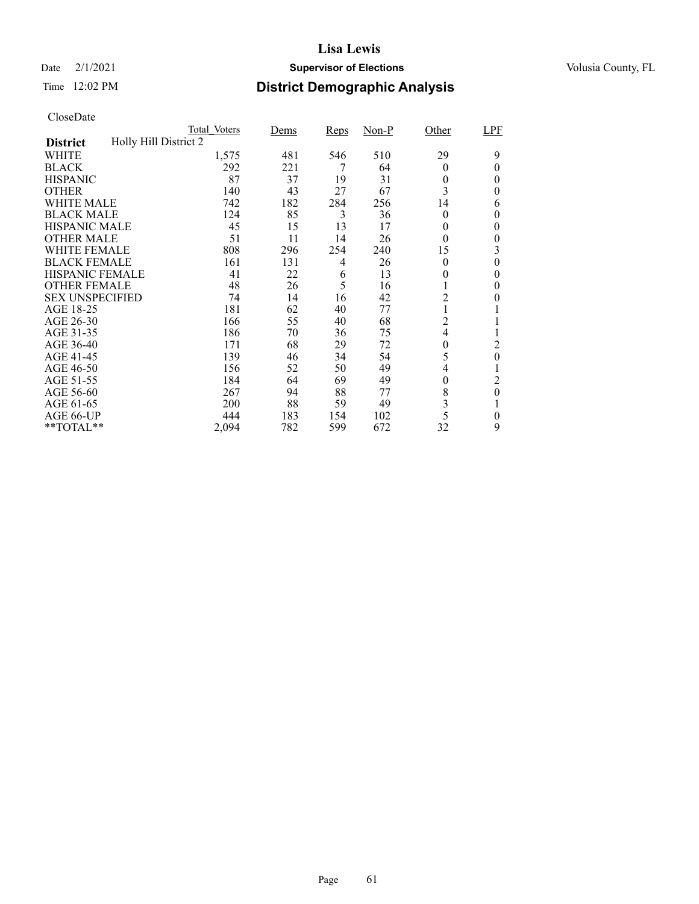# Lisa Lewis

Date 2/1/2021 **Supervisor of Elections** Volusia County, FL

Time 12:02 PM **District Demographic Analysis**

CloseDate

| | Total_Voters | Dems | Reps | Non-P | Other | LPF |
|---|---|---|---|---|---|---|
| **District** Holly Hill District 2 | | | | | | |
| WHITE | 1,575 | 481 | 546 | 510 | 29 | 9 |
| BLACK | 292 | 221 | 7 | 64 | 0 | 0 |
| HISPANIC | 87 | 37 | 19 | 31 | 0 | 0 |
| OTHER | 140 | 43 | 27 | 67 | 3 | 0 |
| WHITE MALE | 742 | 182 | 284 | 256 | 14 | 6 |
| BLACK MALE | 124 | 85 | 3 | 36 | 0 | 0 |
| HISPANIC MALE | 45 | 15 | 13 | 17 | 0 | 0 |
| OTHER MALE | 51 | 11 | 14 | 26 | 0 | 0 |
| WHITE FEMALE | 808 | 296 | 254 | 240 | 15 | 3 |
| BLACK FEMALE | 161 | 131 | 4 | 26 | 0 | 0 |
| HISPANIC FEMALE | 41 | 22 | 6 | 13 | 0 | 0 |
| OTHER FEMALE | 48 | 26 | 5 | 16 | 1 | 0 |
| SEX UNSPECIFIED | 74 | 14 | 16 | 42 | 2 | 0 |
| AGE 18-25 | 181 | 62 | 40 | 77 | 1 | 1 |
| AGE 26-30 | 166 | 55 | 40 | 68 | 2 | 1 |
| AGE 31-35 | 186 | 70 | 36 | 75 | 4 | 1 |
| AGE 36-40 | 171 | 68 | 29 | 72 | 0 | 2 |
| AGE 41-45 | 139 | 46 | 34 | 54 | 5 | 0 |
| AGE 46-50 | 156 | 52 | 50 | 49 | 4 | 1 |
| AGE 51-55 | 184 | 64 | 69 | 49 | 0 | 2 |
| AGE 56-60 | 267 | 94 | 88 | 77 | 8 | 0 |
| AGE 61-65 | 200 | 88 | 59 | 49 | 3 | 1 |
| AGE 66-UP | 444 | 183 | 154 | 102 | 5 | 0 |
| **TOTAL** | 2,094 | 782 | 599 | 672 | 32 | 9 |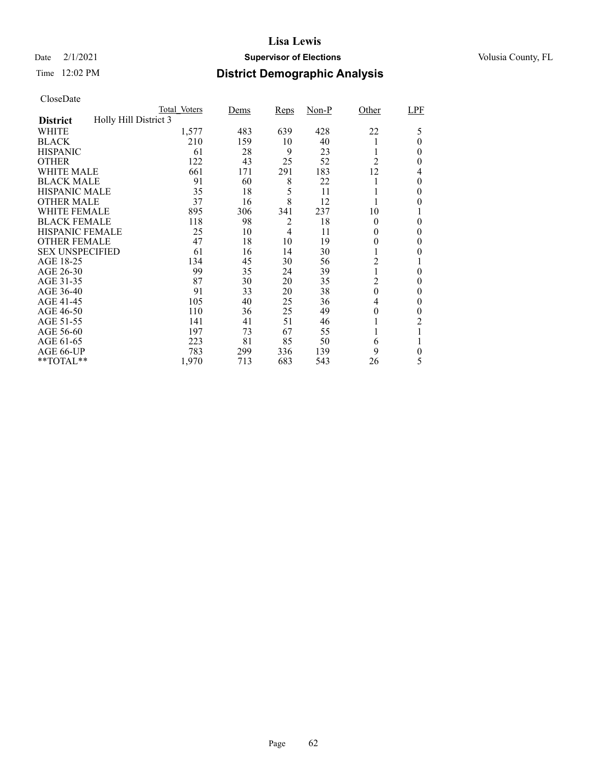# Lisa Lewis

Date 2/1/2021 **Supervisor of Elections** Volusia County, FL

Time 12:02 PM **District Demographic Analysis**

CloseDate

| | Total_Voters | Dems | Reps | Non-P | Other | LPF |
|---|---|---|---|---|---|---|
| **District** Holly Hill District 3 | | | | | | |
| WHITE | 1,577 | 483 | 639 | 428 | 22 | 5 |
| BLACK | 210 | 159 | 10 | 40 | 1 | 0 |
| HISPANIC | 61 | 28 | 9 | 23 | 1 | 0 |
| OTHER | 122 | 43 | 25 | 52 | 2 | 0 |
| WHITE MALE | 661 | 171 | 291 | 183 | 12 | 4 |
| BLACK MALE | 91 | 60 | 8 | 22 | 1 | 0 |
| HISPANIC MALE | 35 | 18 | 5 | 11 | 1 | 0 |
| OTHER MALE | 37 | 16 | 8 | 12 | 1 | 0 |
| WHITE FEMALE | 895 | 306 | 341 | 237 | 10 | 1 |
| BLACK FEMALE | 118 | 98 | 2 | 18 | 0 | 0 |
| HISPANIC FEMALE | 25 | 10 | 4 | 11 | 0 | 0 |
| OTHER FEMALE | 47 | 18 | 10 | 19 | 0 | 0 |
| SEX UNSPECIFIED | 61 | 16 | 14 | 30 | 1 | 0 |
| AGE 18-25 | 134 | 45 | 30 | 56 | 2 | 1 |
| AGE 26-30 | 99 | 35 | 24 | 39 | 1 | 0 |
| AGE 31-35 | 87 | 30 | 20 | 35 | 2 | 0 |
| AGE 36-40 | 91 | 33 | 20 | 38 | 0 | 0 |
| AGE 41-45 | 105 | 40 | 25 | 36 | 4 | 0 |
| AGE 46-50 | 110 | 36 | 25 | 49 | 0 | 0 |
| AGE 51-55 | 141 | 41 | 51 | 46 | 1 | 2 |
| AGE 56-60 | 197 | 73 | 67 | 55 | 1 | 1 |
| AGE 61-65 | 223 | 81 | 85 | 50 | 6 | 1 |
| AGE 66-UP | 783 | 299 | 336 | 139 | 9 | 0 |
| **TOTAL** | 1,970 | 713 | 683 | 543 | 26 | 5 |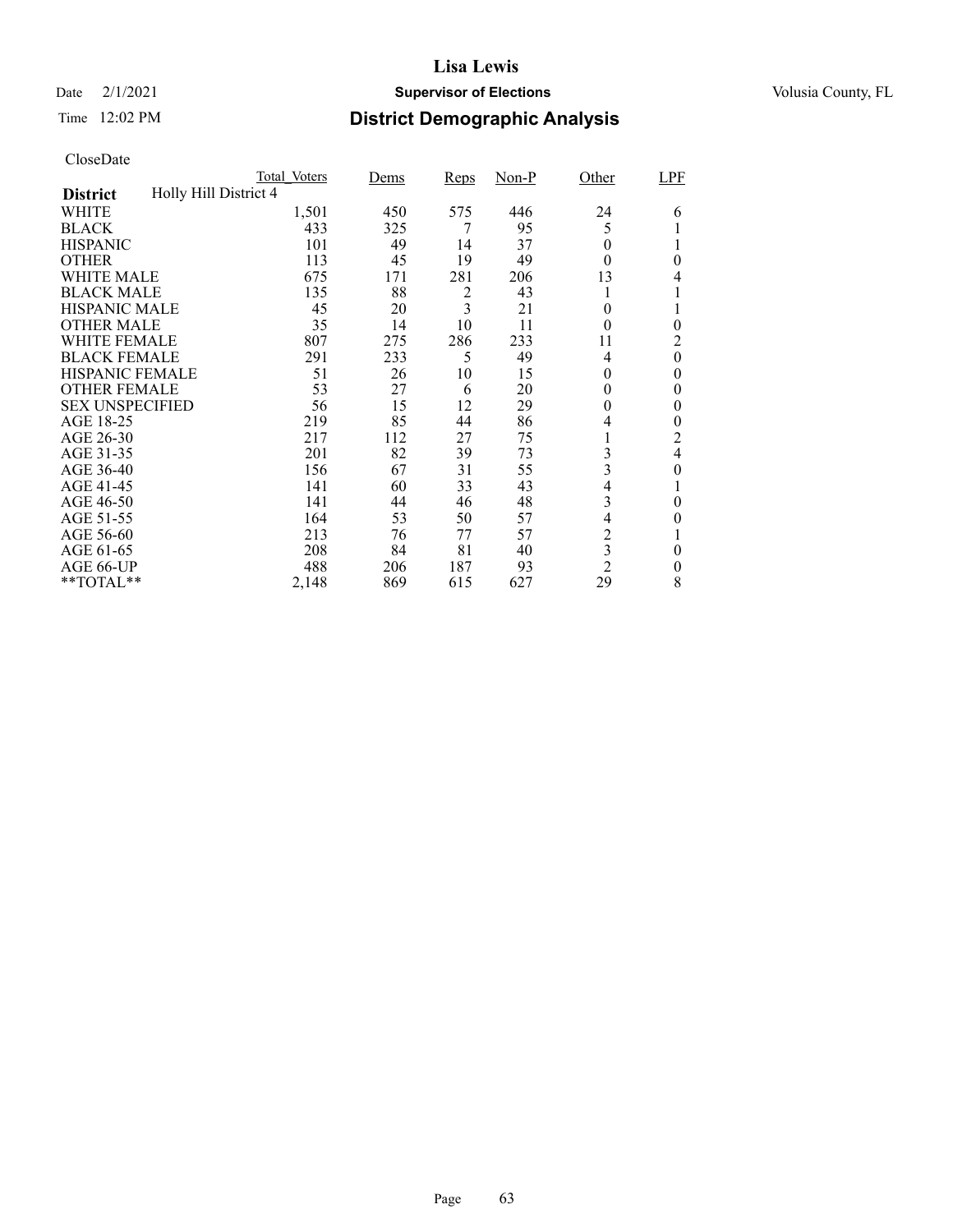# Lisa Lewis

Date 2/1/2021 **Supervisor of Elections** Volusia County, FL

Time 12:02 PM **District Demographic Analysis**

CloseDate

| **District** Holly Hill District 4 | Total_Voters | Dems | Reps | Non-P | Other | LPF |
|---|---|---|---|---|---|---|
| WHITE | 1,501 | 450 | 575 | 446 | 24 | 6 |
| BLACK | 433 | 325 | 7 | 95 | 5 | 1 |
| HISPANIC | 101 | 49 | 14 | 37 | 0 | 1 |
| OTHER | 113 | 45 | 19 | 49 | 0 | 0 |
| WHITE MALE | 675 | 171 | 281 | 206 | 13 | 4 |
| BLACK MALE | 135 | 88 | 2 | 43 | 1 | 1 |
| HISPANIC MALE | 45 | 20 | 3 | 21 | 0 | 1 |
| OTHER MALE | 35 | 14 | 10 | 11 | 0 | 0 |
| WHITE FEMALE | 807 | 275 | 286 | 233 | 11 | 2 |
| BLACK FEMALE | 291 | 233 | 5 | 49 | 4 | 0 |
| HISPANIC FEMALE | 51 | 26 | 10 | 15 | 0 | 0 |
| OTHER FEMALE | 53 | 27 | 6 | 20 | 0 | 0 |
| SEX UNSPECIFIED | 56 | 15 | 12 | 29 | 0 | 0 |
| AGE 18-25 | 219 | 85 | 44 | 86 | 4 | 0 |
| AGE 26-30 | 217 | 112 | 27 | 75 | 1 | 2 |
| AGE 31-35 | 201 | 82 | 39 | 73 | 3 | 4 |
| AGE 36-40 | 156 | 67 | 31 | 55 | 3 | 0 |
| AGE 41-45 | 141 | 60 | 33 | 43 | 4 | 1 |
| AGE 46-50 | 141 | 44 | 46 | 48 | 3 | 0 |
| AGE 51-55 | 164 | 53 | 50 | 57 | 4 | 0 |
| AGE 56-60 | 213 | 76 | 77 | 57 | 2 | 1 |
| AGE 61-65 | 208 | 84 | 81 | 40 | 3 | 0 |
| AGE 66-UP | 488 | 206 | 187 | 93 | 2 | 0 |
| **TOTAL** | 2,148 | 869 | 615 | 627 | 29 | 8 |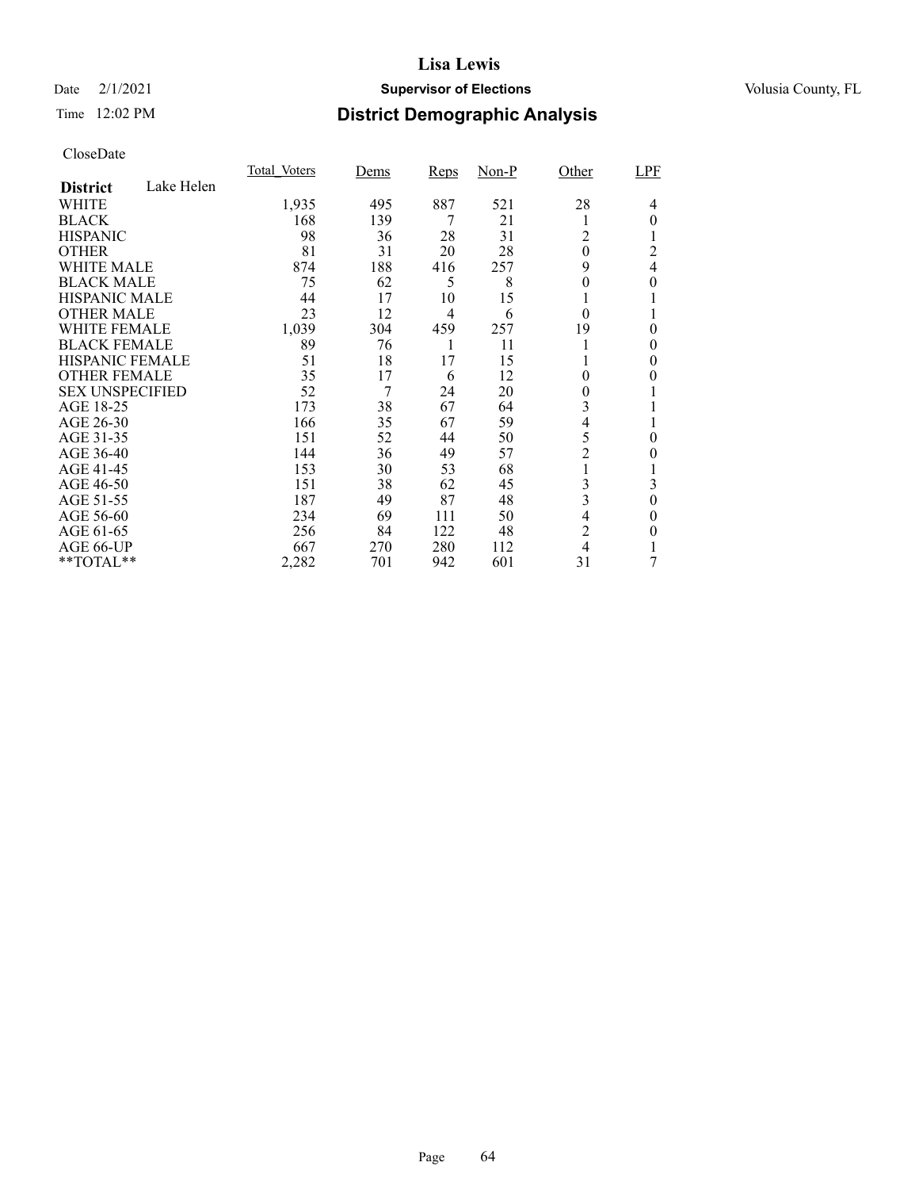# Lisa Lewis

Date 2/1/2021 **Supervisor of Elections** Volusia County, FL

Time 12:02 PM **District Demographic Analysis**

CloseDate

| **District** Lake Helen | Total_Voters | Dems | Reps | Non-P | Other | LPF |
|---|---|---|---|---|---|---|
| WHITE | 1,935 | 495 | 887 | 521 | 28 | 4 |
| BLACK | 168 | 139 | 7 | 21 | 1 | 0 |
| HISPANIC | 98 | 36 | 28 | 31 | 2 | 1 |
| OTHER | 81 | 31 | 20 | 28 | 0 | 2 |
| WHITE MALE | 874 | 188 | 416 | 257 | 9 | 4 |
| BLACK MALE | 75 | 62 | 5 | 8 | 0 | 0 |
| HISPANIC MALE | 44 | 17 | 10 | 15 | 1 | 1 |
| OTHER MALE | 23 | 12 | 4 | 6 | 0 | 1 |
| WHITE FEMALE | 1,039 | 304 | 459 | 257 | 19 | 0 |
| BLACK FEMALE | 89 | 76 | 1 | 11 | 1 | 0 |
| HISPANIC FEMALE | 51 | 18 | 17 | 15 | 1 | 0 |
| OTHER FEMALE | 35 | 17 | 6 | 12 | 0 | 0 |
| SEX UNSPECIFIED | 52 | 7 | 24 | 20 | 0 | 1 |
| AGE 18-25 | 173 | 38 | 67 | 64 | 3 | 1 |
| AGE 26-30 | 166 | 35 | 67 | 59 | 4 | 1 |
| AGE 31-35 | 151 | 52 | 44 | 50 | 5 | 0 |
| AGE 36-40 | 144 | 36 | 49 | 57 | 2 | 0 |
| AGE 41-45 | 153 | 30 | 53 | 68 | 1 | 1 |
| AGE 46-50 | 151 | 38 | 62 | 45 | 3 | 3 |
| AGE 51-55 | 187 | 49 | 87 | 48 | 3 | 0 |
| AGE 56-60 | 234 | 69 | 111 | 50 | 4 | 0 |
| AGE 61-65 | 256 | 84 | 122 | 48 | 2 | 0 |
| AGE 66-UP | 667 | 270 | 280 | 112 | 4 | 1 |
| **TOTAL** | 2,282 | 701 | 942 | 601 | 31 | 7 |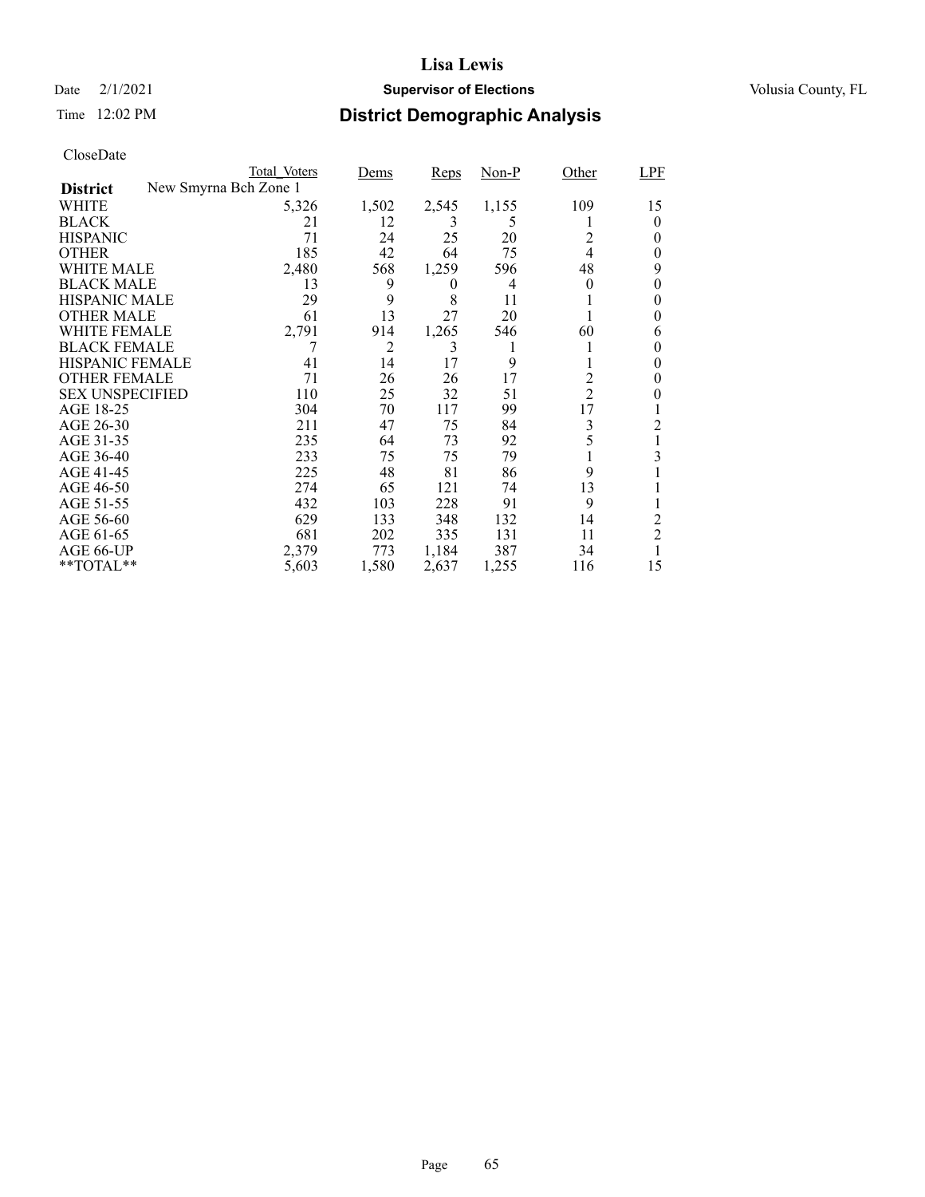# Lisa Lewis

Date 2/1/2021 **Supervisor of Elections** Volusia County, FL

Time 12:02 PM **District Demographic Analysis**

CloseDate

| | Total_Voters | Dems | Reps | Non-P | Other | LPF |
|---|---|---|---|---|---|---|
| **District** New Smyrna Bch Zone 1 | | | | | | |
| WHITE | 5,326 | 1,502 | 2,545 | 1,155 | 109 | 15 |
| BLACK | 21 | 12 | 3 | 5 | 1 | 0 |
| HISPANIC | 71 | 24 | 25 | 20 | 2 | 0 |
| OTHER | 185 | 42 | 64 | 75 | 4 | 0 |
| WHITE MALE | 2,480 | 568 | 1,259 | 596 | 48 | 9 |
| BLACK MALE | 13 | 9 | 0 | 4 | 0 | 0 |
| HISPANIC MALE | 29 | 9 | 8 | 11 | 1 | 0 |
| OTHER MALE | 61 | 13 | 27 | 20 | 1 | 0 |
| WHITE FEMALE | 2,791 | 914 | 1,265 | 546 | 60 | 6 |
| BLACK FEMALE | 7 | 2 | 3 | 1 | 1 | 0 |
| HISPANIC FEMALE | 41 | 14 | 17 | 9 | 1 | 0 |
| OTHER FEMALE | 71 | 26 | 26 | 17 | 2 | 0 |
| SEX UNSPECIFIED | 110 | 25 | 32 | 51 | 2 | 0 |
| AGE 18-25 | 304 | 70 | 117 | 99 | 17 | 1 |
| AGE 26-30 | 211 | 47 | 75 | 84 | 3 | 2 |
| AGE 31-35 | 235 | 64 | 73 | 92 | 5 | 1 |
| AGE 36-40 | 233 | 75 | 75 | 79 | 1 | 3 |
| AGE 41-45 | 225 | 48 | 81 | 86 | 9 | 1 |
| AGE 46-50 | 274 | 65 | 121 | 74 | 13 | 1 |
| AGE 51-55 | 432 | 103 | 228 | 91 | 9 | 1 |
| AGE 56-60 | 629 | 133 | 348 | 132 | 14 | 2 |
| AGE 61-65 | 681 | 202 | 335 | 131 | 11 | 2 |
| AGE 66-UP | 2,379 | 773 | 1,184 | 387 | 34 | 1 |
| **TOTAL** | 5,603 | 1,580 | 2,637 | 1,255 | 116 | 15 |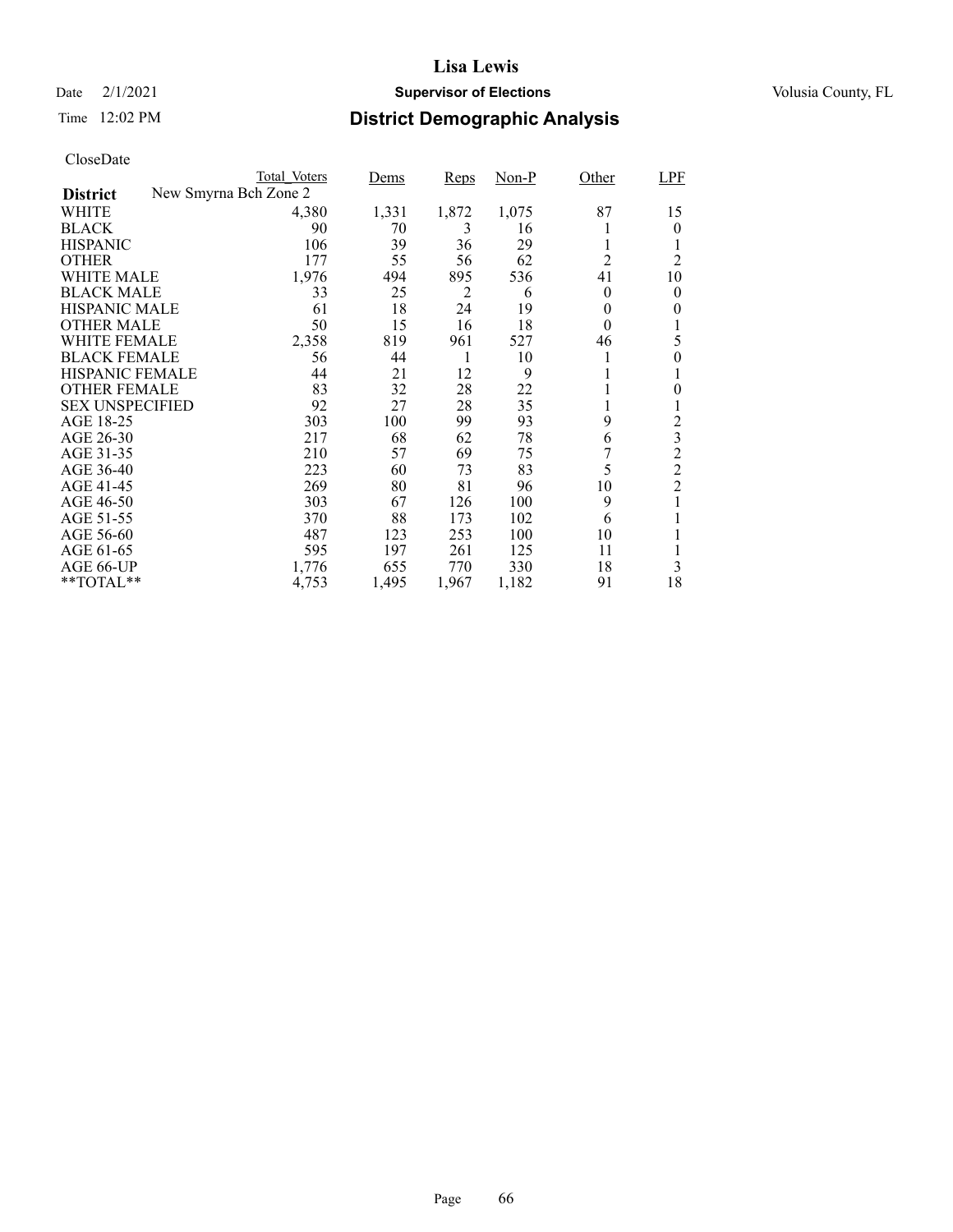# Lisa Lewis

Date 2/1/2021 **Supervisor of Elections** Volusia County, FL

Time 12:02 PM **District Demographic Analysis**

CloseDate

| **District** New Smyrna Bch Zone 2 | Total_Voters | Dems | Reps | Non-P | Other | LPF |
|---|---|---|---|---|---|---|
| WHITE | 4,380 | 1,331 | 1,872 | 1,075 | 87 | 15 |
| BLACK | 90 | 70 | 3 | 16 | 1 | 0 |
| HISPANIC | 106 | 39 | 36 | 29 | 1 | 1 |
| OTHER | 177 | 55 | 56 | 62 | 2 | 2 |
| WHITE MALE | 1,976 | 494 | 895 | 536 | 41 | 10 |
| BLACK MALE | 33 | 25 | 2 | 6 | 0 | 0 |
| HISPANIC MALE | 61 | 18 | 24 | 19 | 0 | 0 |
| OTHER MALE | 50 | 15 | 16 | 18 | 0 | 1 |
| WHITE FEMALE | 2,358 | 819 | 961 | 527 | 46 | 5 |
| BLACK FEMALE | 56 | 44 | 1 | 10 | 1 | 0 |
| HISPANIC FEMALE | 44 | 21 | 12 | 9 | 1 | 1 |
| OTHER FEMALE | 83 | 32 | 28 | 22 | 1 | 0 |
| SEX UNSPECIFIED | 92 | 27 | 28 | 35 | 1 | 1 |
| AGE 18-25 | 303 | 100 | 99 | 93 | 9 | 2 |
| AGE 26-30 | 217 | 68 | 62 | 78 | 6 | 3 |
| AGE 31-35 | 210 | 57 | 69 | 75 | 7 | 2 |
| AGE 36-40 | 223 | 60 | 73 | 83 | 5 | 2 |
| AGE 41-45 | 269 | 80 | 81 | 96 | 10 | 2 |
| AGE 46-50 | 303 | 67 | 126 | 100 | 9 | 1 |
| AGE 51-55 | 370 | 88 | 173 | 102 | 6 | 1 |
| AGE 56-60 | 487 | 123 | 253 | 100 | 10 | 1 |
| AGE 61-65 | 595 | 197 | 261 | 125 | 11 | 1 |
| AGE 66-UP | 1,776 | 655 | 770 | 330 | 18 | 3 |
| **TOTAL** | 4,753 | 1,495 | 1,967 | 1,182 | 91 | 18 |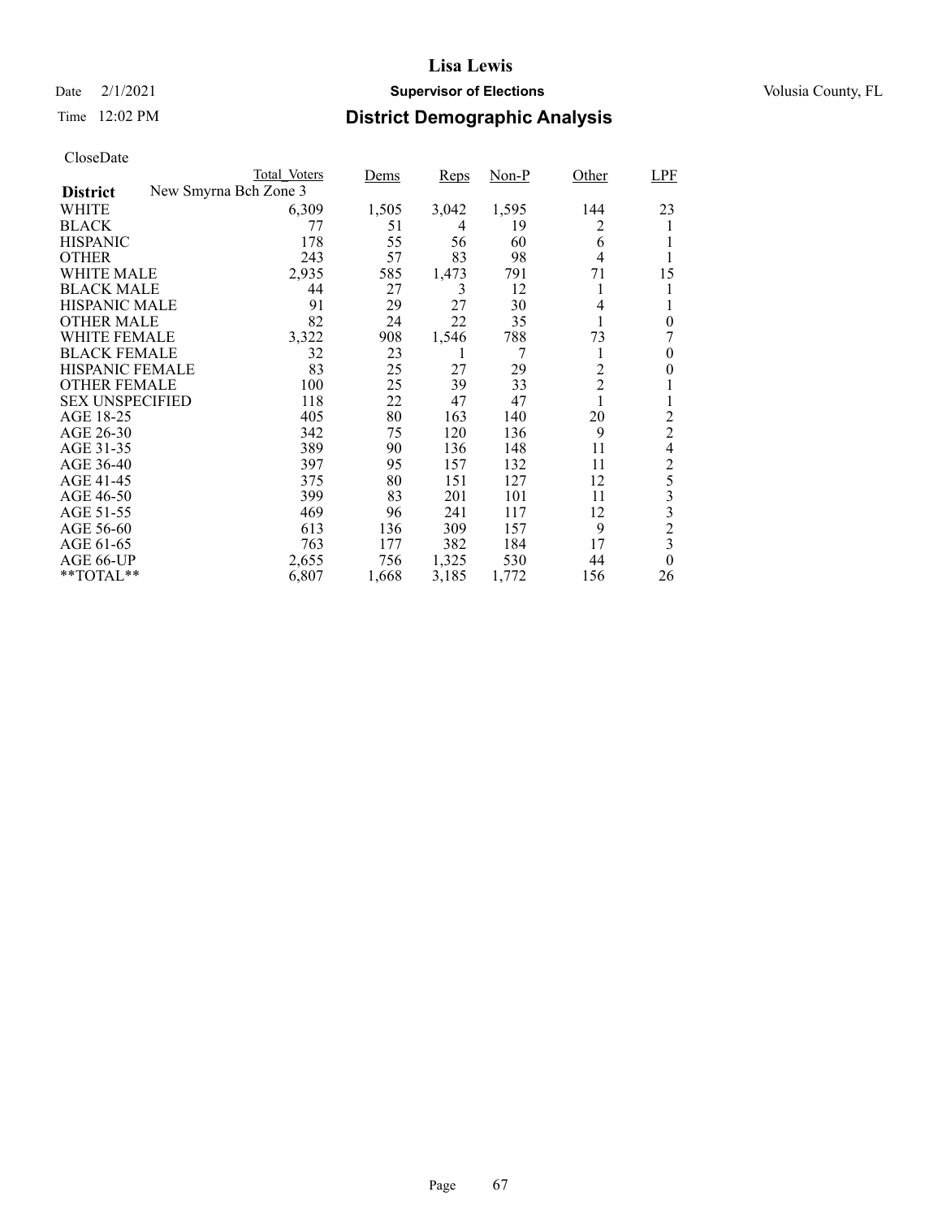# Lisa Lewis

Date 2/1/2021 **Supervisor of Elections** Volusia County, FL

Time 12:02 PM **District Demographic Analysis**

CloseDate

| **District** | Total_Voters | Dems | Reps | Non-P | Other | LPF |
|---|---|---|---|---|---|---|
| New Smyrna Bch Zone 3 | | | | | | |
| WHITE | 6,309 | 1,505 | 3,042 | 1,595 | 144 | 23 |
| BLACK | 77 | 51 | 4 | 19 | 2 | 1 |
| HISPANIC | 178 | 55 | 56 | 60 | 6 | 1 |
| OTHER | 243 | 57 | 83 | 98 | 4 | 1 |
| WHITE MALE | 2,935 | 585 | 1,473 | 791 | 71 | 15 |
| BLACK MALE | 44 | 27 | 3 | 12 | 1 | 1 |
| HISPANIC MALE | 91 | 29 | 27 | 30 | 4 | 1 |
| OTHER MALE | 82 | 24 | 22 | 35 | 1 | 0 |
| WHITE FEMALE | 3,322 | 908 | 1,546 | 788 | 73 | 7 |
| BLACK FEMALE | 32 | 23 | 1 | 7 | 1 | 0 |
| HISPANIC FEMALE | 83 | 25 | 27 | 29 | 2 | 0 |
| OTHER FEMALE | 100 | 25 | 39 | 33 | 2 | 1 |
| SEX UNSPECIFIED | 118 | 22 | 47 | 47 | 1 | 1 |
| AGE 18-25 | 405 | 80 | 163 | 140 | 20 | 2 |
| AGE 26-30 | 342 | 75 | 120 | 136 | 9 | 2 |
| AGE 31-35 | 389 | 90 | 136 | 148 | 11 | 4 |
| AGE 36-40 | 397 | 95 | 157 | 132 | 11 | 2 |
| AGE 41-45 | 375 | 80 | 151 | 127 | 12 | 5 |
| AGE 46-50 | 399 | 83 | 201 | 101 | 11 | 3 |
| AGE 51-55 | 469 | 96 | 241 | 117 | 12 | 3 |
| AGE 56-60 | 613 | 136 | 309 | 157 | 9 | 2 |
| AGE 61-65 | 763 | 177 | 382 | 184 | 17 | 3 |
| AGE 66-UP | 2,655 | 756 | 1,325 | 530 | 44 | 0 |
| **TOTAL** | 6,807 | 1,668 | 3,185 | 1,772 | 156 | 26 |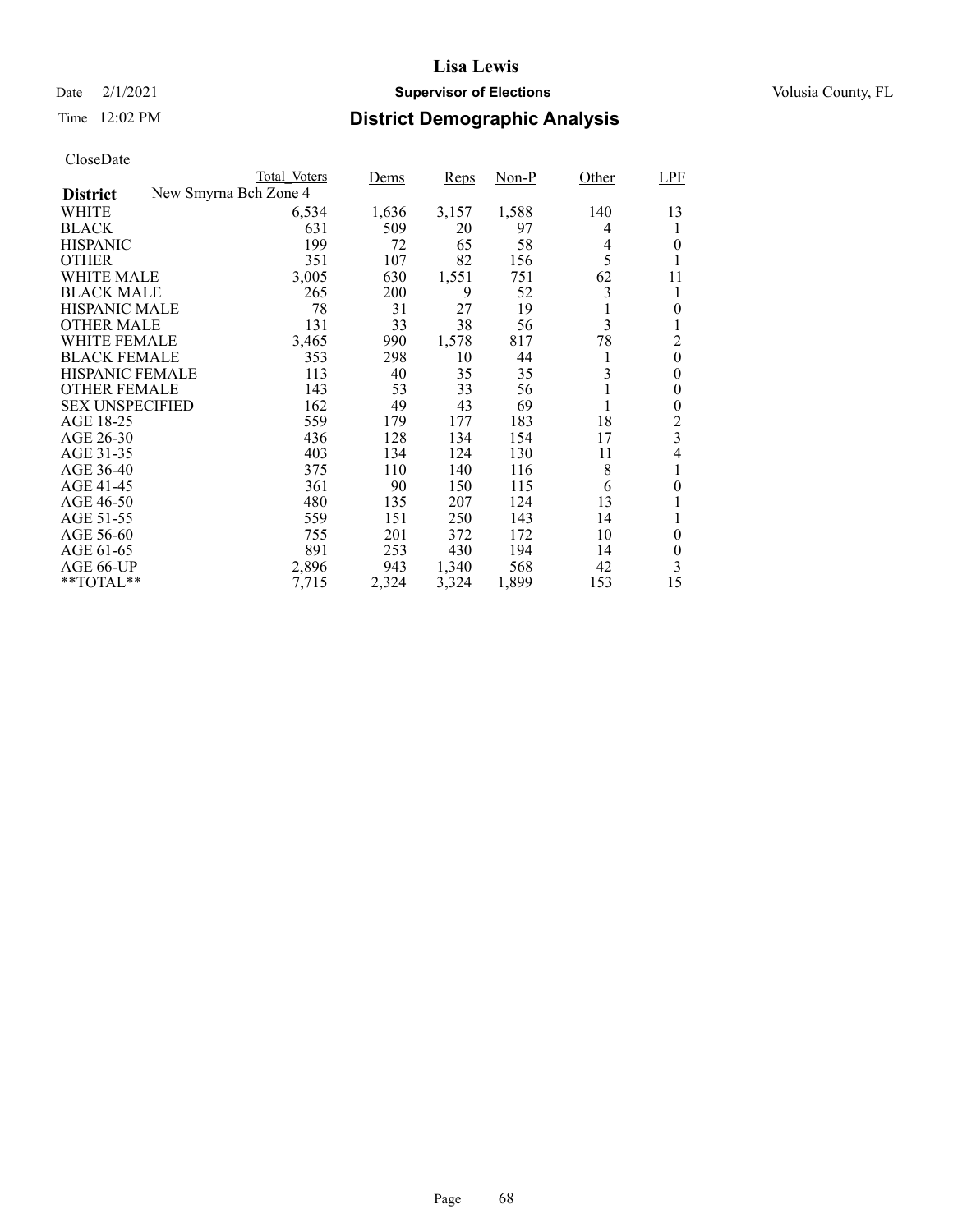# Lisa Lewis

Date 2/1/2021 **Supervisor of Elections** Volusia County, FL

Time 12:02 PM **District Demographic Analysis**

CloseDate

| District | Total_Voters | Dems | Reps | Non-P | Other | LPF |
|---|---|---|---|---|---|---|
| New Smyrna Bch Zone 4 | | | | | | |
| WHITE | 6,534 | 1,636 | 3,157 | 1,588 | 140 | 13 |
| BLACK | 631 | 509 | 20 | 97 | 4 | 1 |
| HISPANIC | 199 | 72 | 65 | 58 | 4 | 0 |
| OTHER | 351 | 107 | 82 | 156 | 5 | 1 |
| WHITE MALE | 3,005 | 630 | 1,551 | 751 | 62 | 11 |
| BLACK MALE | 265 | 200 | 9 | 52 | 3 | 1 |
| HISPANIC MALE | 78 | 31 | 27 | 19 | 1 | 0 |
| OTHER MALE | 131 | 33 | 38 | 56 | 3 | 1 |
| WHITE FEMALE | 3,465 | 990 | 1,578 | 817 | 78 | 2 |
| BLACK FEMALE | 353 | 298 | 10 | 44 | 1 | 0 |
| HISPANIC FEMALE | 113 | 40 | 35 | 35 | 3 | 0 |
| OTHER FEMALE | 143 | 53 | 33 | 56 | 1 | 0 |
| SEX UNSPECIFIED | 162 | 49 | 43 | 69 | 1 | 0 |
| AGE 18-25 | 559 | 179 | 177 | 183 | 18 | 2 |
| AGE 26-30 | 436 | 128 | 134 | 154 | 17 | 3 |
| AGE 31-35 | 403 | 134 | 124 | 130 | 11 | 4 |
| AGE 36-40 | 375 | 110 | 140 | 116 | 8 | 1 |
| AGE 41-45 | 361 | 90 | 150 | 115 | 6 | 0 |
| AGE 46-50 | 480 | 135 | 207 | 124 | 13 | 1 |
| AGE 51-55 | 559 | 151 | 250 | 143 | 14 | 1 |
| AGE 56-60 | 755 | 201 | 372 | 172 | 10 | 0 |
| AGE 61-65 | 891 | 253 | 430 | 194 | 14 | 0 |
| AGE 66-UP | 2,896 | 943 | 1,340 | 568 | 42 | 3 |
| **TOTAL** | 7,715 | 2,324 | 3,324 | 1,899 | 153 | 15 |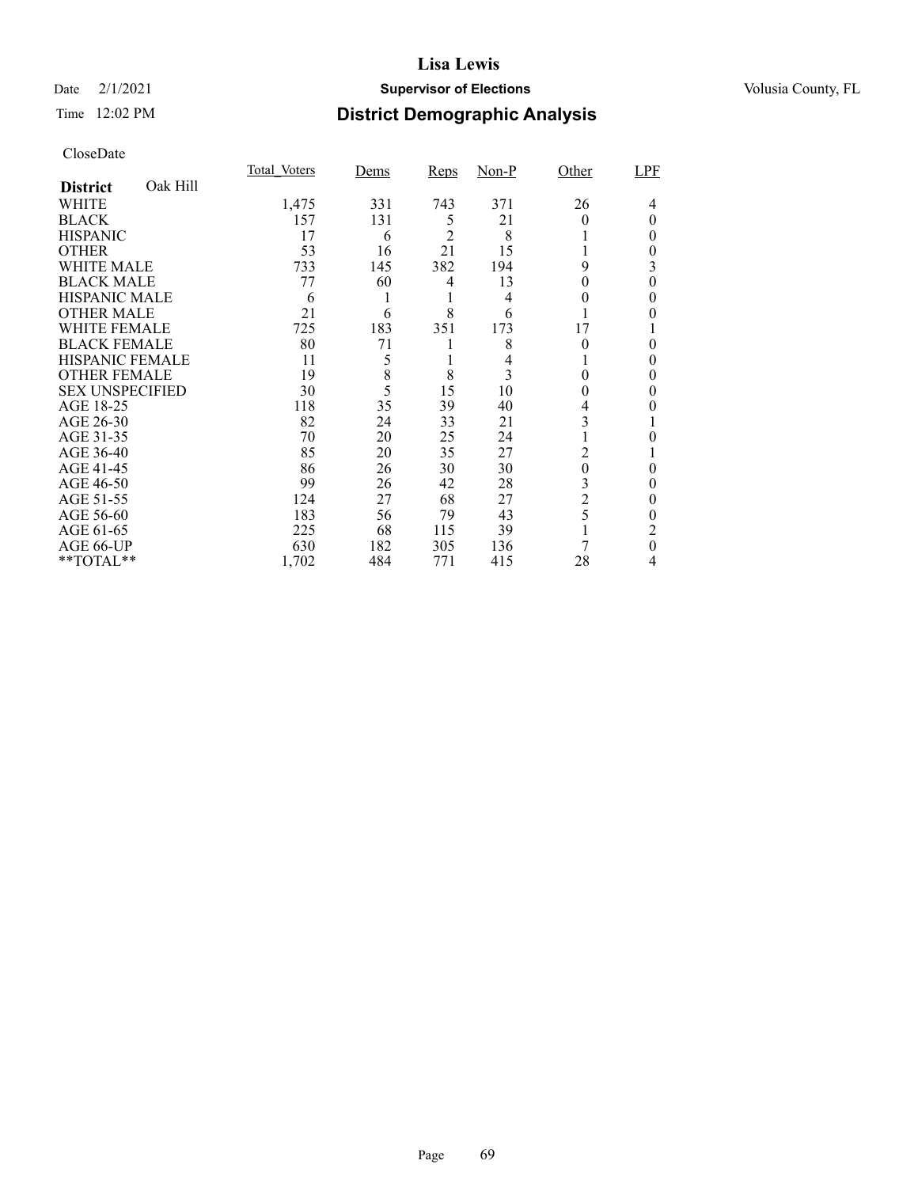# Lisa Lewis

Date 2/1/2021 **Supervisor of Elections** Volusia County, FL

Time 12:02 PM **District Demographic Analysis**

CloseDate

| **District** Oak Hill | Total_Voters | Dems | Reps | Non-P | Other | LPF |
|---|---|---|---|---|---|---|
| WHITE | 1,475 | 331 | 743 | 371 | 26 | 4 |
| BLACK | 157 | 131 | 5 | 21 | 0 | 0 |
| HISPANIC | 17 | 6 | 2 | 8 | 1 | 0 |
| OTHER | 53 | 16 | 21 | 15 | 1 | 0 |
| WHITE MALE | 733 | 145 | 382 | 194 | 9 | 3 |
| BLACK MALE | 77 | 60 | 4 | 13 | 0 | 0 |
| HISPANIC MALE | 6 | 1 | 1 | 4 | 0 | 0 |
| OTHER MALE | 21 | 6 | 8 | 6 | 1 | 0 |
| WHITE FEMALE | 725 | 183 | 351 | 173 | 17 | 1 |
| BLACK FEMALE | 80 | 71 | 1 | 8 | 0 | 0 |
| HISPANIC FEMALE | 11 | 5 | 1 | 4 | 1 | 0 |
| OTHER FEMALE | 19 | 8 | 8 | 3 | 0 | 0 |
| SEX UNSPECIFIED | 30 | 5 | 15 | 10 | 0 | 0 |
| AGE 18-25 | 118 | 35 | 39 | 40 | 4 | 0 |
| AGE 26-30 | 82 | 24 | 33 | 21 | 3 | 1 |
| AGE 31-35 | 70 | 20 | 25 | 24 | 1 | 0 |
| AGE 36-40 | 85 | 20 | 35 | 27 | 2 | 1 |
| AGE 41-45 | 86 | 26 | 30 | 30 | 0 | 0 |
| AGE 46-50 | 99 | 26 | 42 | 28 | 3 | 0 |
| AGE 51-55 | 124 | 27 | 68 | 27 | 2 | 0 |
| AGE 56-60 | 183 | 56 | 79 | 43 | 5 | 0 |
| AGE 61-65 | 225 | 68 | 115 | 39 | 1 | 2 |
| AGE 66-UP | 630 | 182 | 305 | 136 | 7 | 0 |
| **TOTAL** | 1,702 | 484 | 771 | 415 | 28 | 4 |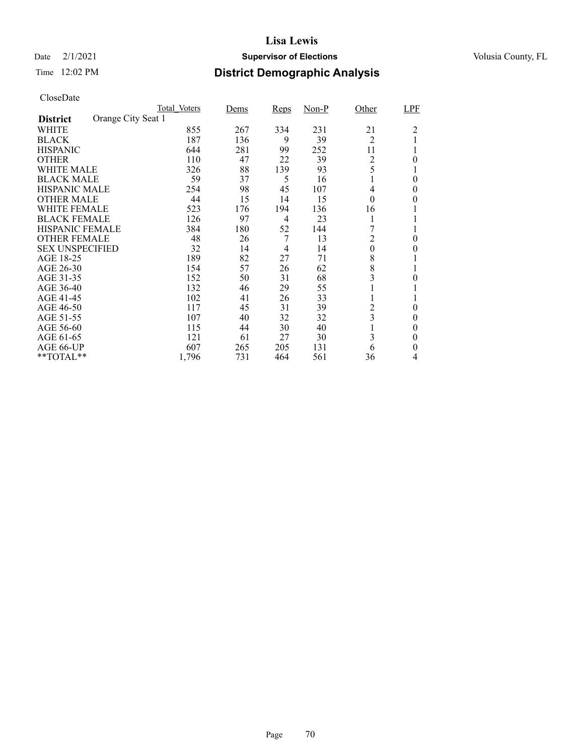# Lisa Lewis

Date 2/1/2021 **Supervisor of Elections** Volusia County, FL

Time 12:02 PM **District Demographic Analysis**

CloseDate

| | Total_Voters | Dems | Reps | Non-P | Other | LPF |
|---|---|---|---|---|---|---|
| **District** Orange City Seat 1 | | | | | | |
| WHITE | 855 | 267 | 334 | 231 | 21 | 2 |
| BLACK | 187 | 136 | 9 | 39 | 2 | 1 |
| HISPANIC | 644 | 281 | 99 | 252 | 11 | 1 |
| OTHER | 110 | 47 | 22 | 39 | 2 | 0 |
| WHITE MALE | 326 | 88 | 139 | 93 | 5 | 1 |
| BLACK MALE | 59 | 37 | 5 | 16 | 1 | 0 |
| HISPANIC MALE | 254 | 98 | 45 | 107 | 4 | 0 |
| OTHER MALE | 44 | 15 | 14 | 15 | 0 | 0 |
| WHITE FEMALE | 523 | 176 | 194 | 136 | 16 | 1 |
| BLACK FEMALE | 126 | 97 | 4 | 23 | 1 | 1 |
| HISPANIC FEMALE | 384 | 180 | 52 | 144 | 7 | 1 |
| OTHER FEMALE | 48 | 26 | 7 | 13 | 2 | 0 |
| SEX UNSPECIFIED | 32 | 14 | 4 | 14 | 0 | 0 |
| AGE 18-25 | 189 | 82 | 27 | 71 | 8 | 1 |
| AGE 26-30 | 154 | 57 | 26 | 62 | 8 | 1 |
| AGE 31-35 | 152 | 50 | 31 | 68 | 3 | 0 |
| AGE 36-40 | 132 | 46 | 29 | 55 | 1 | 1 |
| AGE 41-45 | 102 | 41 | 26 | 33 | 1 | 1 |
| AGE 46-50 | 117 | 45 | 31 | 39 | 2 | 0 |
| AGE 51-55 | 107 | 40 | 32 | 32 | 3 | 0 |
| AGE 56-60 | 115 | 44 | 30 | 40 | 1 | 0 |
| AGE 61-65 | 121 | 61 | 27 | 30 | 3 | 0 |
| AGE 66-UP | 607 | 265 | 205 | 131 | 6 | 0 |
| **TOTAL** | 1,796 | 731 | 464 | 561 | 36 | 4 |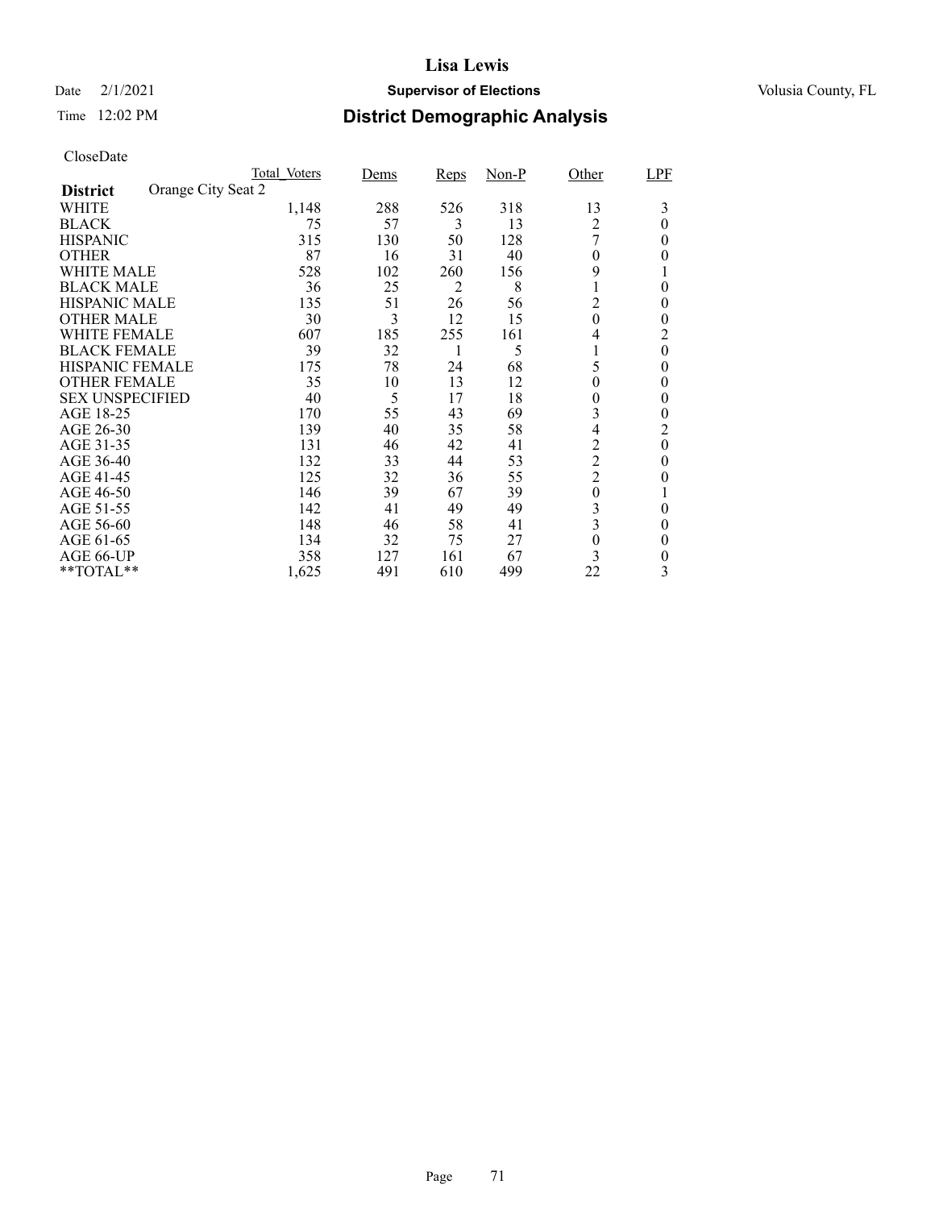**Lisa Lewis**

Date 2/1/2021 **Supervisor of Elections** Volusia County, FL

Time 12:02 PM **District Demographic Analysis**

CloseDate

| **District** Orange City Seat 2 | Total_Voters | Dems | Reps | Non-P | Other | LPF |
|---|---|---|---|---|---|---|
| WHITE | 1,148 | 288 | 526 | 318 | 13 | 3 |
| BLACK | 75 | 57 | 3 | 13 | 2 | 0 |
| HISPANIC | 315 | 130 | 50 | 128 | 7 | 0 |
| OTHER | 87 | 16 | 31 | 40 | 0 | 0 |
| WHITE MALE | 528 | 102 | 260 | 156 | 9 | 1 |
| BLACK MALE | 36 | 25 | 2 | 8 | 1 | 0 |
| HISPANIC MALE | 135 | 51 | 26 | 56 | 2 | 0 |
| OTHER MALE | 30 | 3 | 12 | 15 | 0 | 0 |
| WHITE FEMALE | 607 | 185 | 255 | 161 | 4 | 2 |
| BLACK FEMALE | 39 | 32 | 1 | 5 | 1 | 0 |
| HISPANIC FEMALE | 175 | 78 | 24 | 68 | 5 | 0 |
| OTHER FEMALE | 35 | 10 | 13 | 12 | 0 | 0 |
| SEX UNSPECIFIED | 40 | 5 | 17 | 18 | 0 | 0 |
| AGE 18-25 | 170 | 55 | 43 | 69 | 3 | 0 |
| AGE 26-30 | 139 | 40 | 35 | 58 | 4 | 2 |
| AGE 31-35 | 131 | 46 | 42 | 41 | 2 | 0 |
| AGE 36-40 | 132 | 33 | 44 | 53 | 2 | 0 |
| AGE 41-45 | 125 | 32 | 36 | 55 | 2 | 0 |
| AGE 46-50 | 146 | 39 | 67 | 39 | 0 | 1 |
| AGE 51-55 | 142 | 41 | 49 | 49 | 3 | 0 |
| AGE 56-60 | 148 | 46 | 58 | 41 | 3 | 0 |
| AGE 61-65 | 134 | 32 | 75 | 27 | 0 | 0 |
| AGE 66-UP | 358 | 127 | 161 | 67 | 3 | 0 |
| **TOTAL** | 1,625 | 491 | 610 | 499 | 22 | 3 |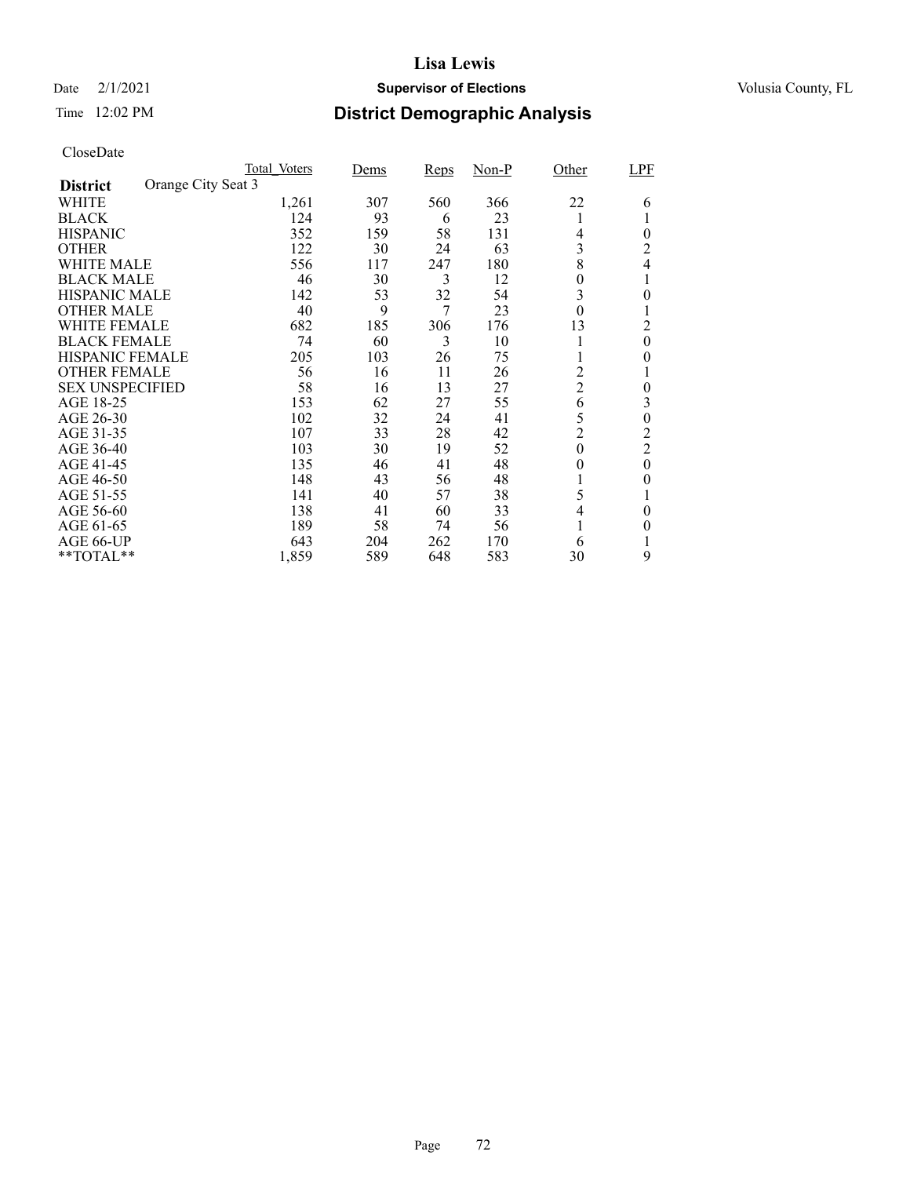CloseDate

| District | Orange City Seat 3 Total_Voters | Dems | Reps | Non-P | Other | LPF |
|---|---|---|---|---|---|---|
| WHITE | 1,261 | 307 | 560 | 366 | 22 | 6 |
| BLACK | 124 | 93 | 6 | 23 | 1 | 1 |
| HISPANIC | 352 | 159 | 58 | 131 | 4 | 0 |
| OTHER | 122 | 30 | 24 | 63 | 3 | 2 |
| WHITE MALE | 556 | 117 | 247 | 180 | 8 | 4 |
| BLACK MALE | 46 | 30 | 3 | 12 | 0 | 1 |
| HISPANIC MALE | 142 | 53 | 32 | 54 | 3 | 0 |
| OTHER MALE | 40 | 9 | 7 | 23 | 0 | 1 |
| WHITE FEMALE | 682 | 185 | 306 | 176 | 13 | 2 |
| BLACK FEMALE | 74 | 60 | 3 | 10 | 1 | 0 |
| HISPANIC FEMALE | 205 | 103 | 26 | 75 | 1 | 0 |
| OTHER FEMALE | 56 | 16 | 11 | 26 | 2 | 1 |
| SEX UNSPECIFIED | 58 | 16 | 13 | 27 | 2 | 0 |
| AGE 18-25 | 153 | 62 | 27 | 55 | 6 | 3 |
| AGE 26-30 | 102 | 32 | 24 | 41 | 5 | 0 |
| AGE 31-35 | 107 | 33 | 28 | 42 | 2 | 2 |
| AGE 36-40 | 103 | 30 | 19 | 52 | 0 | 2 |
| AGE 41-45 | 135 | 46 | 41 | 48 | 0 | 0 |
| AGE 46-50 | 148 | 43 | 56 | 48 | 1 | 0 |
| AGE 51-55 | 141 | 40 | 57 | 38 | 5 | 1 |
| AGE 56-60 | 138 | 41 | 60 | 33 | 4 | 0 |
| AGE 61-65 | 189 | 58 | 74 | 56 | 1 | 0 |
| AGE 66-UP | 643 | 204 | 262 | 170 | 6 | 1 |
| **TOTAL** | 1,859 | 589 | 648 | 583 | 30 | 9 |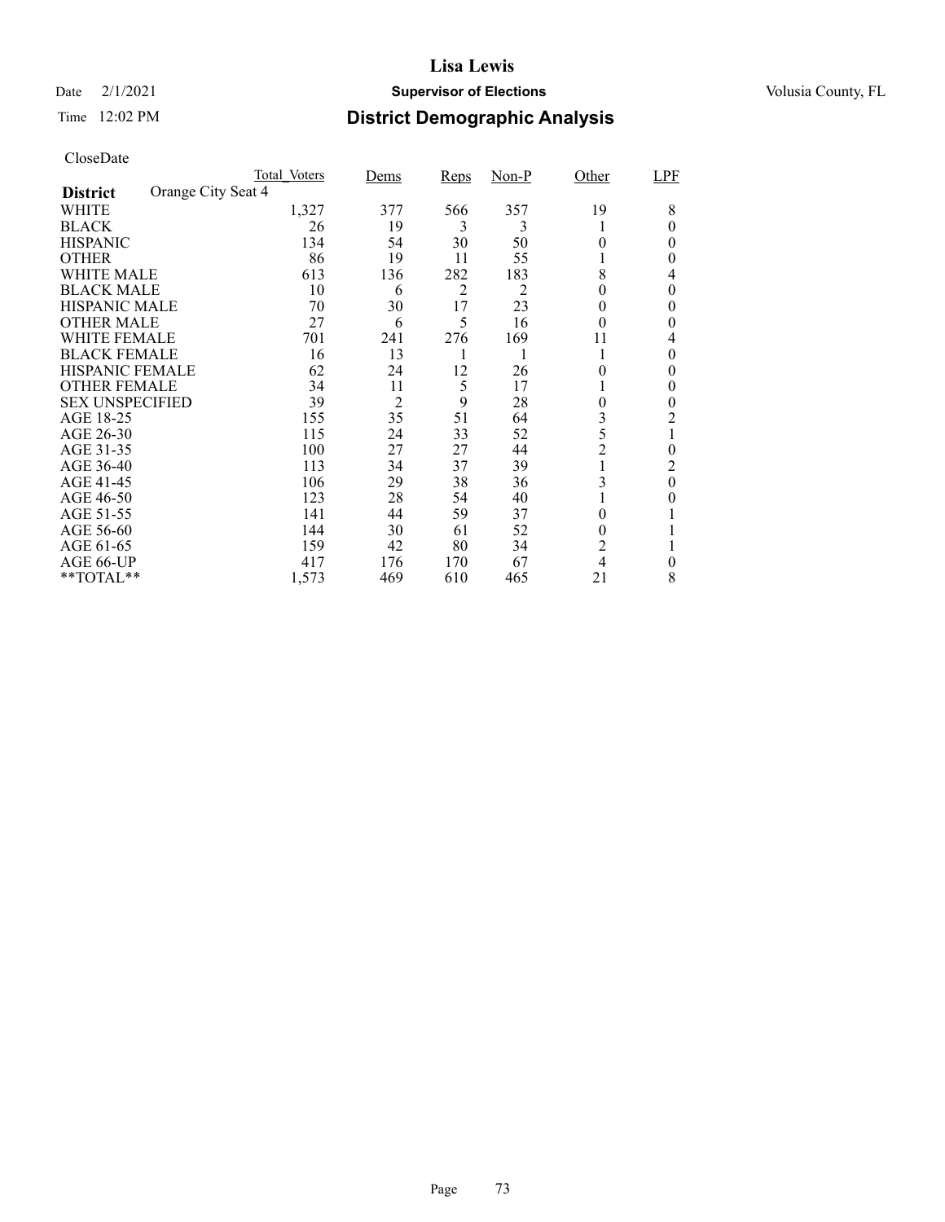# Lisa Lewis

Date 2/1/2021 **Supervisor of Elections** Volusia County, FL

Time 12:02 PM **District Demographic Analysis**

CloseDate

| | Total_Voters | Dems | Reps | Non-P | Other | LPF |
|---|---|---|---|---|---|---|
| **District** Orange City Seat 4 | | | | | | |
| WHITE | 1,327 | 377 | 566 | 357 | 19 | 8 |
| BLACK | 26 | 19 | 3 | 3 | 1 | 0 |
| HISPANIC | 134 | 54 | 30 | 50 | 0 | 0 |
| OTHER | 86 | 19 | 11 | 55 | 1 | 0 |
| WHITE MALE | 613 | 136 | 282 | 183 | 8 | 4 |
| BLACK MALE | 10 | 6 | 2 | 2 | 0 | 0 |
| HISPANIC MALE | 70 | 30 | 17 | 23 | 0 | 0 |
| OTHER MALE | 27 | 6 | 5 | 16 | 0 | 0 |
| WHITE FEMALE | 701 | 241 | 276 | 169 | 11 | 4 |
| BLACK FEMALE | 16 | 13 | 1 | 1 | 1 | 0 |
| HISPANIC FEMALE | 62 | 24 | 12 | 26 | 0 | 0 |
| OTHER FEMALE | 34 | 11 | 5 | 17 | 1 | 0 |
| SEX UNSPECIFIED | 39 | 2 | 9 | 28 | 0 | 0 |
| AGE 18-25 | 155 | 35 | 51 | 64 | 3 | 2 |
| AGE 26-30 | 115 | 24 | 33 | 52 | 5 | 1 |
| AGE 31-35 | 100 | 27 | 27 | 44 | 2 | 0 |
| AGE 36-40 | 113 | 34 | 37 | 39 | 1 | 2 |
| AGE 41-45 | 106 | 29 | 38 | 36 | 3 | 0 |
| AGE 46-50 | 123 | 28 | 54 | 40 | 1 | 0 |
| AGE 51-55 | 141 | 44 | 59 | 37 | 0 | 1 |
| AGE 56-60 | 144 | 30 | 61 | 52 | 0 | 1 |
| AGE 61-65 | 159 | 42 | 80 | 34 | 2 | 1 |
| AGE 66-UP | 417 | 176 | 170 | 67 | 4 | 0 |
| **TOTAL** | 1,573 | 469 | 610 | 465 | 21 | 8 |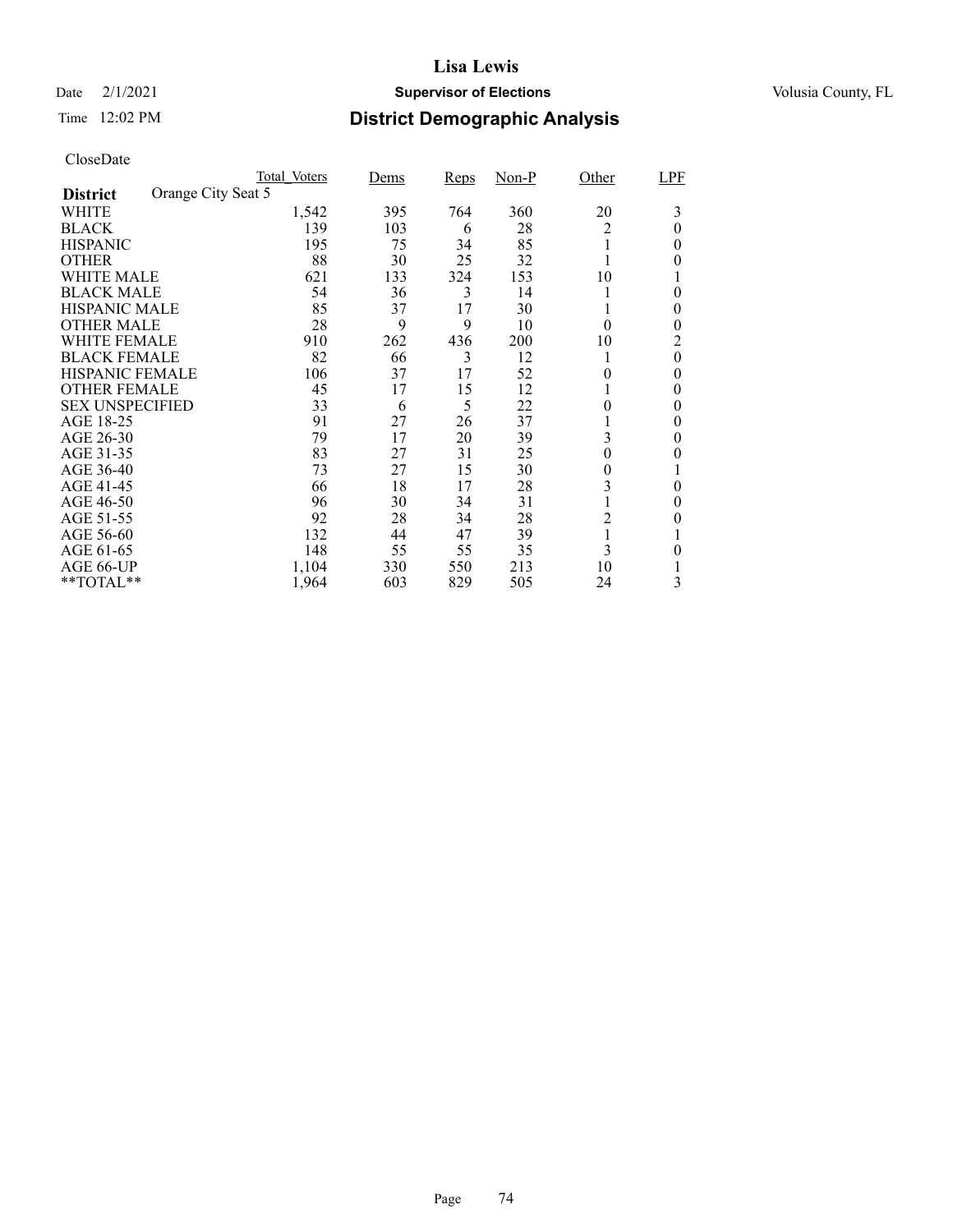# Lisa Lewis

Date 2/1/2021 **Supervisor of Elections** Volusia County, FL

Time 12:02 PM **District Demographic Analysis**

CloseDate

| District: Orange City Seat 5 | Total_Voters | Dems | Reps | Non-P | Other | LPF |
|---|---|---|---|---|---|---|
| WHITE | 1,542 | 395 | 764 | 360 | 20 | 3 |
| BLACK | 139 | 103 | 6 | 28 | 2 | 0 |
| HISPANIC | 195 | 75 | 34 | 85 | 1 | 0 |
| OTHER | 88 | 30 | 25 | 32 | 1 | 0 |
| WHITE MALE | 621 | 133 | 324 | 153 | 10 | 1 |
| BLACK MALE | 54 | 36 | 3 | 14 | 1 | 0 |
| HISPANIC MALE | 85 | 37 | 17 | 30 | 1 | 0 |
| OTHER MALE | 28 | 9 | 9 | 10 | 0 | 0 |
| WHITE FEMALE | 910 | 262 | 436 | 200 | 10 | 2 |
| BLACK FEMALE | 82 | 66 | 3 | 12 | 1 | 0 |
| HISPANIC FEMALE | 106 | 37 | 17 | 52 | 0 | 0 |
| OTHER FEMALE | 45 | 17 | 15 | 12 | 1 | 0 |
| SEX UNSPECIFIED | 33 | 6 | 5 | 22 | 0 | 0 |
| AGE 18-25 | 91 | 27 | 26 | 37 | 1 | 0 |
| AGE 26-30 | 79 | 17 | 20 | 39 | 3 | 0 |
| AGE 31-35 | 83 | 27 | 31 | 25 | 0 | 0 |
| AGE 36-40 | 73 | 27 | 15 | 30 | 0 | 1 |
| AGE 41-45 | 66 | 18 | 17 | 28 | 3 | 0 |
| AGE 46-50 | 96 | 30 | 34 | 31 | 1 | 0 |
| AGE 51-55 | 92 | 28 | 34 | 28 | 2 | 0 |
| AGE 56-60 | 132 | 44 | 47 | 39 | 1 | 1 |
| AGE 61-65 | 148 | 55 | 55 | 35 | 3 | 0 |
| AGE 66-UP | 1,104 | 330 | 550 | 213 | 10 | 1 |
| **TOTAL** | 1,964 | 603 | 829 | 505 | 24 | 3 |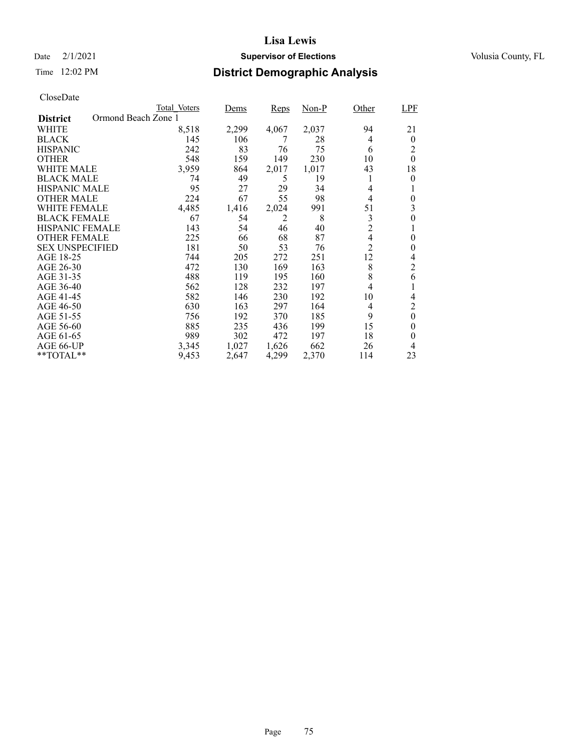# Lisa Lewis

Date 2/1/2021 **Supervisor of Elections** Volusia County, FL

Time 12:02 PM **District Demographic Analysis**

CloseDate

| | Total_Voters | Dems | Reps | Non-P | Other | LPF |
|---|---|---|---|---|---|---|
| **District** Ormond Beach Zone 1 | | | | | | |
| WHITE | 8,518 | 2,299 | 4,067 | 2,037 | 94 | 21 |
| BLACK | 145 | 106 | 7 | 28 | 4 | 0 |
| HISPANIC | 242 | 83 | 76 | 75 | 6 | 2 |
| OTHER | 548 | 159 | 149 | 230 | 10 | 0 |
| WHITE MALE | 3,959 | 864 | 2,017 | 1,017 | 43 | 18 |
| BLACK MALE | 74 | 49 | 5 | 19 | 1 | 0 |
| HISPANIC MALE | 95 | 27 | 29 | 34 | 4 | 1 |
| OTHER MALE | 224 | 67 | 55 | 98 | 4 | 0 |
| WHITE FEMALE | 4,485 | 1,416 | 2,024 | 991 | 51 | 3 |
| BLACK FEMALE | 67 | 54 | 2 | 8 | 3 | 0 |
| HISPANIC FEMALE | 143 | 54 | 46 | 40 | 2 | 1 |
| OTHER FEMALE | 225 | 66 | 68 | 87 | 4 | 0 |
| SEX UNSPECIFIED | 181 | 50 | 53 | 76 | 2 | 0 |
| AGE 18-25 | 744 | 205 | 272 | 251 | 12 | 4 |
| AGE 26-30 | 472 | 130 | 169 | 163 | 8 | 2 |
| AGE 31-35 | 488 | 119 | 195 | 160 | 8 | 6 |
| AGE 36-40 | 562 | 128 | 232 | 197 | 4 | 1 |
| AGE 41-45 | 582 | 146 | 230 | 192 | 10 | 4 |
| AGE 46-50 | 630 | 163 | 297 | 164 | 4 | 2 |
| AGE 51-55 | 756 | 192 | 370 | 185 | 9 | 0 |
| AGE 56-60 | 885 | 235 | 436 | 199 | 15 | 0 |
| AGE 61-65 | 989 | 302 | 472 | 197 | 18 | 0 |
| AGE 66-UP | 3,345 | 1,027 | 1,626 | 662 | 26 | 4 |
| **TOTAL** | 9,453 | 2,647 | 4,299 | 2,370 | 114 | 23 |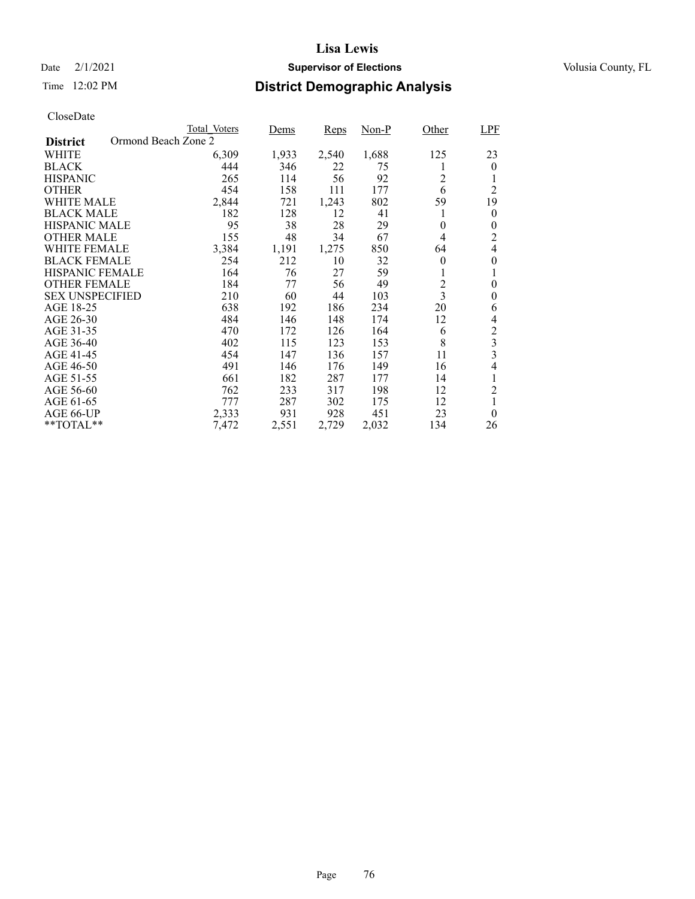CloseDate

| District | Ormond Beach Zone 2 | Total_Voters | Dems | Reps | Non-P | Other | LPF |
|---|---|---|---|---|---|---|---|
| WHITE | | 6,309 | 1,933 | 2,540 | 1,688 | 125 | 23 |
| BLACK | | 444 | 346 | 22 | 75 | 1 | 0 |
| HISPANIC | | 265 | 114 | 56 | 92 | 2 | 1 |
| OTHER | | 454 | 158 | 111 | 177 | 6 | 2 |
| WHITE MALE | | 2,844 | 721 | 1,243 | 802 | 59 | 19 |
| BLACK MALE | | 182 | 128 | 12 | 41 | 1 | 0 |
| HISPANIC MALE | | 95 | 38 | 28 | 29 | 0 | 0 |
| OTHER MALE | | 155 | 48 | 34 | 67 | 4 | 2 |
| WHITE FEMALE | | 3,384 | 1,191 | 1,275 | 850 | 64 | 4 |
| BLACK FEMALE | | 254 | 212 | 10 | 32 | 0 | 0 |
| HISPANIC FEMALE | | 164 | 76 | 27 | 59 | 1 | 1 |
| OTHER FEMALE | | 184 | 77 | 56 | 49 | 2 | 0 |
| SEX UNSPECIFIED | | 210 | 60 | 44 | 103 | 3 | 0 |
| AGE 18-25 | | 638 | 192 | 186 | 234 | 20 | 6 |
| AGE 26-30 | | 484 | 146 | 148 | 174 | 12 | 4 |
| AGE 31-35 | | 470 | 172 | 126 | 164 | 6 | 2 |
| AGE 36-40 | | 402 | 115 | 123 | 153 | 8 | 3 |
| AGE 41-45 | | 454 | 147 | 136 | 157 | 11 | 3 |
| AGE 46-50 | | 491 | 146 | 176 | 149 | 16 | 4 |
| AGE 51-55 | | 661 | 182 | 287 | 177 | 14 | 1 |
| AGE 56-60 | | 762 | 233 | 317 | 198 | 12 | 2 |
| AGE 61-65 | | 777 | 287 | 302 | 175 | 12 | 1 |
| AGE 66-UP | | 2,333 | 931 | 928 | 451 | 23 | 0 |
| **TOTAL** | | 7,472 | 2,551 | 2,729 | 2,032 | 134 | 26 |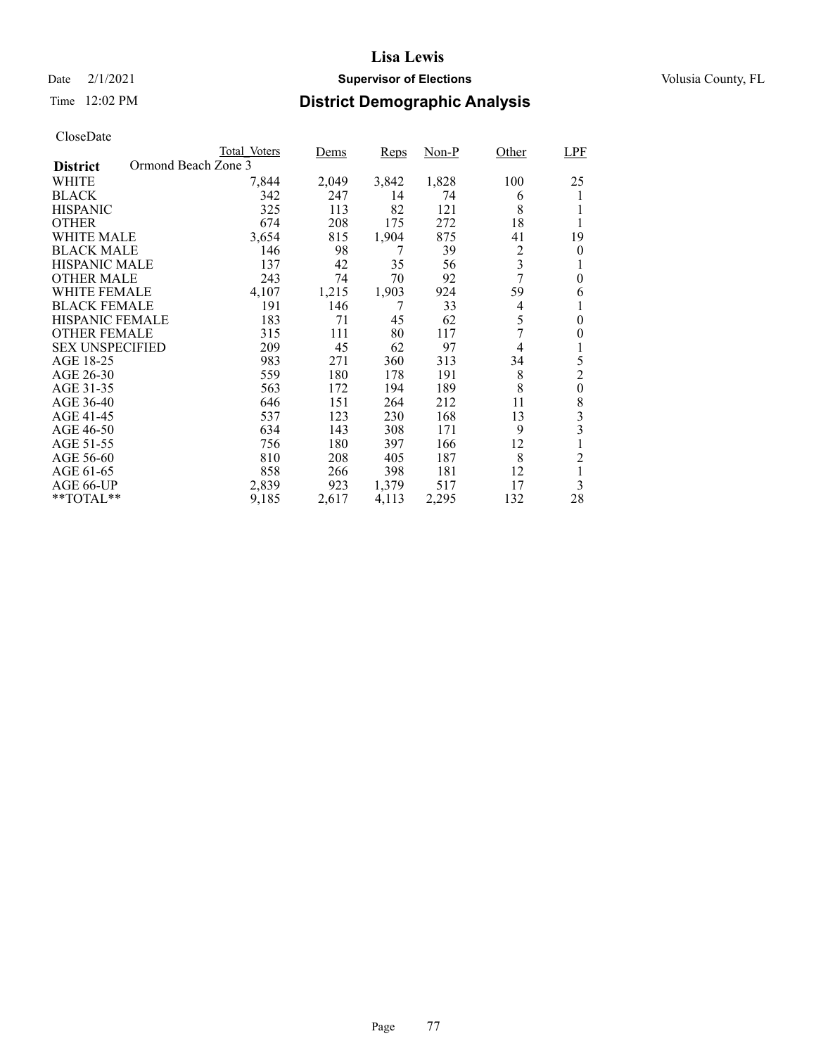# Lisa Lewis

Date 2/1/2021 **Supervisor of Elections** Volusia County, FL

Time 12:02 PM **District Demographic Analysis**

CloseDate

| **District** Ormond Beach Zone 3 | Total_Voters | Dems | Reps | Non-P | Other | LPF |
|---|---|---|---|---|---|---|
| WHITE | 7,844 | 2,049 | 3,842 | 1,828 | 100 | 25 |
| BLACK | 342 | 247 | 14 | 74 | 6 | 1 |
| HISPANIC | 325 | 113 | 82 | 121 | 8 | 1 |
| OTHER | 674 | 208 | 175 | 272 | 18 | 1 |
| WHITE MALE | 3,654 | 815 | 1,904 | 875 | 41 | 19 |
| BLACK MALE | 146 | 98 | 7 | 39 | 2 | 0 |
| HISPANIC MALE | 137 | 42 | 35 | 56 | 3 | 1 |
| OTHER MALE | 243 | 74 | 70 | 92 | 7 | 0 |
| WHITE FEMALE | 4,107 | 1,215 | 1,903 | 924 | 59 | 6 |
| BLACK FEMALE | 191 | 146 | 7 | 33 | 4 | 1 |
| HISPANIC FEMALE | 183 | 71 | 45 | 62 | 5 | 0 |
| OTHER FEMALE | 315 | 111 | 80 | 117 | 7 | 0 |
| SEX UNSPECIFIED | 209 | 45 | 62 | 97 | 4 | 1 |
| AGE 18-25 | 983 | 271 | 360 | 313 | 34 | 5 |
| AGE 26-30 | 559 | 180 | 178 | 191 | 8 | 2 |
| AGE 31-35 | 563 | 172 | 194 | 189 | 8 | 0 |
| AGE 36-40 | 646 | 151 | 264 | 212 | 11 | 8 |
| AGE 41-45 | 537 | 123 | 230 | 168 | 13 | 3 |
| AGE 46-50 | 634 | 143 | 308 | 171 | 9 | 3 |
| AGE 51-55 | 756 | 180 | 397 | 166 | 12 | 1 |
| AGE 56-60 | 810 | 208 | 405 | 187 | 8 | 2 |
| AGE 61-65 | 858 | 266 | 398 | 181 | 12 | 1 |
| AGE 66-UP | 2,839 | 923 | 1,379 | 517 | 17 | 3 |
| **TOTAL** | 9,185 | 2,617 | 4,113 | 2,295 | 132 | 28 |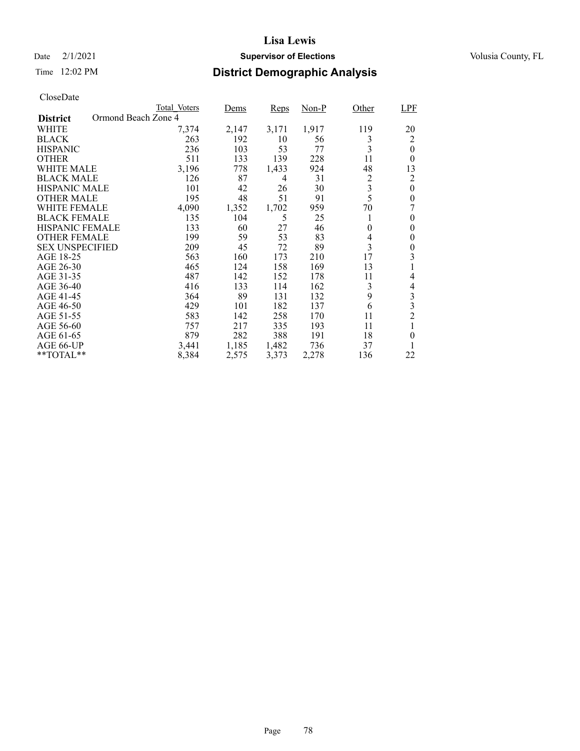# Lisa Lewis

Date 2/1/2021 **Supervisor of Elections** Volusia County, FL

Time 12:02 PM **District Demographic Analysis**

CloseDate

| **District** Ormond Beach Zone 4 | Total_Voters | Dems | Reps | Non-P | Other | LPF |
|---|---|---|---|---|---|---|
| WHITE | 7,374 | 2,147 | 3,171 | 1,917 | 119 | 20 |
| BLACK | 263 | 192 | 10 | 56 | 3 | 2 |
| HISPANIC | 236 | 103 | 53 | 77 | 3 | 0 |
| OTHER | 511 | 133 | 139 | 228 | 11 | 0 |
| WHITE MALE | 3,196 | 778 | 1,433 | 924 | 48 | 13 |
| BLACK MALE | 126 | 87 | 4 | 31 | 2 | 2 |
| HISPANIC MALE | 101 | 42 | 26 | 30 | 3 | 0 |
| OTHER MALE | 195 | 48 | 51 | 91 | 5 | 0 |
| WHITE FEMALE | 4,090 | 1,352 | 1,702 | 959 | 70 | 7 |
| BLACK FEMALE | 135 | 104 | 5 | 25 | 1 | 0 |
| HISPANIC FEMALE | 133 | 60 | 27 | 46 | 0 | 0 |
| OTHER FEMALE | 199 | 59 | 53 | 83 | 4 | 0 |
| SEX UNSPECIFIED | 209 | 45 | 72 | 89 | 3 | 0 |
| AGE 18-25 | 563 | 160 | 173 | 210 | 17 | 3 |
| AGE 26-30 | 465 | 124 | 158 | 169 | 13 | 1 |
| AGE 31-35 | 487 | 142 | 152 | 178 | 11 | 4 |
| AGE 36-40 | 416 | 133 | 114 | 162 | 3 | 4 |
| AGE 41-45 | 364 | 89 | 131 | 132 | 9 | 3 |
| AGE 46-50 | 429 | 101 | 182 | 137 | 6 | 3 |
| AGE 51-55 | 583 | 142 | 258 | 170 | 11 | 2 |
| AGE 56-60 | 757 | 217 | 335 | 193 | 11 | 1 |
| AGE 61-65 | 879 | 282 | 388 | 191 | 18 | 0 |
| AGE 66-UP | 3,441 | 1,185 | 1,482 | 736 | 37 | 1 |
| **TOTAL** | 8,384 | 2,575 | 3,373 | 2,278 | 136 | 22 |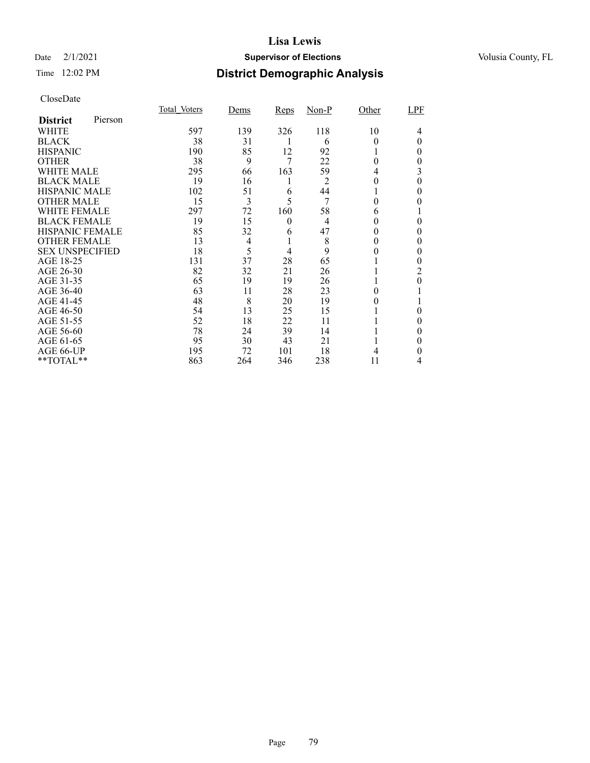# Lisa Lewis

Date 2/1/2021 **Supervisor of Elections** Volusia County, FL

Time 12:02 PM **District Demographic Analysis**

CloseDate

| **District** Pierson | Total_Voters | Dems | Reps | Non-P | Other | LPF |
|---|---|---|---|---|---|---|
| WHITE | 597 | 139 | 326 | 118 | 10 | 4 |
| BLACK | 38 | 31 | 1 | 6 | 0 | 0 |
| HISPANIC | 190 | 85 | 12 | 92 | 1 | 0 |
| OTHER | 38 | 9 | 7 | 22 | 0 | 0 |
| WHITE MALE | 295 | 66 | 163 | 59 | 4 | 3 |
| BLACK MALE | 19 | 16 | 1 | 2 | 0 | 0 |
| HISPANIC MALE | 102 | 51 | 6 | 44 | 1 | 0 |
| OTHER MALE | 15 | 3 | 5 | 7 | 0 | 0 |
| WHITE FEMALE | 297 | 72 | 160 | 58 | 6 | 1 |
| BLACK FEMALE | 19 | 15 | 0 | 4 | 0 | 0 |
| HISPANIC FEMALE | 85 | 32 | 6 | 47 | 0 | 0 |
| OTHER FEMALE | 13 | 4 | 1 | 8 | 0 | 0 |
| SEX UNSPECIFIED | 18 | 5 | 4 | 9 | 0 | 0 |
| AGE 18-25 | 131 | 37 | 28 | 65 | 1 | 0 |
| AGE 26-30 | 82 | 32 | 21 | 26 | 1 | 2 |
| AGE 31-35 | 65 | 19 | 19 | 26 | 1 | 0 |
| AGE 36-40 | 63 | 11 | 28 | 23 | 0 | 1 |
| AGE 41-45 | 48 | 8 | 20 | 19 | 0 | 1 |
| AGE 46-50 | 54 | 13 | 25 | 15 | 1 | 0 |
| AGE 51-55 | 52 | 18 | 22 | 11 | 1 | 0 |
| AGE 56-60 | 78 | 24 | 39 | 14 | 1 | 0 |
| AGE 61-65 | 95 | 30 | 43 | 21 | 1 | 0 |
| AGE 66-UP | 195 | 72 | 101 | 18 | 4 | 0 |
| **TOTAL** | 863 | 264 | 346 | 238 | 11 | 4 |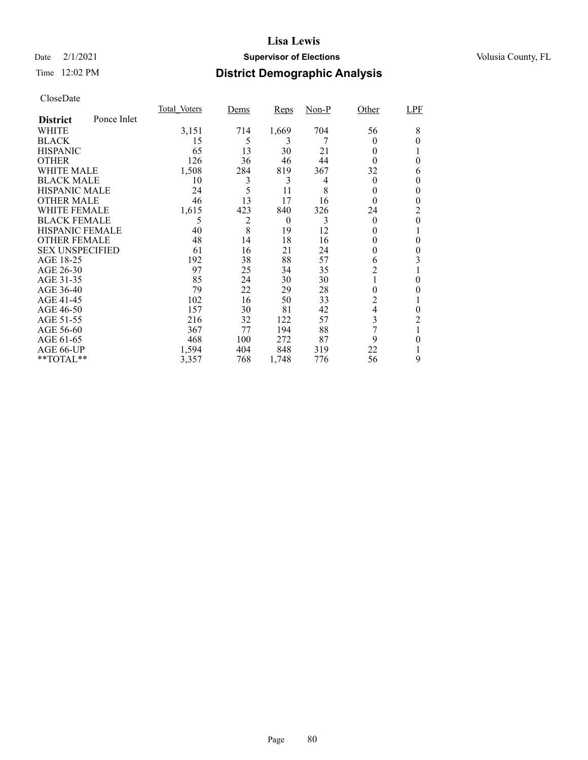# Lisa Lewis

Date 2/1/2021 **Supervisor of Elections** Volusia County, FL

Time 12:02 PM **District Demographic Analysis**

CloseDate

| | Total_Voters | Dems | Reps | Non-P | Other | LPF |
|---|---|---|---|---|---|---|
| **District** Ponce Inlet | | | | | | |
| WHITE | 3,151 | 714 | 1,669 | 704 | 56 | 8 |
| BLACK | 15 | 5 | 3 | 7 | 0 | 0 |
| HISPANIC | 65 | 13 | 30 | 21 | 0 | 1 |
| OTHER | 126 | 36 | 46 | 44 | 0 | 0 |
| WHITE MALE | 1,508 | 284 | 819 | 367 | 32 | 6 |
| BLACK MALE | 10 | 3 | 3 | 4 | 0 | 0 |
| HISPANIC MALE | 24 | 5 | 11 | 8 | 0 | 0 |
| OTHER MALE | 46 | 13 | 17 | 16 | 0 | 0 |
| WHITE FEMALE | 1,615 | 423 | 840 | 326 | 24 | 2 |
| BLACK FEMALE | 5 | 2 | 0 | 3 | 0 | 0 |
| HISPANIC FEMALE | 40 | 8 | 19 | 12 | 0 | 1 |
| OTHER FEMALE | 48 | 14 | 18 | 16 | 0 | 0 |
| SEX UNSPECIFIED | 61 | 16 | 21 | 24 | 0 | 0 |
| AGE 18-25 | 192 | 38 | 88 | 57 | 6 | 3 |
| AGE 26-30 | 97 | 25 | 34 | 35 | 2 | 1 |
| AGE 31-35 | 85 | 24 | 30 | 30 | 1 | 0 |
| AGE 36-40 | 79 | 22 | 29 | 28 | 0 | 0 |
| AGE 41-45 | 102 | 16 | 50 | 33 | 2 | 1 |
| AGE 46-50 | 157 | 30 | 81 | 42 | 4 | 0 |
| AGE 51-55 | 216 | 32 | 122 | 57 | 3 | 2 |
| AGE 56-60 | 367 | 77 | 194 | 88 | 7 | 1 |
| AGE 61-65 | 468 | 100 | 272 | 87 | 9 | 0 |
| AGE 66-UP | 1,594 | 404 | 848 | 319 | 22 | 1 |
| **TOTAL** | 3,357 | 768 | 1,748 | 776 | 56 | 9 |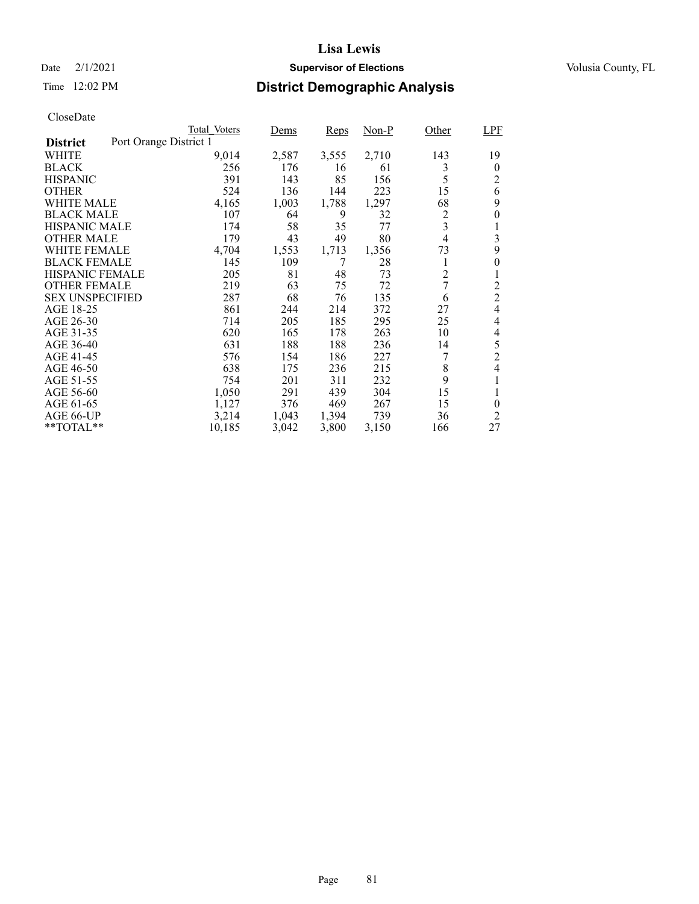# Lisa Lewis

Date 2/1/2021 **Supervisor of Elections** Volusia County, FL

Time 12:02 PM **District Demographic Analysis**

CloseDate

| | Total_Voters | Dems | Reps | Non-P | Other | LPF |
|---|---|---|---|---|---|---|
| **District** Port Orange District 1 | | | | | | |
| WHITE | 9,014 | 2,587 | 3,555 | 2,710 | 143 | 19 |
| BLACK | 256 | 176 | 16 | 61 | 3 | 0 |
| HISPANIC | 391 | 143 | 85 | 156 | 5 | 2 |
| OTHER | 524 | 136 | 144 | 223 | 15 | 6 |
| WHITE MALE | 4,165 | 1,003 | 1,788 | 1,297 | 68 | 9 |
| BLACK MALE | 107 | 64 | 9 | 32 | 2 | 0 |
| HISPANIC MALE | 174 | 58 | 35 | 77 | 3 | 1 |
| OTHER MALE | 179 | 43 | 49 | 80 | 4 | 3 |
| WHITE FEMALE | 4,704 | 1,553 | 1,713 | 1,356 | 73 | 9 |
| BLACK FEMALE | 145 | 109 | 7 | 28 | 1 | 0 |
| HISPANIC FEMALE | 205 | 81 | 48 | 73 | 2 | 1 |
| OTHER FEMALE | 219 | 63 | 75 | 72 | 7 | 2 |
| SEX UNSPECIFIED | 287 | 68 | 76 | 135 | 6 | 2 |
| AGE 18-25 | 861 | 244 | 214 | 372 | 27 | 4 |
| AGE 26-30 | 714 | 205 | 185 | 295 | 25 | 4 |
| AGE 31-35 | 620 | 165 | 178 | 263 | 10 | 4 |
| AGE 36-40 | 631 | 188 | 188 | 236 | 14 | 5 |
| AGE 41-45 | 576 | 154 | 186 | 227 | 7 | 2 |
| AGE 46-50 | 638 | 175 | 236 | 215 | 8 | 4 |
| AGE 51-55 | 754 | 201 | 311 | 232 | 9 | 1 |
| AGE 56-60 | 1,050 | 291 | 439 | 304 | 15 | 1 |
| AGE 61-65 | 1,127 | 376 | 469 | 267 | 15 | 0 |
| AGE 66-UP | 3,214 | 1,043 | 1,394 | 739 | 36 | 2 |
| **TOTAL** | 10,185 | 3,042 | 3,800 | 3,150 | 166 | 27 |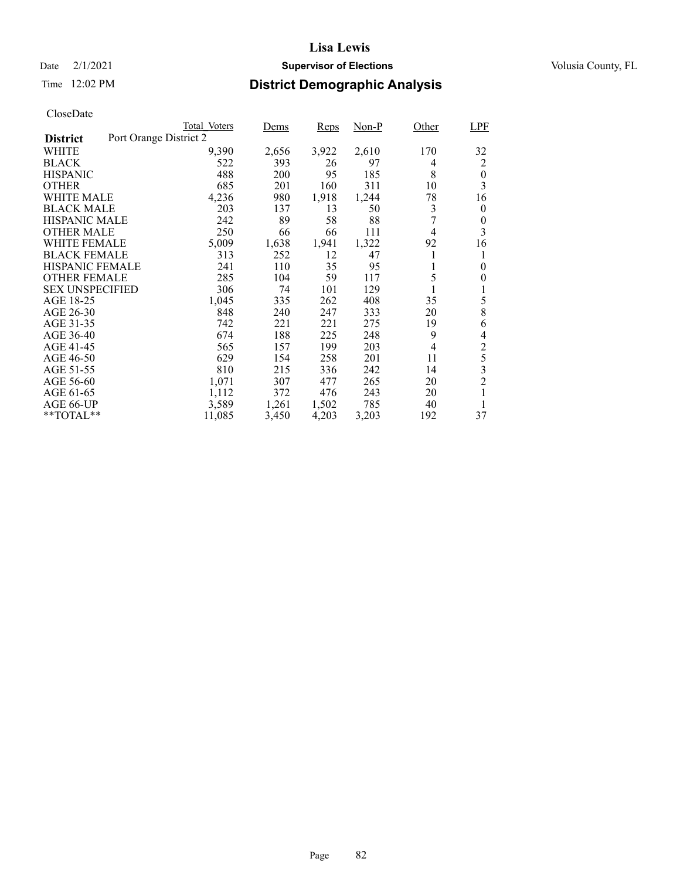# Lisa Lewis

Date 2/1/2021 **Supervisor of Elections** Volusia County, FL

Time 12:02 PM **District Demographic Analysis**

CloseDate

| District: Port Orange District 2 | Total_Voters | Dems | Reps | Non-P | Other | LPF |
|---|---|---|---|---|---|---|
| WHITE | 9,390 | 2,656 | 3,922 | 2,610 | 170 | 32 |
| BLACK | 522 | 393 | 26 | 97 | 4 | 2 |
| HISPANIC | 488 | 200 | 95 | 185 | 8 | 0 |
| OTHER | 685 | 201 | 160 | 311 | 10 | 3 |
| WHITE MALE | 4,236 | 980 | 1,918 | 1,244 | 78 | 16 |
| BLACK MALE | 203 | 137 | 13 | 50 | 3 | 0 |
| HISPANIC MALE | 242 | 89 | 58 | 88 | 7 | 0 |
| OTHER MALE | 250 | 66 | 66 | 111 | 4 | 3 |
| WHITE FEMALE | 5,009 | 1,638 | 1,941 | 1,322 | 92 | 16 |
| BLACK FEMALE | 313 | 252 | 12 | 47 | 1 | 1 |
| HISPANIC FEMALE | 241 | 110 | 35 | 95 | 1 | 0 |
| OTHER FEMALE | 285 | 104 | 59 | 117 | 5 | 0 |
| SEX UNSPECIFIED | 306 | 74 | 101 | 129 | 1 | 1 |
| AGE 18-25 | 1,045 | 335 | 262 | 408 | 35 | 5 |
| AGE 26-30 | 848 | 240 | 247 | 333 | 20 | 8 |
| AGE 31-35 | 742 | 221 | 221 | 275 | 19 | 6 |
| AGE 36-40 | 674 | 188 | 225 | 248 | 9 | 4 |
| AGE 41-45 | 565 | 157 | 199 | 203 | 4 | 2 |
| AGE 46-50 | 629 | 154 | 258 | 201 | 11 | 5 |
| AGE 51-55 | 810 | 215 | 336 | 242 | 14 | 3 |
| AGE 56-60 | 1,071 | 307 | 477 | 265 | 20 | 2 |
| AGE 61-65 | 1,112 | 372 | 476 | 243 | 20 | 1 |
| AGE 66-UP | 3,589 | 1,261 | 1,502 | 785 | 40 | 1 |
| **TOTAL** | 11,085 | 3,450 | 4,203 | 3,203 | 192 | 37 |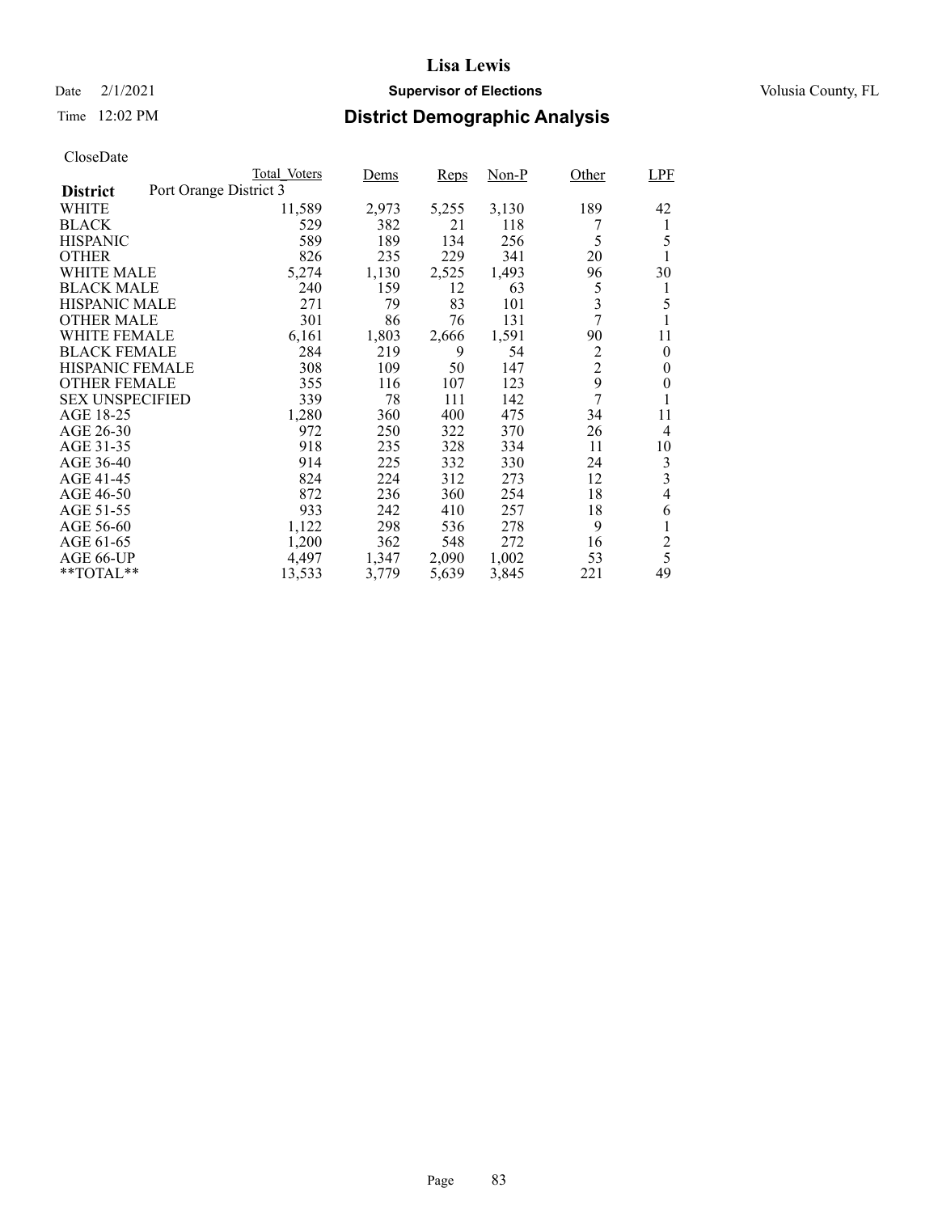# Lisa Lewis

Date 2/1/2021 **Supervisor of Elections** Volusia County, FL

Time 12:02 PM **District Demographic Analysis**

CloseDate

| | Total_Voters | Dems | Reps | Non-P | Other | LPF |
|---|---|---|---|---|---|---|
| **District** Port Orange District 3 | | | | | | |
| WHITE | 11,589 | 2,973 | 5,255 | 3,130 | 189 | 42 |
| BLACK | 529 | 382 | 21 | 118 | 7 | 1 |
| HISPANIC | 589 | 189 | 134 | 256 | 5 | 5 |
| OTHER | 826 | 235 | 229 | 341 | 20 | 1 |
| WHITE MALE | 5,274 | 1,130 | 2,525 | 1,493 | 96 | 30 |
| BLACK MALE | 240 | 159 | 12 | 63 | 5 | 1 |
| HISPANIC MALE | 271 | 79 | 83 | 101 | 3 | 5 |
| OTHER MALE | 301 | 86 | 76 | 131 | 7 | 1 |
| WHITE FEMALE | 6,161 | 1,803 | 2,666 | 1,591 | 90 | 11 |
| BLACK FEMALE | 284 | 219 | 9 | 54 | 2 | 0 |
| HISPANIC FEMALE | 308 | 109 | 50 | 147 | 2 | 0 |
| OTHER FEMALE | 355 | 116 | 107 | 123 | 9 | 0 |
| SEX UNSPECIFIED | 339 | 78 | 111 | 142 | 7 | 1 |
| AGE 18-25 | 1,280 | 360 | 400 | 475 | 34 | 11 |
| AGE 26-30 | 972 | 250 | 322 | 370 | 26 | 4 |
| AGE 31-35 | 918 | 235 | 328 | 334 | 11 | 10 |
| AGE 36-40 | 914 | 225 | 332 | 330 | 24 | 3 |
| AGE 41-45 | 824 | 224 | 312 | 273 | 12 | 3 |
| AGE 46-50 | 872 | 236 | 360 | 254 | 18 | 4 |
| AGE 51-55 | 933 | 242 | 410 | 257 | 18 | 6 |
| AGE 56-60 | 1,122 | 298 | 536 | 278 | 9 | 1 |
| AGE 61-65 | 1,200 | 362 | 548 | 272 | 16 | 2 |
| AGE 66-UP | 4,497 | 1,347 | 2,090 | 1,002 | 53 | 5 |
| **TOTAL** | 13,533 | 3,779 | 5,639 | 3,845 | 221 | 49 |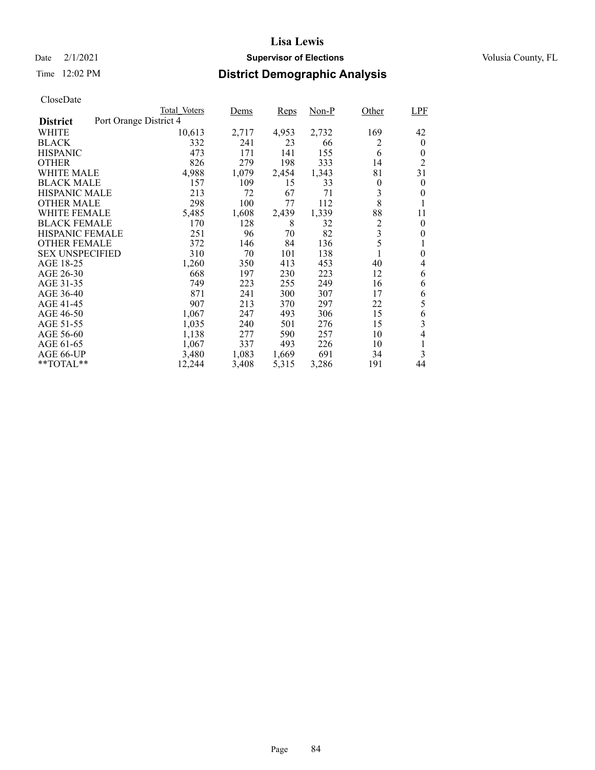# Lisa Lewis

Date 2/1/2021 **Supervisor of Elections** Volusia County, FL

Time 12:02 PM **District Demographic Analysis**

CloseDate

| **District** Port Orange District 4 | Total_Voters | Dems | Reps | Non-P | Other | LPF |
|---|---|---|---|---|---|---|
| WHITE | 10,613 | 2,717 | 4,953 | 2,732 | 169 | 42 |
| BLACK | 332 | 241 | 23 | 66 | 2 | 0 |
| HISPANIC | 473 | 171 | 141 | 155 | 6 | 0 |
| OTHER | 826 | 279 | 198 | 333 | 14 | 2 |
| WHITE MALE | 4,988 | 1,079 | 2,454 | 1,343 | 81 | 31 |
| BLACK MALE | 157 | 109 | 15 | 33 | 0 | 0 |
| HISPANIC MALE | 213 | 72 | 67 | 71 | 3 | 0 |
| OTHER MALE | 298 | 100 | 77 | 112 | 8 | 1 |
| WHITE FEMALE | 5,485 | 1,608 | 2,439 | 1,339 | 88 | 11 |
| BLACK FEMALE | 170 | 128 | 8 | 32 | 2 | 0 |
| HISPANIC FEMALE | 251 | 96 | 70 | 82 | 3 | 0 |
| OTHER FEMALE | 372 | 146 | 84 | 136 | 5 | 1 |
| SEX UNSPECIFIED | 310 | 70 | 101 | 138 | 1 | 0 |
| AGE 18-25 | 1,260 | 350 | 413 | 453 | 40 | 4 |
| AGE 26-30 | 668 | 197 | 230 | 223 | 12 | 6 |
| AGE 31-35 | 749 | 223 | 255 | 249 | 16 | 6 |
| AGE 36-40 | 871 | 241 | 300 | 307 | 17 | 6 |
| AGE 41-45 | 907 | 213 | 370 | 297 | 22 | 5 |
| AGE 46-50 | 1,067 | 247 | 493 | 306 | 15 | 6 |
| AGE 51-55 | 1,035 | 240 | 501 | 276 | 15 | 3 |
| AGE 56-60 | 1,138 | 277 | 590 | 257 | 10 | 4 |
| AGE 61-65 | 1,067 | 337 | 493 | 226 | 10 | 1 |
| AGE 66-UP | 3,480 | 1,083 | 1,669 | 691 | 34 | 3 |
| **TOTAL** | 12,244 | 3,408 | 5,315 | 3,286 | 191 | 44 |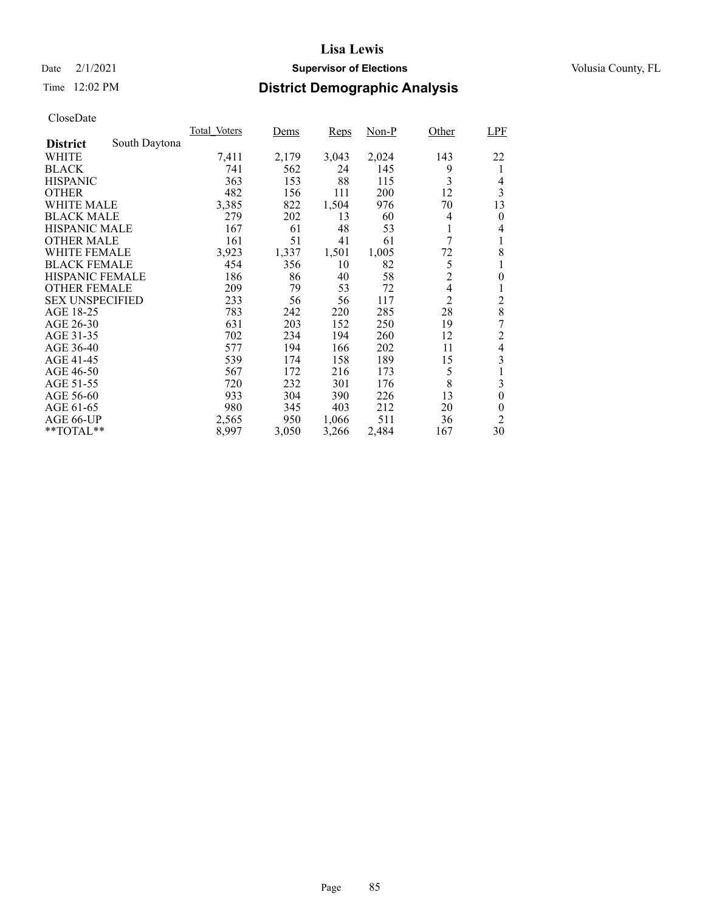Date 2/1/2021

Time 12:02 PM

# Lisa Lewis

## Supervisor of Elections

Volusia County, FL

## District Demographic Analysis

CloseDate

| | Total_Voters | Dems | Reps | Non-P | Other | LPF |
|---|---|---|---|---|---|---|
| **District** South Daytona | | | | | | |
| WHITE | 7,411 | 2,179 | 3,043 | 2,024 | 143 | 22 |
| BLACK | 741 | 562 | 24 | 145 | 9 | 1 |
| HISPANIC | 363 | 153 | 88 | 115 | 3 | 4 |
| OTHER | 482 | 156 | 111 | 200 | 12 | 3 |
| WHITE MALE | 3,385 | 822 | 1,504 | 976 | 70 | 13 |
| BLACK MALE | 279 | 202 | 13 | 60 | 4 | 0 |
| HISPANIC MALE | 167 | 61 | 48 | 53 | 1 | 4 |
| OTHER MALE | 161 | 51 | 41 | 61 | 7 | 1 |
| WHITE FEMALE | 3,923 | 1,337 | 1,501 | 1,005 | 72 | 8 |
| BLACK FEMALE | 454 | 356 | 10 | 82 | 5 | 1 |
| HISPANIC FEMALE | 186 | 86 | 40 | 58 | 2 | 0 |
| OTHER FEMALE | 209 | 79 | 53 | 72 | 4 | 1 |
| SEX UNSPECIFIED | 233 | 56 | 56 | 117 | 2 | 2 |
| AGE 18-25 | 783 | 242 | 220 | 285 | 28 | 8 |
| AGE 26-30 | 631 | 203 | 152 | 250 | 19 | 7 |
| AGE 31-35 | 702 | 234 | 194 | 260 | 12 | 2 |
| AGE 36-40 | 577 | 194 | 166 | 202 | 11 | 4 |
| AGE 41-45 | 539 | 174 | 158 | 189 | 15 | 3 |
| AGE 46-50 | 567 | 172 | 216 | 173 | 5 | 1 |
| AGE 51-55 | 720 | 232 | 301 | 176 | 8 | 3 |
| AGE 56-60 | 933 | 304 | 390 | 226 | 13 | 0 |
| AGE 61-65 | 980 | 345 | 403 | 212 | 20 | 0 |
| AGE 66-UP | 2,565 | 950 | 1,066 | 511 | 36 | 2 |
| **TOTAL** | 8,997 | 3,050 | 3,266 | 2,484 | 167 | 30 |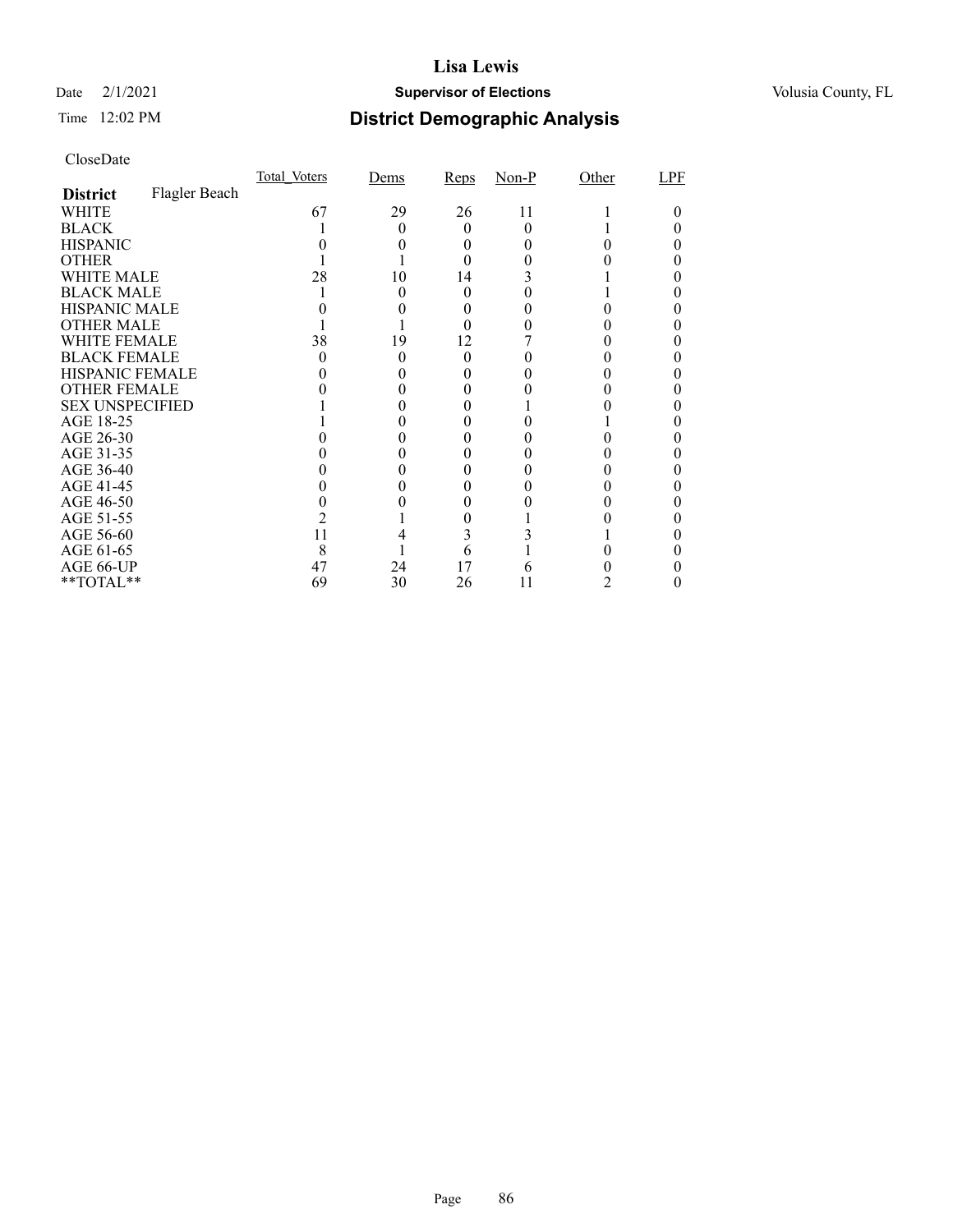**Lisa Lewis**

Date 2/1/2021 **Supervisor of Elections** Volusia County, FL

Time 12:02 PM

## District Demographic Analysis

CloseDate

| **District** Flagler Beach | Total_Voters | Dems | Reps | Non-P | Other | LPF |
|---|---|---|---|---|---|---|
| WHITE | 67 | 29 | 26 | 11 | 1 | 0 |
| BLACK | 1 | 0 | 0 | 0 | 1 | 0 |
| HISPANIC | 0 | 0 | 0 | 0 | 0 | 0 |
| OTHER | 1 | 1 | 0 | 0 | 0 | 0 |
| WHITE MALE | 28 | 10 | 14 | 3 | 1 | 0 |
| BLACK MALE | 1 | 0 | 0 | 0 | 1 | 0 |
| HISPANIC MALE | 0 | 0 | 0 | 0 | 0 | 0 |
| OTHER MALE | 1 | 1 | 0 | 0 | 0 | 0 |
| WHITE FEMALE | 38 | 19 | 12 | 7 | 0 | 0 |
| BLACK FEMALE | 0 | 0 | 0 | 0 | 0 | 0 |
| HISPANIC FEMALE | 0 | 0 | 0 | 0 | 0 | 0 |
| OTHER FEMALE | 0 | 0 | 0 | 0 | 0 | 0 |
| SEX UNSPECIFIED | 1 | 0 | 0 | 1 | 0 | 0 |
| AGE 18-25 | 1 | 0 | 0 | 0 | 1 | 0 |
| AGE 26-30 | 0 | 0 | 0 | 0 | 0 | 0 |
| AGE 31-35 | 0 | 0 | 0 | 0 | 0 | 0 |
| AGE 36-40 | 0 | 0 | 0 | 0 | 0 | 0 |
| AGE 41-45 | 0 | 0 | 0 | 0 | 0 | 0 |
| AGE 46-50 | 0 | 0 | 0 | 0 | 0 | 0 |
| AGE 51-55 | 2 | 1 | 0 | 1 | 0 | 0 |
| AGE 56-60 | 11 | 4 | 3 | 3 | 1 | 0 |
| AGE 61-65 | 8 | 1 | 6 | 1 | 0 | 0 |
| AGE 66-UP | 47 | 24 | 17 | 6 | 0 | 0 |
| **TOTAL** | 69 | 30 | 26 | 11 | 2 | 0 |